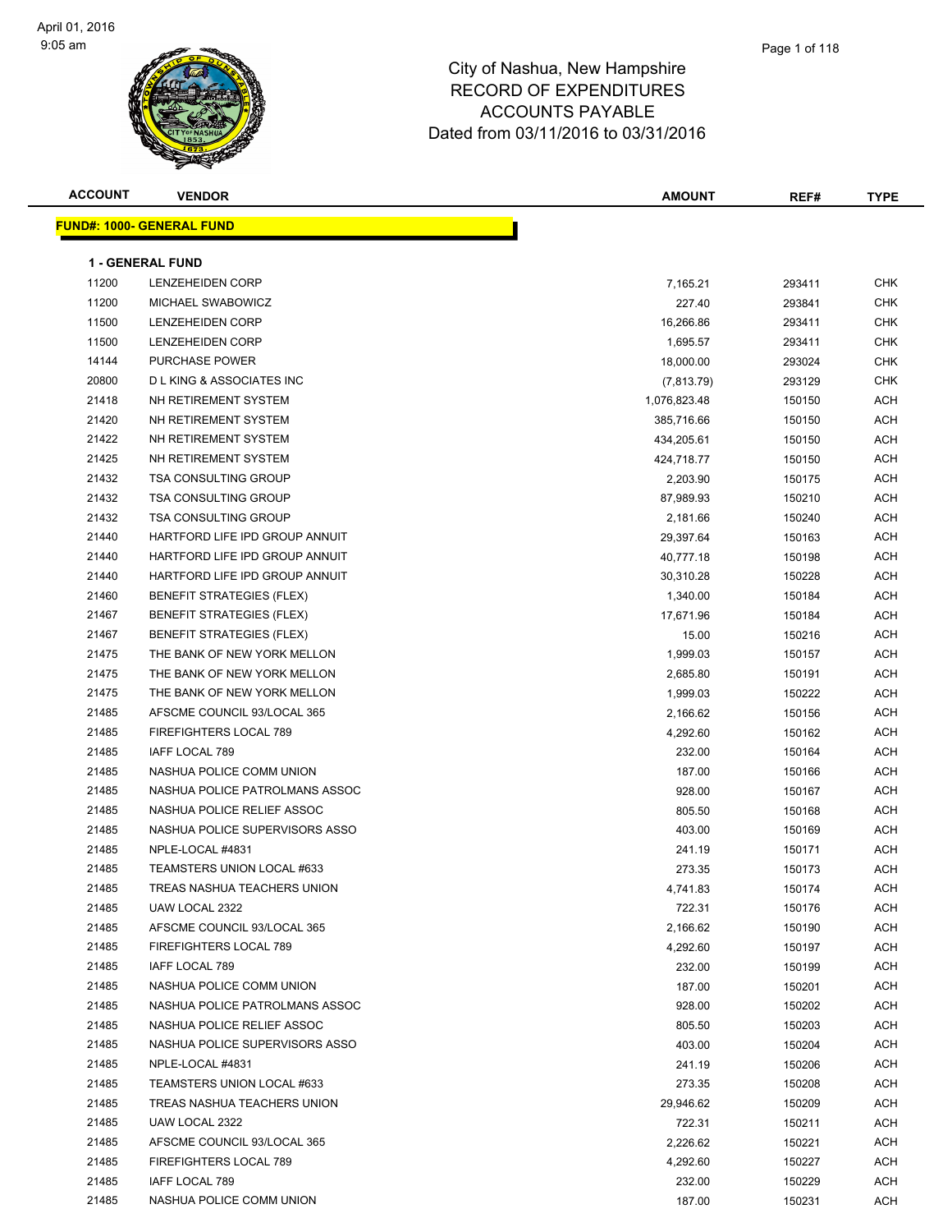# City of Nashua, New Hampshire
## RECORD OF EXPENDITURES
## ACCOUNTS PAYABLE
## Dated from 03/11/2016 to 03/31/2016

**FUND#: 1000- GENERAL FUND**

**1 - GENERAL FUND**

| ACCOUNT | VENDOR | AMOUNT | REF# | TYPE |
|---|---|---|---|---|
| 11200 | LENZEHEIDEN CORP | 7,165.21 | 293411 | CHK |
| 11200 | MICHAEL SWABOWICZ | 227.40 | 293841 | CHK |
| 11500 | LENZEHEIDEN CORP | 16,266.86 | 293411 | CHK |
| 11500 | LENZEHEIDEN CORP | 1,695.57 | 293411 | CHK |
| 14144 | PURCHASE POWER | 18,000.00 | 293024 | CHK |
| 20800 | D L KING & ASSOCIATES INC | (7,813.79) | 293129 | CHK |
| 21418 | NH RETIREMENT SYSTEM | 1,076,823.48 | 150150 | ACH |
| 21420 | NH RETIREMENT SYSTEM | 385,716.66 | 150150 | ACH |
| 21422 | NH RETIREMENT SYSTEM | 434,205.61 | 150150 | ACH |
| 21425 | NH RETIREMENT SYSTEM | 424,718.77 | 150150 | ACH |
| 21432 | TSA CONSULTING GROUP | 2,203.90 | 150175 | ACH |
| 21432 | TSA CONSULTING GROUP | 87,989.93 | 150210 | ACH |
| 21432 | TSA CONSULTING GROUP | 2,181.66 | 150240 | ACH |
| 21440 | HARTFORD LIFE IPD GROUP ANNUIT | 29,397.64 | 150163 | ACH |
| 21440 | HARTFORD LIFE IPD GROUP ANNUIT | 40,777.18 | 150198 | ACH |
| 21440 | HARTFORD LIFE IPD GROUP ANNUIT | 30,310.28 | 150228 | ACH |
| 21460 | BENEFIT STRATEGIES (FLEX) | 1,340.00 | 150184 | ACH |
| 21467 | BENEFIT STRATEGIES (FLEX) | 17,671.96 | 150184 | ACH |
| 21467 | BENEFIT STRATEGIES (FLEX) | 15.00 | 150216 | ACH |
| 21475 | THE BANK OF NEW YORK MELLON | 1,999.03 | 150157 | ACH |
| 21475 | THE BANK OF NEW YORK MELLON | 2,685.80 | 150191 | ACH |
| 21475 | THE BANK OF NEW YORK MELLON | 1,999.03 | 150222 | ACH |
| 21485 | AFSCME COUNCIL 93/LOCAL 365 | 2,166.62 | 150156 | ACH |
| 21485 | FIREFIGHTERS LOCAL 789 | 4,292.60 | 150162 | ACH |
| 21485 | IAFF LOCAL 789 | 232.00 | 150164 | ACH |
| 21485 | NASHUA POLICE COMM UNION | 187.00 | 150166 | ACH |
| 21485 | NASHUA POLICE PATROLMANS ASSOC | 928.00 | 150167 | ACH |
| 21485 | NASHUA POLICE RELIEF ASSOC | 805.50 | 150168 | ACH |
| 21485 | NASHUA POLICE SUPERVISORS ASSO | 403.00 | 150169 | ACH |
| 21485 | NPLE-LOCAL #4831 | 241.19 | 150171 | ACH |
| 21485 | TEAMSTERS UNION LOCAL #633 | 273.35 | 150173 | ACH |
| 21485 | TREAS NASHUA TEACHERS UNION | 4,741.83 | 150174 | ACH |
| 21485 | UAW LOCAL 2322 | 722.31 | 150176 | ACH |
| 21485 | AFSCME COUNCIL 93/LOCAL 365 | 2,166.62 | 150190 | ACH |
| 21485 | FIREFIGHTERS LOCAL 789 | 4,292.60 | 150197 | ACH |
| 21485 | IAFF LOCAL 789 | 232.00 | 150199 | ACH |
| 21485 | NASHUA POLICE COMM UNION | 187.00 | 150201 | ACH |
| 21485 | NASHUA POLICE PATROLMANS ASSOC | 928.00 | 150202 | ACH |
| 21485 | NASHUA POLICE RELIEF ASSOC | 805.50 | 150203 | ACH |
| 21485 | NASHUA POLICE SUPERVISORS ASSO | 403.00 | 150204 | ACH |
| 21485 | NPLE-LOCAL #4831 | 241.19 | 150206 | ACH |
| 21485 | TEAMSTERS UNION LOCAL #633 | 273.35 | 150208 | ACH |
| 21485 | TREAS NASHUA TEACHERS UNION | 29,946.62 | 150209 | ACH |
| 21485 | UAW LOCAL 2322 | 722.31 | 150211 | ACH |
| 21485 | AFSCME COUNCIL 93/LOCAL 365 | 2,226.62 | 150221 | ACH |
| 21485 | FIREFIGHTERS LOCAL 789 | 4,292.60 | 150227 | ACH |
| 21485 | IAFF LOCAL 789 | 232.00 | 150229 | ACH |
| 21485 | NASHUA POLICE COMM UNION | 187.00 | 150231 | ACH |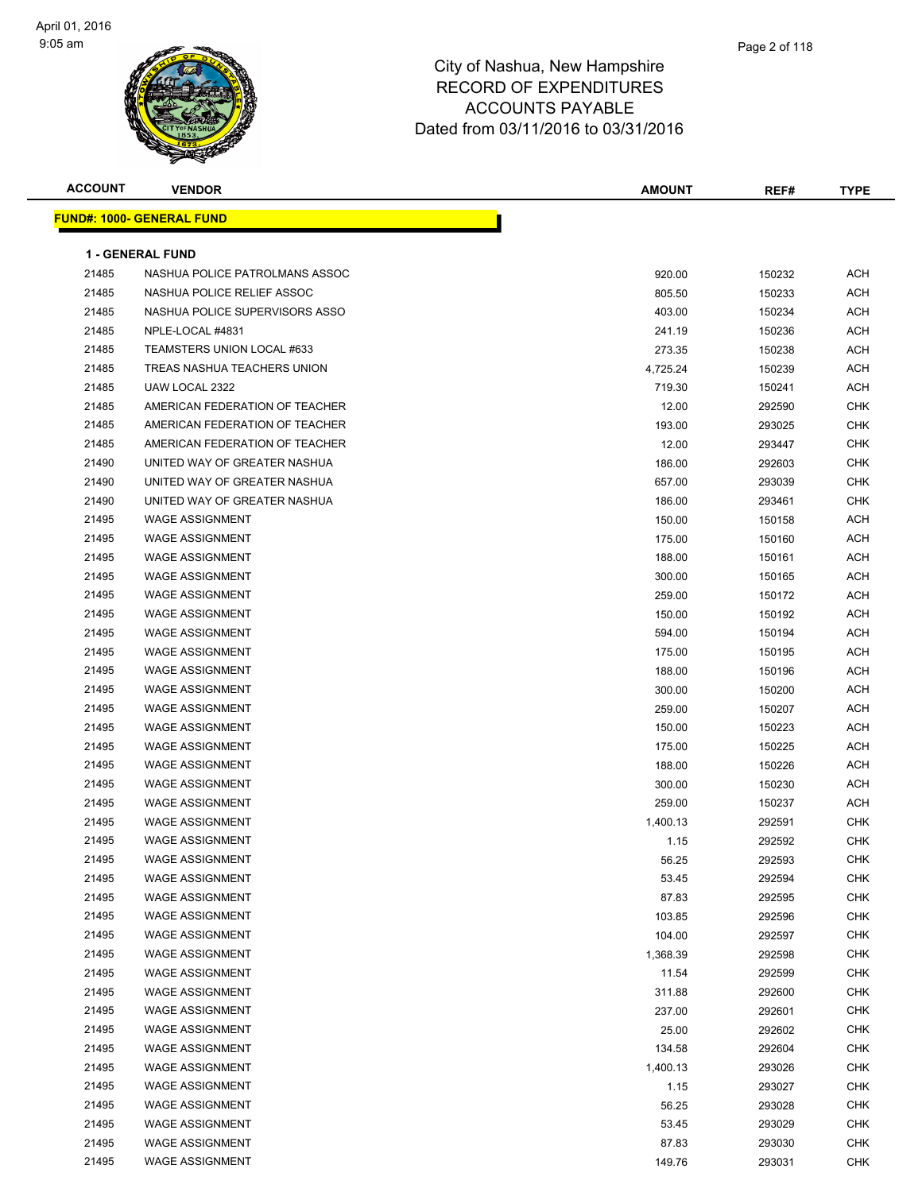City of Nashua, New Hampshire
RECORD OF EXPENDITURES
ACCOUNTS PAYABLE
Dated from 03/11/2016 to 03/31/2016

| ACCOUNT | VENDOR | AMOUNT | REF# | TYPE |
|---|---|---|---|---|

**FUND#: 1000- GENERAL FUND**

**1 - GENERAL FUND**

| ACCOUNT | VENDOR | AMOUNT | REF# | TYPE |
|---|---|---|---|---|
| 21485 | NASHUA POLICE PATROLMANS ASSOC | 920.00 | 150232 | ACH |
| 21485 | NASHUA POLICE RELIEF ASSOC | 805.50 | 150233 | ACH |
| 21485 | NASHUA POLICE SUPERVISORS ASSO | 403.00 | 150234 | ACH |
| 21485 | NPLE-LOCAL #4831 | 241.19 | 150236 | ACH |
| 21485 | TEAMSTERS UNION LOCAL #633 | 273.35 | 150238 | ACH |
| 21485 | TREAS NASHUA TEACHERS UNION | 4,725.24 | 150239 | ACH |
| 21485 | UAW LOCAL 2322 | 719.30 | 150241 | ACH |
| 21485 | AMERICAN FEDERATION OF TEACHER | 12.00 | 292590 | CHK |
| 21485 | AMERICAN FEDERATION OF TEACHER | 193.00 | 293025 | CHK |
| 21485 | AMERICAN FEDERATION OF TEACHER | 12.00 | 293447 | CHK |
| 21490 | UNITED WAY OF GREATER NASHUA | 186.00 | 292603 | CHK |
| 21490 | UNITED WAY OF GREATER NASHUA | 657.00 | 293039 | CHK |
| 21490 | UNITED WAY OF GREATER NASHUA | 186.00 | 293461 | CHK |
| 21495 | WAGE ASSIGNMENT | 150.00 | 150158 | ACH |
| 21495 | WAGE ASSIGNMENT | 175.00 | 150160 | ACH |
| 21495 | WAGE ASSIGNMENT | 188.00 | 150161 | ACH |
| 21495 | WAGE ASSIGNMENT | 300.00 | 150165 | ACH |
| 21495 | WAGE ASSIGNMENT | 259.00 | 150172 | ACH |
| 21495 | WAGE ASSIGNMENT | 150.00 | 150192 | ACH |
| 21495 | WAGE ASSIGNMENT | 594.00 | 150194 | ACH |
| 21495 | WAGE ASSIGNMENT | 175.00 | 150195 | ACH |
| 21495 | WAGE ASSIGNMENT | 188.00 | 150196 | ACH |
| 21495 | WAGE ASSIGNMENT | 300.00 | 150200 | ACH |
| 21495 | WAGE ASSIGNMENT | 259.00 | 150207 | ACH |
| 21495 | WAGE ASSIGNMENT | 150.00 | 150223 | ACH |
| 21495 | WAGE ASSIGNMENT | 175.00 | 150225 | ACH |
| 21495 | WAGE ASSIGNMENT | 188.00 | 150226 | ACH |
| 21495 | WAGE ASSIGNMENT | 300.00 | 150230 | ACH |
| 21495 | WAGE ASSIGNMENT | 259.00 | 150237 | ACH |
| 21495 | WAGE ASSIGNMENT | 1,400.13 | 292591 | CHK |
| 21495 | WAGE ASSIGNMENT | 1.15 | 292592 | CHK |
| 21495 | WAGE ASSIGNMENT | 56.25 | 292593 | CHK |
| 21495 | WAGE ASSIGNMENT | 53.45 | 292594 | CHK |
| 21495 | WAGE ASSIGNMENT | 87.83 | 292595 | CHK |
| 21495 | WAGE ASSIGNMENT | 103.85 | 292596 | CHK |
| 21495 | WAGE ASSIGNMENT | 104.00 | 292597 | CHK |
| 21495 | WAGE ASSIGNMENT | 1,368.39 | 292598 | CHK |
| 21495 | WAGE ASSIGNMENT | 11.54 | 292599 | CHK |
| 21495 | WAGE ASSIGNMENT | 311.88 | 292600 | CHK |
| 21495 | WAGE ASSIGNMENT | 237.00 | 292601 | CHK |
| 21495 | WAGE ASSIGNMENT | 25.00 | 292602 | CHK |
| 21495 | WAGE ASSIGNMENT | 134.58 | 292604 | CHK |
| 21495 | WAGE ASSIGNMENT | 1,400.13 | 293026 | CHK |
| 21495 | WAGE ASSIGNMENT | 1.15 | 293027 | CHK |
| 21495 | WAGE ASSIGNMENT | 56.25 | 293028 | CHK |
| 21495 | WAGE ASSIGNMENT | 53.45 | 293029 | CHK |
| 21495 | WAGE ASSIGNMENT | 87.83 | 293030 | CHK |
| 21495 | WAGE ASSIGNMENT | 149.76 | 293031 | CHK |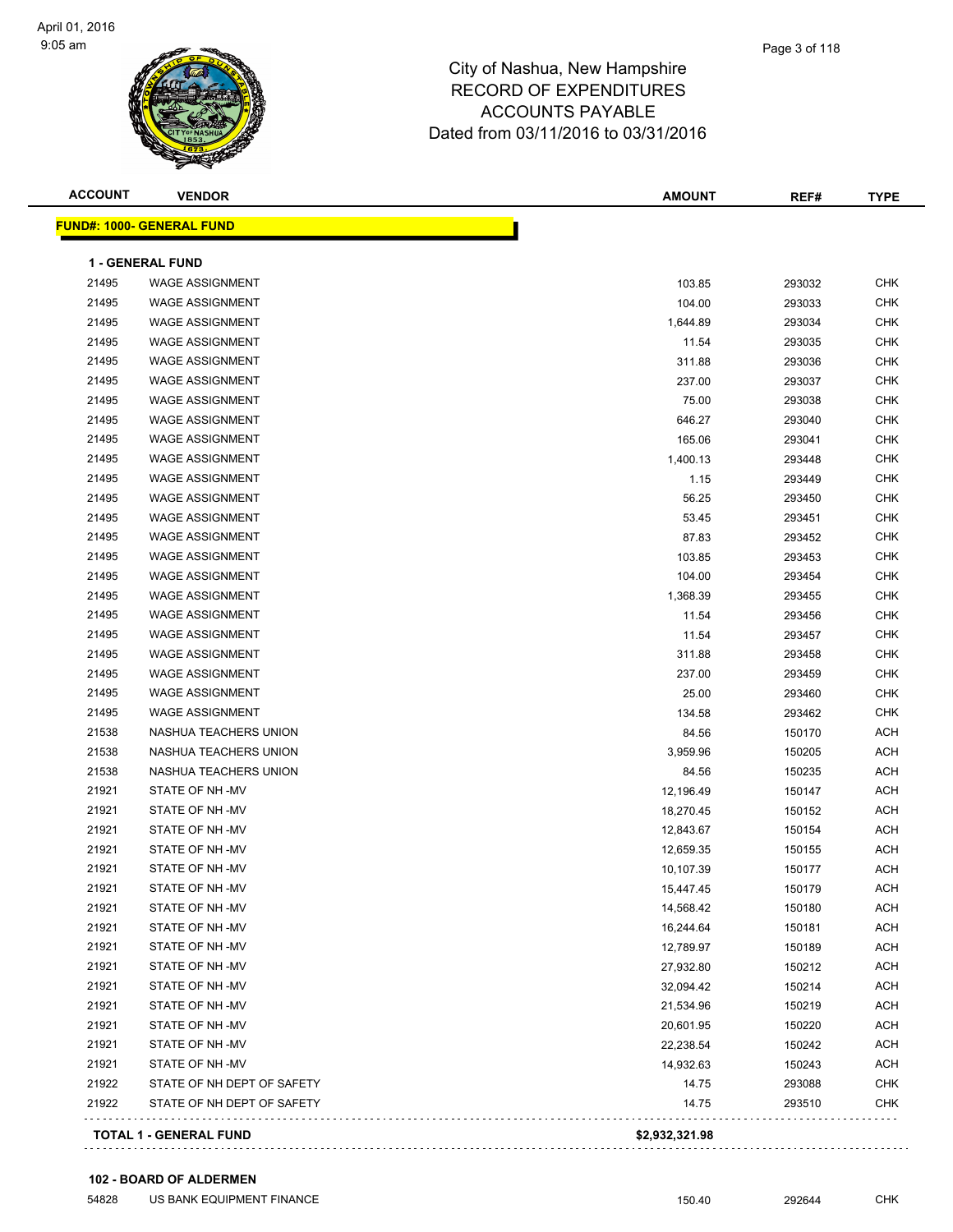# City of Nashua, New Hampshire
## RECORD OF EXPENDITURES
## ACCOUNTS PAYABLE
## Dated from 03/11/2016 to 03/31/2016

| ACCOUNT | VENDOR | AMOUNT | REF# | TYPE |
|---|---|---|---|---|
| **FUND#: 1000- GENERAL FUND** | | | | |
| **1 - GENERAL FUND** | | | | |
| 21495 | WAGE ASSIGNMENT | 103.85 | 293032 | CHK |
| 21495 | WAGE ASSIGNMENT | 104.00 | 293033 | CHK |
| 21495 | WAGE ASSIGNMENT | 1,644.89 | 293034 | CHK |
| 21495 | WAGE ASSIGNMENT | 11.54 | 293035 | CHK |
| 21495 | WAGE ASSIGNMENT | 311.88 | 293036 | CHK |
| 21495 | WAGE ASSIGNMENT | 237.00 | 293037 | CHK |
| 21495 | WAGE ASSIGNMENT | 75.00 | 293038 | CHK |
| 21495 | WAGE ASSIGNMENT | 646.27 | 293040 | CHK |
| 21495 | WAGE ASSIGNMENT | 165.06 | 293041 | CHK |
| 21495 | WAGE ASSIGNMENT | 1,400.13 | 293448 | CHK |
| 21495 | WAGE ASSIGNMENT | 1.15 | 293449 | CHK |
| 21495 | WAGE ASSIGNMENT | 56.25 | 293450 | CHK |
| 21495 | WAGE ASSIGNMENT | 53.45 | 293451 | CHK |
| 21495 | WAGE ASSIGNMENT | 87.83 | 293452 | CHK |
| 21495 | WAGE ASSIGNMENT | 103.85 | 293453 | CHK |
| 21495 | WAGE ASSIGNMENT | 104.00 | 293454 | CHK |
| 21495 | WAGE ASSIGNMENT | 1,368.39 | 293455 | CHK |
| 21495 | WAGE ASSIGNMENT | 11.54 | 293456 | CHK |
| 21495 | WAGE ASSIGNMENT | 11.54 | 293457 | CHK |
| 21495 | WAGE ASSIGNMENT | 311.88 | 293458 | CHK |
| 21495 | WAGE ASSIGNMENT | 237.00 | 293459 | CHK |
| 21495 | WAGE ASSIGNMENT | 25.00 | 293460 | CHK |
| 21495 | WAGE ASSIGNMENT | 134.58 | 293462 | CHK |
| 21538 | NASHUA TEACHERS UNION | 84.56 | 150170 | ACH |
| 21538 | NASHUA TEACHERS UNION | 3,959.96 | 150205 | ACH |
| 21538 | NASHUA TEACHERS UNION | 84.56 | 150235 | ACH |
| 21921 | STATE OF NH -MV | 12,196.49 | 150147 | ACH |
| 21921 | STATE OF NH -MV | 18,270.45 | 150152 | ACH |
| 21921 | STATE OF NH -MV | 12,843.67 | 150154 | ACH |
| 21921 | STATE OF NH -MV | 12,659.35 | 150155 | ACH |
| 21921 | STATE OF NH -MV | 10,107.39 | 150177 | ACH |
| 21921 | STATE OF NH -MV | 15,447.45 | 150179 | ACH |
| 21921 | STATE OF NH -MV | 14,568.42 | 150180 | ACH |
| 21921 | STATE OF NH -MV | 16,244.64 | 150181 | ACH |
| 21921 | STATE OF NH -MV | 12,789.97 | 150189 | ACH |
| 21921 | STATE OF NH -MV | 27,932.80 | 150212 | ACH |
| 21921 | STATE OF NH -MV | 32,094.42 | 150214 | ACH |
| 21921 | STATE OF NH -MV | 21,534.96 | 150219 | ACH |
| 21921 | STATE OF NH -MV | 20,601.95 | 150220 | ACH |
| 21921 | STATE OF NH -MV | 22,238.54 | 150242 | ACH |
| 21921 | STATE OF NH -MV | 14,932.63 | 150243 | ACH |
| 21922 | STATE OF NH DEPT OF SAFETY | 14.75 | 293088 | CHK |
| 21922 | STATE OF NH DEPT OF SAFETY | 14.75 | 293510 | CHK |
| **TOTAL 1 - GENERAL FUND** | | **$2,932,321.98** | | |
| **102 - BOARD OF ALDERMEN** | | | | |
| 54828 | US BANK EQUIPMENT FINANCE | 150.40 | 292644 | CHK |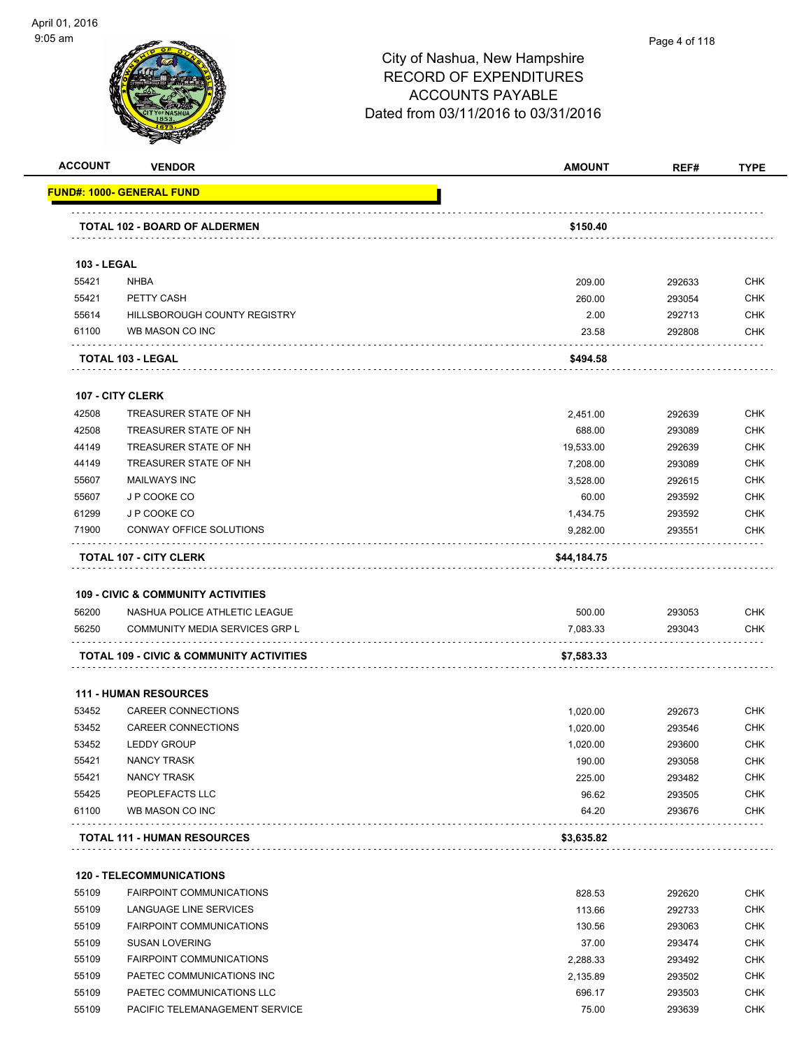City of Nashua, New Hampshire
RECORD OF EXPENDITURES
ACCOUNTS PAYABLE
Dated from 03/11/2016 to 03/31/2016

| ACCOUNT | VENDOR | AMOUNT | REF# | TYPE |
|---|---|---|---|---|
| **FUND#: 1000- GENERAL FUND** | | | | |
| | **TOTAL 102 - BOARD OF ALDERMEN** | **$150.40** | | |
| **103 - LEGAL** | | | | |
| 55421 | NHBA | 209.00 | 292633 | CHK |
| 55421 | PETTY CASH | 260.00 | 293054 | CHK |
| 55614 | HILLSBOROUGH COUNTY REGISTRY | 2.00 | 292713 | CHK |
| 61100 | WB MASON CO INC | 23.58 | 292808 | CHK |
| | **TOTAL 103 - LEGAL** | **$494.58** | | |
| **107 - CITY CLERK** | | | | |
| 42508 | TREASURER STATE OF NH | 2,451.00 | 292639 | CHK |
| 42508 | TREASURER STATE OF NH | 688.00 | 293089 | CHK |
| 44149 | TREASURER STATE OF NH | 19,533.00 | 292639 | CHK |
| 44149 | TREASURER STATE OF NH | 7,208.00 | 293089 | CHK |
| 55607 | MAILWAYS INC | 3,528.00 | 292615 | CHK |
| 55607 | J P COOKE CO | 60.00 | 293592 | CHK |
| 61299 | J P COOKE CO | 1,434.75 | 293592 | CHK |
| 71900 | CONWAY OFFICE SOLUTIONS | 9,282.00 | 293551 | CHK |
| | **TOTAL 107 - CITY CLERK** | **$44,184.75** | | |
| **109 - CIVIC & COMMUNITY ACTIVITIES** | | | | |
| 56200 | NASHUA POLICE ATHLETIC LEAGUE | 500.00 | 293053 | CHK |
| 56250 | COMMUNITY MEDIA SERVICES GRP L | 7,083.33 | 293043 | CHK |
| | **TOTAL 109 - CIVIC & COMMUNITY ACTIVITIES** | **$7,583.33** | | |
| **111 - HUMAN RESOURCES** | | | | |
| 53452 | CAREER CONNECTIONS | 1,020.00 | 292673 | CHK |
| 53452 | CAREER CONNECTIONS | 1,020.00 | 293546 | CHK |
| 53452 | LEDDY GROUP | 1,020.00 | 293600 | CHK |
| 55421 | NANCY TRASK | 190.00 | 293058 | CHK |
| 55421 | NANCY TRASK | 225.00 | 293482 | CHK |
| 55425 | PEOPLEFACTS LLC | 96.62 | 293505 | CHK |
| 61100 | WB MASON CO INC | 64.20 | 293676 | CHK |
| | **TOTAL 111 - HUMAN RESOURCES** | **$3,635.82** | | |
| **120 - TELECOMMUNICATIONS** | | | | |
| 55109 | FAIRPOINT COMMUNICATIONS | 828.53 | 292620 | CHK |
| 55109 | LANGUAGE LINE SERVICES | 113.66 | 292733 | CHK |
| 55109 | FAIRPOINT COMMUNICATIONS | 130.56 | 293063 | CHK |
| 55109 | SUSAN LOVERING | 37.00 | 293474 | CHK |
| 55109 | FAIRPOINT COMMUNICATIONS | 2,288.33 | 293492 | CHK |
| 55109 | PAETEC COMMUNICATIONS INC | 2,135.89 | 293502 | CHK |
| 55109 | PAETEC COMMUNICATIONS LLC | 696.17 | 293503 | CHK |
| 55109 | PACIFIC TELEMANAGEMENT SERVICE | 75.00 | 293639 | CHK |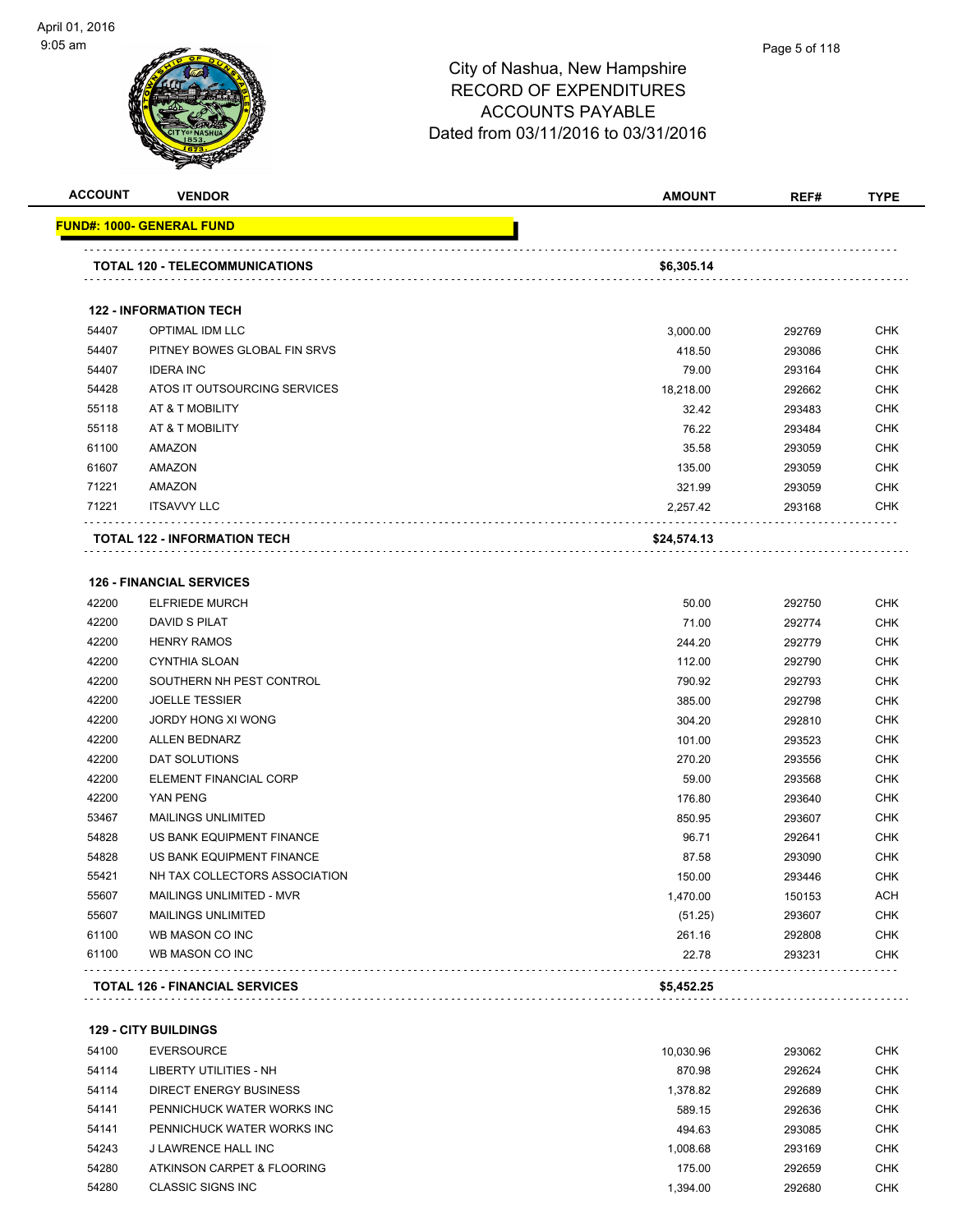# City of Nashua, New Hampshire
## RECORD OF EXPENDITURES
## ACCOUNTS PAYABLE
## Dated from 03/11/2016 to 03/31/2016

| ACCOUNT | VENDOR | AMOUNT | REF# | TYPE |
|---|---|---|---|---|
| **FUND#: 1000- GENERAL FUND** | | | | |
| | **TOTAL 120 - TELECOMMUNICATIONS** | **$6,305.14** | | |
| | **122 - INFORMATION TECH** | | | |
| 54407 | OPTIMAL IDM LLC | 3,000.00 | 292769 | CHK |
| 54407 | PITNEY BOWES GLOBAL FIN SRVS | 418.50 | 293086 | CHK |
| 54407 | IDERA INC | 79.00 | 293164 | CHK |
| 54428 | ATOS IT OUTSOURCING SERVICES | 18,218.00 | 292662 | CHK |
| 55118 | AT & T MOBILITY | 32.42 | 293483 | CHK |
| 55118 | AT & T MOBILITY | 76.22 | 293484 | CHK |
| 61100 | AMAZON | 35.58 | 293059 | CHK |
| 61607 | AMAZON | 135.00 | 293059 | CHK |
| 71221 | AMAZON | 321.99 | 293059 | CHK |
| 71221 | ITSAVVY LLC | 2,257.42 | 293168 | CHK |
| | **TOTAL 122 - INFORMATION TECH** | **$24,574.13** | | |
| | **126 - FINANCIAL SERVICES** | | | |
| 42200 | ELFRIEDE MURCH | 50.00 | 292750 | CHK |
| 42200 | DAVID S PILAT | 71.00 | 292774 | CHK |
| 42200 | HENRY RAMOS | 244.20 | 292779 | CHK |
| 42200 | CYNTHIA SLOAN | 112.00 | 292790 | CHK |
| 42200 | SOUTHERN NH PEST CONTROL | 790.92 | 292793 | CHK |
| 42200 | JOELLE TESSIER | 385.00 | 292798 | CHK |
| 42200 | JORDY HONG XI WONG | 304.20 | 292810 | CHK |
| 42200 | ALLEN BEDNARZ | 101.00 | 293523 | CHK |
| 42200 | DAT SOLUTIONS | 270.20 | 293556 | CHK |
| 42200 | ELEMENT FINANCIAL CORP | 59.00 | 293568 | CHK |
| 42200 | YAN PENG | 176.80 | 293640 | CHK |
| 53467 | MAILINGS UNLIMITED | 850.95 | 293607 | CHK |
| 54828 | US BANK EQUIPMENT FINANCE | 96.71 | 292641 | CHK |
| 54828 | US BANK EQUIPMENT FINANCE | 87.58 | 293090 | CHK |
| 55421 | NH TAX COLLECTORS ASSOCIATION | 150.00 | 293446 | CHK |
| 55607 | MAILINGS UNLIMITED - MVR | 1,470.00 | 150153 | ACH |
| 55607 | MAILINGS UNLIMITED | (51.25) | 293607 | CHK |
| 61100 | WB MASON CO INC | 261.16 | 292808 | CHK |
| 61100 | WB MASON CO INC | 22.78 | 293231 | CHK |
| | **TOTAL 126 - FINANCIAL SERVICES** | **$5,452.25** | | |
| | **129 - CITY BUILDINGS** | | | |
| 54100 | EVERSOURCE | 10,030.96 | 293062 | CHK |
| 54114 | LIBERTY UTILITIES - NH | 870.98 | 292624 | CHK |
| 54114 | DIRECT ENERGY BUSINESS | 1,378.82 | 292689 | CHK |
| 54141 | PENNICHUCK WATER WORKS INC | 589.15 | 292636 | CHK |
| 54141 | PENNICHUCK WATER WORKS INC | 494.63 | 293085 | CHK |
| 54243 | J LAWRENCE HALL INC | 1,008.68 | 293169 | CHK |
| 54280 | ATKINSON CARPET & FLOORING | 175.00 | 292659 | CHK |
| 54280 | CLASSIC SIGNS INC | 1,394.00 | 292680 | CHK |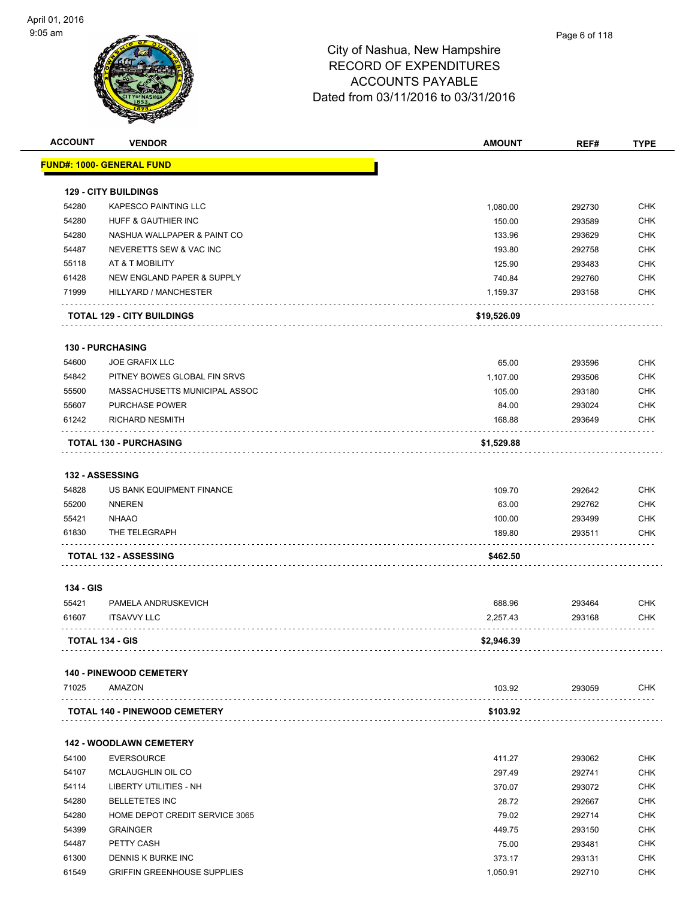City of Nashua, New Hampshire
RECORD OF EXPENDITURES
ACCOUNTS PAYABLE
Dated from 03/11/2016 to 03/31/2016

| ACCOUNT | VENDOR | AMOUNT | REF# | TYPE |
|---|---|---|---|---|
| **FUND#: 1000- GENERAL FUND** | | | | |
| **129 - CITY BUILDINGS** | | | | |
| 54280 | KAPESCO PAINTING LLC | 1,080.00 | 292730 | CHK |
| 54280 | HUFF & GAUTHIER INC | 150.00 | 293589 | CHK |
| 54280 | NASHUA WALLPAPER & PAINT CO | 133.96 | 293629 | CHK |
| 54487 | NEVERETTS SEW & VAC INC | 193.80 | 292758 | CHK |
| 55118 | AT & T MOBILITY | 125.90 | 293483 | CHK |
| 61428 | NEW ENGLAND PAPER & SUPPLY | 740.84 | 292760 | CHK |
| 71999 | HILLYARD / MANCHESTER | 1,159.37 | 293158 | CHK |
| | **TOTAL 129 - CITY BUILDINGS** | **$19,526.09** | | |
| **130 - PURCHASING** | | | | |
| 54600 | JOE GRAFIX LLC | 65.00 | 293596 | CHK |
| 54842 | PITNEY BOWES GLOBAL FIN SRVS | 1,107.00 | 293506 | CHK |
| 55500 | MASSACHUSETTS MUNICIPAL ASSOC | 105.00 | 293180 | CHK |
| 55607 | PURCHASE POWER | 84.00 | 293024 | CHK |
| 61242 | RICHARD NESMITH | 168.88 | 293649 | CHK |
| | **TOTAL 130 - PURCHASING** | **$1,529.88** | | |
| **132 - ASSESSING** | | | | |
| 54828 | US BANK EQUIPMENT FINANCE | 109.70 | 292642 | CHK |
| 55200 | NNEREN | 63.00 | 292762 | CHK |
| 55421 | NHAAO | 100.00 | 293499 | CHK |
| 61830 | THE TELEGRAPH | 189.80 | 293511 | CHK |
| | **TOTAL 132 - ASSESSING** | **$462.50** | | |
| **134 - GIS** | | | | |
| 55421 | PAMELA ANDRUSKEVICH | 688.96 | 293464 | CHK |
| 61607 | ITSAVVY LLC | 2,257.43 | 293168 | CHK |
| | **TOTAL 134 - GIS** | **$2,946.39** | | |
| **140 - PINEWOOD CEMETERY** | | | | |
| 71025 | AMAZON | 103.92 | 293059 | CHK |
| | **TOTAL 140 - PINEWOOD CEMETERY** | **$103.92** | | |
| **142 - WOODLAWN CEMETERY** | | | | |
| 54100 | EVERSOURCE | 411.27 | 293062 | CHK |
| 54107 | MCLAUGHLIN OIL CO | 297.49 | 292741 | CHK |
| 54114 | LIBERTY UTILITIES - NH | 370.07 | 293072 | CHK |
| 54280 | BELLETETES INC | 28.72 | 292667 | CHK |
| 54280 | HOME DEPOT CREDIT SERVICE 3065 | 79.02 | 292714 | CHK |
| 54399 | GRAINGER | 449.75 | 293150 | CHK |
| 54487 | PETTY CASH | 75.00 | 293481 | CHK |
| 61300 | DENNIS K BURKE INC | 373.17 | 293131 | CHK |
| 61549 | GRIFFIN GREENHOUSE SUPPLIES | 1,050.91 | 292710 | CHK |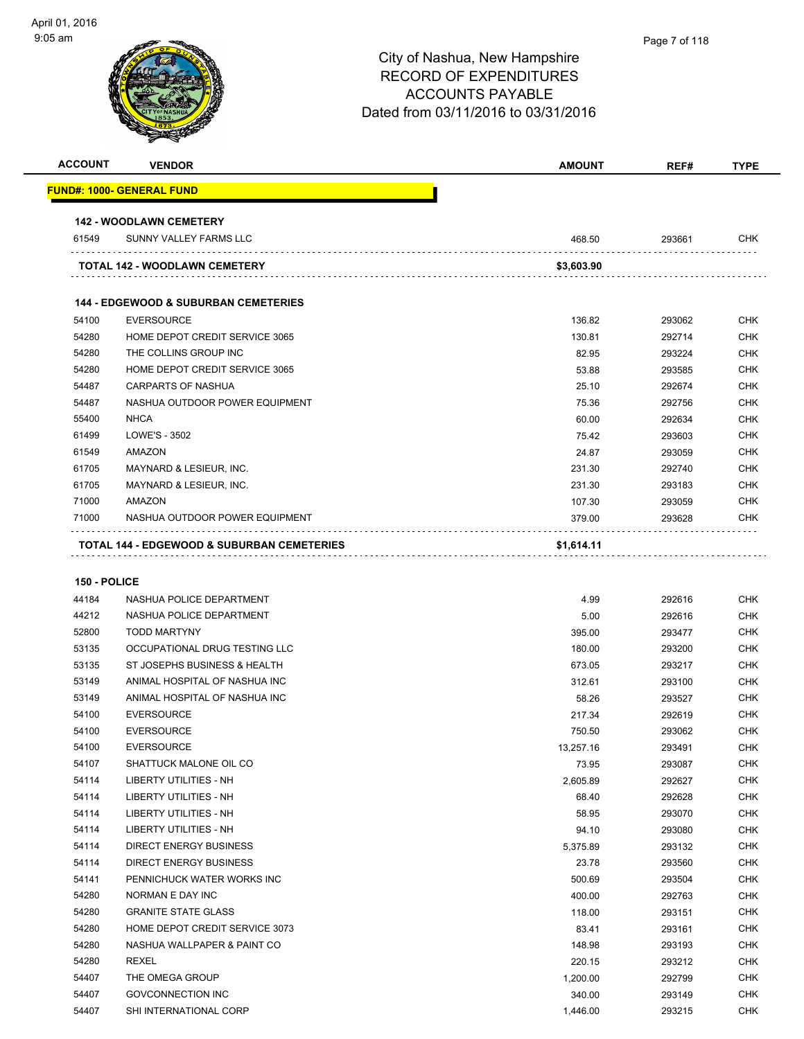City of Nashua, New Hampshire
RECORD OF EXPENDITURES
ACCOUNTS PAYABLE
Dated from 03/11/2016 to 03/31/2016

| ACCOUNT | VENDOR | AMOUNT | REF# | TYPE |
|---|---|---|---|---|
| **FUND#: 1000- GENERAL FUND** | | | | |
| **142 - WOODLAWN CEMETERY** | | | | |
| 61549 | SUNNY VALLEY FARMS LLC | 468.50 | 293661 | CHK |
| **TOTAL 142 - WOODLAWN CEMETERY** | | **$3,603.90** | | |
| **144 - EDGEWOOD & SUBURBAN CEMETERIES** | | | | |
| 54100 | EVERSOURCE | 136.82 | 293062 | CHK |
| 54280 | HOME DEPOT CREDIT SERVICE 3065 | 130.81 | 292714 | CHK |
| 54280 | THE COLLINS GROUP INC | 82.95 | 293224 | CHK |
| 54280 | HOME DEPOT CREDIT SERVICE 3065 | 53.88 | 293585 | CHK |
| 54487 | CARPARTS OF NASHUA | 25.10 | 292674 | CHK |
| 54487 | NASHUA OUTDOOR POWER EQUIPMENT | 75.36 | 292756 | CHK |
| 55400 | NHCA | 60.00 | 292634 | CHK |
| 61499 | LOWE'S - 3502 | 75.42 | 293603 | CHK |
| 61549 | AMAZON | 24.87 | 293059 | CHK |
| 61705 | MAYNARD & LESIEUR, INC. | 231.30 | 292740 | CHK |
| 61705 | MAYNARD & LESIEUR, INC. | 231.30 | 293183 | CHK |
| 71000 | AMAZON | 107.30 | 293059 | CHK |
| 71000 | NASHUA OUTDOOR POWER EQUIPMENT | 379.00 | 293628 | CHK |
| **TOTAL 144 - EDGEWOOD & SUBURBAN CEMETERIES** | | **$1,614.11** | | |
| **150 - POLICE** | | | | |
| 44184 | NASHUA POLICE DEPARTMENT | 4.99 | 292616 | CHK |
| 44212 | NASHUA POLICE DEPARTMENT | 5.00 | 292616 | CHK |
| 52800 | TODD MARTYNY | 395.00 | 293477 | CHK |
| 53135 | OCCUPATIONAL DRUG TESTING LLC | 180.00 | 293200 | CHK |
| 53135 | ST JOSEPHS BUSINESS & HEALTH | 673.05 | 293217 | CHK |
| 53149 | ANIMAL HOSPITAL OF NASHUA INC | 312.61 | 293100 | CHK |
| 53149 | ANIMAL HOSPITAL OF NASHUA INC | 58.26 | 293527 | CHK |
| 54100 | EVERSOURCE | 217.34 | 292619 | CHK |
| 54100 | EVERSOURCE | 750.50 | 293062 | CHK |
| 54100 | EVERSOURCE | 13,257.16 | 293491 | CHK |
| 54107 | SHATTUCK MALONE OIL CO | 73.95 | 293087 | CHK |
| 54114 | LIBERTY UTILITIES - NH | 2,605.89 | 292627 | CHK |
| 54114 | LIBERTY UTILITIES - NH | 68.40 | 292628 | CHK |
| 54114 | LIBERTY UTILITIES - NH | 58.95 | 293070 | CHK |
| 54114 | LIBERTY UTILITIES - NH | 94.10 | 293080 | CHK |
| 54114 | DIRECT ENERGY BUSINESS | 5,375.89 | 293132 | CHK |
| 54114 | DIRECT ENERGY BUSINESS | 23.78 | 293560 | CHK |
| 54141 | PENNICHUCK WATER WORKS INC | 500.69 | 293504 | CHK |
| 54280 | NORMAN E DAY INC | 400.00 | 292763 | CHK |
| 54280 | GRANITE STATE GLASS | 118.00 | 293151 | CHK |
| 54280 | HOME DEPOT CREDIT SERVICE 3073 | 83.41 | 293161 | CHK |
| 54280 | NASHUA WALLPAPER & PAINT CO | 148.98 | 293193 | CHK |
| 54280 | REXEL | 220.15 | 293212 | CHK |
| 54407 | THE OMEGA GROUP | 1,200.00 | 292799 | CHK |
| 54407 | GOVCONNECTION INC | 340.00 | 293149 | CHK |
| 54407 | SHI INTERNATIONAL CORP | 1,446.00 | 293215 | CHK |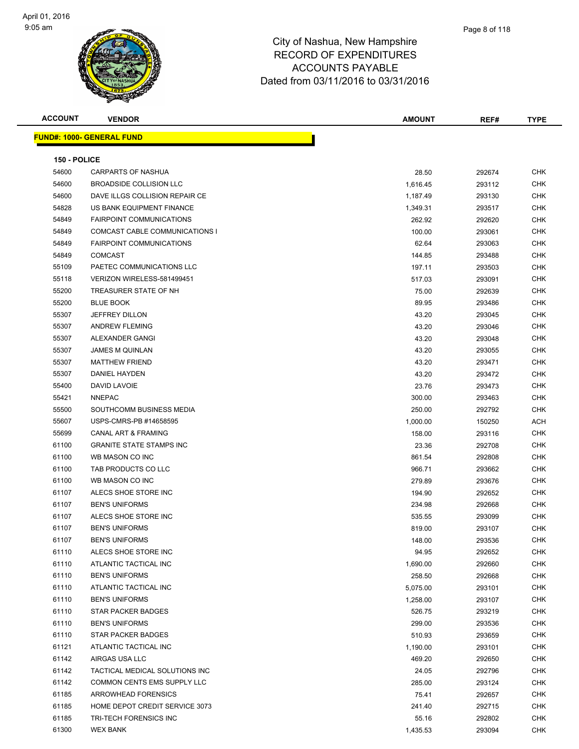# City of Nashua, New Hampshire
## RECORD OF EXPENDITURES
## ACCOUNTS PAYABLE
## Dated from 03/11/2016 to 03/31/2016

April 01, 2016
9:05 am

| ACCOUNT | VENDOR | AMOUNT | REF# | TYPE |
|---|---|---|---|---|
| **FUND#: 1000- GENERAL FUND** | | | | |
| **150 - POLICE** | | | | |
| 54600 | CARPARTS OF NASHUA | 28.50 | 292674 | CHK |
| 54600 | BROADSIDE COLLISION LLC | 1,616.45 | 293112 | CHK |
| 54600 | DAVE ILLGS COLLISION REPAIR CE | 1,187.49 | 293130 | CHK |
| 54828 | US BANK EQUIPMENT FINANCE | 1,349.31 | 293517 | CHK |
| 54849 | FAIRPOINT COMMUNICATIONS | 262.92 | 292620 | CHK |
| 54849 | COMCAST CABLE COMMUNICATIONS I | 100.00 | 293061 | CHK |
| 54849 | FAIRPOINT COMMUNICATIONS | 62.64 | 293063 | CHK |
| 54849 | COMCAST | 144.85 | 293488 | CHK |
| 55109 | PAETEC COMMUNICATIONS LLC | 197.11 | 293503 | CHK |
| 55118 | VERIZON WIRELESS-581499451 | 517.03 | 293091 | CHK |
| 55200 | TREASURER STATE OF NH | 75.00 | 292639 | CHK |
| 55200 | BLUE BOOK | 89.95 | 293486 | CHK |
| 55307 | JEFFREY DILLON | 43.20 | 293045 | CHK |
| 55307 | ANDREW FLEMING | 43.20 | 293046 | CHK |
| 55307 | ALEXANDER GANGI | 43.20 | 293048 | CHK |
| 55307 | JAMES M QUINLAN | 43.20 | 293055 | CHK |
| 55307 | MATTHEW FRIEND | 43.20 | 293471 | CHK |
| 55307 | DANIEL HAYDEN | 43.20 | 293472 | CHK |
| 55400 | DAVID LAVOIE | 23.76 | 293473 | CHK |
| 55421 | NNEPAC | 300.00 | 293463 | CHK |
| 55500 | SOUTHCOMM BUSINESS MEDIA | 250.00 | 292792 | CHK |
| 55607 | USPS-CMRS-PB #14658595 | 1,000.00 | 150250 | ACH |
| 55699 | CANAL ART & FRAMING | 158.00 | 293116 | CHK |
| 61100 | GRANITE STATE STAMPS INC | 23.36 | 292708 | CHK |
| 61100 | WB MASON CO INC | 861.54 | 292808 | CHK |
| 61100 | TAB PRODUCTS CO LLC | 966.71 | 293662 | CHK |
| 61100 | WB MASON CO INC | 279.89 | 293676 | CHK |
| 61107 | ALECS SHOE STORE INC | 194.90 | 292652 | CHK |
| 61107 | BEN'S UNIFORMS | 234.98 | 292668 | CHK |
| 61107 | ALECS SHOE STORE INC | 535.55 | 293099 | CHK |
| 61107 | BEN'S UNIFORMS | 819.00 | 293107 | CHK |
| 61107 | BEN'S UNIFORMS | 148.00 | 293536 | CHK |
| 61110 | ALECS SHOE STORE INC | 94.95 | 292652 | CHK |
| 61110 | ATLANTIC TACTICAL INC | 1,690.00 | 292660 | CHK |
| 61110 | BEN'S UNIFORMS | 258.50 | 292668 | CHK |
| 61110 | ATLANTIC TACTICAL INC | 5,075.00 | 293101 | CHK |
| 61110 | BEN'S UNIFORMS | 1,258.00 | 293107 | CHK |
| 61110 | STAR PACKER BADGES | 526.75 | 293219 | CHK |
| 61110 | BEN'S UNIFORMS | 299.00 | 293536 | CHK |
| 61110 | STAR PACKER BADGES | 510.93 | 293659 | CHK |
| 61121 | ATLANTIC TACTICAL INC | 1,190.00 | 293101 | CHK |
| 61142 | AIRGAS USA LLC | 469.20 | 292650 | CHK |
| 61142 | TACTICAL MEDICAL SOLUTIONS INC | 24.05 | 292796 | CHK |
| 61142 | COMMON CENTS EMS SUPPLY LLC | 285.00 | 293124 | CHK |
| 61185 | ARROWHEAD FORENSICS | 75.41 | 292657 | CHK |
| 61185 | HOME DEPOT CREDIT SERVICE 3073 | 241.40 | 292715 | CHK |
| 61185 | TRI-TECH FORENSICS INC | 55.16 | 292802 | CHK |
| 61300 | WEX BANK | 1,435.53 | 293094 | CHK |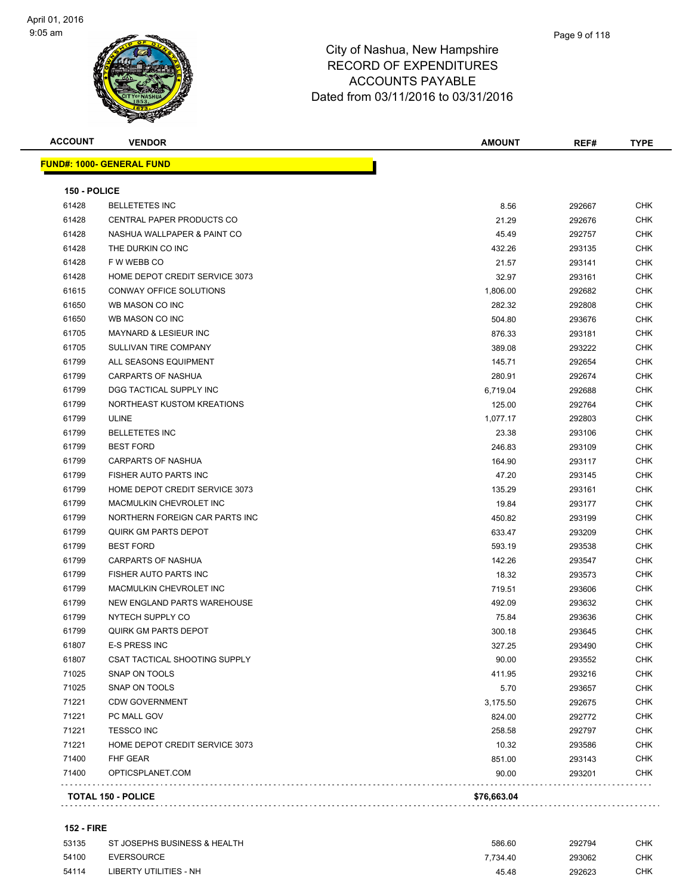# City of Nashua, New Hampshire
# RECORD OF EXPENDITURES
# ACCOUNTS PAYABLE
# Dated from 03/11/2016 to 03/31/2016

**FUND#: 1000- GENERAL FUND**

### 150 - POLICE

| ACCOUNT | VENDOR | AMOUNT | REF# | TYPE |
|---|---|---|---|---|
| 61428 | BELLETETES INC | 8.56 | 292667 | CHK |
| 61428 | CENTRAL PAPER PRODUCTS CO | 21.29 | 292676 | CHK |
| 61428 | NASHUA WALLPAPER & PAINT CO | 45.49 | 292757 | CHK |
| 61428 | THE DURKIN CO INC | 432.26 | 293135 | CHK |
| 61428 | F W WEBB CO | 21.57 | 293141 | CHK |
| 61428 | HOME DEPOT CREDIT SERVICE 3073 | 32.97 | 293161 | CHK |
| 61615 | CONWAY OFFICE SOLUTIONS | 1,806.00 | 292682 | CHK |
| 61650 | WB MASON CO INC | 282.32 | 292808 | CHK |
| 61650 | WB MASON CO INC | 504.80 | 293676 | CHK |
| 61705 | MAYNARD & LESIEUR INC | 876.33 | 293181 | CHK |
| 61705 | SULLIVAN TIRE COMPANY | 389.08 | 293222 | CHK |
| 61799 | ALL SEASONS EQUIPMENT | 145.71 | 292654 | CHK |
| 61799 | CARPARTS OF NASHUA | 280.91 | 292674 | CHK |
| 61799 | DGG TACTICAL SUPPLY INC | 6,719.04 | 292688 | CHK |
| 61799 | NORTHEAST KUSTOM KREATIONS | 125.00 | 292764 | CHK |
| 61799 | ULINE | 1,077.17 | 292803 | CHK |
| 61799 | BELLETETES INC | 23.38 | 293106 | CHK |
| 61799 | BEST FORD | 246.83 | 293109 | CHK |
| 61799 | CARPARTS OF NASHUA | 164.90 | 293117 | CHK |
| 61799 | FISHER AUTO PARTS INC | 47.20 | 293145 | CHK |
| 61799 | HOME DEPOT CREDIT SERVICE 3073 | 135.29 | 293161 | CHK |
| 61799 | MACMULKIN CHEVROLET INC | 19.84 | 293177 | CHK |
| 61799 | NORTHERN FOREIGN CAR PARTS INC | 450.82 | 293199 | CHK |
| 61799 | QUIRK GM PARTS DEPOT | 633.47 | 293209 | CHK |
| 61799 | BEST FORD | 593.19 | 293538 | CHK |
| 61799 | CARPARTS OF NASHUA | 142.26 | 293547 | CHK |
| 61799 | FISHER AUTO PARTS INC | 18.32 | 293573 | CHK |
| 61799 | MACMULKIN CHEVROLET INC | 719.51 | 293606 | CHK |
| 61799 | NEW ENGLAND PARTS WAREHOUSE | 492.09 | 293632 | CHK |
| 61799 | NYTECH SUPPLY CO | 75.84 | 293636 | CHK |
| 61799 | QUIRK GM PARTS DEPOT | 300.18 | 293645 | CHK |
| 61807 | E-S PRESS INC | 327.25 | 293490 | CHK |
| 61807 | CSAT TACTICAL SHOOTING SUPPLY | 90.00 | 293552 | CHK |
| 71025 | SNAP ON TOOLS | 411.95 | 293216 | CHK |
| 71025 | SNAP ON TOOLS | 5.70 | 293657 | CHK |
| 71221 | CDW GOVERNMENT | 3,175.50 | 292675 | CHK |
| 71221 | PC MALL GOV | 824.00 | 292772 | CHK |
| 71221 | TESSCO INC | 258.58 | 292797 | CHK |
| 71221 | HOME DEPOT CREDIT SERVICE 3073 | 10.32 | 293586 | CHK |
| 71400 | FHF GEAR | 851.00 | 293143 | CHK |
| 71400 | OPTICSPLANET.COM | 90.00 | 293201 | CHK |
| | **TOTAL 150 - POLICE** | **$76,663.04** | | |

### 152 - FIRE

| ACCOUNT | VENDOR | AMOUNT | REF# | TYPE |
|---|---|---|---|---|
| 53135 | ST JOSEPHS BUSINESS & HEALTH | 586.60 | 292794 | CHK |
| 54100 | EVERSOURCE | 7,734.40 | 293062 | CHK |
| 54114 | LIBERTY UTILITIES - NH | 45.48 | 292623 | CHK |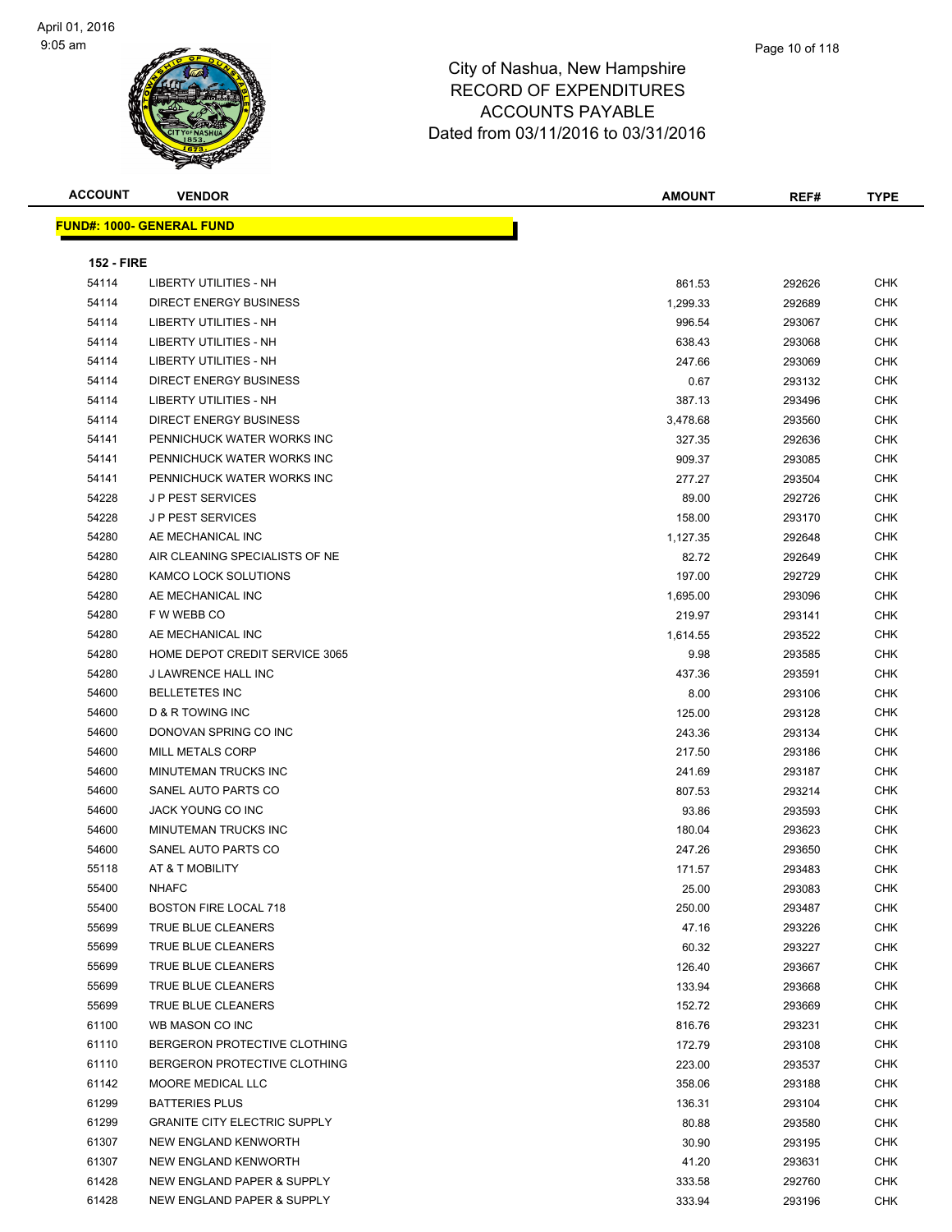City of Nashua, New Hampshire
RECORD OF EXPENDITURES
ACCOUNTS PAYABLE
Dated from 03/11/2016 to 03/31/2016

| ACCOUNT | VENDOR | AMOUNT | REF# | TYPE |
|---|---|---|---|---|

**FUND#: 1000- GENERAL FUND**

**152 - FIRE**

| ACCOUNT | VENDOR | AMOUNT | REF# | TYPE |
|---|---|---|---|---|
| 54114 | LIBERTY UTILITIES - NH | 861.53 | 292626 | CHK |
| 54114 | DIRECT ENERGY BUSINESS | 1,299.33 | 292689 | CHK |
| 54114 | LIBERTY UTILITIES - NH | 996.54 | 293067 | CHK |
| 54114 | LIBERTY UTILITIES - NH | 638.43 | 293068 | CHK |
| 54114 | LIBERTY UTILITIES - NH | 247.66 | 293069 | CHK |
| 54114 | DIRECT ENERGY BUSINESS | 0.67 | 293132 | CHK |
| 54114 | LIBERTY UTILITIES - NH | 387.13 | 293496 | CHK |
| 54114 | DIRECT ENERGY BUSINESS | 3,478.68 | 293560 | CHK |
| 54141 | PENNICHUCK WATER WORKS INC | 327.35 | 292636 | CHK |
| 54141 | PENNICHUCK WATER WORKS INC | 909.37 | 293085 | CHK |
| 54141 | PENNICHUCK WATER WORKS INC | 277.27 | 293504 | CHK |
| 54228 | J P PEST SERVICES | 89.00 | 292726 | CHK |
| 54228 | J P PEST SERVICES | 158.00 | 293170 | CHK |
| 54280 | AE MECHANICAL INC | 1,127.35 | 292648 | CHK |
| 54280 | AIR CLEANING SPECIALISTS OF NE | 82.72 | 292649 | CHK |
| 54280 | KAMCO LOCK SOLUTIONS | 197.00 | 292729 | CHK |
| 54280 | AE MECHANICAL INC | 1,695.00 | 293096 | CHK |
| 54280 | F W WEBB CO | 219.97 | 293141 | CHK |
| 54280 | AE MECHANICAL INC | 1,614.55 | 293522 | CHK |
| 54280 | HOME DEPOT CREDIT SERVICE 3065 | 9.98 | 293585 | CHK |
| 54280 | J LAWRENCE HALL INC | 437.36 | 293591 | CHK |
| 54600 | BELLETETES INC | 8.00 | 293106 | CHK |
| 54600 | D & R TOWING INC | 125.00 | 293128 | CHK |
| 54600 | DONOVAN SPRING CO INC | 243.36 | 293134 | CHK |
| 54600 | MILL METALS CORP | 217.50 | 293186 | CHK |
| 54600 | MINUTEMAN TRUCKS INC | 241.69 | 293187 | CHK |
| 54600 | SANEL AUTO PARTS CO | 807.53 | 293214 | CHK |
| 54600 | JACK YOUNG CO INC | 93.86 | 293593 | CHK |
| 54600 | MINUTEMAN TRUCKS INC | 180.04 | 293623 | CHK |
| 54600 | SANEL AUTO PARTS CO | 247.26 | 293650 | CHK |
| 55118 | AT & T MOBILITY | 171.57 | 293483 | CHK |
| 55400 | NHAFC | 25.00 | 293083 | CHK |
| 55400 | BOSTON FIRE LOCAL 718 | 250.00 | 293487 | CHK |
| 55699 | TRUE BLUE CLEANERS | 47.16 | 293226 | CHK |
| 55699 | TRUE BLUE CLEANERS | 60.32 | 293227 | CHK |
| 55699 | TRUE BLUE CLEANERS | 126.40 | 293667 | CHK |
| 55699 | TRUE BLUE CLEANERS | 133.94 | 293668 | CHK |
| 55699 | TRUE BLUE CLEANERS | 152.72 | 293669 | CHK |
| 61100 | WB MASON CO INC | 816.76 | 293231 | CHK |
| 61110 | BERGERON PROTECTIVE CLOTHING | 172.79 | 293108 | CHK |
| 61110 | BERGERON PROTECTIVE CLOTHING | 223.00 | 293537 | CHK |
| 61142 | MOORE MEDICAL LLC | 358.06 | 293188 | CHK |
| 61299 | BATTERIES PLUS | 136.31 | 293104 | CHK |
| 61299 | GRANITE CITY ELECTRIC SUPPLY | 80.88 | 293580 | CHK |
| 61307 | NEW ENGLAND KENWORTH | 30.90 | 293195 | CHK |
| 61307 | NEW ENGLAND KENWORTH | 41.20 | 293631 | CHK |
| 61428 | NEW ENGLAND PAPER & SUPPLY | 333.58 | 292760 | CHK |
| 61428 | NEW ENGLAND PAPER & SUPPLY | 333.94 | 293196 | CHK |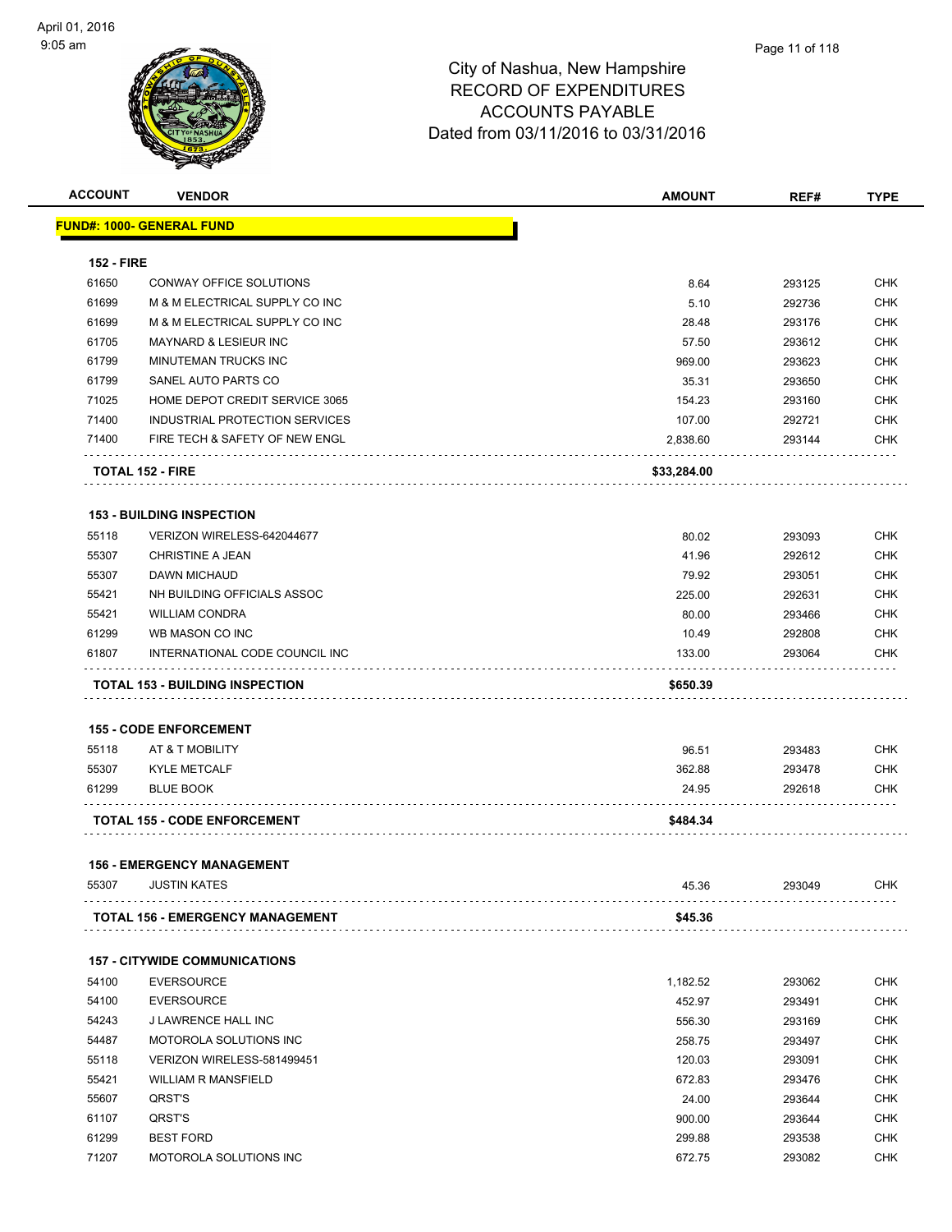City of Nashua, New Hampshire
RECORD OF EXPENDITURES
ACCOUNTS PAYABLE
Dated from 03/11/2016 to 03/31/2016

| ACCOUNT | VENDOR | AMOUNT | REF# | TYPE |
|---|---|---|---|---|
| **FUND#: 1000- GENERAL FUND** | | | | |
| **152 - FIRE** | | | | |
| 61650 | CONWAY OFFICE SOLUTIONS | 8.64 | 293125 | CHK |
| 61699 | M & M ELECTRICAL SUPPLY CO INC | 5.10 | 292736 | CHK |
| 61699 | M & M ELECTRICAL SUPPLY CO INC | 28.48 | 293176 | CHK |
| 61705 | MAYNARD & LESIEUR INC | 57.50 | 293612 | CHK |
| 61799 | MINUTEMAN TRUCKS INC | 969.00 | 293623 | CHK |
| 61799 | SANEL AUTO PARTS CO | 35.31 | 293650 | CHK |
| 71025 | HOME DEPOT CREDIT SERVICE 3065 | 154.23 | 293160 | CHK |
| 71400 | INDUSTRIAL PROTECTION SERVICES | 107.00 | 292721 | CHK |
| 71400 | FIRE TECH & SAFETY OF NEW ENGL | 2,838.60 | 293144 | CHK |
| **TOTAL 152 - FIRE** | | **$33,284.00** | | |
| **153 - BUILDING INSPECTION** | | | | |
| 55118 | VERIZON WIRELESS-642044677 | 80.02 | 293093 | CHK |
| 55307 | CHRISTINE A JEAN | 41.96 | 292612 | CHK |
| 55307 | DAWN MICHAUD | 79.92 | 293051 | CHK |
| 55421 | NH BUILDING OFFICIALS ASSOC | 225.00 | 292631 | CHK |
| 55421 | WILLIAM CONDRA | 80.00 | 293466 | CHK |
| 61299 | WB MASON CO INC | 10.49 | 292808 | CHK |
| 61807 | INTERNATIONAL CODE COUNCIL INC | 133.00 | 293064 | CHK |
| **TOTAL 153 - BUILDING INSPECTION** | | **$650.39** | | |
| **155 - CODE ENFORCEMENT** | | | | |
| 55118 | AT & T MOBILITY | 96.51 | 293483 | CHK |
| 55307 | KYLE METCALF | 362.88 | 293478 | CHK |
| 61299 | BLUE BOOK | 24.95 | 292618 | CHK |
| **TOTAL 155 - CODE ENFORCEMENT** | | **$484.34** | | |
| **156 - EMERGENCY MANAGEMENT** | | | | |
| 55307 | JUSTIN KATES | 45.36 | 293049 | CHK |
| **TOTAL 156 - EMERGENCY MANAGEMENT** | | **$45.36** | | |
| **157 - CITYWIDE COMMUNICATIONS** | | | | |
| 54100 | EVERSOURCE | 1,182.52 | 293062 | CHK |
| 54100 | EVERSOURCE | 452.97 | 293491 | CHK |
| 54243 | J LAWRENCE HALL INC | 556.30 | 293169 | CHK |
| 54487 | MOTOROLA SOLUTIONS INC | 258.75 | 293497 | CHK |
| 55118 | VERIZON WIRELESS-581499451 | 120.03 | 293091 | CHK |
| 55421 | WILLIAM R MANSFIELD | 672.83 | 293476 | CHK |
| 55607 | QRST'S | 24.00 | 293644 | CHK |
| 61107 | QRST'S | 900.00 | 293644 | CHK |
| 61299 | BEST FORD | 299.88 | 293538 | CHK |
| 71207 | MOTOROLA SOLUTIONS INC | 672.75 | 293082 | CHK |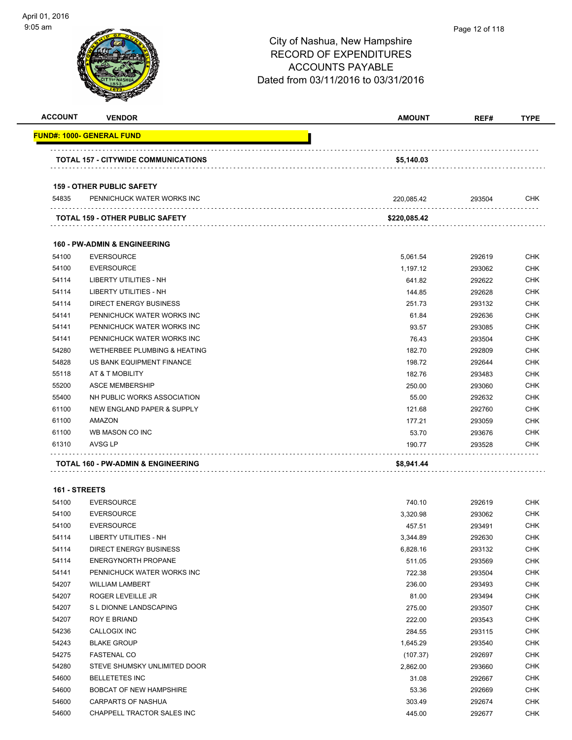City of Nashua, New Hampshire
RECORD OF EXPENDITURES
ACCOUNTS PAYABLE
Dated from 03/11/2016 to 03/31/2016

| ACCOUNT | VENDOR | AMOUNT | REF# | TYPE |
|---|---|---|---|---|
| **FUND#: 1000- GENERAL FUND** | | | | |
| | **TOTAL 157 - CITYWIDE COMMUNICATIONS** | **$5,140.03** | | |
| **159 - OTHER PUBLIC SAFETY** | | | | |
| 54835 | PENNICHUCK WATER WORKS INC | 220,085.42 | 293504 | CHK |
| | **TOTAL 159 - OTHER PUBLIC SAFETY** | **$220,085.42** | | |
| **160 - PW-ADMIN & ENGINEERING** | | | | |
| 54100 | EVERSOURCE | 5,061.54 | 292619 | CHK |
| 54100 | EVERSOURCE | 1,197.12 | 293062 | CHK |
| 54114 | LIBERTY UTILITIES - NH | 641.82 | 292622 | CHK |
| 54114 | LIBERTY UTILITIES - NH | 144.85 | 292628 | CHK |
| 54114 | DIRECT ENERGY BUSINESS | 251.73 | 293132 | CHK |
| 54141 | PENNICHUCK WATER WORKS INC | 61.84 | 292636 | CHK |
| 54141 | PENNICHUCK WATER WORKS INC | 93.57 | 293085 | CHK |
| 54141 | PENNICHUCK WATER WORKS INC | 76.43 | 293504 | CHK |
| 54280 | WETHERBEE PLUMBING & HEATING | 182.70 | 292809 | CHK |
| 54828 | US BANK EQUIPMENT FINANCE | 198.72 | 292644 | CHK |
| 55118 | AT & T MOBILITY | 182.76 | 293483 | CHK |
| 55200 | ASCE MEMBERSHIP | 250.00 | 293060 | CHK |
| 55400 | NH PUBLIC WORKS ASSOCIATION | 55.00 | 292632 | CHK |
| 61100 | NEW ENGLAND PAPER & SUPPLY | 121.68 | 292760 | CHK |
| 61100 | AMAZON | 177.21 | 293059 | CHK |
| 61100 | WB MASON CO INC | 53.70 | 293676 | CHK |
| 61310 | AVSG LP | 190.77 | 293528 | CHK |
| | **TOTAL 160 - PW-ADMIN & ENGINEERING** | **$8,941.44** | | |
| **161 - STREETS** | | | | |
| 54100 | EVERSOURCE | 740.10 | 292619 | CHK |
| 54100 | EVERSOURCE | 3,320.98 | 293062 | CHK |
| 54100 | EVERSOURCE | 457.51 | 293491 | CHK |
| 54114 | LIBERTY UTILITIES - NH | 3,344.89 | 292630 | CHK |
| 54114 | DIRECT ENERGY BUSINESS | 6,828.16 | 293132 | CHK |
| 54114 | ENERGYNORTH PROPANE | 511.05 | 293569 | CHK |
| 54141 | PENNICHUCK WATER WORKS INC | 722.38 | 293504 | CHK |
| 54207 | WILLIAM LAMBERT | 236.00 | 293493 | CHK |
| 54207 | ROGER LEVEILLE JR | 81.00 | 293494 | CHK |
| 54207 | S L DIONNE LANDSCAPING | 275.00 | 293507 | CHK |
| 54207 | ROY E BRIAND | 222.00 | 293543 | CHK |
| 54236 | CALLOGIX INC | 284.55 | 293115 | CHK |
| 54243 | BLAKE GROUP | 1,645.29 | 293540 | CHK |
| 54275 | FASTENAL CO | (107.37) | 292697 | CHK |
| 54280 | STEVE SHUMSKY UNLIMITED DOOR | 2,862.00 | 293660 | CHK |
| 54600 | BELLETETES INC | 31.08 | 292667 | CHK |
| 54600 | BOBCAT OF NEW HAMPSHIRE | 53.36 | 292669 | CHK |
| 54600 | CARPARTS OF NASHUA | 303.49 | 292674 | CHK |
| 54600 | CHAPPELL TRACTOR SALES INC | 445.00 | 292677 | CHK |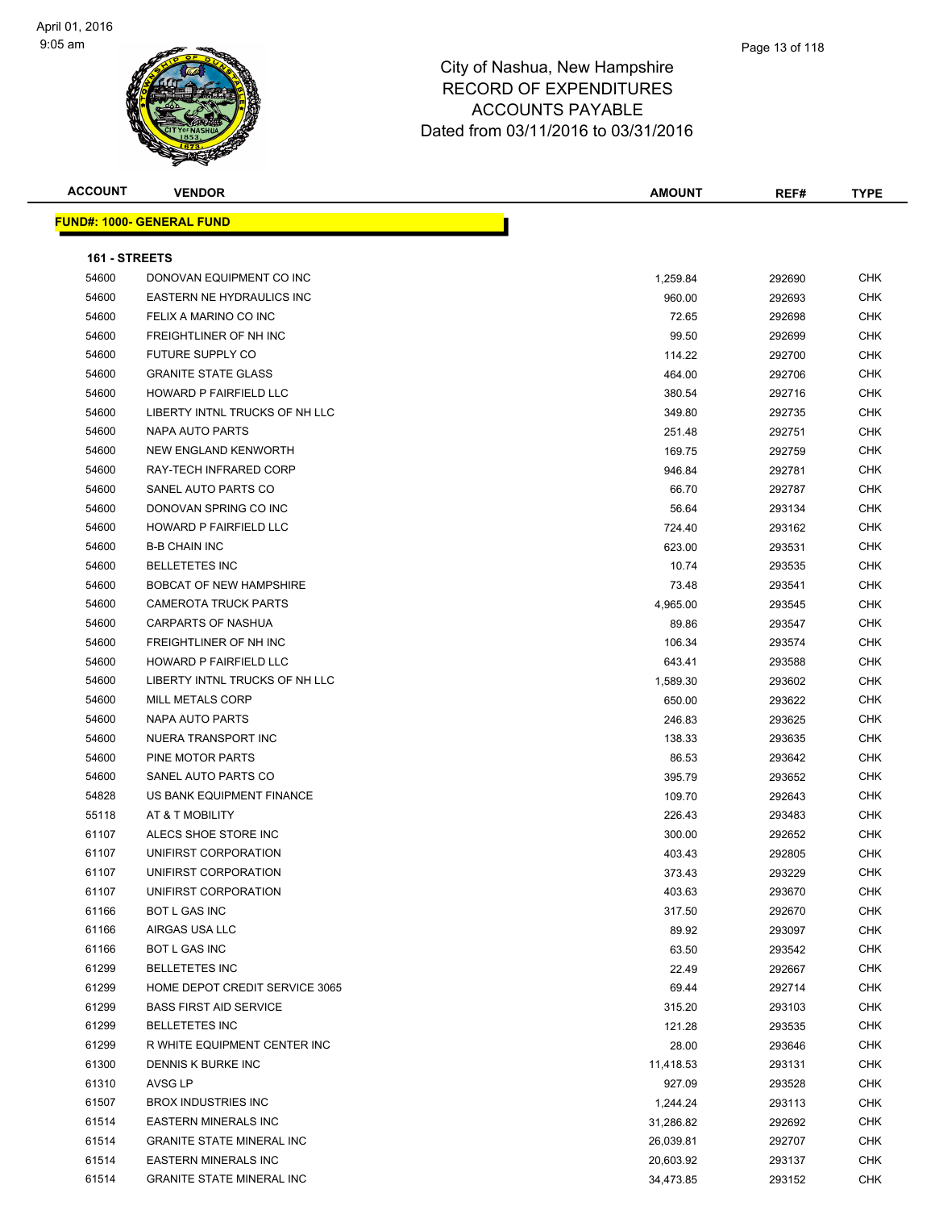City of Nashua, New Hampshire
RECORD OF EXPENDITURES
ACCOUNTS PAYABLE
Dated from 03/11/2016 to 03/31/2016

| ACCOUNT | VENDOR | AMOUNT | REF# | TYPE |
|---|---|---|---|---|

**FUND#: 1000- GENERAL FUND**

**161 - STREETS**

| ACCOUNT | VENDOR | AMOUNT | REF# | TYPE |
|---|---|---|---|---|
| 54600 | DONOVAN EQUIPMENT CO INC | 1,259.84 | 292690 | CHK |
| 54600 | EASTERN NE HYDRAULICS INC | 960.00 | 292693 | CHK |
| 54600 | FELIX A MARINO CO INC | 72.65 | 292698 | CHK |
| 54600 | FREIGHTLINER OF NH INC | 99.50 | 292699 | CHK |
| 54600 | FUTURE SUPPLY CO | 114.22 | 292700 | CHK |
| 54600 | GRANITE STATE GLASS | 464.00 | 292706 | CHK |
| 54600 | HOWARD P FAIRFIELD LLC | 380.54 | 292716 | CHK |
| 54600 | LIBERTY INTNL TRUCKS OF NH LLC | 349.80 | 292735 | CHK |
| 54600 | NAPA AUTO PARTS | 251.48 | 292751 | CHK |
| 54600 | NEW ENGLAND KENWORTH | 169.75 | 292759 | CHK |
| 54600 | RAY-TECH INFRARED CORP | 946.84 | 292781 | CHK |
| 54600 | SANEL AUTO PARTS CO | 66.70 | 292787 | CHK |
| 54600 | DONOVAN SPRING CO INC | 56.64 | 293134 | CHK |
| 54600 | HOWARD P FAIRFIELD LLC | 724.40 | 293162 | CHK |
| 54600 | B-B CHAIN INC | 623.00 | 293531 | CHK |
| 54600 | BELLETETES INC | 10.74 | 293535 | CHK |
| 54600 | BOBCAT OF NEW HAMPSHIRE | 73.48 | 293541 | CHK |
| 54600 | CAMEROTA TRUCK PARTS | 4,965.00 | 293545 | CHK |
| 54600 | CARPARTS OF NASHUA | 89.86 | 293547 | CHK |
| 54600 | FREIGHTLINER OF NH INC | 106.34 | 293574 | CHK |
| 54600 | HOWARD P FAIRFIELD LLC | 643.41 | 293588 | CHK |
| 54600 | LIBERTY INTNL TRUCKS OF NH LLC | 1,589.30 | 293602 | CHK |
| 54600 | MILL METALS CORP | 650.00 | 293622 | CHK |
| 54600 | NAPA AUTO PARTS | 246.83 | 293625 | CHK |
| 54600 | NUERA TRANSPORT INC | 138.33 | 293635 | CHK |
| 54600 | PINE MOTOR PARTS | 86.53 | 293642 | CHK |
| 54600 | SANEL AUTO PARTS CO | 395.79 | 293652 | CHK |
| 54828 | US BANK EQUIPMENT FINANCE | 109.70 | 292643 | CHK |
| 55118 | AT & T MOBILITY | 226.43 | 293483 | CHK |
| 61107 | ALECS SHOE STORE INC | 300.00 | 292652 | CHK |
| 61107 | UNIFIRST CORPORATION | 403.43 | 292805 | CHK |
| 61107 | UNIFIRST CORPORATION | 373.43 | 293229 | CHK |
| 61107 | UNIFIRST CORPORATION | 403.63 | 293670 | CHK |
| 61166 | BOT L GAS INC | 317.50 | 292670 | CHK |
| 61166 | AIRGAS USA LLC | 89.92 | 293097 | CHK |
| 61166 | BOT L GAS INC | 63.50 | 293542 | CHK |
| 61299 | BELLETETES INC | 22.49 | 292667 | CHK |
| 61299 | HOME DEPOT CREDIT SERVICE 3065 | 69.44 | 292714 | CHK |
| 61299 | BASS FIRST AID SERVICE | 315.20 | 293103 | CHK |
| 61299 | BELLETETES INC | 121.28 | 293535 | CHK |
| 61299 | R WHITE EQUIPMENT CENTER INC | 28.00 | 293646 | CHK |
| 61300 | DENNIS K BURKE INC | 11,418.53 | 293131 | CHK |
| 61310 | AVSG LP | 927.09 | 293528 | CHK |
| 61507 | BROX INDUSTRIES INC | 1,244.24 | 293113 | CHK |
| 61514 | EASTERN MINERALS INC | 31,286.82 | 292692 | CHK |
| 61514 | GRANITE STATE MINERAL INC | 26,039.81 | 292707 | CHK |
| 61514 | EASTERN MINERALS INC | 20,603.92 | 293137 | CHK |
| 61514 | GRANITE STATE MINERAL INC | 34,473.85 | 293152 | CHK |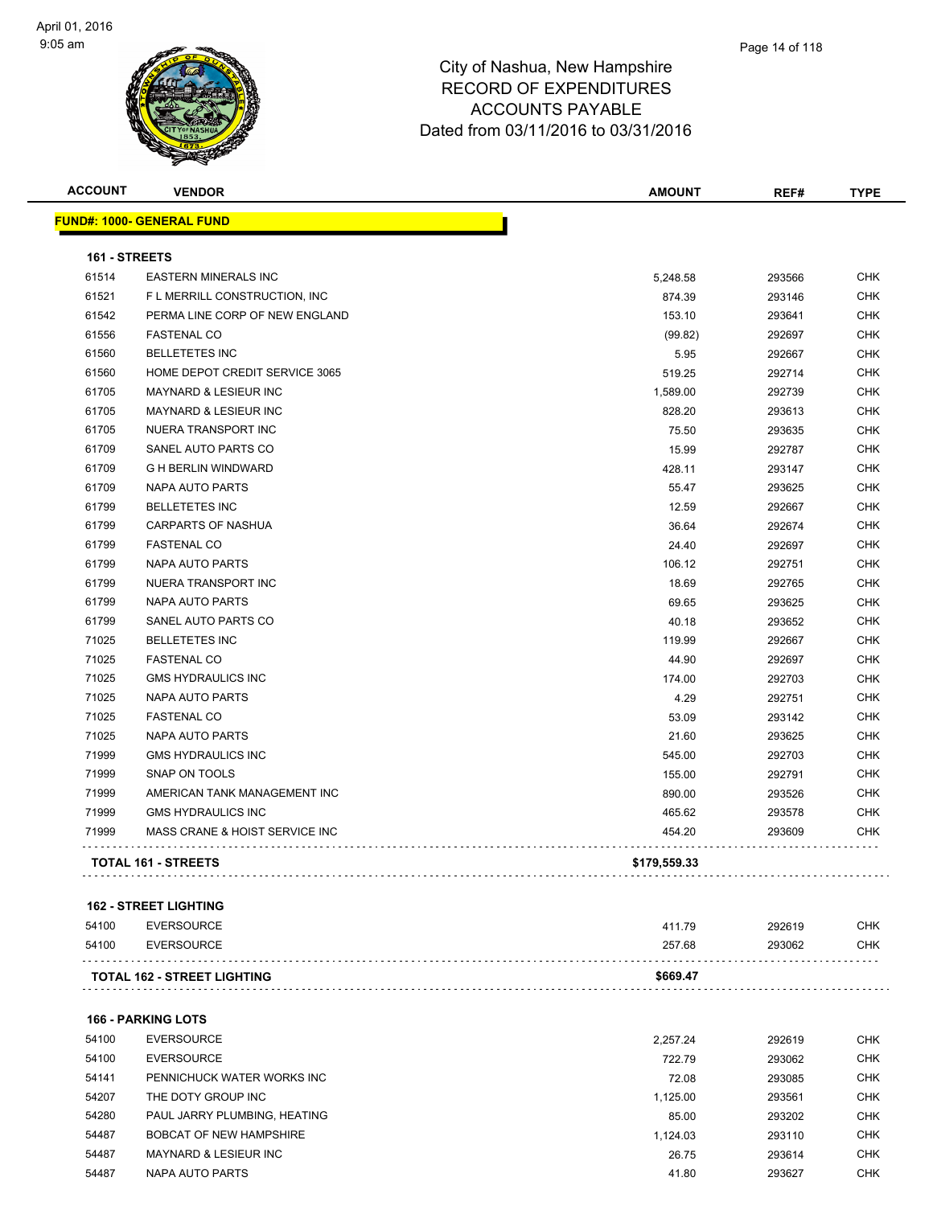# City of Nashua, New Hampshire
# RECORD OF EXPENDITURES
# ACCOUNTS PAYABLE
# Dated from 03/11/2016 to 03/31/2016

| ACCOUNT | VENDOR | AMOUNT | REF# | TYPE |
|---|---|---|---|---|
| **FUND#: 1000- GENERAL FUND** | | | | |
| **161 - STREETS** | | | | |
| 61514 | EASTERN MINERALS INC | 5,248.58 | 293566 | CHK |
| 61521 | F L MERRILL CONSTRUCTION, INC | 874.39 | 293146 | CHK |
| 61542 | PERMA LINE CORP OF NEW ENGLAND | 153.10 | 293641 | CHK |
| 61556 | FASTENAL CO | (99.82) | 292697 | CHK |
| 61560 | BELLETETES INC | 5.95 | 292667 | CHK |
| 61560 | HOME DEPOT CREDIT SERVICE 3065 | 519.25 | 292714 | CHK |
| 61705 | MAYNARD & LESIEUR INC | 1,589.00 | 292739 | CHK |
| 61705 | MAYNARD & LESIEUR INC | 828.20 | 293613 | CHK |
| 61705 | NUERA TRANSPORT INC | 75.50 | 293635 | CHK |
| 61709 | SANEL AUTO PARTS CO | 15.99 | 292787 | CHK |
| 61709 | G H BERLIN WINDWARD | 428.11 | 293147 | CHK |
| 61709 | NAPA AUTO PARTS | 55.47 | 293625 | CHK |
| 61799 | BELLETETES INC | 12.59 | 292667 | CHK |
| 61799 | CARPARTS OF NASHUA | 36.64 | 292674 | CHK |
| 61799 | FASTENAL CO | 24.40 | 292697 | CHK |
| 61799 | NAPA AUTO PARTS | 106.12 | 292751 | CHK |
| 61799 | NUERA TRANSPORT INC | 18.69 | 292765 | CHK |
| 61799 | NAPA AUTO PARTS | 69.65 | 293625 | CHK |
| 61799 | SANEL AUTO PARTS CO | 40.18 | 293652 | CHK |
| 71025 | BELLETETES INC | 119.99 | 292667 | CHK |
| 71025 | FASTENAL CO | 44.90 | 292697 | CHK |
| 71025 | GMS HYDRAULICS INC | 174.00 | 292703 | CHK |
| 71025 | NAPA AUTO PARTS | 4.29 | 292751 | CHK |
| 71025 | FASTENAL CO | 53.09 | 293142 | CHK |
| 71025 | NAPA AUTO PARTS | 21.60 | 293625 | CHK |
| 71999 | GMS HYDRAULICS INC | 545.00 | 292703 | CHK |
| 71999 | SNAP ON TOOLS | 155.00 | 292791 | CHK |
| 71999 | AMERICAN TANK MANAGEMENT INC | 890.00 | 293526 | CHK |
| 71999 | GMS HYDRAULICS INC | 465.62 | 293578 | CHK |
| 71999 | MASS CRANE & HOIST SERVICE INC | 454.20 | 293609 | CHK |
| **TOTAL 161 - STREETS** | | **$179,559.33** | | |
| **162 - STREET LIGHTING** | | | | |
| 54100 | EVERSOURCE | 411.79 | 292619 | CHK |
| 54100 | EVERSOURCE | 257.68 | 293062 | CHK |
| **TOTAL 162 - STREET LIGHTING** | | **$669.47** | | |
| **166 - PARKING LOTS** | | | | |
| 54100 | EVERSOURCE | 2,257.24 | 292619 | CHK |
| 54100 | EVERSOURCE | 722.79 | 293062 | CHK |
| 54141 | PENNICHUCK WATER WORKS INC | 72.08 | 293085 | CHK |
| 54207 | THE DOTY GROUP INC | 1,125.00 | 293561 | CHK |
| 54280 | PAUL JARRY PLUMBING, HEATING | 85.00 | 293202 | CHK |
| 54487 | BOBCAT OF NEW HAMPSHIRE | 1,124.03 | 293110 | CHK |
| 54487 | MAYNARD & LESIEUR INC | 26.75 | 293614 | CHK |
| 54487 | NAPA AUTO PARTS | 41.80 | 293627 | CHK |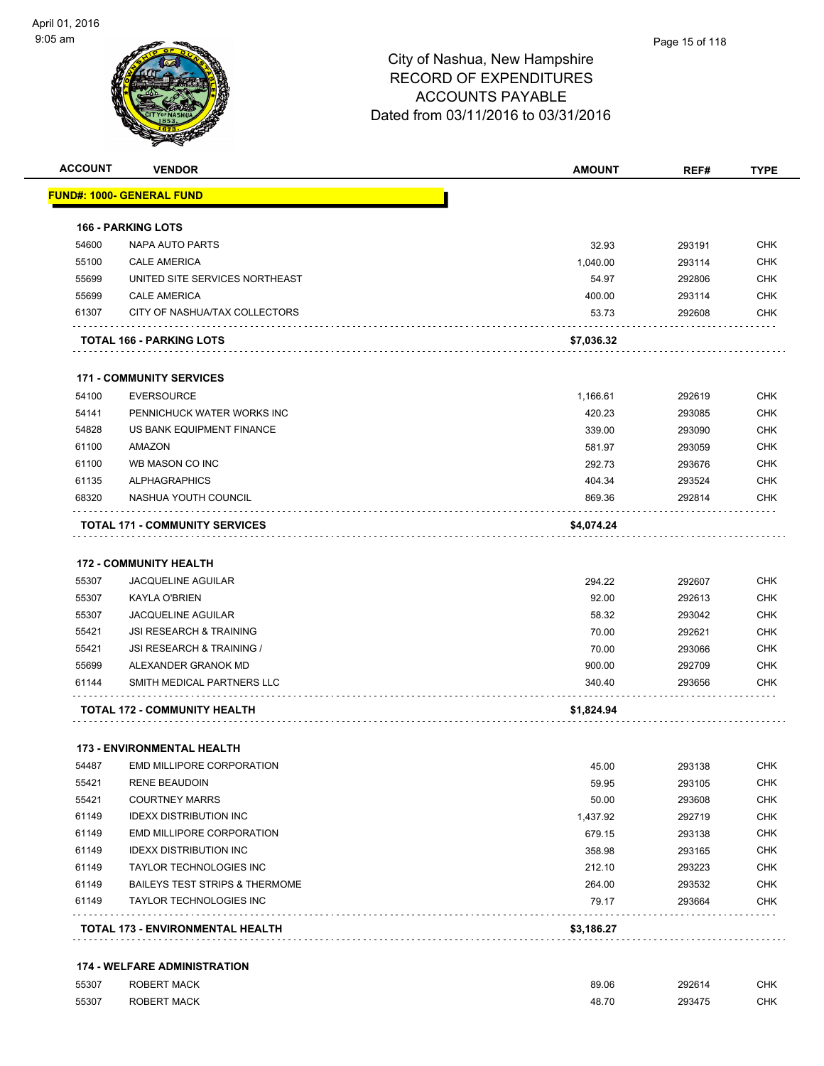# City of Nashua, New Hampshire
# RECORD OF EXPENDITURES
# ACCOUNTS PAYABLE
# Dated from 03/11/2016 to 03/31/2016

| ACCOUNT | VENDOR | AMOUNT | REF# | TYPE |
|---|---|---|---|---|
| **FUND#: 1000- GENERAL FUND** | | | | |
| **166 - PARKING LOTS** | | | | |
| 54600 | NAPA AUTO PARTS | 32.93 | 293191 | CHK |
| 55100 | CALE AMERICA | 1,040.00 | 293114 | CHK |
| 55699 | UNITED SITE SERVICES NORTHEAST | 54.97 | 292806 | CHK |
| 55699 | CALE AMERICA | 400.00 | 293114 | CHK |
| 61307 | CITY OF NASHUA/TAX COLLECTORS | 53.73 | 292608 | CHK |
| | **TOTAL 166 - PARKING LOTS** | **$7,036.32** | | |
| **171 - COMMUNITY SERVICES** | | | | |
| 54100 | EVERSOURCE | 1,166.61 | 292619 | CHK |
| 54141 | PENNICHUCK WATER WORKS INC | 420.23 | 293085 | CHK |
| 54828 | US BANK EQUIPMENT FINANCE | 339.00 | 293090 | CHK |
| 61100 | AMAZON | 581.97 | 293059 | CHK |
| 61100 | WB MASON CO INC | 292.73 | 293676 | CHK |
| 61135 | ALPHAGRAPHICS | 404.34 | 293524 | CHK |
| 68320 | NASHUA YOUTH COUNCIL | 869.36 | 292814 | CHK |
| | **TOTAL 171 - COMMUNITY SERVICES** | **$4,074.24** | | |
| **172 - COMMUNITY HEALTH** | | | | |
| 55307 | JACQUELINE AGUILAR | 294.22 | 292607 | CHK |
| 55307 | KAYLA O'BRIEN | 92.00 | 292613 | CHK |
| 55307 | JACQUELINE AGUILAR | 58.32 | 293042 | CHK |
| 55421 | JSI RESEARCH & TRAINING | 70.00 | 292621 | CHK |
| 55421 | JSI RESEARCH & TRAINING / | 70.00 | 293066 | CHK |
| 55699 | ALEXANDER GRANOK MD | 900.00 | 292709 | CHK |
| 61144 | SMITH MEDICAL PARTNERS LLC | 340.40 | 293656 | CHK |
| | **TOTAL 172 - COMMUNITY HEALTH** | **$1,824.94** | | |
| **173 - ENVIRONMENTAL HEALTH** | | | | |
| 54487 | EMD MILLIPORE CORPORATION | 45.00 | 293138 | CHK |
| 55421 | RENE BEAUDOIN | 59.95 | 293105 | CHK |
| 55421 | COURTNEY MARRS | 50.00 | 293608 | CHK |
| 61149 | IDEXX DISTRIBUTION INC | 1,437.92 | 292719 | CHK |
| 61149 | EMD MILLIPORE CORPORATION | 679.15 | 293138 | CHK |
| 61149 | IDEXX DISTRIBUTION INC | 358.98 | 293165 | CHK |
| 61149 | TAYLOR TECHNOLOGIES INC | 212.10 | 293223 | CHK |
| 61149 | BAILEYS TEST STRIPS & THERMOME | 264.00 | 293532 | CHK |
| 61149 | TAYLOR TECHNOLOGIES INC | 79.17 | 293664 | CHK |
| | **TOTAL 173 - ENVIRONMENTAL HEALTH** | **$3,186.27** | | |
| **174 - WELFARE ADMINISTRATION** | | | | |
| 55307 | ROBERT MACK | 89.06 | 292614 | CHK |
| 55307 | ROBERT MACK | 48.70 | 293475 | CHK |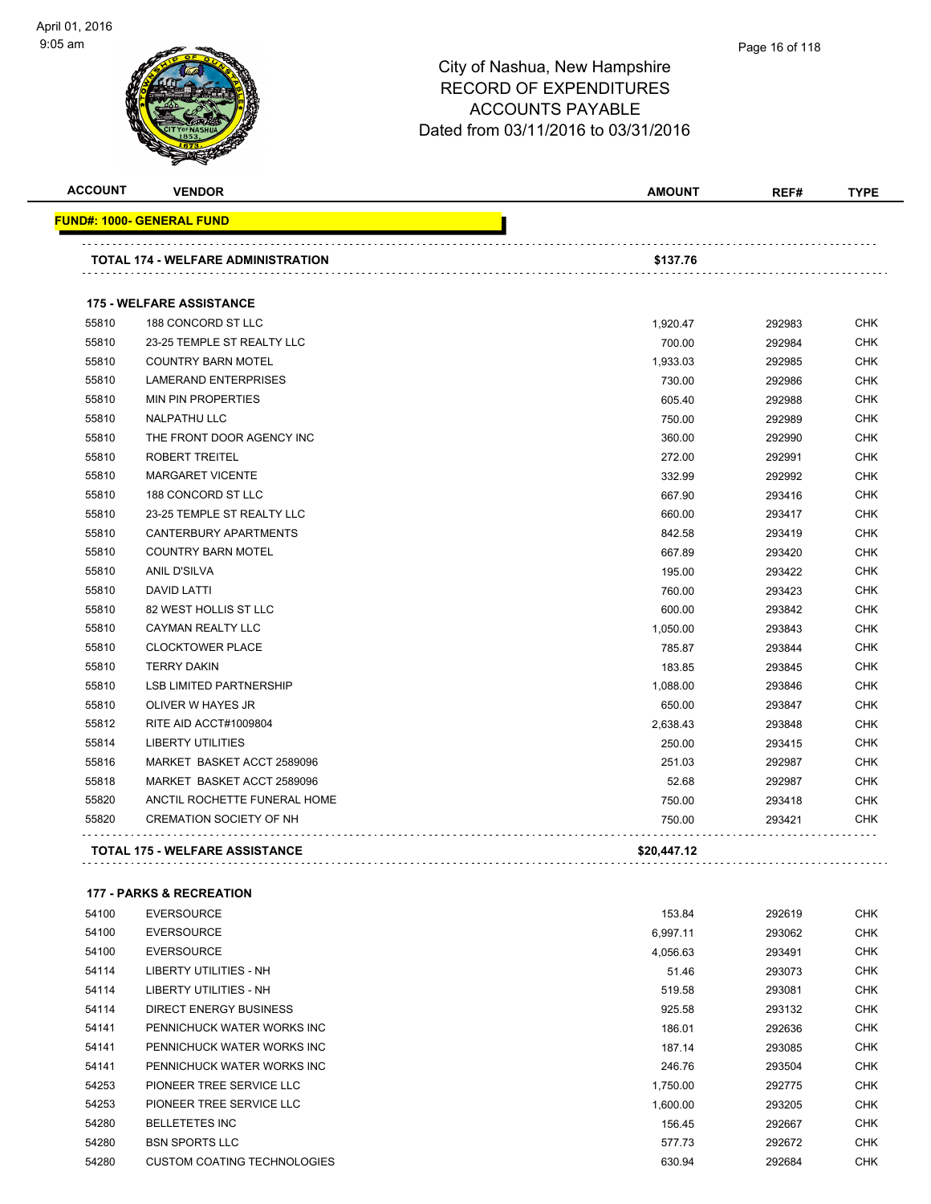City of Nashua, New Hampshire
RECORD OF EXPENDITURES
ACCOUNTS PAYABLE
Dated from 03/11/2016 to 03/31/2016

| ACCOUNT | VENDOR | AMOUNT | REF# | TYPE |
|---|---|---|---|---|
| **FUND#: 1000- GENERAL FUND** | | | | |
| | **TOTAL 174 - WELFARE ADMINISTRATION** | **$137.76** | | |
| | **175 - WELFARE ASSISTANCE** | | | |
| 55810 | 188 CONCORD ST LLC | 1,920.47 | 292983 | CHK |
| 55810 | 23-25 TEMPLE ST REALTY LLC | 700.00 | 292984 | CHK |
| 55810 | COUNTRY BARN MOTEL | 1,933.03 | 292985 | CHK |
| 55810 | LAMERAND ENTERPRISES | 730.00 | 292986 | CHK |
| 55810 | MIN PIN PROPERTIES | 605.40 | 292988 | CHK |
| 55810 | NALPATHU LLC | 750.00 | 292989 | CHK |
| 55810 | THE FRONT DOOR AGENCY INC | 360.00 | 292990 | CHK |
| 55810 | ROBERT TREITEL | 272.00 | 292991 | CHK |
| 55810 | MARGARET VICENTE | 332.99 | 292992 | CHK |
| 55810 | 188 CONCORD ST LLC | 667.90 | 293416 | CHK |
| 55810 | 23-25 TEMPLE ST REALTY LLC | 660.00 | 293417 | CHK |
| 55810 | CANTERBURY APARTMENTS | 842.58 | 293419 | CHK |
| 55810 | COUNTRY BARN MOTEL | 667.89 | 293420 | CHK |
| 55810 | ANIL D'SILVA | 195.00 | 293422 | CHK |
| 55810 | DAVID LATTI | 760.00 | 293423 | CHK |
| 55810 | 82 WEST HOLLIS ST LLC | 600.00 | 293842 | CHK |
| 55810 | CAYMAN REALTY LLC | 1,050.00 | 293843 | CHK |
| 55810 | CLOCKTOWER PLACE | 785.87 | 293844 | CHK |
| 55810 | TERRY DAKIN | 183.85 | 293845 | CHK |
| 55810 | LSB LIMITED PARTNERSHIP | 1,088.00 | 293846 | CHK |
| 55810 | OLIVER W HAYES JR | 650.00 | 293847 | CHK |
| 55812 | RITE AID ACCT#1009804 | 2,638.43 | 293848 | CHK |
| 55814 | LIBERTY UTILITIES | 250.00 | 293415 | CHK |
| 55816 | MARKET BASKET ACCT 2589096 | 251.03 | 292987 | CHK |
| 55818 | MARKET BASKET ACCT 2589096 | 52.68 | 292987 | CHK |
| 55820 | ANCTIL ROCHETTE FUNERAL HOME | 750.00 | 293418 | CHK |
| 55820 | CREMATION SOCIETY OF NH | 750.00 | 293421 | CHK |
| | **TOTAL 175 - WELFARE ASSISTANCE** | **$20,447.12** | | |
| | **177 - PARKS & RECREATION** | | | |
| 54100 | EVERSOURCE | 153.84 | 292619 | CHK |
| 54100 | EVERSOURCE | 6,997.11 | 293062 | CHK |
| 54100 | EVERSOURCE | 4,056.63 | 293491 | CHK |
| 54114 | LIBERTY UTILITIES - NH | 51.46 | 293073 | CHK |
| 54114 | LIBERTY UTILITIES - NH | 519.58 | 293081 | CHK |
| 54114 | DIRECT ENERGY BUSINESS | 925.58 | 293132 | CHK |
| 54141 | PENNICHUCK WATER WORKS INC | 186.01 | 292636 | CHK |
| 54141 | PENNICHUCK WATER WORKS INC | 187.14 | 293085 | CHK |
| 54141 | PENNICHUCK WATER WORKS INC | 246.76 | 293504 | CHK |
| 54253 | PIONEER TREE SERVICE LLC | 1,750.00 | 292775 | CHK |
| 54253 | PIONEER TREE SERVICE LLC | 1,600.00 | 293205 | CHK |
| 54280 | BELLETETES INC | 156.45 | 292667 | CHK |
| 54280 | BSN SPORTS LLC | 577.73 | 292672 | CHK |
| 54280 | CUSTOM COATING TECHNOLOGIES | 630.94 | 292684 | CHK |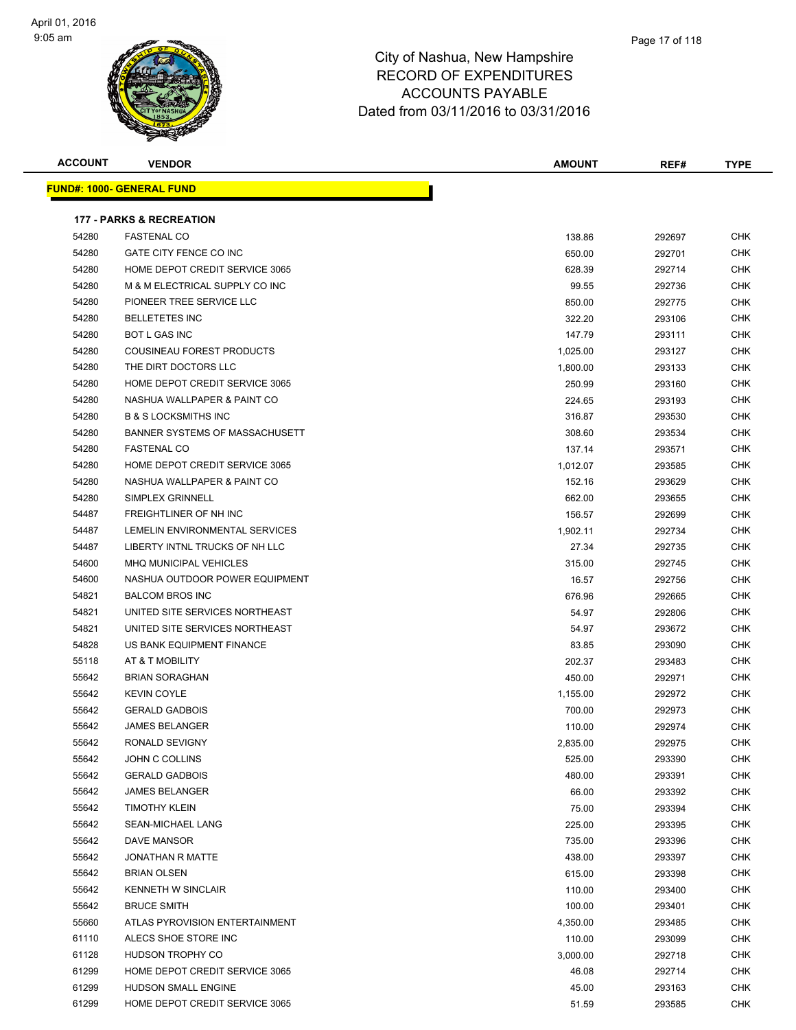# City of Nashua, New Hampshire
## RECORD OF EXPENDITURES
## ACCOUNTS PAYABLE
## Dated from 03/11/2016 to 03/31/2016

**FUND#: 1000- GENERAL FUND**

**177 - PARKS & RECREATION**

| ACCOUNT | VENDOR | AMOUNT | REF# | TYPE |
|---|---|---|---|---|
| 54280 | FASTENAL CO | 138.86 | 292697 | CHK |
| 54280 | GATE CITY FENCE CO INC | 650.00 | 292701 | CHK |
| 54280 | HOME DEPOT CREDIT SERVICE 3065 | 628.39 | 292714 | CHK |
| 54280 | M & M ELECTRICAL SUPPLY CO INC | 99.55 | 292736 | CHK |
| 54280 | PIONEER TREE SERVICE LLC | 850.00 | 292775 | CHK |
| 54280 | BELLETETES INC | 322.20 | 293106 | CHK |
| 54280 | BOT L GAS INC | 147.79 | 293111 | CHK |
| 54280 | COUSINEAU FOREST PRODUCTS | 1,025.00 | 293127 | CHK |
| 54280 | THE DIRT DOCTORS LLC | 1,800.00 | 293133 | CHK |
| 54280 | HOME DEPOT CREDIT SERVICE 3065 | 250.99 | 293160 | CHK |
| 54280 | NASHUA WALLPAPER & PAINT CO | 224.65 | 293193 | CHK |
| 54280 | B & S LOCKSMITHS INC | 316.87 | 293530 | CHK |
| 54280 | BANNER SYSTEMS OF MASSACHUSETT | 308.60 | 293534 | CHK |
| 54280 | FASTENAL CO | 137.14 | 293571 | CHK |
| 54280 | HOME DEPOT CREDIT SERVICE 3065 | 1,012.07 | 293585 | CHK |
| 54280 | NASHUA WALLPAPER & PAINT CO | 152.16 | 293629 | CHK |
| 54280 | SIMPLEX GRINNELL | 662.00 | 293655 | CHK |
| 54487 | FREIGHTLINER OF NH INC | 156.57 | 292699 | CHK |
| 54487 | LEMELIN ENVIRONMENTAL SERVICES | 1,902.11 | 292734 | CHK |
| 54487 | LIBERTY INTNL TRUCKS OF NH LLC | 27.34 | 292735 | CHK |
| 54600 | MHQ MUNICIPAL VEHICLES | 315.00 | 292745 | CHK |
| 54600 | NASHUA OUTDOOR POWER EQUIPMENT | 16.57 | 292756 | CHK |
| 54821 | BALCOM BROS INC | 676.96 | 292665 | CHK |
| 54821 | UNITED SITE SERVICES NORTHEAST | 54.97 | 292806 | CHK |
| 54821 | UNITED SITE SERVICES NORTHEAST | 54.97 | 293672 | CHK |
| 54828 | US BANK EQUIPMENT FINANCE | 83.85 | 293090 | CHK |
| 55118 | AT & T MOBILITY | 202.37 | 293483 | CHK |
| 55642 | BRIAN SORAGHAN | 450.00 | 292971 | CHK |
| 55642 | KEVIN COYLE | 1,155.00 | 292972 | CHK |
| 55642 | GERALD GADBOIS | 700.00 | 292973 | CHK |
| 55642 | JAMES BELANGER | 110.00 | 292974 | CHK |
| 55642 | RONALD SEVIGNY | 2,835.00 | 292975 | CHK |
| 55642 | JOHN C COLLINS | 525.00 | 293390 | CHK |
| 55642 | GERALD GADBOIS | 480.00 | 293391 | CHK |
| 55642 | JAMES BELANGER | 66.00 | 293392 | CHK |
| 55642 | TIMOTHY KLEIN | 75.00 | 293394 | CHK |
| 55642 | SEAN-MICHAEL LANG | 225.00 | 293395 | CHK |
| 55642 | DAVE MANSOR | 735.00 | 293396 | CHK |
| 55642 | JONATHAN R MATTE | 438.00 | 293397 | CHK |
| 55642 | BRIAN OLSEN | 615.00 | 293398 | CHK |
| 55642 | KENNETH W SINCLAIR | 110.00 | 293400 | CHK |
| 55642 | BRUCE SMITH | 100.00 | 293401 | CHK |
| 55660 | ATLAS PYROVISION ENTERTAINMENT | 4,350.00 | 293485 | CHK |
| 61110 | ALECS SHOE STORE INC | 110.00 | 293099 | CHK |
| 61128 | HUDSON TROPHY CO | 3,000.00 | 292718 | CHK |
| 61299 | HOME DEPOT CREDIT SERVICE 3065 | 46.08 | 292714 | CHK |
| 61299 | HUDSON SMALL ENGINE | 45.00 | 293163 | CHK |
| 61299 | HOME DEPOT CREDIT SERVICE 3065 | 51.59 | 293585 | CHK |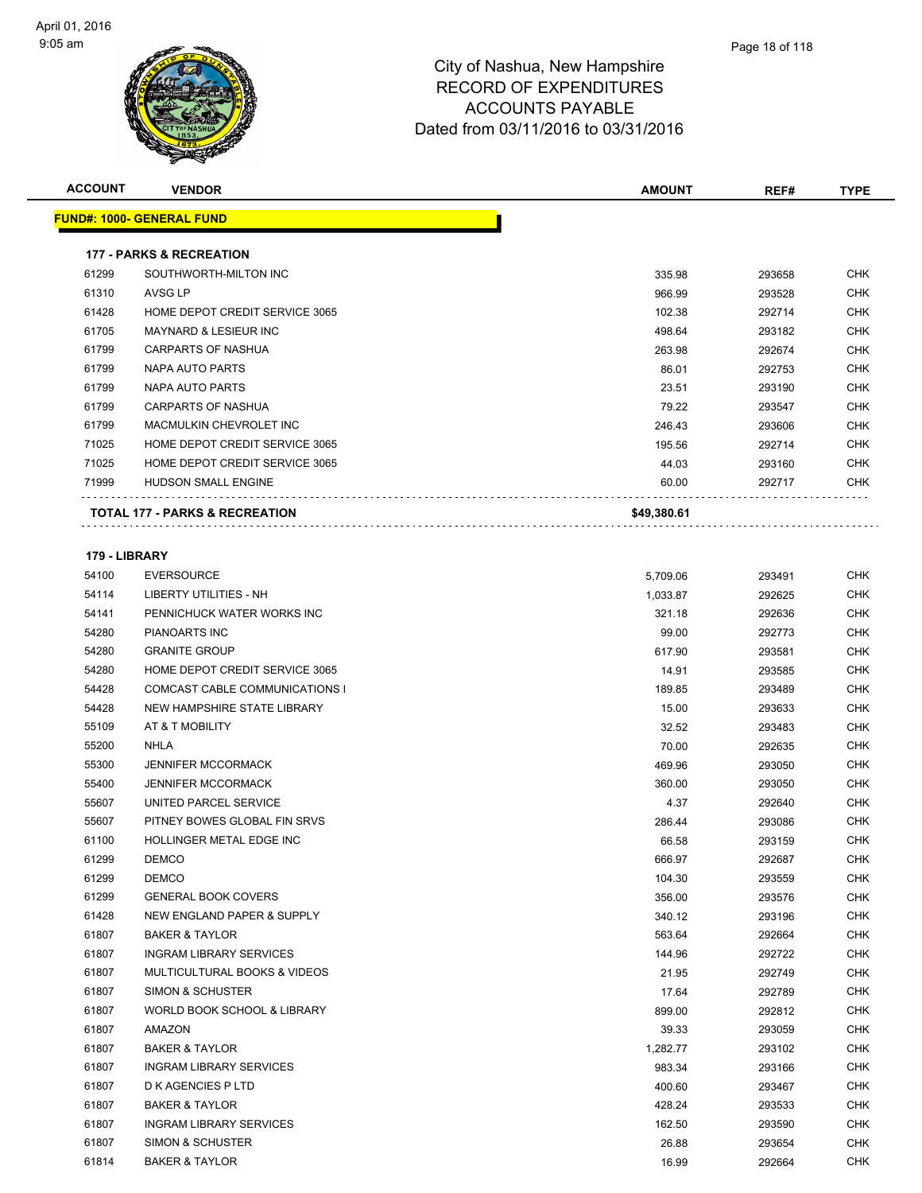# City of Nashua, New Hampshire
## RECORD OF EXPENDITURES
## ACCOUNTS PAYABLE
## Dated from 03/11/2016 to 03/31/2016

| ACCOUNT | VENDOR | AMOUNT | REF# | TYPE |
|---|---|---|---|---|
| **FUND#: 1000- GENERAL FUND** | | | | |
| **177 - PARKS & RECREATION** | | | | |
| 61299 | SOUTHWORTH-MILTON INC | 335.98 | 293658 | CHK |
| 61310 | AVSG LP | 966.99 | 293528 | CHK |
| 61428 | HOME DEPOT CREDIT SERVICE 3065 | 102.38 | 292714 | CHK |
| 61705 | MAYNARD & LESIEUR INC | 498.64 | 293182 | CHK |
| 61799 | CARPARTS OF NASHUA | 263.98 | 292674 | CHK |
| 61799 | NAPA AUTO PARTS | 86.01 | 292753 | CHK |
| 61799 | NAPA AUTO PARTS | 23.51 | 293190 | CHK |
| 61799 | CARPARTS OF NASHUA | 79.22 | 293547 | CHK |
| 61799 | MACMULKIN CHEVROLET INC | 246.43 | 293606 | CHK |
| 71025 | HOME DEPOT CREDIT SERVICE 3065 | 195.56 | 292714 | CHK |
| 71025 | HOME DEPOT CREDIT SERVICE 3065 | 44.03 | 293160 | CHK |
| 71999 | HUDSON SMALL ENGINE | 60.00 | 292717 | CHK |
| **TOTAL 177 - PARKS & RECREATION** | | **$49,380.61** | | |
| **179 - LIBRARY** | | | | |
| 54100 | EVERSOURCE | 5,709.06 | 293491 | CHK |
| 54114 | LIBERTY UTILITIES - NH | 1,033.87 | 292625 | CHK |
| 54141 | PENNICHUCK WATER WORKS INC | 321.18 | 292636 | CHK |
| 54280 | PIANOARTS INC | 99.00 | 292773 | CHK |
| 54280 | GRANITE GROUP | 617.90 | 293581 | CHK |
| 54280 | HOME DEPOT CREDIT SERVICE 3065 | 14.91 | 293585 | CHK |
| 54428 | COMCAST CABLE COMMUNICATIONS I | 189.85 | 293489 | CHK |
| 54428 | NEW HAMPSHIRE STATE LIBRARY | 15.00 | 293633 | CHK |
| 55109 | AT & T MOBILITY | 32.52 | 293483 | CHK |
| 55200 | NHLA | 70.00 | 292635 | CHK |
| 55300 | JENNIFER MCCORMACK | 469.96 | 293050 | CHK |
| 55400 | JENNIFER MCCORMACK | 360.00 | 293050 | CHK |
| 55607 | UNITED PARCEL SERVICE | 4.37 | 292640 | CHK |
| 55607 | PITNEY BOWES GLOBAL FIN SRVS | 286.44 | 293086 | CHK |
| 61100 | HOLLINGER METAL EDGE INC | 66.58 | 293159 | CHK |
| 61299 | DEMCO | 666.97 | 292687 | CHK |
| 61299 | DEMCO | 104.30 | 293559 | CHK |
| 61299 | GENERAL BOOK COVERS | 356.00 | 293576 | CHK |
| 61428 | NEW ENGLAND PAPER & SUPPLY | 340.12 | 293196 | CHK |
| 61807 | BAKER & TAYLOR | 563.64 | 292664 | CHK |
| 61807 | INGRAM LIBRARY SERVICES | 144.96 | 292722 | CHK |
| 61807 | MULTICULTURAL BOOKS & VIDEOS | 21.95 | 292749 | CHK |
| 61807 | SIMON & SCHUSTER | 17.64 | 292789 | CHK |
| 61807 | WORLD BOOK SCHOOL & LIBRARY | 899.00 | 292812 | CHK |
| 61807 | AMAZON | 39.33 | 293059 | CHK |
| 61807 | BAKER & TAYLOR | 1,282.77 | 293102 | CHK |
| 61807 | INGRAM LIBRARY SERVICES | 983.34 | 293166 | CHK |
| 61807 | D K AGENCIES P LTD | 400.60 | 293467 | CHK |
| 61807 | BAKER & TAYLOR | 428.24 | 293533 | CHK |
| 61807 | INGRAM LIBRARY SERVICES | 162.50 | 293590 | CHK |
| 61807 | SIMON & SCHUSTER | 26.88 | 293654 | CHK |
| 61814 | BAKER & TAYLOR | 16.99 | 292664 | CHK |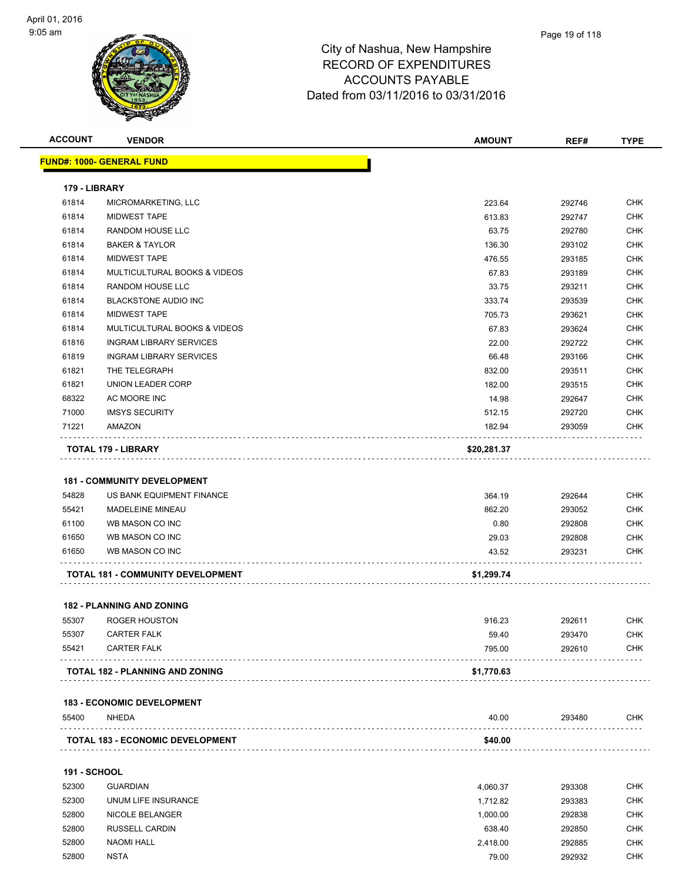# City of Nashua, New Hampshire
# RECORD OF EXPENDITURES
# ACCOUNTS PAYABLE
# Dated from 03/11/2016 to 03/31/2016

| ACCOUNT | VENDOR | AMOUNT | REF# | TYPE |
|---|---|---|---|---|
| **FUND#: 1000- GENERAL FUND** | | | | |
| **179 - LIBRARY** | | | | |
| 61814 | MICROMARKETING, LLC | 223.64 | 292746 | CHK |
| 61814 | MIDWEST TAPE | 613.83 | 292747 | CHK |
| 61814 | RANDOM HOUSE LLC | 63.75 | 292780 | CHK |
| 61814 | BAKER & TAYLOR | 136.30 | 293102 | CHK |
| 61814 | MIDWEST TAPE | 476.55 | 293185 | CHK |
| 61814 | MULTICULTURAL BOOKS & VIDEOS | 67.83 | 293189 | CHK |
| 61814 | RANDOM HOUSE LLC | 33.75 | 293211 | CHK |
| 61814 | BLACKSTONE AUDIO INC | 333.74 | 293539 | CHK |
| 61814 | MIDWEST TAPE | 705.73 | 293621 | CHK |
| 61814 | MULTICULTURAL BOOKS & VIDEOS | 67.83 | 293624 | CHK |
| 61816 | INGRAM LIBRARY SERVICES | 22.00 | 292722 | CHK |
| 61819 | INGRAM LIBRARY SERVICES | 66.48 | 293166 | CHK |
| 61821 | THE TELEGRAPH | 832.00 | 293511 | CHK |
| 61821 | UNION LEADER CORP | 182.00 | 293515 | CHK |
| 68322 | AC MOORE INC | 14.98 | 292647 | CHK |
| 71000 | IMSYS SECURITY | 512.15 | 292720 | CHK |
| 71221 | AMAZON | 182.94 | 293059 | CHK |
| **TOTAL 179 - LIBRARY** | | **$20,281.37** | | |
| **181 - COMMUNITY DEVELOPMENT** | | | | |
| 54828 | US BANK EQUIPMENT FINANCE | 364.19 | 292644 | CHK |
| 55421 | MADELEINE MINEAU | 862.20 | 293052 | CHK |
| 61100 | WB MASON CO INC | 0.80 | 292808 | CHK |
| 61650 | WB MASON CO INC | 29.03 | 292808 | CHK |
| 61650 | WB MASON CO INC | 43.52 | 293231 | CHK |
| **TOTAL 181 - COMMUNITY DEVELOPMENT** | | **$1,299.74** | | |
| **182 - PLANNING AND ZONING** | | | | |
| 55307 | ROGER HOUSTON | 916.23 | 292611 | CHK |
| 55307 | CARTER FALK | 59.40 | 293470 | CHK |
| 55421 | CARTER FALK | 795.00 | 292610 | CHK |
| **TOTAL 182 - PLANNING AND ZONING** | | **$1,770.63** | | |
| **183 - ECONOMIC DEVELOPMENT** | | | | |
| 55400 | NHEDA | 40.00 | 293480 | CHK |
| **TOTAL 183 - ECONOMIC DEVELOPMENT** | | **$40.00** | | |
| **191 - SCHOOL** | | | | |
| 52300 | GUARDIAN | 4,060.37 | 293308 | CHK |
| 52300 | UNUM LIFE INSURANCE | 1,712.82 | 293383 | CHK |
| 52800 | NICOLE BELANGER | 1,000.00 | 292838 | CHK |
| 52800 | RUSSELL CARDIN | 638.40 | 292850 | CHK |
| 52800 | NAOMI HALL | 2,418.00 | 292885 | CHK |
| 52800 | NSTA | 79.00 | 292932 | CHK |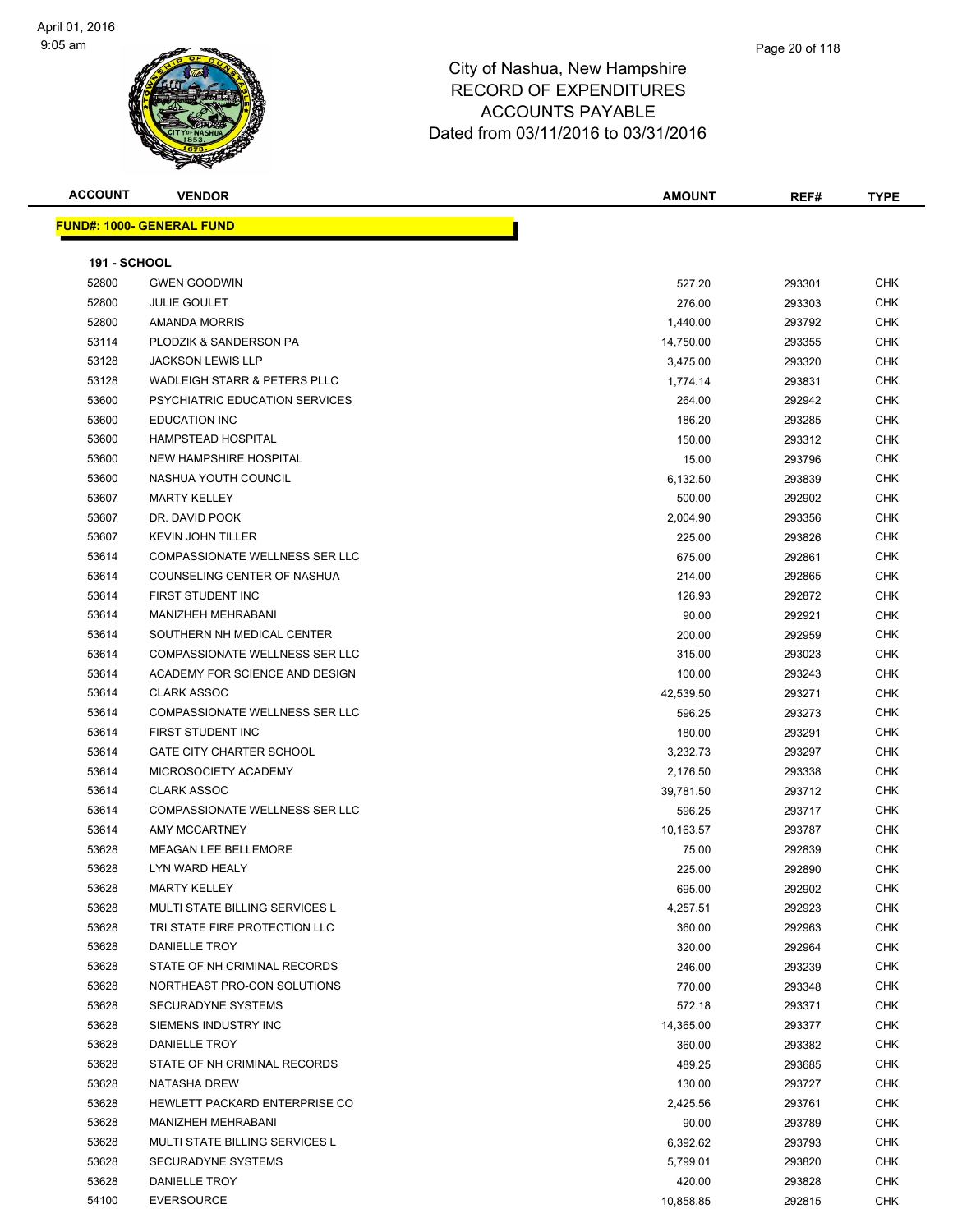# City of Nashua, New Hampshire
## RECORD OF EXPENDITURES
## ACCOUNTS PAYABLE
## Dated from 03/11/2016 to 03/31/2016

| ACCOUNT | VENDOR | AMOUNT | REF# | TYPE |
|---|---|---|---|---|
| **FUND#: 1000- GENERAL FUND** | | | | |
| **191 - SCHOOL** | | | | |
| 52800 | GWEN GOODWIN | 527.20 | 293301 | CHK |
| 52800 | JULIE GOULET | 276.00 | 293303 | CHK |
| 52800 | AMANDA MORRIS | 1,440.00 | 293792 | CHK |
| 53114 | PLODZIK & SANDERSON PA | 14,750.00 | 293355 | CHK |
| 53128 | JACKSON LEWIS LLP | 3,475.00 | 293320 | CHK |
| 53128 | WADLEIGH STARR & PETERS PLLC | 1,774.14 | 293831 | CHK |
| 53600 | PSYCHIATRIC EDUCATION SERVICES | 264.00 | 292942 | CHK |
| 53600 | EDUCATION INC | 186.20 | 293285 | CHK |
| 53600 | HAMPSTEAD HOSPITAL | 150.00 | 293312 | CHK |
| 53600 | NEW HAMPSHIRE HOSPITAL | 15.00 | 293796 | CHK |
| 53600 | NASHUA YOUTH COUNCIL | 6,132.50 | 293839 | CHK |
| 53607 | MARTY KELLEY | 500.00 | 292902 | CHK |
| 53607 | DR. DAVID POOK | 2,004.90 | 293356 | CHK |
| 53607 | KEVIN JOHN TILLER | 225.00 | 293826 | CHK |
| 53614 | COMPASSIONATE WELLNESS SER LLC | 675.00 | 292861 | CHK |
| 53614 | COUNSELING CENTER OF NASHUA | 214.00 | 292865 | CHK |
| 53614 | FIRST STUDENT INC | 126.93 | 292872 | CHK |
| 53614 | MANIZHEH MEHRABANI | 90.00 | 292921 | CHK |
| 53614 | SOUTHERN NH MEDICAL CENTER | 200.00 | 292959 | CHK |
| 53614 | COMPASSIONATE WELLNESS SER LLC | 315.00 | 293023 | CHK |
| 53614 | ACADEMY FOR SCIENCE AND DESIGN | 100.00 | 293243 | CHK |
| 53614 | CLARK ASSOC | 42,539.50 | 293271 | CHK |
| 53614 | COMPASSIONATE WELLNESS SER LLC | 596.25 | 293273 | CHK |
| 53614 | FIRST STUDENT INC | 180.00 | 293291 | CHK |
| 53614 | GATE CITY CHARTER SCHOOL | 3,232.73 | 293297 | CHK |
| 53614 | MICROSOCIETY ACADEMY | 2,176.50 | 293338 | CHK |
| 53614 | CLARK ASSOC | 39,781.50 | 293712 | CHK |
| 53614 | COMPASSIONATE WELLNESS SER LLC | 596.25 | 293717 | CHK |
| 53614 | AMY MCCARTNEY | 10,163.57 | 293787 | CHK |
| 53628 | MEAGAN LEE BELLEMORE | 75.00 | 292839 | CHK |
| 53628 | LYN WARD HEALY | 225.00 | 292890 | CHK |
| 53628 | MARTY KELLEY | 695.00 | 292902 | CHK |
| 53628 | MULTI STATE BILLING SERVICES L | 4,257.51 | 292923 | CHK |
| 53628 | TRI STATE FIRE PROTECTION LLC | 360.00 | 292963 | CHK |
| 53628 | DANIELLE TROY | 320.00 | 292964 | CHK |
| 53628 | STATE OF NH CRIMINAL RECORDS | 246.00 | 293239 | CHK |
| 53628 | NORTHEAST PRO-CON SOLUTIONS | 770.00 | 293348 | CHK |
| 53628 | SECURADYNE SYSTEMS | 572.18 | 293371 | CHK |
| 53628 | SIEMENS INDUSTRY INC | 14,365.00 | 293377 | CHK |
| 53628 | DANIELLE TROY | 360.00 | 293382 | CHK |
| 53628 | STATE OF NH CRIMINAL RECORDS | 489.25 | 293685 | CHK |
| 53628 | NATASHA DREW | 130.00 | 293727 | CHK |
| 53628 | HEWLETT PACKARD ENTERPRISE CO | 2,425.56 | 293761 | CHK |
| 53628 | MANIZHEH MEHRABANI | 90.00 | 293789 | CHK |
| 53628 | MULTI STATE BILLING SERVICES L | 6,392.62 | 293793 | CHK |
| 53628 | SECURADYNE SYSTEMS | 5,799.01 | 293820 | CHK |
| 53628 | DANIELLE TROY | 420.00 | 293828 | CHK |
| 54100 | EVERSOURCE | 10,858.85 | 292815 | CHK |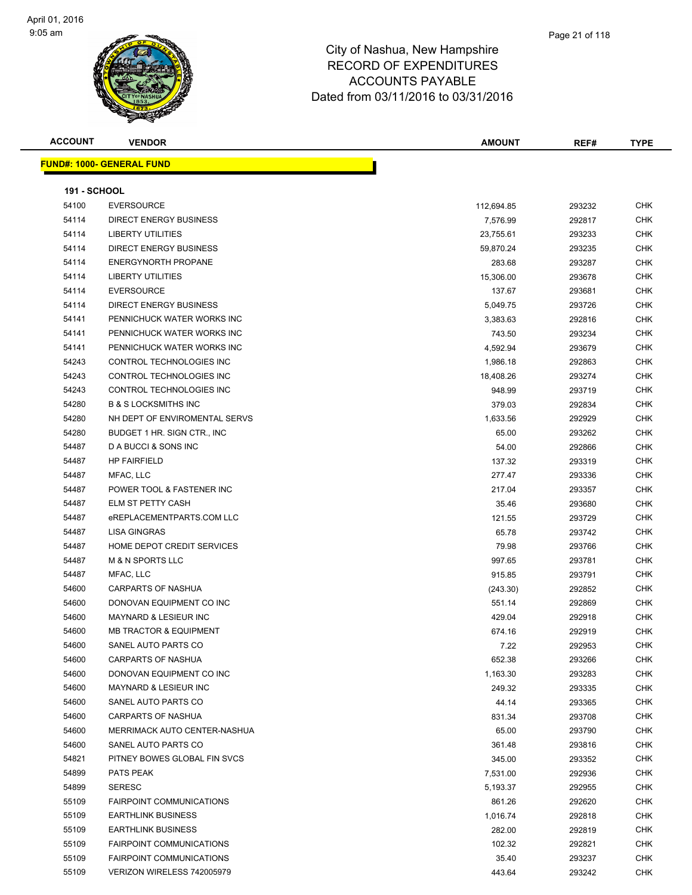# City of Nashua, New Hampshire
## RECORD OF EXPENDITURES
## ACCOUNTS PAYABLE
## Dated from 03/11/2016 to 03/31/2016

| ACCOUNT | VENDOR | AMOUNT | REF# | TYPE |
|---|---|---|---|---|
| **FUND#: 1000- GENERAL FUND** | | | | |
| **191 - SCHOOL** | | | | |
| 54100 | EVERSOURCE | 112,694.85 | 293232 | CHK |
| 54114 | DIRECT ENERGY BUSINESS | 7,576.99 | 292817 | CHK |
| 54114 | LIBERTY UTILITIES | 23,755.61 | 293233 | CHK |
| 54114 | DIRECT ENERGY BUSINESS | 59,870.24 | 293235 | CHK |
| 54114 | ENERGYNORTH PROPANE | 283.68 | 293287 | CHK |
| 54114 | LIBERTY UTILITIES | 15,306.00 | 293678 | CHK |
| 54114 | EVERSOURCE | 137.67 | 293681 | CHK |
| 54114 | DIRECT ENERGY BUSINESS | 5,049.75 | 293726 | CHK |
| 54141 | PENNICHUCK WATER WORKS INC | 3,383.63 | 292816 | CHK |
| 54141 | PENNICHUCK WATER WORKS INC | 743.50 | 293234 | CHK |
| 54141 | PENNICHUCK WATER WORKS INC | 4,592.94 | 293679 | CHK |
| 54243 | CONTROL TECHNOLOGIES INC | 1,986.18 | 292863 | CHK |
| 54243 | CONTROL TECHNOLOGIES INC | 18,408.26 | 293274 | CHK |
| 54243 | CONTROL TECHNOLOGIES INC | 948.99 | 293719 | CHK |
| 54280 | B & S LOCKSMITHS INC | 379.03 | 292834 | CHK |
| 54280 | NH DEPT OF ENVIROMENTAL SERVS | 1,633.56 | 292929 | CHK |
| 54280 | BUDGET 1 HR. SIGN CTR., INC | 65.00 | 293262 | CHK |
| 54487 | D A BUCCI & SONS INC | 54.00 | 292866 | CHK |
| 54487 | HP FAIRFIELD | 137.32 | 293319 | CHK |
| 54487 | MFAC, LLC | 277.47 | 293336 | CHK |
| 54487 | POWER TOOL & FASTENER INC | 217.04 | 293357 | CHK |
| 54487 | ELM ST PETTY CASH | 35.46 | 293680 | CHK |
| 54487 | eREPLACEMENTPARTS.COM LLC | 121.55 | 293729 | CHK |
| 54487 | LISA GINGRAS | 65.78 | 293742 | CHK |
| 54487 | HOME DEPOT CREDIT SERVICES | 79.98 | 293766 | CHK |
| 54487 | M & N SPORTS LLC | 997.65 | 293781 | CHK |
| 54487 | MFAC, LLC | 915.85 | 293791 | CHK |
| 54600 | CARPARTS OF NASHUA | (243.30) | 292852 | CHK |
| 54600 | DONOVAN EQUIPMENT CO INC | 551.14 | 292869 | CHK |
| 54600 | MAYNARD & LESIEUR INC | 429.04 | 292918 | CHK |
| 54600 | MB TRACTOR & EQUIPMENT | 674.16 | 292919 | CHK |
| 54600 | SANEL AUTO PARTS CO | 7.22 | 292953 | CHK |
| 54600 | CARPARTS OF NASHUA | 652.38 | 293266 | CHK |
| 54600 | DONOVAN EQUIPMENT CO INC | 1,163.30 | 293283 | CHK |
| 54600 | MAYNARD & LESIEUR INC | 249.32 | 293335 | CHK |
| 54600 | SANEL AUTO PARTS CO | 44.14 | 293365 | CHK |
| 54600 | CARPARTS OF NASHUA | 831.34 | 293708 | CHK |
| 54600 | MERRIMACK AUTO CENTER-NASHUA | 65.00 | 293790 | CHK |
| 54600 | SANEL AUTO PARTS CO | 361.48 | 293816 | CHK |
| 54821 | PITNEY BOWES GLOBAL FIN SVCS | 345.00 | 293352 | CHK |
| 54899 | PATS PEAK | 7,531.00 | 292936 | CHK |
| 54899 | SERESC | 5,193.37 | 292955 | CHK |
| 55109 | FAIRPOINT COMMUNICATIONS | 861.26 | 292620 | CHK |
| 55109 | EARTHLINK BUSINESS | 1,016.74 | 292818 | CHK |
| 55109 | EARTHLINK BUSINESS | 282.00 | 292819 | CHK |
| 55109 | FAIRPOINT COMMUNICATIONS | 102.32 | 292821 | CHK |
| 55109 | FAIRPOINT COMMUNICATIONS | 35.40 | 293237 | CHK |
| 55109 | VERIZON WIRELESS 742005979 | 443.64 | 293242 | CHK |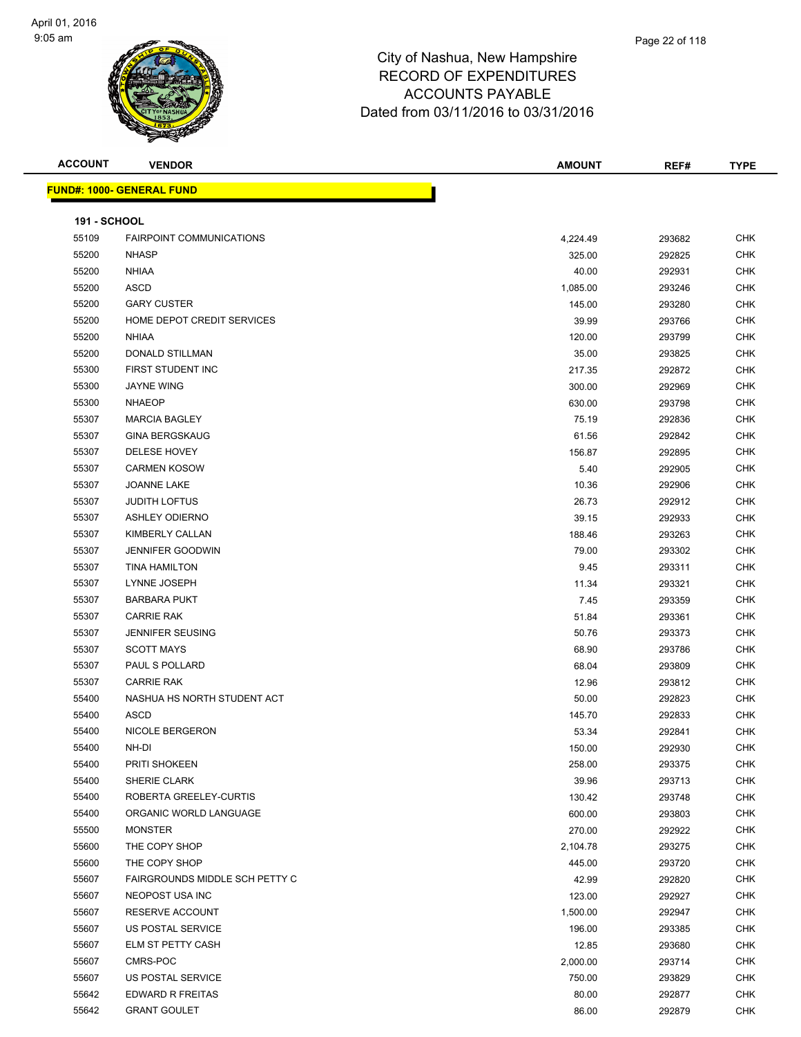# City of Nashua, New Hampshire
# RECORD OF EXPENDITURES
# ACCOUNTS PAYABLE
# Dated from 03/11/2016 to 03/31/2016

| ACCOUNT | VENDOR | AMOUNT | REF# | TYPE |
|---|---|---|---|---|

**FUND#: 1000- GENERAL FUND**

**191 - SCHOOL**

| ACCOUNT | VENDOR | AMOUNT | REF# | TYPE |
|---|---|---|---|---|
| 55109 | FAIRPOINT COMMUNICATIONS | 4,224.49 | 293682 | CHK |
| 55200 | NHASP | 325.00 | 292825 | CHK |
| 55200 | NHIAA | 40.00 | 292931 | CHK |
| 55200 | ASCD | 1,085.00 | 293246 | CHK |
| 55200 | GARY CUSTER | 145.00 | 293280 | CHK |
| 55200 | HOME DEPOT CREDIT SERVICES | 39.99 | 293766 | CHK |
| 55200 | NHIAA | 120.00 | 293799 | CHK |
| 55200 | DONALD STILLMAN | 35.00 | 293825 | CHK |
| 55300 | FIRST STUDENT INC | 217.35 | 292872 | CHK |
| 55300 | JAYNE WING | 300.00 | 292969 | CHK |
| 55300 | NHAEOP | 630.00 | 293798 | CHK |
| 55307 | MARCIA BAGLEY | 75.19 | 292836 | CHK |
| 55307 | GINA BERGSKAUG | 61.56 | 292842 | CHK |
| 55307 | DELESE HOVEY | 156.87 | 292895 | CHK |
| 55307 | CARMEN KOSOW | 5.40 | 292905 | CHK |
| 55307 | JOANNE LAKE | 10.36 | 292906 | CHK |
| 55307 | JUDITH LOFTUS | 26.73 | 292912 | CHK |
| 55307 | ASHLEY ODIERNO | 39.15 | 292933 | CHK |
| 55307 | KIMBERLY CALLAN | 188.46 | 293263 | CHK |
| 55307 | JENNIFER GOODWIN | 79.00 | 293302 | CHK |
| 55307 | TINA HAMILTON | 9.45 | 293311 | CHK |
| 55307 | LYNNE JOSEPH | 11.34 | 293321 | CHK |
| 55307 | BARBARA PUKT | 7.45 | 293359 | CHK |
| 55307 | CARRIE RAK | 51.84 | 293361 | CHK |
| 55307 | JENNIFER SEUSING | 50.76 | 293373 | CHK |
| 55307 | SCOTT MAYS | 68.90 | 293786 | CHK |
| 55307 | PAUL S POLLARD | 68.04 | 293809 | CHK |
| 55307 | CARRIE RAK | 12.96 | 293812 | CHK |
| 55400 | NASHUA HS NORTH STUDENT ACT | 50.00 | 292823 | CHK |
| 55400 | ASCD | 145.70 | 292833 | CHK |
| 55400 | NICOLE BERGERON | 53.34 | 292841 | CHK |
| 55400 | NH-DI | 150.00 | 292930 | CHK |
| 55400 | PRITI SHOKEEN | 258.00 | 293375 | CHK |
| 55400 | SHERIE CLARK | 39.96 | 293713 | CHK |
| 55400 | ROBERTA GREELEY-CURTIS | 130.42 | 293748 | CHK |
| 55400 | ORGANIC WORLD LANGUAGE | 600.00 | 293803 | CHK |
| 55500 | MONSTER | 270.00 | 292922 | CHK |
| 55600 | THE COPY SHOP | 2,104.78 | 293275 | CHK |
| 55600 | THE COPY SHOP | 445.00 | 293720 | CHK |
| 55607 | FAIRGROUNDS MIDDLE SCH PETTY C | 42.99 | 292820 | CHK |
| 55607 | NEOPOST USA INC | 123.00 | 292927 | CHK |
| 55607 | RESERVE ACCOUNT | 1,500.00 | 292947 | CHK |
| 55607 | US POSTAL SERVICE | 196.00 | 293385 | CHK |
| 55607 | ELM ST PETTY CASH | 12.85 | 293680 | CHK |
| 55607 | CMRS-POC | 2,000.00 | 293714 | CHK |
| 55607 | US POSTAL SERVICE | 750.00 | 293829 | CHK |
| 55642 | EDWARD R FREITAS | 80.00 | 292877 | CHK |
| 55642 | GRANT GOULET | 86.00 | 292879 | CHK |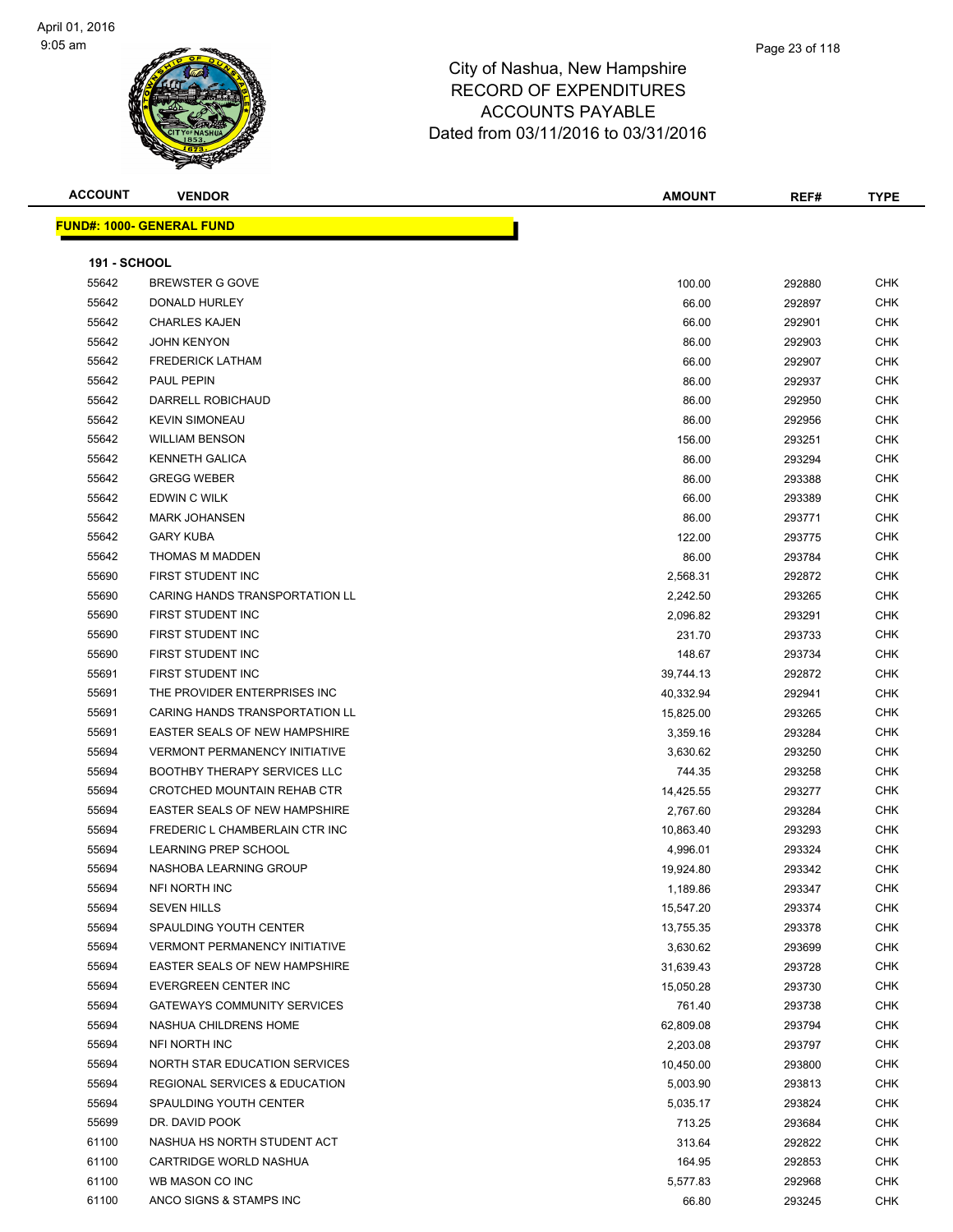# City of Nashua, New Hampshire
## RECORD OF EXPENDITURES
## ACCOUNTS PAYABLE
## Dated from 03/11/2016 to 03/31/2016

| ACCOUNT | VENDOR | AMOUNT | REF# | TYPE |
|---|---|---|---|---|
| **FUND#: 1000- GENERAL FUND** | | | | |
| **191 - SCHOOL** | | | | |
| 55642 | BREWSTER G GOVE | 100.00 | 292880 | CHK |
| 55642 | DONALD HURLEY | 66.00 | 292897 | CHK |
| 55642 | CHARLES KAJEN | 66.00 | 292901 | CHK |
| 55642 | JOHN KENYON | 86.00 | 292903 | CHK |
| 55642 | FREDERICK LATHAM | 66.00 | 292907 | CHK |
| 55642 | PAUL PEPIN | 86.00 | 292937 | CHK |
| 55642 | DARRELL ROBICHAUD | 86.00 | 292950 | CHK |
| 55642 | KEVIN SIMONEAU | 86.00 | 292956 | CHK |
| 55642 | WILLIAM BENSON | 156.00 | 293251 | CHK |
| 55642 | KENNETH GALICA | 86.00 | 293294 | CHK |
| 55642 | GREGG WEBER | 86.00 | 293388 | CHK |
| 55642 | EDWIN C WILK | 66.00 | 293389 | CHK |
| 55642 | MARK JOHANSEN | 86.00 | 293771 | CHK |
| 55642 | GARY KUBA | 122.00 | 293775 | CHK |
| 55642 | THOMAS M MADDEN | 86.00 | 293784 | CHK |
| 55690 | FIRST STUDENT INC | 2,568.31 | 292872 | CHK |
| 55690 | CARING HANDS TRANSPORTATION LL | 2,242.50 | 293265 | CHK |
| 55690 | FIRST STUDENT INC | 2,096.82 | 293291 | CHK |
| 55690 | FIRST STUDENT INC | 231.70 | 293733 | CHK |
| 55690 | FIRST STUDENT INC | 148.67 | 293734 | CHK |
| 55691 | FIRST STUDENT INC | 39,744.13 | 292872 | CHK |
| 55691 | THE PROVIDER ENTERPRISES INC | 40,332.94 | 292941 | CHK |
| 55691 | CARING HANDS TRANSPORTATION LL | 15,825.00 | 293265 | CHK |
| 55691 | EASTER SEALS OF NEW HAMPSHIRE | 3,359.16 | 293284 | CHK |
| 55694 | VERMONT PERMANENCY INITIATIVE | 3,630.62 | 293250 | CHK |
| 55694 | BOOTHBY THERAPY SERVICES LLC | 744.35 | 293258 | CHK |
| 55694 | CROTCHED MOUNTAIN REHAB CTR | 14,425.55 | 293277 | CHK |
| 55694 | EASTER SEALS OF NEW HAMPSHIRE | 2,767.60 | 293284 | CHK |
| 55694 | FREDERIC L CHAMBERLAIN CTR INC | 10,863.40 | 293293 | CHK |
| 55694 | LEARNING PREP SCHOOL | 4,996.01 | 293324 | CHK |
| 55694 | NASHOBA LEARNING GROUP | 19,924.80 | 293342 | CHK |
| 55694 | NFI NORTH INC | 1,189.86 | 293347 | CHK |
| 55694 | SEVEN HILLS | 15,547.20 | 293374 | CHK |
| 55694 | SPAULDING YOUTH CENTER | 13,755.35 | 293378 | CHK |
| 55694 | VERMONT PERMANENCY INITIATIVE | 3,630.62 | 293699 | CHK |
| 55694 | EASTER SEALS OF NEW HAMPSHIRE | 31,639.43 | 293728 | CHK |
| 55694 | EVERGREEN CENTER INC | 15,050.28 | 293730 | CHK |
| 55694 | GATEWAYS COMMUNITY SERVICES | 761.40 | 293738 | CHK |
| 55694 | NASHUA CHILDRENS HOME | 62,809.08 | 293794 | CHK |
| 55694 | NFI NORTH INC | 2,203.08 | 293797 | CHK |
| 55694 | NORTH STAR EDUCATION SERVICES | 10,450.00 | 293800 | CHK |
| 55694 | REGIONAL SERVICES & EDUCATION | 5,003.90 | 293813 | CHK |
| 55694 | SPAULDING YOUTH CENTER | 5,035.17 | 293824 | CHK |
| 55699 | DR. DAVID POOK | 713.25 | 293684 | CHK |
| 61100 | NASHUA HS NORTH STUDENT ACT | 313.64 | 292822 | CHK |
| 61100 | CARTRIDGE WORLD NASHUA | 164.95 | 292853 | CHK |
| 61100 | WB MASON CO INC | 5,577.83 | 292968 | CHK |
| 61100 | ANCO SIGNS & STAMPS INC | 66.80 | 293245 | CHK |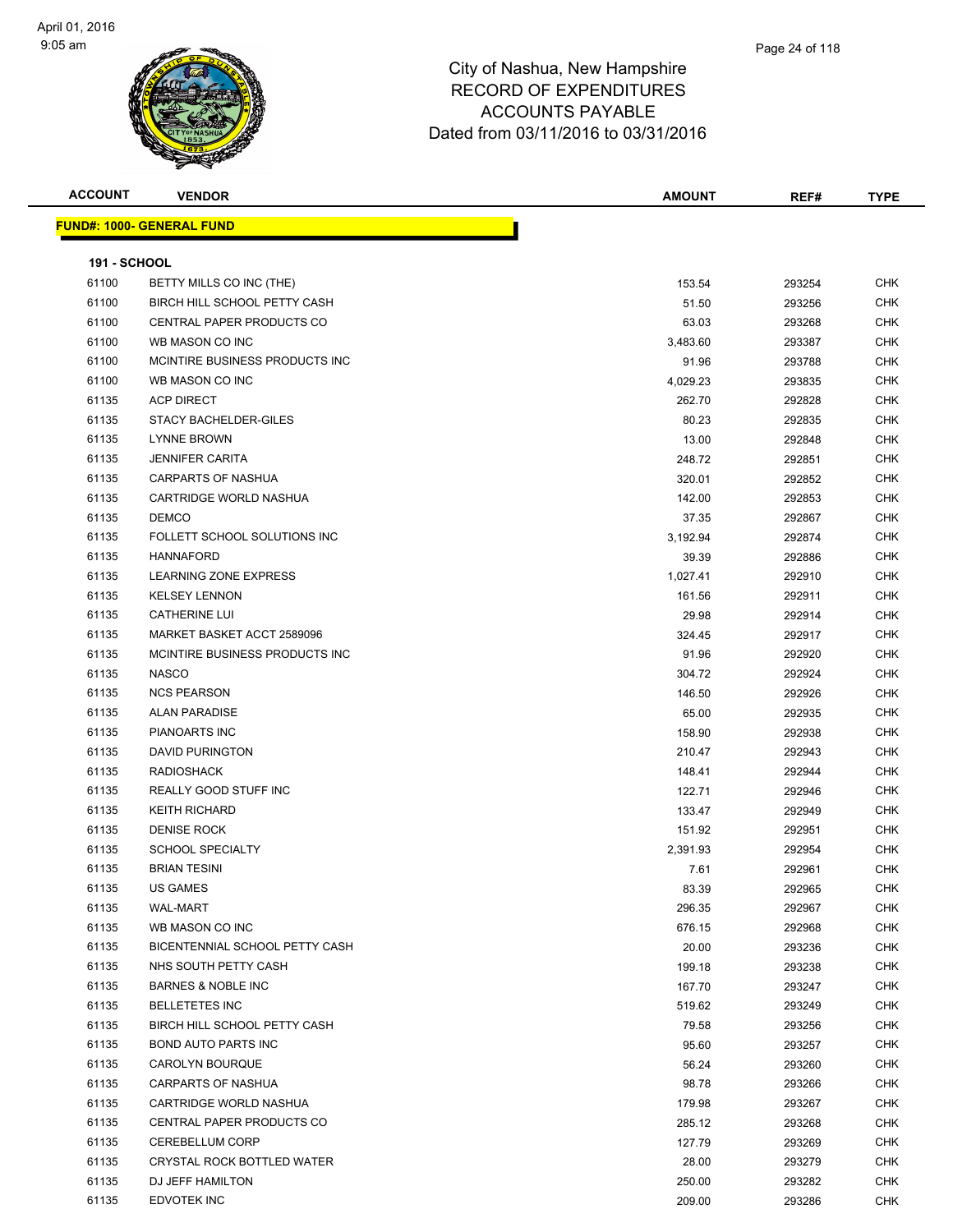# City of Nashua, New Hampshire
# RECORD OF EXPENDITURES
# ACCOUNTS PAYABLE
# Dated from 03/11/2016 to 03/31/2016

**FUND#: 1000- GENERAL FUND**

**191 - SCHOOL**

| ACCOUNT | VENDOR | AMOUNT | REF# | TYPE |
|---|---|---|---|---|
| 61100 | BETTY MILLS CO INC (THE) | 153.54 | 293254 | CHK |
| 61100 | BIRCH HILL SCHOOL PETTY CASH | 51.50 | 293256 | CHK |
| 61100 | CENTRAL PAPER PRODUCTS CO | 63.03 | 293268 | CHK |
| 61100 | WB MASON CO INC | 3,483.60 | 293387 | CHK |
| 61100 | MCINTIRE BUSINESS PRODUCTS INC | 91.96 | 293788 | CHK |
| 61100 | WB MASON CO INC | 4,029.23 | 293835 | CHK |
| 61135 | ACP DIRECT | 262.70 | 292828 | CHK |
| 61135 | STACY BACHELDER-GILES | 80.23 | 292835 | CHK |
| 61135 | LYNNE BROWN | 13.00 | 292848 | CHK |
| 61135 | JENNIFER CARITA | 248.72 | 292851 | CHK |
| 61135 | CARPARTS OF NASHUA | 320.01 | 292852 | CHK |
| 61135 | CARTRIDGE WORLD NASHUA | 142.00 | 292853 | CHK |
| 61135 | DEMCO | 37.35 | 292867 | CHK |
| 61135 | FOLLETT SCHOOL SOLUTIONS INC | 3,192.94 | 292874 | CHK |
| 61135 | HANNAFORD | 39.39 | 292886 | CHK |
| 61135 | LEARNING ZONE EXPRESS | 1,027.41 | 292910 | CHK |
| 61135 | KELSEY LENNON | 161.56 | 292911 | CHK |
| 61135 | CATHERINE LUI | 29.98 | 292914 | CHK |
| 61135 | MARKET BASKET ACCT 2589096 | 324.45 | 292917 | CHK |
| 61135 | MCINTIRE BUSINESS PRODUCTS INC | 91.96 | 292920 | CHK |
| 61135 | NASCO | 304.72 | 292924 | CHK |
| 61135 | NCS PEARSON | 146.50 | 292926 | CHK |
| 61135 | ALAN PARADISE | 65.00 | 292935 | CHK |
| 61135 | PIANOARTS INC | 158.90 | 292938 | CHK |
| 61135 | DAVID PURINGTON | 210.47 | 292943 | CHK |
| 61135 | RADIOSHACK | 148.41 | 292944 | CHK |
| 61135 | REALLY GOOD STUFF INC | 122.71 | 292946 | CHK |
| 61135 | KEITH RICHARD | 133.47 | 292949 | CHK |
| 61135 | DENISE ROCK | 151.92 | 292951 | CHK |
| 61135 | SCHOOL SPECIALTY | 2,391.93 | 292954 | CHK |
| 61135 | BRIAN TESINI | 7.61 | 292961 | CHK |
| 61135 | US GAMES | 83.39 | 292965 | CHK |
| 61135 | WAL-MART | 296.35 | 292967 | CHK |
| 61135 | WB MASON CO INC | 676.15 | 292968 | CHK |
| 61135 | BICENTENNIAL SCHOOL PETTY CASH | 20.00 | 293236 | CHK |
| 61135 | NHS SOUTH PETTY CASH | 199.18 | 293238 | CHK |
| 61135 | BARNES & NOBLE INC | 167.70 | 293247 | CHK |
| 61135 | BELLETETES INC | 519.62 | 293249 | CHK |
| 61135 | BIRCH HILL SCHOOL PETTY CASH | 79.58 | 293256 | CHK |
| 61135 | BOND AUTO PARTS INC | 95.60 | 293257 | CHK |
| 61135 | CAROLYN BOURQUE | 56.24 | 293260 | CHK |
| 61135 | CARPARTS OF NASHUA | 98.78 | 293266 | CHK |
| 61135 | CARTRIDGE WORLD NASHUA | 179.98 | 293267 | CHK |
| 61135 | CENTRAL PAPER PRODUCTS CO | 285.12 | 293268 | CHK |
| 61135 | CEREBELLUM CORP | 127.79 | 293269 | CHK |
| 61135 | CRYSTAL ROCK BOTTLED WATER | 28.00 | 293279 | CHK |
| 61135 | DJ JEFF HAMILTON | 250.00 | 293282 | CHK |
| 61135 | EDVOTEK INC | 209.00 | 293286 | CHK |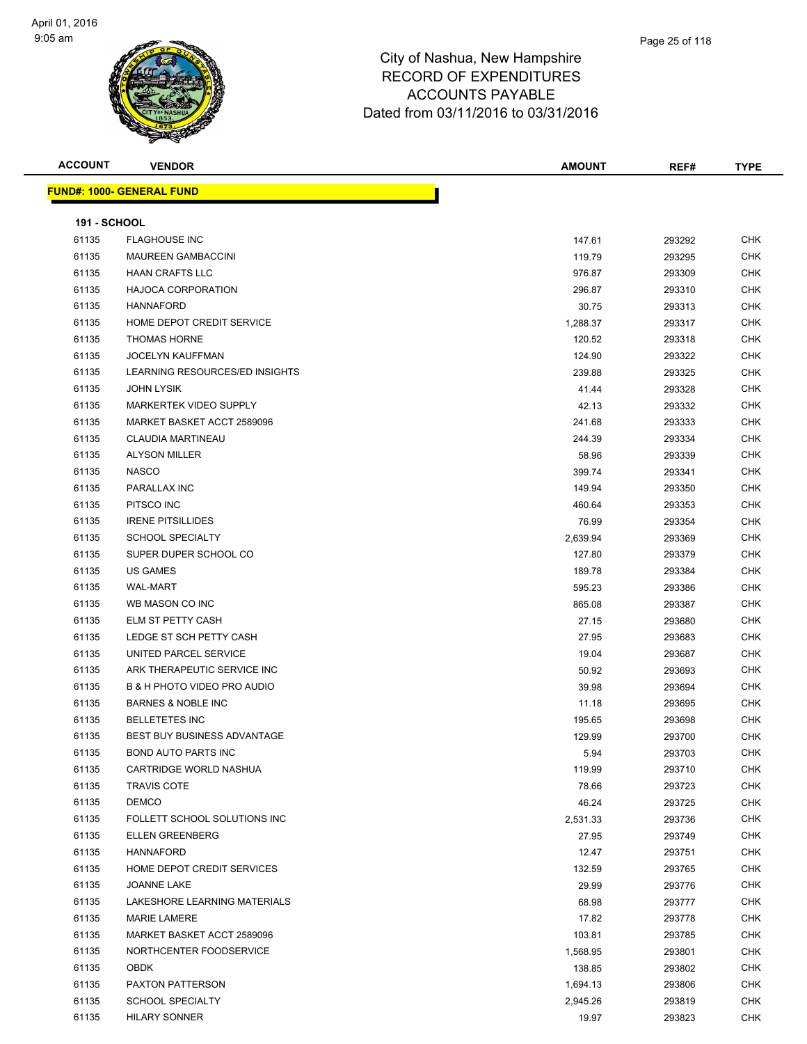# City of Nashua, New Hampshire
# RECORD OF EXPENDITURES
# ACCOUNTS PAYABLE
# Dated from 03/11/2016 to 03/31/2016

April 01, 2016
9:05 am

**FUND#: 1000- GENERAL FUND**

**191 - SCHOOL**

| ACCOUNT | VENDOR | AMOUNT | REF# | TYPE |
|---|---|---|---|---|
| 61135 | FLAGHOUSE INC | 147.61 | 293292 | CHK |
| 61135 | MAUREEN GAMBACCINI | 119.79 | 293295 | CHK |
| 61135 | HAAN CRAFTS LLC | 976.87 | 293309 | CHK |
| 61135 | HAJOCA CORPORATION | 296.87 | 293310 | CHK |
| 61135 | HANNAFORD | 30.75 | 293313 | CHK |
| 61135 | HOME DEPOT CREDIT SERVICE | 1,288.37 | 293317 | CHK |
| 61135 | THOMAS HORNE | 120.52 | 293318 | CHK |
| 61135 | JOCELYN KAUFFMAN | 124.90 | 293322 | CHK |
| 61135 | LEARNING RESOURCES/ED INSIGHTS | 239.88 | 293325 | CHK |
| 61135 | JOHN LYSIK | 41.44 | 293328 | CHK |
| 61135 | MARKERTEK VIDEO SUPPLY | 42.13 | 293332 | CHK |
| 61135 | MARKET BASKET ACCT 2589096 | 241.68 | 293333 | CHK |
| 61135 | CLAUDIA MARTINEAU | 244.39 | 293334 | CHK |
| 61135 | ALYSON MILLER | 58.96 | 293339 | CHK |
| 61135 | NASCO | 399.74 | 293341 | CHK |
| 61135 | PARALLAX INC | 149.94 | 293350 | CHK |
| 61135 | PITSCO INC | 460.64 | 293353 | CHK |
| 61135 | IRENE PITSILLIDES | 76.99 | 293354 | CHK |
| 61135 | SCHOOL SPECIALTY | 2,639.94 | 293369 | CHK |
| 61135 | SUPER DUPER SCHOOL CO | 127.80 | 293379 | CHK |
| 61135 | US GAMES | 189.78 | 293384 | CHK |
| 61135 | WAL-MART | 595.23 | 293386 | CHK |
| 61135 | WB MASON CO INC | 865.08 | 293387 | CHK |
| 61135 | ELM ST PETTY CASH | 27.15 | 293680 | CHK |
| 61135 | LEDGE ST SCH PETTY CASH | 27.95 | 293683 | CHK |
| 61135 | UNITED PARCEL SERVICE | 19.04 | 293687 | CHK |
| 61135 | ARK THERAPEUTIC SERVICE INC | 50.92 | 293693 | CHK |
| 61135 | B & H PHOTO VIDEO PRO AUDIO | 39.98 | 293694 | CHK |
| 61135 | BARNES & NOBLE INC | 11.18 | 293695 | CHK |
| 61135 | BELLETETES INC | 195.65 | 293698 | CHK |
| 61135 | BEST BUY BUSINESS ADVANTAGE | 129.99 | 293700 | CHK |
| 61135 | BOND AUTO PARTS INC | 5.94 | 293703 | CHK |
| 61135 | CARTRIDGE WORLD NASHUA | 119.99 | 293710 | CHK |
| 61135 | TRAVIS COTE | 78.66 | 293723 | CHK |
| 61135 | DEMCO | 46.24 | 293725 | CHK |
| 61135 | FOLLETT SCHOOL SOLUTIONS INC | 2,531.33 | 293736 | CHK |
| 61135 | ELLEN GREENBERG | 27.95 | 293749 | CHK |
| 61135 | HANNAFORD | 12.47 | 293751 | CHK |
| 61135 | HOME DEPOT CREDIT SERVICES | 132.59 | 293765 | CHK |
| 61135 | JOANNE LAKE | 29.99 | 293776 | CHK |
| 61135 | LAKESHORE LEARNING MATERIALS | 68.98 | 293777 | CHK |
| 61135 | MARIE LAMERE | 17.82 | 293778 | CHK |
| 61135 | MARKET BASKET ACCT 2589096 | 103.81 | 293785 | CHK |
| 61135 | NORTHCENTER FOODSERVICE | 1,568.95 | 293801 | CHK |
| 61135 | OBDK | 138.85 | 293802 | CHK |
| 61135 | PAXTON PATTERSON | 1,694.13 | 293806 | CHK |
| 61135 | SCHOOL SPECIALTY | 2,945.26 | 293819 | CHK |
| 61135 | HILARY SONNER | 19.97 | 293823 | CHK |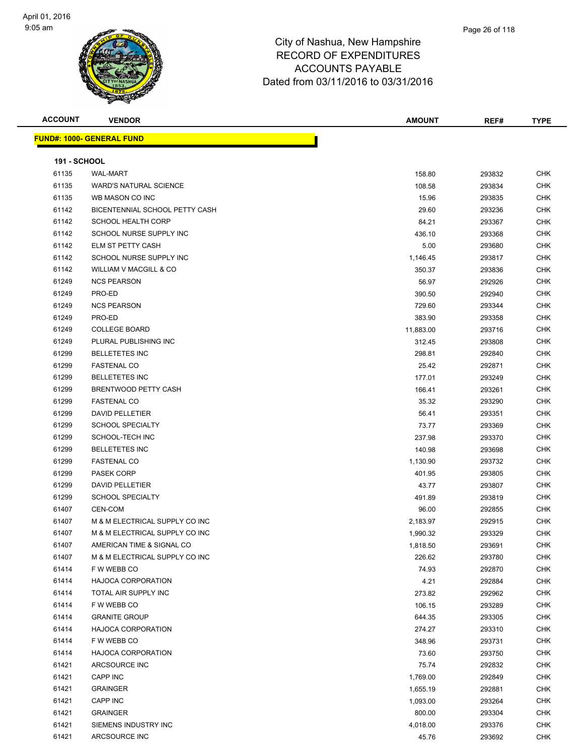# City of Nashua, New Hampshire
## RECORD OF EXPENDITURES
## ACCOUNTS PAYABLE
## Dated from 03/11/2016 to 03/31/2016

| ACCOUNT | VENDOR | AMOUNT | REF# | TYPE |
|---|---|---|---|---|
| **FUND#: 1000- GENERAL FUND** | | | | |
| **191 - SCHOOL** | | | | |
| 61135 | WAL-MART | 158.80 | 293832 | CHK |
| 61135 | WARD'S NATURAL SCIENCE | 108.58 | 293834 | CHK |
| 61135 | WB MASON CO INC | 15.96 | 293835 | CHK |
| 61142 | BICENTENNIAL SCHOOL PETTY CASH | 29.60 | 293236 | CHK |
| 61142 | SCHOOL HEALTH CORP | 84.21 | 293367 | CHK |
| 61142 | SCHOOL NURSE SUPPLY INC | 436.10 | 293368 | CHK |
| 61142 | ELM ST PETTY CASH | 5.00 | 293680 | CHK |
| 61142 | SCHOOL NURSE SUPPLY INC | 1,146.45 | 293817 | CHK |
| 61142 | WILLIAM V MACGILL & CO | 350.37 | 293836 | CHK |
| 61249 | NCS PEARSON | 56.97 | 292926 | CHK |
| 61249 | PRO-ED | 390.50 | 292940 | CHK |
| 61249 | NCS PEARSON | 729.60 | 293344 | CHK |
| 61249 | PRO-ED | 383.90 | 293358 | CHK |
| 61249 | COLLEGE BOARD | 11,883.00 | 293716 | CHK |
| 61249 | PLURAL PUBLISHING INC | 312.45 | 293808 | CHK |
| 61299 | BELLETETES INC | 298.81 | 292840 | CHK |
| 61299 | FASTENAL CO | 25.42 | 292871 | CHK |
| 61299 | BELLETETES INC | 177.01 | 293249 | CHK |
| 61299 | BRENTWOOD PETTY CASH | 166.41 | 293261 | CHK |
| 61299 | FASTENAL CO | 35.32 | 293290 | CHK |
| 61299 | DAVID PELLETIER | 56.41 | 293351 | CHK |
| 61299 | SCHOOL SPECIALTY | 73.77 | 293369 | CHK |
| 61299 | SCHOOL-TECH INC | 237.98 | 293370 | CHK |
| 61299 | BELLETETES INC | 140.98 | 293698 | CHK |
| 61299 | FASTENAL CO | 1,130.90 | 293732 | CHK |
| 61299 | PASEK CORP | 401.95 | 293805 | CHK |
| 61299 | DAVID PELLETIER | 43.77 | 293807 | CHK |
| 61299 | SCHOOL SPECIALTY | 491.89 | 293819 | CHK |
| 61407 | CEN-COM | 96.00 | 292855 | CHK |
| 61407 | M & M ELECTRICAL SUPPLY CO INC | 2,183.97 | 292915 | CHK |
| 61407 | M & M ELECTRICAL SUPPLY CO INC | 1,990.32 | 293329 | CHK |
| 61407 | AMERICAN TIME & SIGNAL CO | 1,818.50 | 293691 | CHK |
| 61407 | M & M ELECTRICAL SUPPLY CO INC | 226.62 | 293780 | CHK |
| 61414 | F W WEBB CO | 74.93 | 292870 | CHK |
| 61414 | HAJOCA CORPORATION | 4.21 | 292884 | CHK |
| 61414 | TOTAL AIR SUPPLY INC | 273.82 | 292962 | CHK |
| 61414 | F W WEBB CO | 106.15 | 293289 | CHK |
| 61414 | GRANITE GROUP | 644.35 | 293305 | CHK |
| 61414 | HAJOCA CORPORATION | 274.27 | 293310 | CHK |
| 61414 | F W WEBB CO | 348.96 | 293731 | CHK |
| 61414 | HAJOCA CORPORATION | 73.60 | 293750 | CHK |
| 61421 | ARCSOURCE INC | 75.74 | 292832 | CHK |
| 61421 | CAPP INC | 1,769.00 | 292849 | CHK |
| 61421 | GRAINGER | 1,655.19 | 292881 | CHK |
| 61421 | CAPP INC | 1,093.00 | 293264 | CHK |
| 61421 | GRAINGER | 800.00 | 293304 | CHK |
| 61421 | SIEMENS INDUSTRY INC | 4,018.00 | 293376 | CHK |
| 61421 | ARCSOURCE INC | 45.76 | 293692 | CHK |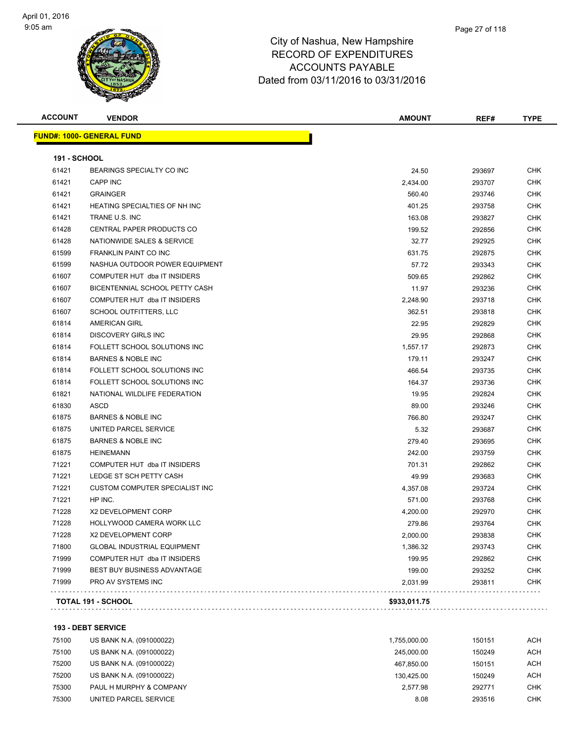# City of Nashua, New Hampshire
## RECORD OF EXPENDITURES
## ACCOUNTS PAYABLE
## Dated from 03/11/2016 to 03/31/2016

| ACCOUNT | VENDOR | AMOUNT | REF# | TYPE |
|---|---|---|---|---|
| **FUND#: 1000- GENERAL FUND** | | | | |
| **191 - SCHOOL** | | | | |
| 61421 | BEARINGS SPECIALTY CO INC | 24.50 | 293697 | CHK |
| 61421 | CAPP INC | 2,434.00 | 293707 | CHK |
| 61421 | GRAINGER | 560.40 | 293746 | CHK |
| 61421 | HEATING SPECIALTIES OF NH INC | 401.25 | 293758 | CHK |
| 61421 | TRANE U.S. INC | 163.08 | 293827 | CHK |
| 61428 | CENTRAL PAPER PRODUCTS CO | 199.52 | 292856 | CHK |
| 61428 | NATIONWIDE SALES & SERVICE | 32.77 | 292925 | CHK |
| 61599 | FRANKLIN PAINT CO INC | 631.75 | 292875 | CHK |
| 61599 | NASHUA OUTDOOR POWER EQUIPMENT | 57.72 | 293343 | CHK |
| 61607 | COMPUTER HUT dba IT INSIDERS | 509.65 | 292862 | CHK |
| 61607 | BICENTENNIAL SCHOOL PETTY CASH | 11.97 | 293236 | CHK |
| 61607 | COMPUTER HUT dba IT INSIDERS | 2,248.90 | 293718 | CHK |
| 61607 | SCHOOL OUTFITTERS, LLC | 362.51 | 293818 | CHK |
| 61814 | AMERICAN GIRL | 22.95 | 292829 | CHK |
| 61814 | DISCOVERY GIRLS INC | 29.95 | 292868 | CHK |
| 61814 | FOLLETT SCHOOL SOLUTIONS INC | 1,557.17 | 292873 | CHK |
| 61814 | BARNES & NOBLE INC | 179.11 | 293247 | CHK |
| 61814 | FOLLETT SCHOOL SOLUTIONS INC | 466.54 | 293735 | CHK |
| 61814 | FOLLETT SCHOOL SOLUTIONS INC | 164.37 | 293736 | CHK |
| 61821 | NATIONAL WILDLIFE FEDERATION | 19.95 | 292824 | CHK |
| 61830 | ASCD | 89.00 | 293246 | CHK |
| 61875 | BARNES & NOBLE INC | 766.80 | 293247 | CHK |
| 61875 | UNITED PARCEL SERVICE | 5.32 | 293687 | CHK |
| 61875 | BARNES & NOBLE INC | 279.40 | 293695 | CHK |
| 61875 | HEINEMANN | 242.00 | 293759 | CHK |
| 71221 | COMPUTER HUT dba IT INSIDERS | 701.31 | 292862 | CHK |
| 71221 | LEDGE ST SCH PETTY CASH | 49.99 | 293683 | CHK |
| 71221 | CUSTOM COMPUTER SPECIALIST INC | 4,357.08 | 293724 | CHK |
| 71221 | HP INC. | 571.00 | 293768 | CHK |
| 71228 | X2 DEVELOPMENT CORP | 4,200.00 | 292970 | CHK |
| 71228 | HOLLYWOOD CAMERA WORK LLC | 279.86 | 293764 | CHK |
| 71228 | X2 DEVELOPMENT CORP | 2,000.00 | 293838 | CHK |
| 71800 | GLOBAL INDUSTRIAL EQUIPMENT | 1,386.32 | 293743 | CHK |
| 71999 | COMPUTER HUT dba IT INSIDERS | 199.95 | 292862 | CHK |
| 71999 | BEST BUY BUSINESS ADVANTAGE | 199.00 | 293252 | CHK |
| 71999 | PRO AV SYSTEMS INC | 2,031.99 | 293811 | CHK |
| **TOTAL 191 - SCHOOL** | | **$933,011.75** | | |
| **193 - DEBT SERVICE** | | | | |
| 75100 | US BANK N.A. (091000022) | 1,755,000.00 | 150151 | ACH |
| 75100 | US BANK N.A. (091000022) | 245,000.00 | 150249 | ACH |
| 75200 | US BANK N.A. (091000022) | 467,850.00 | 150151 | ACH |
| 75200 | US BANK N.A. (091000022) | 130,425.00 | 150249 | ACH |
| 75300 | PAUL H MURPHY & COMPANY | 2,577.98 | 292771 | CHK |
| 75300 | UNITED PARCEL SERVICE | 8.08 | 293516 | CHK |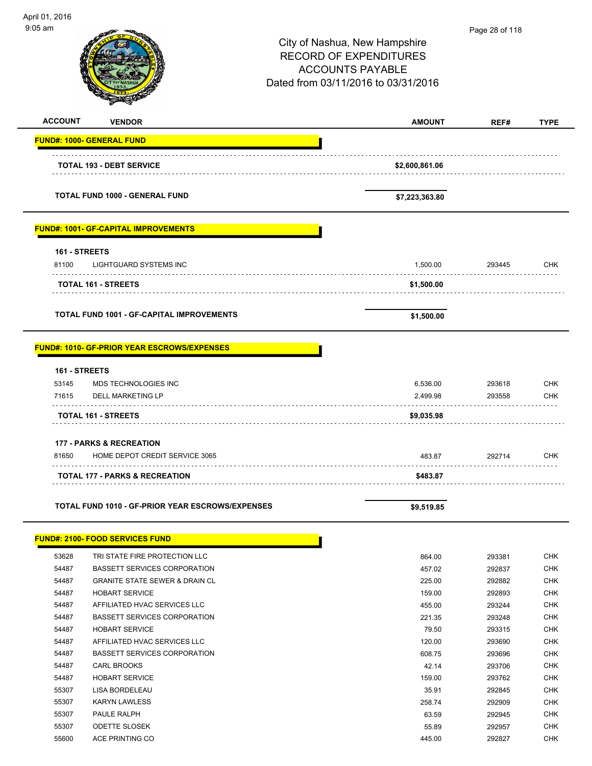# City of Nashua, New Hampshire
## RECORD OF EXPENDITURES
## ACCOUNTS PAYABLE
## Dated from 03/11/2016 to 03/31/2016

April 01, 2016
9:05 am

| ACCOUNT | VENDOR | AMOUNT | REF# | TYPE |
|---|---|---|---|---|
| **FUND#: 1000- GENERAL FUND** | | | | |
| | **TOTAL 193 - DEBT SERVICE** | **$2,600,861.06** | | |
| | **TOTAL FUND 1000 - GENERAL FUND** | **$7,223,363.80** | | |
| **FUND#: 1001- GF-CAPITAL IMPROVEMENTS** | | | | |
| **161 - STREETS** | | | | |
| 81100 | LIGHTGUARD SYSTEMS INC | 1,500.00 | 293445 | CHK |
| | **TOTAL 161 - STREETS** | **$1,500.00** | | |
| | **TOTAL FUND 1001 - GF-CAPITAL IMPROVEMENTS** | **$1,500.00** | | |
| **FUND#: 1010- GF-PRIOR YEAR ESCROWS/EXPENSES** | | | | |
| **161 - STREETS** | | | | |
| 53145 | MDS TECHNOLOGIES INC | 6,536.00 | 293618 | CHK |
| 71615 | DELL MARKETING LP | 2,499.98 | 293558 | CHK |
| | **TOTAL 161 - STREETS** | **$9,035.98** | | |
| **177 - PARKS & RECREATION** | | | | |
| 81650 | HOME DEPOT CREDIT SERVICE 3065 | 483.87 | 292714 | CHK |
| | **TOTAL 177 - PARKS & RECREATION** | **$483.87** | | |
| | **TOTAL FUND 1010 - GF-PRIOR YEAR ESCROWS/EXPENSES** | **$9,519.85** | | |
| **FUND#: 2100- FOOD SERVICES FUND** | | | | |
| 53628 | TRI STATE FIRE PROTECTION LLC | 864.00 | 293381 | CHK |
| 54487 | BASSETT SERVICES CORPORATION | 457.02 | 292837 | CHK |
| 54487 | GRANITE STATE SEWER & DRAIN CL | 225.00 | 292882 | CHK |
| 54487 | HOBART SERVICE | 159.00 | 292893 | CHK |
| 54487 | AFFILIATED HVAC SERVICES LLC | 455.00 | 293244 | CHK |
| 54487 | BASSETT SERVICES CORPORATION | 221.35 | 293248 | CHK |
| 54487 | HOBART SERVICE | 79.50 | 293315 | CHK |
| 54487 | AFFILIATED HVAC SERVICES LLC | 120.00 | 293690 | CHK |
| 54487 | BASSETT SERVICES CORPORATION | 608.75 | 293696 | CHK |
| 54487 | CARL BROOKS | 42.14 | 293706 | CHK |
| 54487 | HOBART SERVICE | 159.00 | 293762 | CHK |
| 55307 | LISA BORDELEAU | 35.91 | 292845 | CHK |
| 55307 | KARYN LAWLESS | 258.74 | 292909 | CHK |
| 55307 | PAULE RALPH | 63.59 | 292945 | CHK |
| 55307 | ODETTE SLOSEK | 55.89 | 292957 | CHK |
| 55600 | ACE PRINTING CO | 445.00 | 292827 | CHK |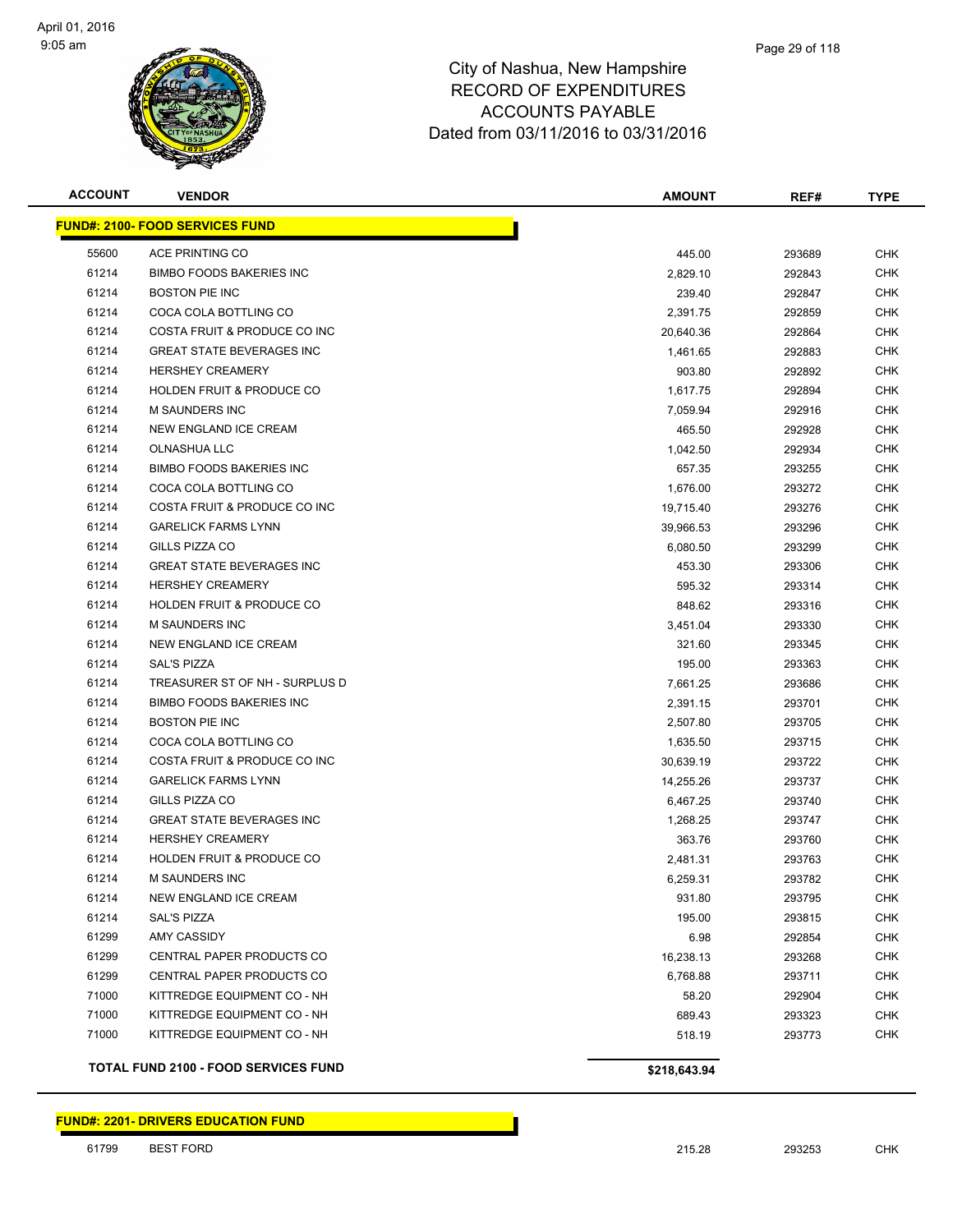# City of Nashua, New Hampshire
## RECORD OF EXPENDITURES
## ACCOUNTS PAYABLE
## Dated from 03/11/2016 to 03/31/2016

| ACCOUNT | VENDOR | AMOUNT | REF# | TYPE |
|---|---|---|---|---|
| **FUND#: 2100- FOOD SERVICES FUND** | | | | |
| 55600 | ACE PRINTING CO | 445.00 | 293689 | CHK |
| 61214 | BIMBO FOODS BAKERIES INC | 2,829.10 | 292843 | CHK |
| 61214 | BOSTON PIE INC | 239.40 | 292847 | CHK |
| 61214 | COCA COLA BOTTLING CO | 2,391.75 | 292859 | CHK |
| 61214 | COSTA FRUIT & PRODUCE CO INC | 20,640.36 | 292864 | CHK |
| 61214 | GREAT STATE BEVERAGES INC | 1,461.65 | 292883 | CHK |
| 61214 | HERSHEY CREAMERY | 903.80 | 292892 | CHK |
| 61214 | HOLDEN FRUIT & PRODUCE CO | 1,617.75 | 292894 | CHK |
| 61214 | M SAUNDERS INC | 7,059.94 | 292916 | CHK |
| 61214 | NEW ENGLAND ICE CREAM | 465.50 | 292928 | CHK |
| 61214 | OLNASHUA LLC | 1,042.50 | 292934 | CHK |
| 61214 | BIMBO FOODS BAKERIES INC | 657.35 | 293255 | CHK |
| 61214 | COCA COLA BOTTLING CO | 1,676.00 | 293272 | CHK |
| 61214 | COSTA FRUIT & PRODUCE CO INC | 19,715.40 | 293276 | CHK |
| 61214 | GARELICK FARMS LYNN | 39,966.53 | 293296 | CHK |
| 61214 | GILLS PIZZA CO | 6,080.50 | 293299 | CHK |
| 61214 | GREAT STATE BEVERAGES INC | 453.30 | 293306 | CHK |
| 61214 | HERSHEY CREAMERY | 595.32 | 293314 | CHK |
| 61214 | HOLDEN FRUIT & PRODUCE CO | 848.62 | 293316 | CHK |
| 61214 | M SAUNDERS INC | 3,451.04 | 293330 | CHK |
| 61214 | NEW ENGLAND ICE CREAM | 321.60 | 293345 | CHK |
| 61214 | SAL'S PIZZA | 195.00 | 293363 | CHK |
| 61214 | TREASURER ST OF NH - SURPLUS D | 7,661.25 | 293686 | CHK |
| 61214 | BIMBO FOODS BAKERIES INC | 2,391.15 | 293701 | CHK |
| 61214 | BOSTON PIE INC | 2,507.80 | 293705 | CHK |
| 61214 | COCA COLA BOTTLING CO | 1,635.50 | 293715 | CHK |
| 61214 | COSTA FRUIT & PRODUCE CO INC | 30,639.19 | 293722 | CHK |
| 61214 | GARELICK FARMS LYNN | 14,255.26 | 293737 | CHK |
| 61214 | GILLS PIZZA CO | 6,467.25 | 293740 | CHK |
| 61214 | GREAT STATE BEVERAGES INC | 1,268.25 | 293747 | CHK |
| 61214 | HERSHEY CREAMERY | 363.76 | 293760 | CHK |
| 61214 | HOLDEN FRUIT & PRODUCE CO | 2,481.31 | 293763 | CHK |
| 61214 | M SAUNDERS INC | 6,259.31 | 293782 | CHK |
| 61214 | NEW ENGLAND ICE CREAM | 931.80 | 293795 | CHK |
| 61214 | SAL'S PIZZA | 195.00 | 293815 | CHK |
| 61299 | AMY CASSIDY | 6.98 | 292854 | CHK |
| 61299 | CENTRAL PAPER PRODUCTS CO | 16,238.13 | 293268 | CHK |
| 61299 | CENTRAL PAPER PRODUCTS CO | 6,768.88 | 293711 | CHK |
| 71000 | KITTREDGE EQUIPMENT CO - NH | 58.20 | 292904 | CHK |
| 71000 | KITTREDGE EQUIPMENT CO - NH | 689.43 | 293323 | CHK |
| 71000 | KITTREDGE EQUIPMENT CO - NH | 518.19 | 293773 | CHK |
| **TOTAL FUND 2100 - FOOD SERVICES FUND** | | **$218,643.94** | | |

| ACCOUNT | VENDOR | AMOUNT | REF# | TYPE |
|---|---|---|---|---|
| **FUND#: 2201- DRIVERS EDUCATION FUND** | | | | |
| 61799 | BEST FORD | 215.28 | 293253 | CHK |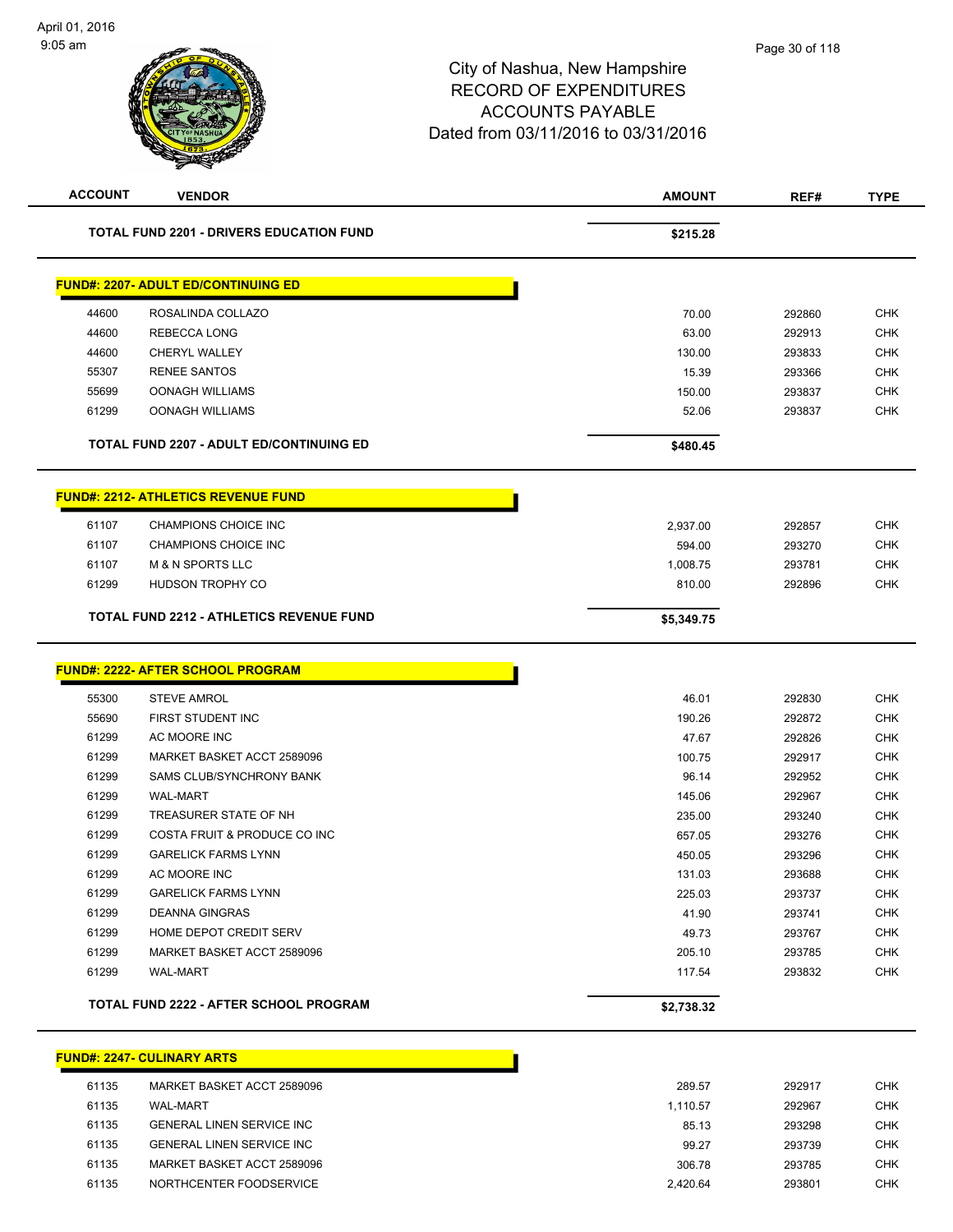City of Nashua, New Hampshire
RECORD OF EXPENDITURES
ACCOUNTS PAYABLE
Dated from 03/11/2016 to 03/31/2016

| ACCOUNT | VENDOR | AMOUNT | REF# | TYPE |
|---|---|---|---|---|
| | **TOTAL FUND 2201 - DRIVERS EDUCATION FUND** | **$215.28** | | |

**FUND#: 2207- ADULT ED/CONTINUING ED**

| ACCOUNT | VENDOR | AMOUNT | REF# | TYPE |
|---|---|---|---|---|
| 44600 | ROSALINDA COLLAZO | 70.00 | 292860 | CHK |
| 44600 | REBECCA LONG | 63.00 | 292913 | CHK |
| 44600 | CHERYL WALLEY | 130.00 | 293833 | CHK |
| 55307 | RENEE SANTOS | 15.39 | 293366 | CHK |
| 55699 | OONAGH WILLIAMS | 150.00 | 293837 | CHK |
| 61299 | OONAGH WILLIAMS | 52.06 | 293837 | CHK |
| | **TOTAL FUND 2207 - ADULT ED/CONTINUING ED** | **$480.45** | | |

**FUND#: 2212- ATHLETICS REVENUE FUND**

| ACCOUNT | VENDOR | AMOUNT | REF# | TYPE |
|---|---|---|---|---|
| 61107 | CHAMPIONS CHOICE INC | 2,937.00 | 292857 | CHK |
| 61107 | CHAMPIONS CHOICE INC | 594.00 | 293270 | CHK |
| 61107 | M & N SPORTS LLC | 1,008.75 | 293781 | CHK |
| 61299 | HUDSON TROPHY CO | 810.00 | 292896 | CHK |
| | **TOTAL FUND 2212 - ATHLETICS REVENUE FUND** | **$5,349.75** | | |

**FUND#: 2222- AFTER SCHOOL PROGRAM**

| ACCOUNT | VENDOR | AMOUNT | REF# | TYPE |
|---|---|---|---|---|
| 55300 | STEVE AMROL | 46.01 | 292830 | CHK |
| 55690 | FIRST STUDENT INC | 190.26 | 292872 | CHK |
| 61299 | AC MOORE INC | 47.67 | 292826 | CHK |
| 61299 | MARKET BASKET ACCT 2589096 | 100.75 | 292917 | CHK |
| 61299 | SAMS CLUB/SYNCHRONY BANK | 96.14 | 292952 | CHK |
| 61299 | WAL-MART | 145.06 | 292967 | CHK |
| 61299 | TREASURER STATE OF NH | 235.00 | 293240 | CHK |
| 61299 | COSTA FRUIT & PRODUCE CO INC | 657.05 | 293276 | CHK |
| 61299 | GARELICK FARMS LYNN | 450.05 | 293296 | CHK |
| 61299 | AC MOORE INC | 131.03 | 293688 | CHK |
| 61299 | GARELICK FARMS LYNN | 225.03 | 293737 | CHK |
| 61299 | DEANNA GINGRAS | 41.90 | 293741 | CHK |
| 61299 | HOME DEPOT CREDIT SERV | 49.73 | 293767 | CHK |
| 61299 | MARKET BASKET ACCT 2589096 | 205.10 | 293785 | CHK |
| 61299 | WAL-MART | 117.54 | 293832 | CHK |
| | **TOTAL FUND 2222 - AFTER SCHOOL PROGRAM** | **$2,738.32** | | |

**FUND#: 2247- CULINARY ARTS**

| ACCOUNT | VENDOR | AMOUNT | REF# | TYPE |
|---|---|---|---|---|
| 61135 | MARKET BASKET ACCT 2589096 | 289.57 | 292917 | CHK |
| 61135 | WAL-MART | 1,110.57 | 292967 | CHK |
| 61135 | GENERAL LINEN SERVICE INC | 85.13 | 293298 | CHK |
| 61135 | GENERAL LINEN SERVICE INC | 99.27 | 293739 | CHK |
| 61135 | MARKET BASKET ACCT 2589096 | 306.78 | 293785 | CHK |
| 61135 | NORTHCENTER FOODSERVICE | 2,420.64 | 293801 | CHK |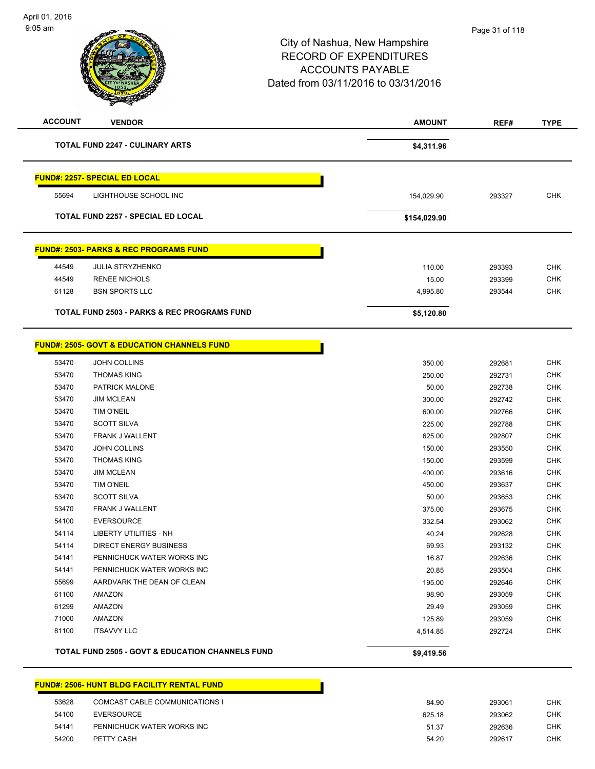# City of Nashua, New Hampshire
# RECORD OF EXPENDITURES
# ACCOUNTS PAYABLE
# Dated from 03/11/2016 to 03/31/2016

| ACCOUNT | VENDOR | AMOUNT | REF# | TYPE |
|---|---|---|---|---|
| | **TOTAL FUND 2247 - CULINARY ARTS** | **$4,311.96** | | |

**FUND#: 2257- SPECIAL ED LOCAL**

| ACCOUNT | VENDOR | AMOUNT | REF# | TYPE |
|---|---|---|---|---|
| 55694 | LIGHTHOUSE SCHOOL INC | 154,029.90 | 293327 | CHK |
| | **TOTAL FUND 2257 - SPECIAL ED LOCAL** | **$154,029.90** | | |

**FUND#: 2503- PARKS & REC PROGRAMS FUND**

| ACCOUNT | VENDOR | AMOUNT | REF# | TYPE |
|---|---|---|---|---|
| 44549 | JULIA STRYZHENKO | 110.00 | 293393 | CHK |
| 44549 | RENEE NICHOLS | 15.00 | 293399 | CHK |
| 61128 | BSN SPORTS LLC | 4,995.80 | 293544 | CHK |
| | **TOTAL FUND 2503 - PARKS & REC PROGRAMS FUND** | **$5,120.80** | | |

**FUND#: 2505- GOVT & EDUCATION CHANNELS FUND**

| ACCOUNT | VENDOR | AMOUNT | REF# | TYPE |
|---|---|---|---|---|
| 53470 | JOHN COLLINS | 350.00 | 292681 | CHK |
| 53470 | THOMAS KING | 250.00 | 292731 | CHK |
| 53470 | PATRICK MALONE | 50.00 | 292738 | CHK |
| 53470 | JIM MCLEAN | 300.00 | 292742 | CHK |
| 53470 | TIM O'NEIL | 600.00 | 292766 | CHK |
| 53470 | SCOTT SILVA | 225.00 | 292788 | CHK |
| 53470 | FRANK J WALLENT | 625.00 | 292807 | CHK |
| 53470 | JOHN COLLINS | 150.00 | 293550 | CHK |
| 53470 | THOMAS KING | 150.00 | 293599 | CHK |
| 53470 | JIM MCLEAN | 400.00 | 293616 | CHK |
| 53470 | TIM O'NEIL | 450.00 | 293637 | CHK |
| 53470 | SCOTT SILVA | 50.00 | 293653 | CHK |
| 53470 | FRANK J WALLENT | 375.00 | 293675 | CHK |
| 54100 | EVERSOURCE | 332.54 | 293062 | CHK |
| 54114 | LIBERTY UTILITIES - NH | 40.24 | 292628 | CHK |
| 54114 | DIRECT ENERGY BUSINESS | 69.93 | 293132 | CHK |
| 54141 | PENNICHUCK WATER WORKS INC | 16.87 | 292636 | CHK |
| 54141 | PENNICHUCK WATER WORKS INC | 20.85 | 293504 | CHK |
| 55699 | AARDVARK THE DEAN OF CLEAN | 195.00 | 292646 | CHK |
| 61100 | AMAZON | 98.90 | 293059 | CHK |
| 61299 | AMAZON | 29.49 | 293059 | CHK |
| 71000 | AMAZON | 125.89 | 293059 | CHK |
| 81100 | ITSAVVY LLC | 4,514.85 | 292724 | CHK |
| | **TOTAL FUND 2505 - GOVT & EDUCATION CHANNELS FUND** | **$9,419.56** | | |

**FUND#: 2506- HUNT BLDG FACILITY RENTAL FUND**

| ACCOUNT | VENDOR | AMOUNT | REF# | TYPE |
|---|---|---|---|---|
| 53628 | COMCAST CABLE COMMUNICATIONS I | 84.90 | 293061 | CHK |
| 54100 | EVERSOURCE | 625.18 | 293062 | CHK |
| 54141 | PENNICHUCK WATER WORKS INC | 51.37 | 292636 | CHK |
| 54200 | PETTY CASH | 54.20 | 292617 | CHK |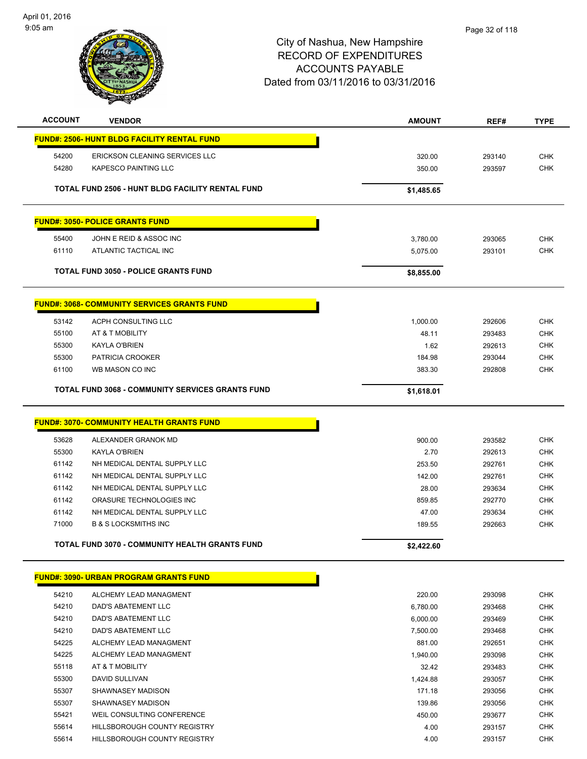City of Nashua, New Hampshire
RECORD OF EXPENDITURES
ACCOUNTS PAYABLE
Dated from 03/11/2016 to 03/31/2016

| ACCOUNT | VENDOR | AMOUNT | REF# | TYPE |
|---|---|---|---|---|
| **FUND#: 2506- HUNT BLDG FACILITY RENTAL FUND** | | | | |
| 54200 | ERICKSON CLEANING SERVICES LLC | 320.00 | 293140 | CHK |
| 54280 | KAPESCO PAINTING LLC | 350.00 | 293597 | CHK |
| | **TOTAL FUND 2506 - HUNT BLDG FACILITY RENTAL FUND** | **$1,485.65** | | |
| **FUND#: 3050- POLICE GRANTS FUND** | | | | |
| 55400 | JOHN E REID & ASSOC INC | 3,780.00 | 293065 | CHK |
| 61110 | ATLANTIC TACTICAL INC | 5,075.00 | 293101 | CHK |
| | **TOTAL FUND 3050 - POLICE GRANTS FUND** | **$8,855.00** | | |
| **FUND#: 3068- COMMUNITY SERVICES GRANTS FUND** | | | | |
| 53142 | ACPH CONSULTING LLC | 1,000.00 | 292606 | CHK |
| 55100 | AT & T MOBILITY | 48.11 | 293483 | CHK |
| 55300 | KAYLA O'BRIEN | 1.62 | 292613 | CHK |
| 55300 | PATRICIA CROOKER | 184.98 | 293044 | CHK |
| 61100 | WB MASON CO INC | 383.30 | 292808 | CHK |
| | **TOTAL FUND 3068 - COMMUNITY SERVICES GRANTS FUND** | **$1,618.01** | | |
| **FUND#: 3070- COMMUNITY HEALTH GRANTS FUND** | | | | |
| 53628 | ALEXANDER GRANOK MD | 900.00 | 293582 | CHK |
| 55300 | KAYLA O'BRIEN | 2.70 | 292613 | CHK |
| 61142 | NH MEDICAL DENTAL SUPPLY LLC | 253.50 | 292761 | CHK |
| 61142 | NH MEDICAL DENTAL SUPPLY LLC | 142.00 | 292761 | CHK |
| 61142 | NH MEDICAL DENTAL SUPPLY LLC | 28.00 | 293634 | CHK |
| 61142 | ORASURE TECHNOLOGIES INC | 859.85 | 292770 | CHK |
| 61142 | NH MEDICAL DENTAL SUPPLY LLC | 47.00 | 293634 | CHK |
| 71000 | B & S LOCKSMITHS INC | 189.55 | 292663 | CHK |
| | **TOTAL FUND 3070 - COMMUNITY HEALTH GRANTS FUND** | **$2,422.60** | | |
| **FUND#: 3090- URBAN PROGRAM GRANTS FUND** | | | | |
| 54210 | ALCHEMY LEAD MANAGMENT | 220.00 | 293098 | CHK |
| 54210 | DAD'S ABATEMENT LLC | 6,780.00 | 293468 | CHK |
| 54210 | DAD'S ABATEMENT LLC | 6,000.00 | 293469 | CHK |
| 54210 | DAD'S ABATEMENT LLC | 7,500.00 | 293468 | CHK |
| 54225 | ALCHEMY LEAD MANAGMENT | 881.00 | 292651 | CHK |
| 54225 | ALCHEMY LEAD MANAGMENT | 1,940.00 | 293098 | CHK |
| 55118 | AT & T MOBILITY | 32.42 | 293483 | CHK |
| 55300 | DAVID SULLIVAN | 1,424.88 | 293057 | CHK |
| 55307 | SHAWNASEY MADISON | 171.18 | 293056 | CHK |
| 55307 | SHAWNASEY MADISON | 139.86 | 293056 | CHK |
| 55421 | WEIL CONSULTING CONFERENCE | 450.00 | 293677 | CHK |
| 55614 | HILLSBOROUGH COUNTY REGISTRY | 4.00 | 293157 | CHK |
| 55614 | HILLSBOROUGH COUNTY REGISTRY | 4.00 | 293157 | CHK |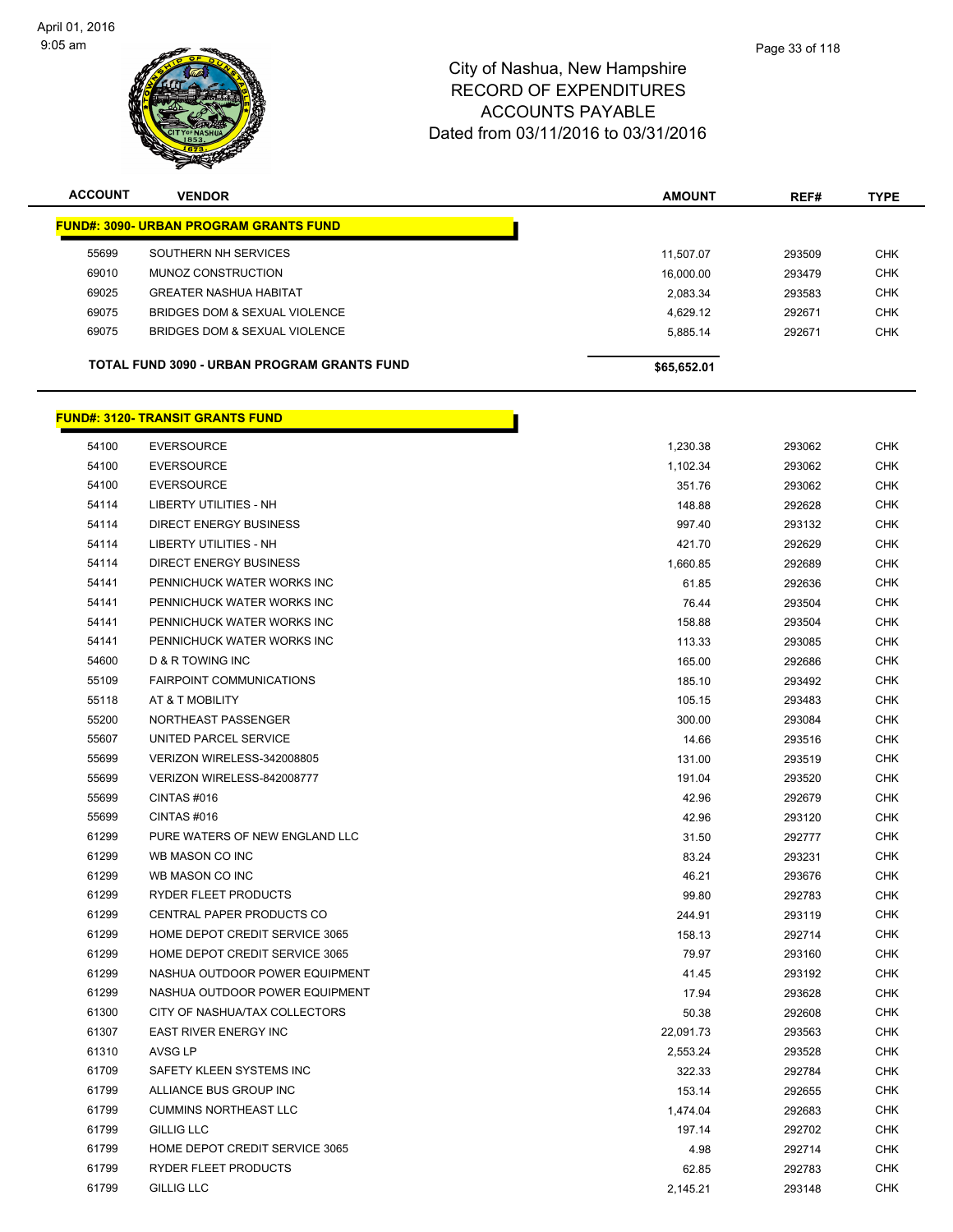City of Nashua, New Hampshire
RECORD OF EXPENDITURES
ACCOUNTS PAYABLE
Dated from 03/11/2016 to 03/31/2016

| ACCOUNT | VENDOR | AMOUNT | REF# | TYPE |
|---|---|---|---|---|
| **FUND#: 3090- URBAN PROGRAM GRANTS FUND** | | | | |
| 55699 | SOUTHERN NH SERVICES | 11,507.07 | 293509 | CHK |
| 69010 | MUNOZ CONSTRUCTION | 16,000.00 | 293479 | CHK |
| 69025 | GREATER NASHUA HABITAT | 2,083.34 | 293583 | CHK |
| 69075 | BRIDGES DOM & SEXUAL VIOLENCE | 4,629.12 | 292671 | CHK |
| 69075 | BRIDGES DOM & SEXUAL VIOLENCE | 5,885.14 | 292671 | CHK |
| **TOTAL FUND 3090 - URBAN PROGRAM GRANTS FUND** | | **$65,652.01** | | |

| ACCOUNT | VENDOR | AMOUNT | REF# | TYPE |
|---|---|---|---|---|
| **FUND#: 3120- TRANSIT GRANTS FUND** | | | | |
| 54100 | EVERSOURCE | 1,230.38 | 293062 | CHK |
| 54100 | EVERSOURCE | 1,102.34 | 293062 | CHK |
| 54100 | EVERSOURCE | 351.76 | 293062 | CHK |
| 54114 | LIBERTY UTILITIES - NH | 148.88 | 292628 | CHK |
| 54114 | DIRECT ENERGY BUSINESS | 997.40 | 293132 | CHK |
| 54114 | LIBERTY UTILITIES - NH | 421.70 | 292629 | CHK |
| 54114 | DIRECT ENERGY BUSINESS | 1,660.85 | 292689 | CHK |
| 54141 | PENNICHUCK WATER WORKS INC | 61.85 | 292636 | CHK |
| 54141 | PENNICHUCK WATER WORKS INC | 76.44 | 293504 | CHK |
| 54141 | PENNICHUCK WATER WORKS INC | 158.88 | 293504 | CHK |
| 54141 | PENNICHUCK WATER WORKS INC | 113.33 | 293085 | CHK |
| 54600 | D & R TOWING INC | 165.00 | 292686 | CHK |
| 55109 | FAIRPOINT COMMUNICATIONS | 185.10 | 293492 | CHK |
| 55118 | AT & T MOBILITY | 105.15 | 293483 | CHK |
| 55200 | NORTHEAST PASSENGER | 300.00 | 293084 | CHK |
| 55607 | UNITED PARCEL SERVICE | 14.66 | 293516 | CHK |
| 55699 | VERIZON WIRELESS-342008805 | 131.00 | 293519 | CHK |
| 55699 | VERIZON WIRELESS-842008777 | 191.04 | 293520 | CHK |
| 55699 | CINTAS #016 | 42.96 | 292679 | CHK |
| 55699 | CINTAS #016 | 42.96 | 293120 | CHK |
| 61299 | PURE WATERS OF NEW ENGLAND LLC | 31.50 | 292777 | CHK |
| 61299 | WB MASON CO INC | 83.24 | 293231 | CHK |
| 61299 | WB MASON CO INC | 46.21 | 293676 | CHK |
| 61299 | RYDER FLEET PRODUCTS | 99.80 | 292783 | CHK |
| 61299 | CENTRAL PAPER PRODUCTS CO | 244.91 | 293119 | CHK |
| 61299 | HOME DEPOT CREDIT SERVICE 3065 | 158.13 | 292714 | CHK |
| 61299 | HOME DEPOT CREDIT SERVICE 3065 | 79.97 | 293160 | CHK |
| 61299 | NASHUA OUTDOOR POWER EQUIPMENT | 41.45 | 293192 | CHK |
| 61299 | NASHUA OUTDOOR POWER EQUIPMENT | 17.94 | 293628 | CHK |
| 61300 | CITY OF NASHUA/TAX COLLECTORS | 50.38 | 292608 | CHK |
| 61307 | EAST RIVER ENERGY INC | 22,091.73 | 293563 | CHK |
| 61310 | AVSG LP | 2,553.24 | 293528 | CHK |
| 61709 | SAFETY KLEEN SYSTEMS INC | 322.33 | 292784 | CHK |
| 61799 | ALLIANCE BUS GROUP INC | 153.14 | 292655 | CHK |
| 61799 | CUMMINS NORTHEAST LLC | 1,474.04 | 292683 | CHK |
| 61799 | GILLIG LLC | 197.14 | 292702 | CHK |
| 61799 | HOME DEPOT CREDIT SERVICE 3065 | 4.98 | 292714 | CHK |
| 61799 | RYDER FLEET PRODUCTS | 62.85 | 292783 | CHK |
| 61799 | GILLIG LLC | 2,145.21 | 293148 | CHK |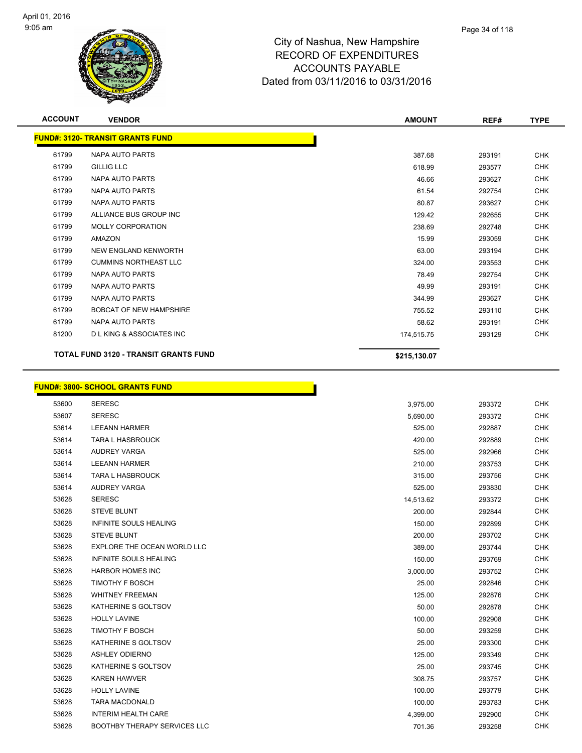City of Nashua, New Hampshire
RECORD OF EXPENDITURES
ACCOUNTS PAYABLE
Dated from 03/11/2016 to 03/31/2016

| ACCOUNT | VENDOR | AMOUNT | REF# | TYPE |
|---|---|---|---|---|
| **FUND#: 3120- TRANSIT GRANTS FUND** | | | | |
| 61799 | NAPA AUTO PARTS | 387.68 | 293191 | CHK |
| 61799 | GILLIG LLC | 618.99 | 293577 | CHK |
| 61799 | NAPA AUTO PARTS | 46.66 | 293627 | CHK |
| 61799 | NAPA AUTO PARTS | 61.54 | 292754 | CHK |
| 61799 | NAPA AUTO PARTS | 80.87 | 293627 | CHK |
| 61799 | ALLIANCE BUS GROUP INC | 129.42 | 292655 | CHK |
| 61799 | MOLLY CORPORATION | 238.69 | 292748 | CHK |
| 61799 | AMAZON | 15.99 | 293059 | CHK |
| 61799 | NEW ENGLAND KENWORTH | 63.00 | 293194 | CHK |
| 61799 | CUMMINS NORTHEAST LLC | 324.00 | 293553 | CHK |
| 61799 | NAPA AUTO PARTS | 78.49 | 292754 | CHK |
| 61799 | NAPA AUTO PARTS | 49.99 | 293191 | CHK |
| 61799 | NAPA AUTO PARTS | 344.99 | 293627 | CHK |
| 61799 | BOBCAT OF NEW HAMPSHIRE | 755.52 | 293110 | CHK |
| 61799 | NAPA AUTO PARTS | 58.62 | 293191 | CHK |
| 81200 | D L KING & ASSOCIATES INC | 174,515.75 | 293129 | CHK |
| **TOTAL FUND 3120 - TRANSIT GRANTS FUND** | | **$215,130.07** | | |

| ACCOUNT | VENDOR | AMOUNT | REF# | TYPE |
|---|---|---|---|---|
| **FUND#: 3800- SCHOOL GRANTS FUND** | | | | |
| 53600 | SERESC | 3,975.00 | 293372 | CHK |
| 53607 | SERESC | 5,690.00 | 293372 | CHK |
| 53614 | LEEANN HARMER | 525.00 | 292887 | CHK |
| 53614 | TARA L HASBROUCK | 420.00 | 292889 | CHK |
| 53614 | AUDREY VARGA | 525.00 | 292966 | CHK |
| 53614 | LEEANN HARMER | 210.00 | 293753 | CHK |
| 53614 | TARA L HASBROUCK | 315.00 | 293756 | CHK |
| 53614 | AUDREY VARGA | 525.00 | 293830 | CHK |
| 53628 | SERESC | 14,513.62 | 293372 | CHK |
| 53628 | STEVE BLUNT | 200.00 | 292844 | CHK |
| 53628 | INFINITE SOULS HEALING | 150.00 | 292899 | CHK |
| 53628 | STEVE BLUNT | 200.00 | 293702 | CHK |
| 53628 | EXPLORE THE OCEAN WORLD LLC | 389.00 | 293744 | CHK |
| 53628 | INFINITE SOULS HEALING | 150.00 | 293769 | CHK |
| 53628 | HARBOR HOMES INC | 3,000.00 | 293752 | CHK |
| 53628 | TIMOTHY F BOSCH | 25.00 | 292846 | CHK |
| 53628 | WHITNEY FREEMAN | 125.00 | 292876 | CHK |
| 53628 | KATHERINE S GOLTSOV | 50.00 | 292878 | CHK |
| 53628 | HOLLY LAVINE | 100.00 | 292908 | CHK |
| 53628 | TIMOTHY F BOSCH | 50.00 | 293259 | CHK |
| 53628 | KATHERINE S GOLTSOV | 25.00 | 293300 | CHK |
| 53628 | ASHLEY ODIERNO | 125.00 | 293349 | CHK |
| 53628 | KATHERINE S GOLTSOV | 25.00 | 293745 | CHK |
| 53628 | KAREN HAWVER | 308.75 | 293757 | CHK |
| 53628 | HOLLY LAVINE | 100.00 | 293779 | CHK |
| 53628 | TARA MACDONALD | 100.00 | 293783 | CHK |
| 53628 | INTERIM HEALTH CARE | 4,399.00 | 292900 | CHK |
| 53628 | BOOTHBY THERAPY SERVICES LLC | 701.36 | 293258 | CHK |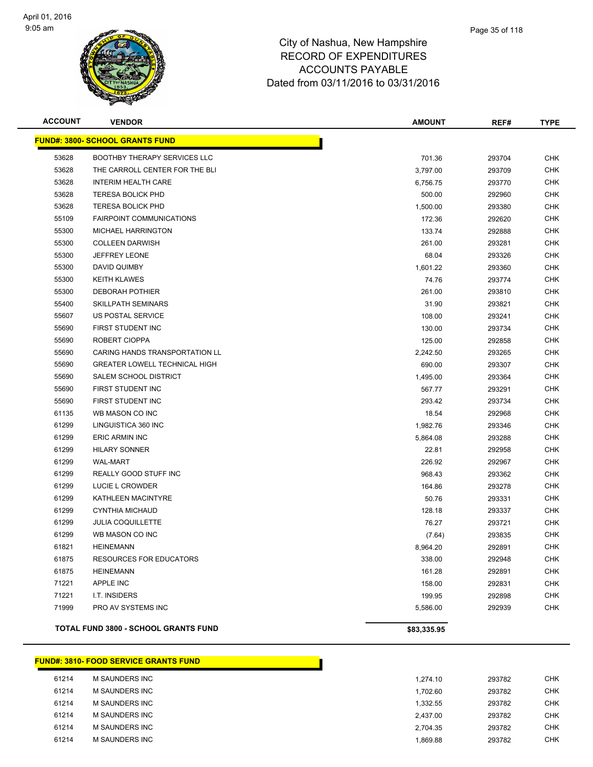# City of Nashua, New Hampshire
## RECORD OF EXPENDITURES
## ACCOUNTS PAYABLE
## Dated from 03/11/2016 to 03/31/2016

| ACCOUNT | VENDOR | AMOUNT | REF# | TYPE |
|---|---|---|---|---|
| **FUND#: 3800- SCHOOL GRANTS FUND** | | | | |
| 53628 | BOOTHBY THERAPY SERVICES LLC | 701.36 | 293704 | CHK |
| 53628 | THE CARROLL CENTER FOR THE BLI | 3,797.00 | 293709 | CHK |
| 53628 | INTERIM HEALTH CARE | 6,756.75 | 293770 | CHK |
| 53628 | TERESA BOLICK PHD | 500.00 | 292960 | CHK |
| 53628 | TERESA BOLICK PHD | 1,500.00 | 293380 | CHK |
| 55109 | FAIRPOINT COMMUNICATIONS | 172.36 | 292620 | CHK |
| 55300 | MICHAEL HARRINGTON | 133.74 | 292888 | CHK |
| 55300 | COLLEEN DARWISH | 261.00 | 293281 | CHK |
| 55300 | JEFFREY LEONE | 68.04 | 293326 | CHK |
| 55300 | DAVID QUIMBY | 1,601.22 | 293360 | CHK |
| 55300 | KEITH KLAWES | 74.76 | 293774 | CHK |
| 55300 | DEBORAH POTHIER | 261.00 | 293810 | CHK |
| 55400 | SKILLPATH SEMINARS | 31.90 | 293821 | CHK |
| 55607 | US POSTAL SERVICE | 108.00 | 293241 | CHK |
| 55690 | FIRST STUDENT INC | 130.00 | 293734 | CHK |
| 55690 | ROBERT CIOPPA | 125.00 | 292858 | CHK |
| 55690 | CARING HANDS TRANSPORTATION LL | 2,242.50 | 293265 | CHK |
| 55690 | GREATER LOWELL TECHNICAL HIGH | 690.00 | 293307 | CHK |
| 55690 | SALEM SCHOOL DISTRICT | 1,495.00 | 293364 | CHK |
| 55690 | FIRST STUDENT INC | 567.77 | 293291 | CHK |
| 55690 | FIRST STUDENT INC | 293.42 | 293734 | CHK |
| 61135 | WB MASON CO INC | 18.54 | 292968 | CHK |
| 61299 | LINGUISTICA 360 INC | 1,982.76 | 293346 | CHK |
| 61299 | ERIC ARMIN INC | 5,864.08 | 293288 | CHK |
| 61299 | HILARY SONNER | 22.81 | 292958 | CHK |
| 61299 | WAL-MART | 226.92 | 292967 | CHK |
| 61299 | REALLY GOOD STUFF INC | 968.43 | 293362 | CHK |
| 61299 | LUCIE L CROWDER | 164.86 | 293278 | CHK |
| 61299 | KATHLEEN MACINTYRE | 50.76 | 293331 | CHK |
| 61299 | CYNTHIA MICHAUD | 128.18 | 293337 | CHK |
| 61299 | JULIA COQUILLETTE | 76.27 | 293721 | CHK |
| 61299 | WB MASON CO INC | (7.64) | 293835 | CHK |
| 61821 | HEINEMANN | 8,964.20 | 292891 | CHK |
| 61875 | RESOURCES FOR EDUCATORS | 338.00 | 292948 | CHK |
| 61875 | HEINEMANN | 161.28 | 292891 | CHK |
| 71221 | APPLE INC | 158.00 | 292831 | CHK |
| 71221 | I.T. INSIDERS | 199.95 | 292898 | CHK |
| 71999 | PRO AV SYSTEMS INC | 5,586.00 | 292939 | CHK |
| **TOTAL FUND 3800 - SCHOOL GRANTS FUND** | | **$83,335.95** | | |

| ACCOUNT | VENDOR | AMOUNT | REF# | TYPE |
|---|---|---|---|---|
| **FUND#: 3810- FOOD SERVICE GRANTS FUND** | | | | |
| 61214 | M SAUNDERS INC | 1,274.10 | 293782 | CHK |
| 61214 | M SAUNDERS INC | 1,702.60 | 293782 | CHK |
| 61214 | M SAUNDERS INC | 1,332.55 | 293782 | CHK |
| 61214 | M SAUNDERS INC | 2,437.00 | 293782 | CHK |
| 61214 | M SAUNDERS INC | 2,704.35 | 293782 | CHK |
| 61214 | M SAUNDERS INC | 1,869.88 | 293782 | CHK |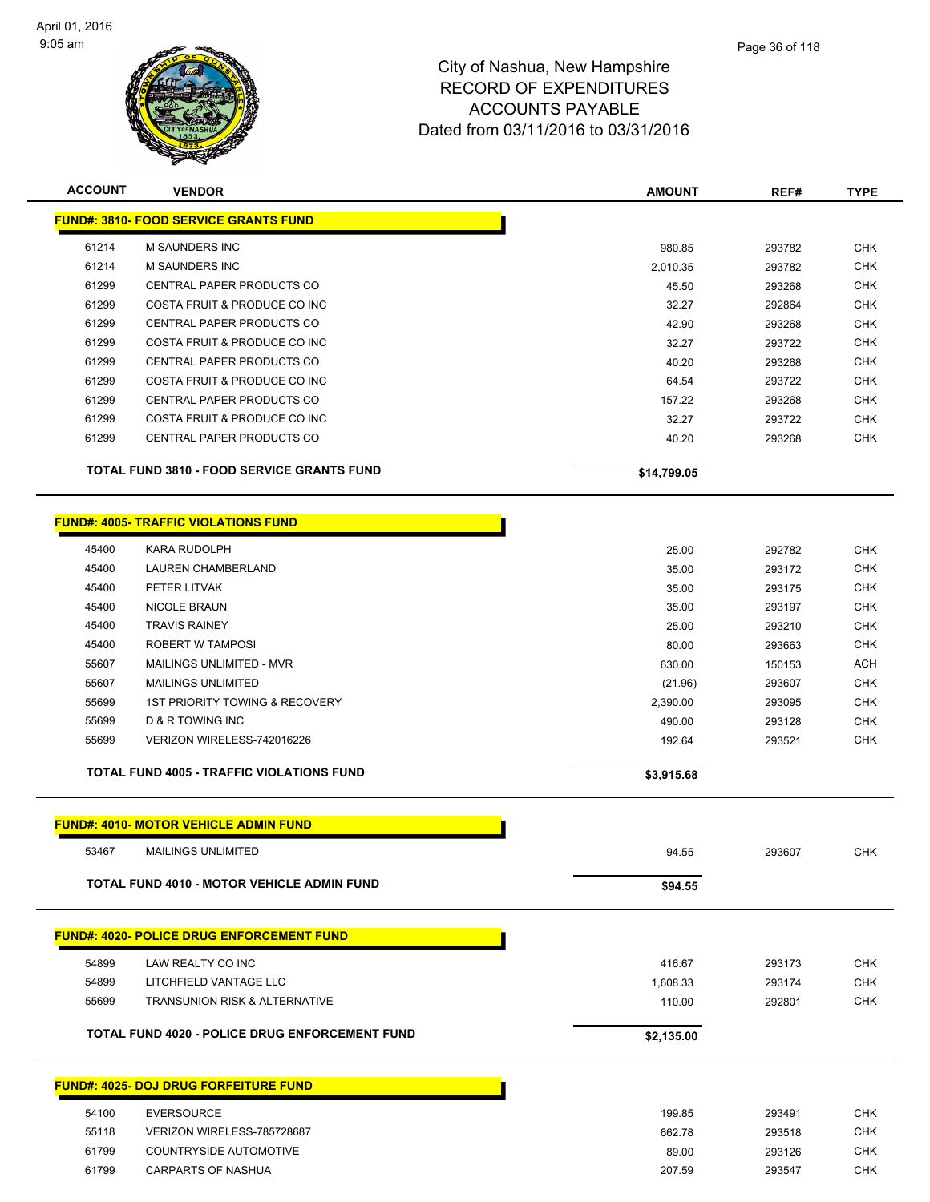# City of Nashua, New Hampshire
## RECORD OF EXPENDITURES
## ACCOUNTS PAYABLE
## Dated from 03/11/2016 to 03/31/2016

| ACCOUNT | VENDOR | AMOUNT | REF# | TYPE |
|---|---|---|---|---|
| **FUND#: 3810- FOOD SERVICE GRANTS FUND** | | | | |
| 61214 | M SAUNDERS INC | 980.85 | 293782 | CHK |
| 61214 | M SAUNDERS INC | 2,010.35 | 293782 | CHK |
| 61299 | CENTRAL PAPER PRODUCTS CO | 45.50 | 293268 | CHK |
| 61299 | COSTA FRUIT & PRODUCE CO INC | 32.27 | 292864 | CHK |
| 61299 | CENTRAL PAPER PRODUCTS CO | 42.90 | 293268 | CHK |
| 61299 | COSTA FRUIT & PRODUCE CO INC | 32.27 | 293722 | CHK |
| 61299 | CENTRAL PAPER PRODUCTS CO | 40.20 | 293268 | CHK |
| 61299 | COSTA FRUIT & PRODUCE CO INC | 64.54 | 293722 | CHK |
| 61299 | CENTRAL PAPER PRODUCTS CO | 157.22 | 293268 | CHK |
| 61299 | COSTA FRUIT & PRODUCE CO INC | 32.27 | 293722 | CHK |
| 61299 | CENTRAL PAPER PRODUCTS CO | 40.20 | 293268 | CHK |
| | **TOTAL FUND 3810 - FOOD SERVICE GRANTS FUND** | **$14,799.05** | | |
| **FUND#: 4005- TRAFFIC VIOLATIONS FUND** | | | | |
| 45400 | KARA RUDOLPH | 25.00 | 292782 | CHK |
| 45400 | LAUREN CHAMBERLAND | 35.00 | 293172 | CHK |
| 45400 | PETER LITVAK | 35.00 | 293175 | CHK |
| 45400 | NICOLE BRAUN | 35.00 | 293197 | CHK |
| 45400 | TRAVIS RAINEY | 25.00 | 293210 | CHK |
| 45400 | ROBERT W TAMPOSI | 80.00 | 293663 | CHK |
| 55607 | MAILINGS UNLIMITED - MVR | 630.00 | 150153 | ACH |
| 55607 | MAILINGS UNLIMITED | (21.96) | 293607 | CHK |
| 55699 | 1ST PRIORITY TOWING & RECOVERY | 2,390.00 | 293095 | CHK |
| 55699 | D & R TOWING INC | 490.00 | 293128 | CHK |
| 55699 | VERIZON WIRELESS-742016226 | 192.64 | 293521 | CHK |
| | **TOTAL FUND 4005 - TRAFFIC VIOLATIONS FUND** | **$3,915.68** | | |
| **FUND#: 4010- MOTOR VEHICLE ADMIN FUND** | | | | |
| 53467 | MAILINGS UNLIMITED | 94.55 | 293607 | CHK |
| | **TOTAL FUND 4010 - MOTOR VEHICLE ADMIN FUND** | **$94.55** | | |
| **FUND#: 4020- POLICE DRUG ENFORCEMENT FUND** | | | | |
| 54899 | LAW REALTY CO INC | 416.67 | 293173 | CHK |
| 54899 | LITCHFIELD VANTAGE LLC | 1,608.33 | 293174 | CHK |
| 55699 | TRANSUNION RISK & ALTERNATIVE | 110.00 | 292801 | CHK |
| | **TOTAL FUND 4020 - POLICE DRUG ENFORCEMENT FUND** | **$2,135.00** | | |
| **FUND#: 4025- DOJ DRUG FORFEITURE FUND** | | | | |
| 54100 | EVERSOURCE | 199.85 | 293491 | CHK |
| 55118 | VERIZON WIRELESS-785728687 | 662.78 | 293518 | CHK |
| 61799 | COUNTRYSIDE AUTOMOTIVE | 89.00 | 293126 | CHK |
| 61799 | CARPARTS OF NASHUA | 207.59 | 293547 | CHK |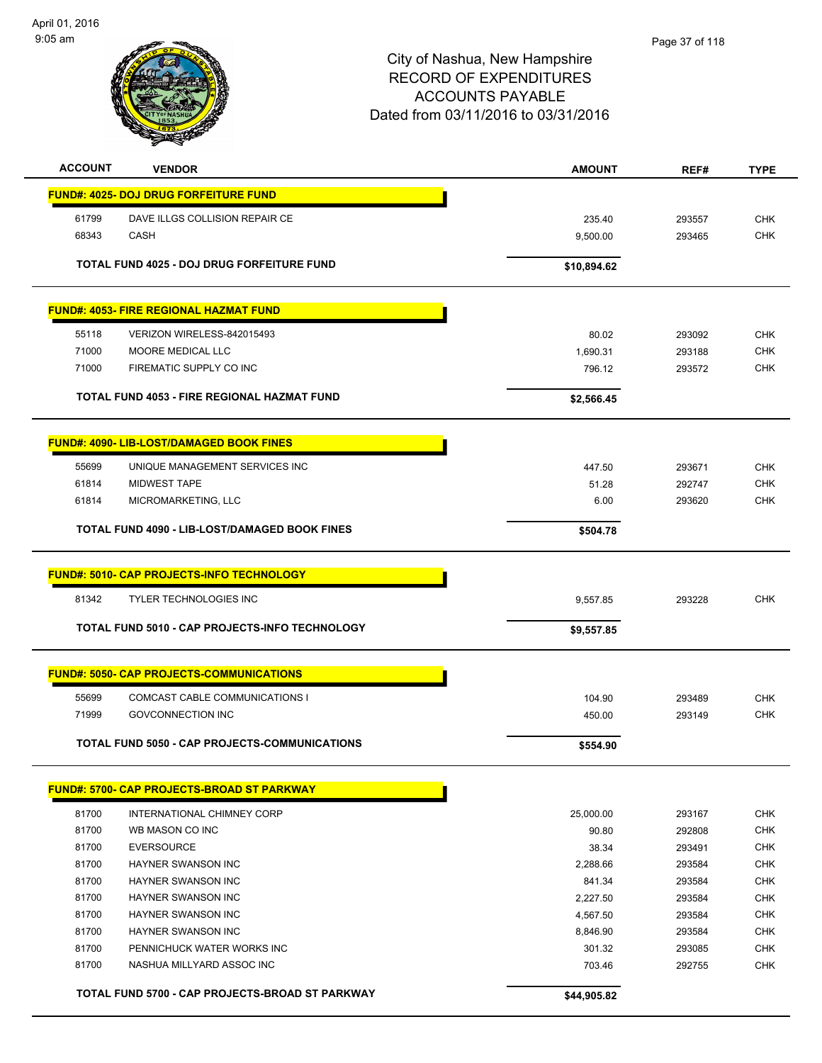# City of Nashua, New Hampshire
## RECORD OF EXPENDITURES
## ACCOUNTS PAYABLE
### Dated from 03/11/2016 to 03/31/2016

| ACCOUNT | VENDOR | AMOUNT | REF# | TYPE |
|---|---|---|---|---|
| **FUND#: 4025- DOJ DRUG FORFEITURE FUND** | | | | |
| 61799 | DAVE ILLGS COLLISION REPAIR CE | 235.40 | 293557 | CHK |
| 68343 | CASH | 9,500.00 | 293465 | CHK |
| | **TOTAL FUND 4025 - DOJ DRUG FORFEITURE FUND** | **$10,894.62** | | |
| **FUND#: 4053- FIRE REGIONAL HAZMAT FUND** | | | | |
| 55118 | VERIZON WIRELESS-842015493 | 80.02 | 293092 | CHK |
| 71000 | MOORE MEDICAL LLC | 1,690.31 | 293188 | CHK |
| 71000 | FIREMATIC SUPPLY CO INC | 796.12 | 293572 | CHK |
| | **TOTAL FUND 4053 - FIRE REGIONAL HAZMAT FUND** | **$2,566.45** | | |
| **FUND#: 4090- LIB-LOST/DAMAGED BOOK FINES** | | | | |
| 55699 | UNIQUE MANAGEMENT SERVICES INC | 447.50 | 293671 | CHK |
| 61814 | MIDWEST TAPE | 51.28 | 292747 | CHK |
| 61814 | MICROMARKETING, LLC | 6.00 | 293620 | CHK |
| | **TOTAL FUND 4090 - LIB-LOST/DAMAGED BOOK FINES** | **$504.78** | | |
| **FUND#: 5010- CAP PROJECTS-INFO TECHNOLOGY** | | | | |
| 81342 | TYLER TECHNOLOGIES INC | 9,557.85 | 293228 | CHK |
| | **TOTAL FUND 5010 - CAP PROJECTS-INFO TECHNOLOGY** | **$9,557.85** | | |
| **FUND#: 5050- CAP PROJECTS-COMMUNICATIONS** | | | | |
| 55699 | COMCAST CABLE COMMUNICATIONS I | 104.90 | 293489 | CHK |
| 71999 | GOVCONNECTION INC | 450.00 | 293149 | CHK |
| | **TOTAL FUND 5050 - CAP PROJECTS-COMMUNICATIONS** | **$554.90** | | |
| **FUND#: 5700- CAP PROJECTS-BROAD ST PARKWAY** | | | | |
| 81700 | INTERNATIONAL CHIMNEY CORP | 25,000.00 | 293167 | CHK |
| 81700 | WB MASON CO INC | 90.80 | 292808 | CHK |
| 81700 | EVERSOURCE | 38.34 | 293491 | CHK |
| 81700 | HAYNER SWANSON INC | 2,288.66 | 293584 | CHK |
| 81700 | HAYNER SWANSON INC | 841.34 | 293584 | CHK |
| 81700 | HAYNER SWANSON INC | 2,227.50 | 293584 | CHK |
| 81700 | HAYNER SWANSON INC | 4,567.50 | 293584 | CHK |
| 81700 | HAYNER SWANSON INC | 8,846.90 | 293584 | CHK |
| 81700 | PENNICHUCK WATER WORKS INC | 301.32 | 293085 | CHK |
| 81700 | NASHUA MILLYARD ASSOC INC | 703.46 | 292755 | CHK |
| | **TOTAL FUND 5700 - CAP PROJECTS-BROAD ST PARKWAY** | **$44,905.82** | | |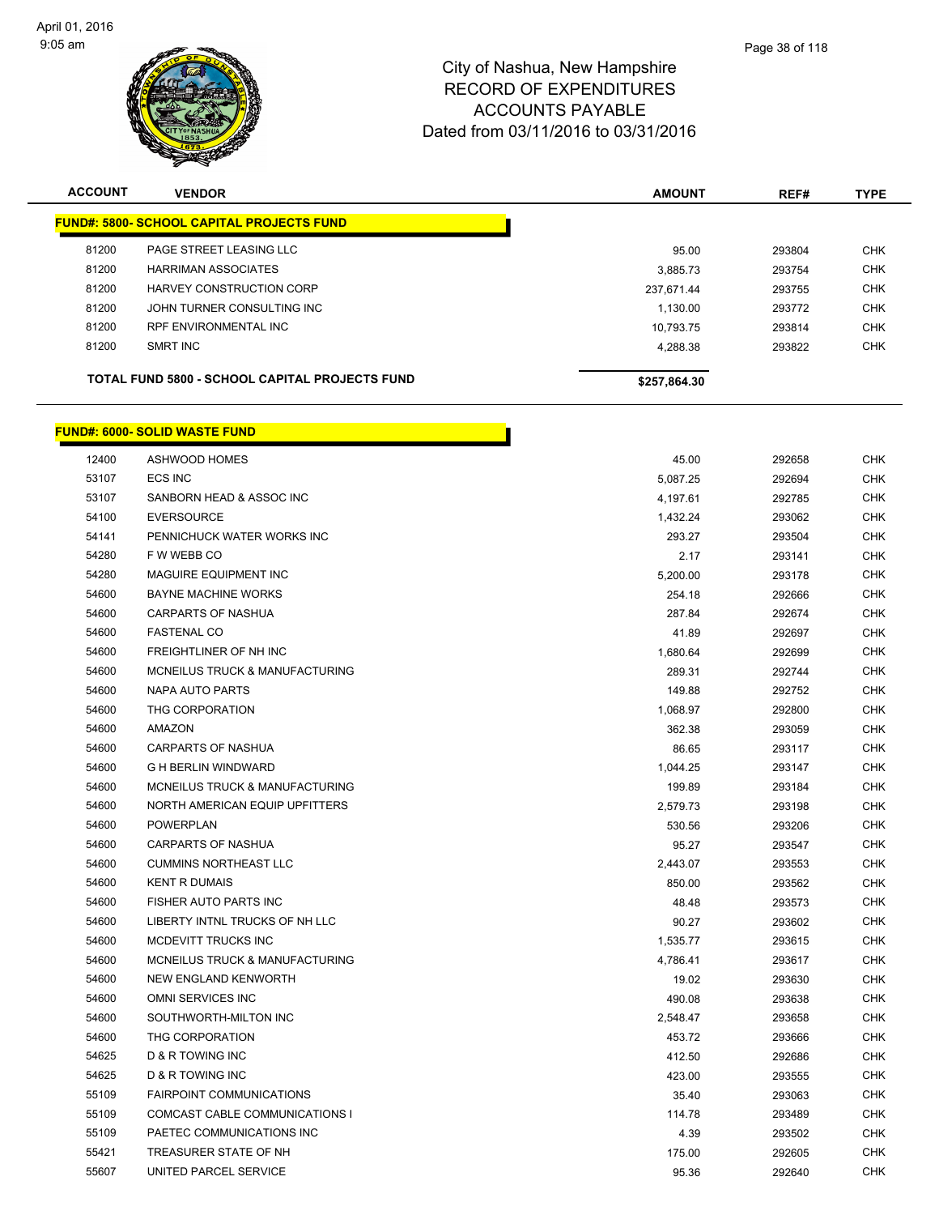# City of Nashua, New Hampshire
## RECORD OF EXPENDITURES
## ACCOUNTS PAYABLE
## Dated from 03/11/2016 to 03/31/2016

| ACCOUNT | VENDOR | AMOUNT | REF# | TYPE |
|---|---|---|---|---|
| **FUND#: 5800- SCHOOL CAPITAL PROJECTS FUND** | | | | |
| 81200 | PAGE STREET LEASING LLC | 95.00 | 293804 | CHK |
| 81200 | HARRIMAN ASSOCIATES | 3,885.73 | 293754 | CHK |
| 81200 | HARVEY CONSTRUCTION CORP | 237,671.44 | 293755 | CHK |
| 81200 | JOHN TURNER CONSULTING INC | 1,130.00 | 293772 | CHK |
| 81200 | RPF ENVIRONMENTAL INC | 10,793.75 | 293814 | CHK |
| 81200 | SMRT INC | 4,288.38 | 293822 | CHK |
| | **TOTAL FUND 5800 - SCHOOL CAPITAL PROJECTS FUND** | **$257,864.30** | | |

| ACCOUNT | VENDOR | AMOUNT | REF# | TYPE |
|---|---|---|---|---|
| **FUND#: 6000- SOLID WASTE FUND** | | | | |
| 12400 | ASHWOOD HOMES | 45.00 | 292658 | CHK |
| 53107 | ECS INC | 5,087.25 | 292694 | CHK |
| 53107 | SANBORN HEAD & ASSOC INC | 4,197.61 | 292785 | CHK |
| 54100 | EVERSOURCE | 1,432.24 | 293062 | CHK |
| 54141 | PENNICHUCK WATER WORKS INC | 293.27 | 293504 | CHK |
| 54280 | F W WEBB CO | 2.17 | 293141 | CHK |
| 54280 | MAGUIRE EQUIPMENT INC | 5,200.00 | 293178 | CHK |
| 54600 | BAYNE MACHINE WORKS | 254.18 | 292666 | CHK |
| 54600 | CARPARTS OF NASHUA | 287.84 | 292674 | CHK |
| 54600 | FASTENAL CO | 41.89 | 292697 | CHK |
| 54600 | FREIGHTLINER OF NH INC | 1,680.64 | 292699 | CHK |
| 54600 | MCNEILUS TRUCK & MANUFACTURING | 289.31 | 292744 | CHK |
| 54600 | NAPA AUTO PARTS | 149.88 | 292752 | CHK |
| 54600 | THG CORPORATION | 1,068.97 | 292800 | CHK |
| 54600 | AMAZON | 362.38 | 293059 | CHK |
| 54600 | CARPARTS OF NASHUA | 86.65 | 293117 | CHK |
| 54600 | G H BERLIN WINDWARD | 1,044.25 | 293147 | CHK |
| 54600 | MCNEILUS TRUCK & MANUFACTURING | 199.89 | 293184 | CHK |
| 54600 | NORTH AMERICAN EQUIP UPFITTERS | 2,579.73 | 293198 | CHK |
| 54600 | POWERPLAN | 530.56 | 293206 | CHK |
| 54600 | CARPARTS OF NASHUA | 95.27 | 293547 | CHK |
| 54600 | CUMMINS NORTHEAST LLC | 2,443.07 | 293553 | CHK |
| 54600 | KENT R DUMAIS | 850.00 | 293562 | CHK |
| 54600 | FISHER AUTO PARTS INC | 48.48 | 293573 | CHK |
| 54600 | LIBERTY INTNL TRUCKS OF NH LLC | 90.27 | 293602 | CHK |
| 54600 | MCDEVITT TRUCKS INC | 1,535.77 | 293615 | CHK |
| 54600 | MCNEILUS TRUCK & MANUFACTURING | 4,786.41 | 293617 | CHK |
| 54600 | NEW ENGLAND KENWORTH | 19.02 | 293630 | CHK |
| 54600 | OMNI SERVICES INC | 490.08 | 293638 | CHK |
| 54600 | SOUTHWORTH-MILTON INC | 2,548.47 | 293658 | CHK |
| 54600 | THG CORPORATION | 453.72 | 293666 | CHK |
| 54625 | D & R TOWING INC | 412.50 | 292686 | CHK |
| 54625 | D & R TOWING INC | 423.00 | 293555 | CHK |
| 55109 | FAIRPOINT COMMUNICATIONS | 35.40 | 293063 | CHK |
| 55109 | COMCAST CABLE COMMUNICATIONS I | 114.78 | 293489 | CHK |
| 55109 | PAETEC COMMUNICATIONS INC | 4.39 | 293502 | CHK |
| 55421 | TREASURER STATE OF NH | 175.00 | 292605 | CHK |
| 55607 | UNITED PARCEL SERVICE | 95.36 | 292640 | CHK |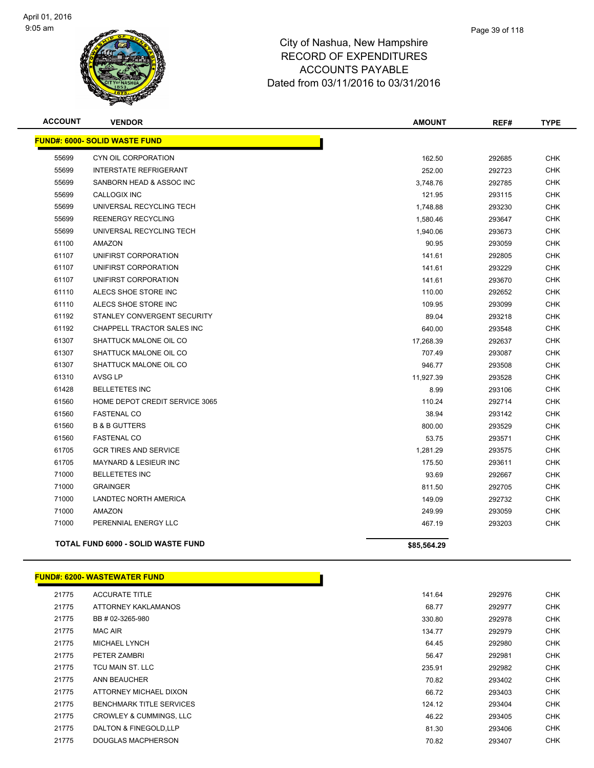City of Nashua, New Hampshire
RECORD OF EXPENDITURES
ACCOUNTS PAYABLE
Dated from 03/11/2016 to 03/31/2016

| ACCOUNT | VENDOR | AMOUNT | REF# | TYPE |
|---|---|---|---|---|
| **FUND#: 6000- SOLID WASTE FUND** | | | | |
| 55699 | CYN OIL CORPORATION | 162.50 | 292685 | CHK |
| 55699 | INTERSTATE REFRIGERANT | 252.00 | 292723 | CHK |
| 55699 | SANBORN HEAD & ASSOC INC | 3,748.76 | 292785 | CHK |
| 55699 | CALLOGIX INC | 121.95 | 293115 | CHK |
| 55699 | UNIVERSAL RECYCLING TECH | 1,748.88 | 293230 | CHK |
| 55699 | REENERGY RECYCLING | 1,580.46 | 293647 | CHK |
| 55699 | UNIVERSAL RECYCLING TECH | 1,940.06 | 293673 | CHK |
| 61100 | AMAZON | 90.95 | 293059 | CHK |
| 61107 | UNIFIRST CORPORATION | 141.61 | 292805 | CHK |
| 61107 | UNIFIRST CORPORATION | 141.61 | 293229 | CHK |
| 61107 | UNIFIRST CORPORATION | 141.61 | 293670 | CHK |
| 61110 | ALECS SHOE STORE INC | 110.00 | 292652 | CHK |
| 61110 | ALECS SHOE STORE INC | 109.95 | 293099 | CHK |
| 61192 | STANLEY CONVERGENT SECURITY | 89.04 | 293218 | CHK |
| 61192 | CHAPPELL TRACTOR SALES INC | 640.00 | 293548 | CHK |
| 61307 | SHATTUCK MALONE OIL CO | 17,268.39 | 292637 | CHK |
| 61307 | SHATTUCK MALONE OIL CO | 707.49 | 293087 | CHK |
| 61307 | SHATTUCK MALONE OIL CO | 946.77 | 293508 | CHK |
| 61310 | AVSG LP | 11,927.39 | 293528 | CHK |
| 61428 | BELLETETES INC | 8.99 | 293106 | CHK |
| 61560 | HOME DEPOT CREDIT SERVICE 3065 | 110.24 | 292714 | CHK |
| 61560 | FASTENAL CO | 38.94 | 293142 | CHK |
| 61560 | B & B GUTTERS | 800.00 | 293529 | CHK |
| 61560 | FASTENAL CO | 53.75 | 293571 | CHK |
| 61705 | GCR TIRES AND SERVICE | 1,281.29 | 293575 | CHK |
| 61705 | MAYNARD & LESIEUR INC | 175.50 | 293611 | CHK |
| 71000 | BELLETETES INC | 93.69 | 292667 | CHK |
| 71000 | GRAINGER | 811.50 | 292705 | CHK |
| 71000 | LANDTEC NORTH AMERICA | 149.09 | 292732 | CHK |
| 71000 | AMAZON | 249.99 | 293059 | CHK |
| 71000 | PERENNIAL ENERGY LLC | 467.19 | 293203 | CHK |
| **TOTAL FUND 6000 - SOLID WASTE FUND** | | **$85,564.29** | | |

| ACCOUNT | VENDOR | AMOUNT | REF# | TYPE |
|---|---|---|---|---|
| **FUND#: 6200- WASTEWATER FUND** | | | | |
| 21775 | ACCURATE TITLE | 141.64 | 292976 | CHK |
| 21775 | ATTORNEY KAKLAMANOS | 68.77 | 292977 | CHK |
| 21775 | BB # 02-3265-980 | 330.80 | 292978 | CHK |
| 21775 | MAC AIR | 134.77 | 292979 | CHK |
| 21775 | MICHAEL LYNCH | 64.45 | 292980 | CHK |
| 21775 | PETER ZAMBRI | 56.47 | 292981 | CHK |
| 21775 | TCU MAIN ST. LLC | 235.91 | 292982 | CHK |
| 21775 | ANN BEAUCHER | 70.82 | 293402 | CHK |
| 21775 | ATTORNEY MICHAEL DIXON | 66.72 | 293403 | CHK |
| 21775 | BENCHMARK TITLE SERVICES | 124.12 | 293404 | CHK |
| 21775 | CROWLEY & CUMMINGS, LLC | 46.22 | 293405 | CHK |
| 21775 | DALTON & FINEGOLD,LLP | 81.30 | 293406 | CHK |
| 21775 | DOUGLAS MACPHERSON | 70.82 | 293407 | CHK |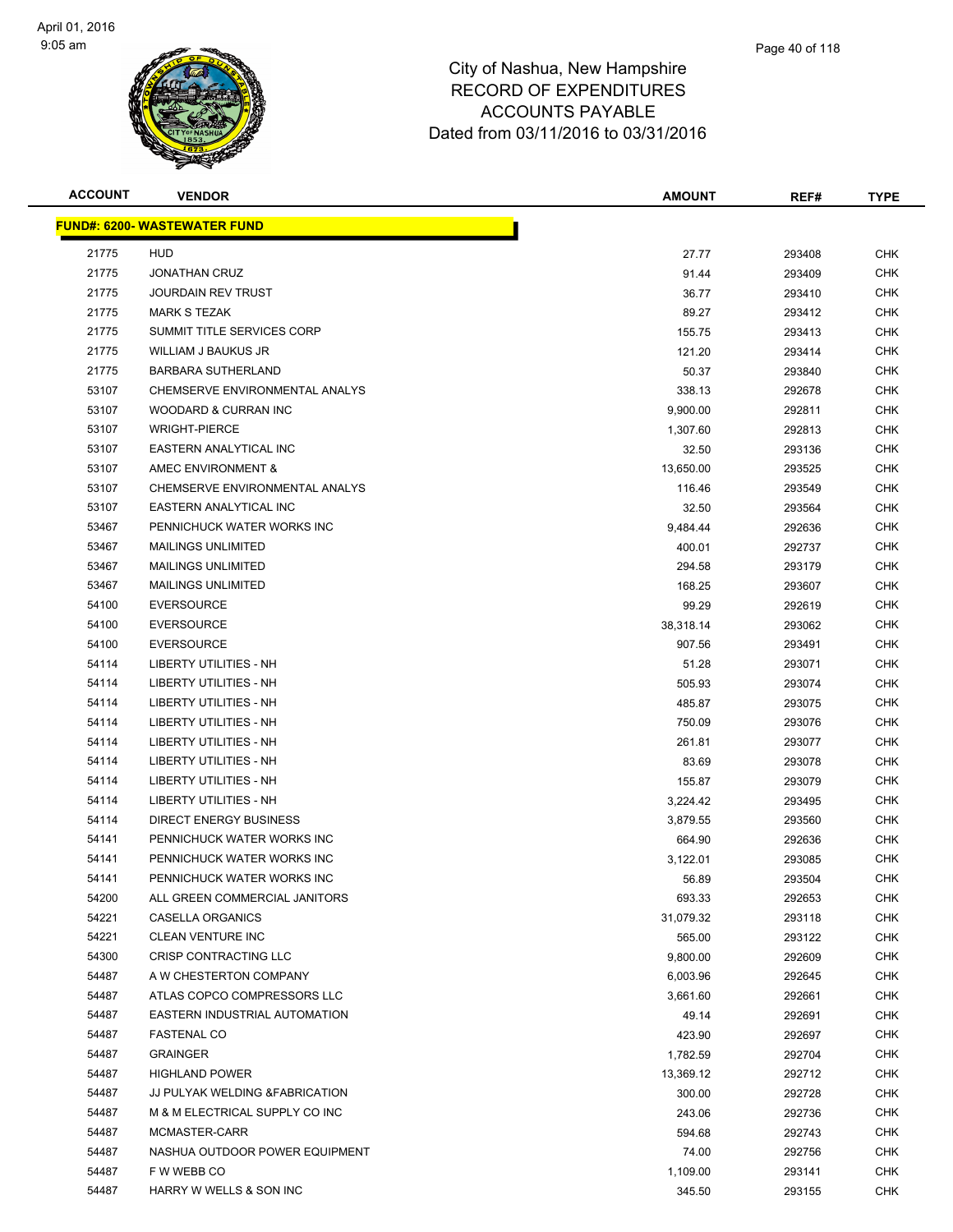# City of Nashua, New Hampshire
## RECORD OF EXPENDITURES
## ACCOUNTS PAYABLE
## Dated from 03/11/2016 to 03/31/2016

| ACCOUNT | VENDOR | AMOUNT | REF# | TYPE |
|---|---|---|---|---|
| **FUND#: 6200- WASTEWATER FUND** | | | | |
| 21775 | HUD | 27.77 | 293408 | CHK |
| 21775 | JONATHAN CRUZ | 91.44 | 293409 | CHK |
| 21775 | JOURDAIN REV TRUST | 36.77 | 293410 | CHK |
| 21775 | MARK S TEZAK | 89.27 | 293412 | CHK |
| 21775 | SUMMIT TITLE SERVICES CORP | 155.75 | 293413 | CHK |
| 21775 | WILLIAM J BAUKUS JR | 121.20 | 293414 | CHK |
| 21775 | BARBARA SUTHERLAND | 50.37 | 293840 | CHK |
| 53107 | CHEMSERVE ENVIRONMENTAL ANALYS | 338.13 | 292678 | CHK |
| 53107 | WOODARD & CURRAN INC | 9,900.00 | 292811 | CHK |
| 53107 | WRIGHT-PIERCE | 1,307.60 | 292813 | CHK |
| 53107 | EASTERN ANALYTICAL INC | 32.50 | 293136 | CHK |
| 53107 | AMEC ENVIRONMENT & | 13,650.00 | 293525 | CHK |
| 53107 | CHEMSERVE ENVIRONMENTAL ANALYS | 116.46 | 293549 | CHK |
| 53107 | EASTERN ANALYTICAL INC | 32.50 | 293564 | CHK |
| 53467 | PENNICHUCK WATER WORKS INC | 9,484.44 | 292636 | CHK |
| 53467 | MAILINGS UNLIMITED | 400.01 | 292737 | CHK |
| 53467 | MAILINGS UNLIMITED | 294.58 | 293179 | CHK |
| 53467 | MAILINGS UNLIMITED | 168.25 | 293607 | CHK |
| 54100 | EVERSOURCE | 99.29 | 292619 | CHK |
| 54100 | EVERSOURCE | 38,318.14 | 293062 | CHK |
| 54100 | EVERSOURCE | 907.56 | 293491 | CHK |
| 54114 | LIBERTY UTILITIES - NH | 51.28 | 293071 | CHK |
| 54114 | LIBERTY UTILITIES - NH | 505.93 | 293074 | CHK |
| 54114 | LIBERTY UTILITIES - NH | 485.87 | 293075 | CHK |
| 54114 | LIBERTY UTILITIES - NH | 750.09 | 293076 | CHK |
| 54114 | LIBERTY UTILITIES - NH | 261.81 | 293077 | CHK |
| 54114 | LIBERTY UTILITIES - NH | 83.69 | 293078 | CHK |
| 54114 | LIBERTY UTILITIES - NH | 155.87 | 293079 | CHK |
| 54114 | LIBERTY UTILITIES - NH | 3,224.42 | 293495 | CHK |
| 54114 | DIRECT ENERGY BUSINESS | 3,879.55 | 293560 | CHK |
| 54141 | PENNICHUCK WATER WORKS INC | 664.90 | 292636 | CHK |
| 54141 | PENNICHUCK WATER WORKS INC | 3,122.01 | 293085 | CHK |
| 54141 | PENNICHUCK WATER WORKS INC | 56.89 | 293504 | CHK |
| 54200 | ALL GREEN COMMERCIAL JANITORS | 693.33 | 292653 | CHK |
| 54221 | CASELLA ORGANICS | 31,079.32 | 293118 | CHK |
| 54221 | CLEAN VENTURE INC | 565.00 | 293122 | CHK |
| 54300 | CRISP CONTRACTING LLC | 9,800.00 | 292609 | CHK |
| 54487 | A W CHESTERTON COMPANY | 6,003.96 | 292645 | CHK |
| 54487 | ATLAS COPCO COMPRESSORS LLC | 3,661.60 | 292661 | CHK |
| 54487 | EASTERN INDUSTRIAL AUTOMATION | 49.14 | 292691 | CHK |
| 54487 | FASTENAL CO | 423.90 | 292697 | CHK |
| 54487 | GRAINGER | 1,782.59 | 292704 | CHK |
| 54487 | HIGHLAND POWER | 13,369.12 | 292712 | CHK |
| 54487 | JJ PULYAK WELDING &FABRICATION | 300.00 | 292728 | CHK |
| 54487 | M & M ELECTRICAL SUPPLY CO INC | 243.06 | 292736 | CHK |
| 54487 | MCMASTER-CARR | 594.68 | 292743 | CHK |
| 54487 | NASHUA OUTDOOR POWER EQUIPMENT | 74.00 | 292756 | CHK |
| 54487 | F W WEBB CO | 1,109.00 | 293141 | CHK |
| 54487 | HARRY W WELLS & SON INC | 345.50 | 293155 | CHK |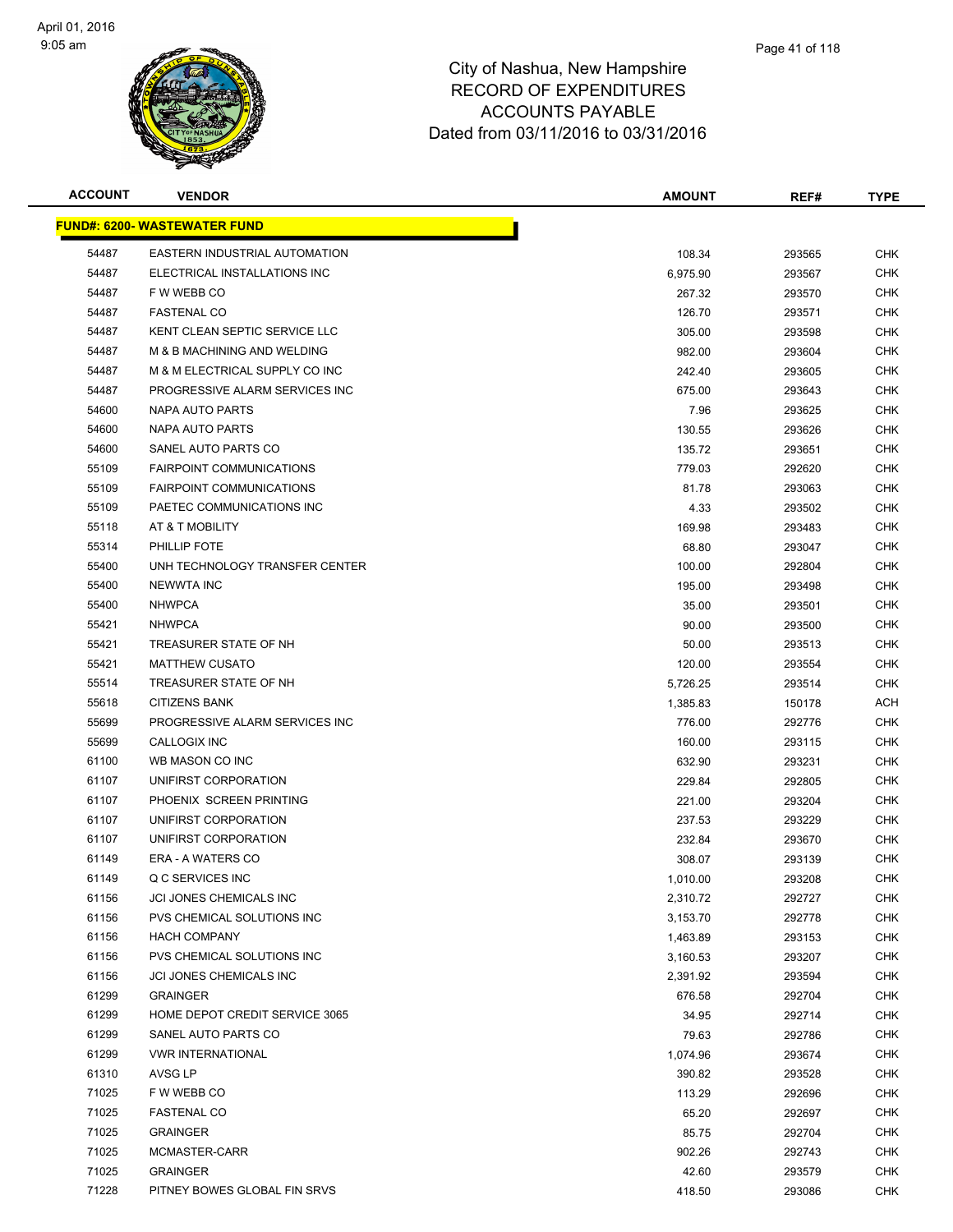# City of Nashua, New Hampshire
# RECORD OF EXPENDITURES
# ACCOUNTS PAYABLE
# Dated from 03/11/2016 to 03/31/2016

| ACCOUNT | VENDOR | AMOUNT | REF# | TYPE |
|---|---|---|---|---|
| **FUND#: 6200- WASTEWATER FUND** | | | | |
| 54487 | EASTERN INDUSTRIAL AUTOMATION | 108.34 | 293565 | CHK |
| 54487 | ELECTRICAL INSTALLATIONS INC | 6,975.90 | 293567 | CHK |
| 54487 | F W WEBB CO | 267.32 | 293570 | CHK |
| 54487 | FASTENAL CO | 126.70 | 293571 | CHK |
| 54487 | KENT CLEAN SEPTIC SERVICE LLC | 305.00 | 293598 | CHK |
| 54487 | M & B MACHINING AND WELDING | 982.00 | 293604 | CHK |
| 54487 | M & M ELECTRICAL SUPPLY CO INC | 242.40 | 293605 | CHK |
| 54487 | PROGRESSIVE ALARM SERVICES INC | 675.00 | 293643 | CHK |
| 54600 | NAPA AUTO PARTS | 7.96 | 293625 | CHK |
| 54600 | NAPA AUTO PARTS | 130.55 | 293626 | CHK |
| 54600 | SANEL AUTO PARTS CO | 135.72 | 293651 | CHK |
| 55109 | FAIRPOINT COMMUNICATIONS | 779.03 | 292620 | CHK |
| 55109 | FAIRPOINT COMMUNICATIONS | 81.78 | 293063 | CHK |
| 55109 | PAETEC COMMUNICATIONS INC | 4.33 | 293502 | CHK |
| 55118 | AT & T MOBILITY | 169.98 | 293483 | CHK |
| 55314 | PHILLIP FOTE | 68.80 | 293047 | CHK |
| 55400 | UNH TECHNOLOGY TRANSFER CENTER | 100.00 | 292804 | CHK |
| 55400 | NEWWTA INC | 195.00 | 293498 | CHK |
| 55400 | NHWPCA | 35.00 | 293501 | CHK |
| 55421 | NHWPCA | 90.00 | 293500 | CHK |
| 55421 | TREASURER STATE OF NH | 50.00 | 293513 | CHK |
| 55421 | MATTHEW CUSATO | 120.00 | 293554 | CHK |
| 55514 | TREASURER STATE OF NH | 5,726.25 | 293514 | CHK |
| 55618 | CITIZENS BANK | 1,385.83 | 150178 | ACH |
| 55699 | PROGRESSIVE ALARM SERVICES INC | 776.00 | 292776 | CHK |
| 55699 | CALLOGIX INC | 160.00 | 293115 | CHK |
| 61100 | WB MASON CO INC | 632.90 | 293231 | CHK |
| 61107 | UNIFIRST CORPORATION | 229.84 | 292805 | CHK |
| 61107 | PHOENIX SCREEN PRINTING | 221.00 | 293204 | CHK |
| 61107 | UNIFIRST CORPORATION | 237.53 | 293229 | CHK |
| 61107 | UNIFIRST CORPORATION | 232.84 | 293670 | CHK |
| 61149 | ERA - A WATERS CO | 308.07 | 293139 | CHK |
| 61149 | Q C SERVICES INC | 1,010.00 | 293208 | CHK |
| 61156 | JCI JONES CHEMICALS INC | 2,310.72 | 292727 | CHK |
| 61156 | PVS CHEMICAL SOLUTIONS INC | 3,153.70 | 292778 | CHK |
| 61156 | HACH COMPANY | 1,463.89 | 293153 | CHK |
| 61156 | PVS CHEMICAL SOLUTIONS INC | 3,160.53 | 293207 | CHK |
| 61156 | JCI JONES CHEMICALS INC | 2,391.92 | 293594 | CHK |
| 61299 | GRAINGER | 676.58 | 292704 | CHK |
| 61299 | HOME DEPOT CREDIT SERVICE 3065 | 34.95 | 292714 | CHK |
| 61299 | SANEL AUTO PARTS CO | 79.63 | 292786 | CHK |
| 61299 | VWR INTERNATIONAL | 1,074.96 | 293674 | CHK |
| 61310 | AVSG LP | 390.82 | 293528 | CHK |
| 71025 | F W WEBB CO | 113.29 | 292696 | CHK |
| 71025 | FASTENAL CO | 65.20 | 292697 | CHK |
| 71025 | GRAINGER | 85.75 | 292704 | CHK |
| 71025 | MCMASTER-CARR | 902.26 | 292743 | CHK |
| 71025 | GRAINGER | 42.60 | 293579 | CHK |
| 71228 | PITNEY BOWES GLOBAL FIN SRVS | 418.50 | 293086 | CHK |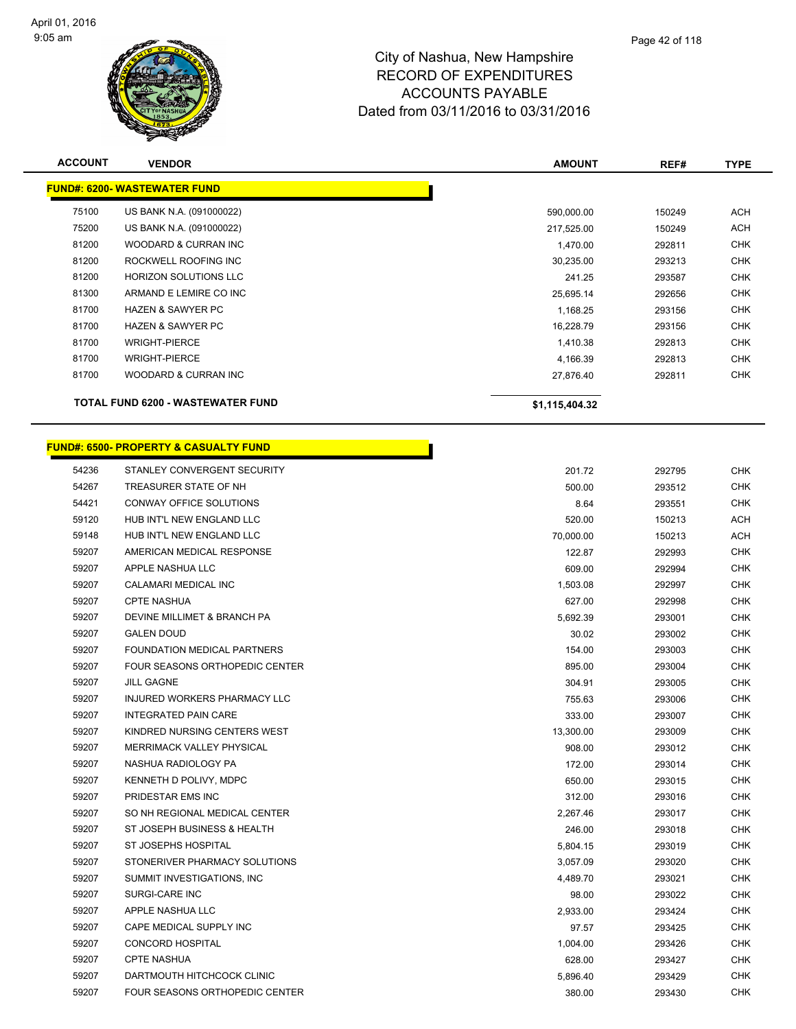# City of Nashua, New Hampshire
## RECORD OF EXPENDITURES
## ACCOUNTS PAYABLE
## Dated from 03/11/2016 to 03/31/2016

| ACCOUNT | VENDOR | AMOUNT | REF# | TYPE |
|---|---|---|---|---|
| **FUND#: 6200- WASTEWATER FUND** | | | | |
| 75100 | US BANK N.A. (091000022) | 590,000.00 | 150249 | ACH |
| 75200 | US BANK N.A. (091000022) | 217,525.00 | 150249 | ACH |
| 81200 | WOODARD & CURRAN INC | 1,470.00 | 292811 | CHK |
| 81200 | ROCKWELL ROOFING INC | 30,235.00 | 293213 | CHK |
| 81200 | HORIZON SOLUTIONS LLC | 241.25 | 293587 | CHK |
| 81300 | ARMAND E LEMIRE CO INC | 25,695.14 | 292656 | CHK |
| 81700 | HAZEN & SAWYER PC | 1,168.25 | 293156 | CHK |
| 81700 | HAZEN & SAWYER PC | 16,228.79 | 293156 | CHK |
| 81700 | WRIGHT-PIERCE | 1,410.38 | 292813 | CHK |
| 81700 | WRIGHT-PIERCE | 4,166.39 | 292813 | CHK |
| 81700 | WOODARD & CURRAN INC | 27,876.40 | 292811 | CHK |
| | **TOTAL FUND 6200 - WASTEWATER FUND** | **$1,115,404.32** | | |

| ACCOUNT | VENDOR | AMOUNT | REF# | TYPE |
|---|---|---|---|---|
| **FUND#: 6500- PROPERTY & CASUALTY FUND** | | | | |
| 54236 | STANLEY CONVERGENT SECURITY | 201.72 | 292795 | CHK |
| 54267 | TREASURER STATE OF NH | 500.00 | 293512 | CHK |
| 54421 | CONWAY OFFICE SOLUTIONS | 8.64 | 293551 | CHK |
| 59120 | HUB INT'L NEW ENGLAND LLC | 520.00 | 150213 | ACH |
| 59148 | HUB INT'L NEW ENGLAND LLC | 70,000.00 | 150213 | ACH |
| 59207 | AMERICAN MEDICAL RESPONSE | 122.87 | 292993 | CHK |
| 59207 | APPLE NASHUA LLC | 609.00 | 292994 | CHK |
| 59207 | CALAMARI MEDICAL INC | 1,503.08 | 292997 | CHK |
| 59207 | CPTE NASHUA | 627.00 | 292998 | CHK |
| 59207 | DEVINE MILLIMET & BRANCH PA | 5,692.39 | 293001 | CHK |
| 59207 | GALEN DOUD | 30.02 | 293002 | CHK |
| 59207 | FOUNDATION MEDICAL PARTNERS | 154.00 | 293003 | CHK |
| 59207 | FOUR SEASONS ORTHOPEDIC CENTER | 895.00 | 293004 | CHK |
| 59207 | JILL GAGNE | 304.91 | 293005 | CHK |
| 59207 | INJURED WORKERS PHARMACY LLC | 755.63 | 293006 | CHK |
| 59207 | INTEGRATED PAIN CARE | 333.00 | 293007 | CHK |
| 59207 | KINDRED NURSING CENTERS WEST | 13,300.00 | 293009 | CHK |
| 59207 | MERRIMACK VALLEY PHYSICAL | 908.00 | 293012 | CHK |
| 59207 | NASHUA RADIOLOGY PA | 172.00 | 293014 | CHK |
| 59207 | KENNETH D POLIVY, MDPC | 650.00 | 293015 | CHK |
| 59207 | PRIDESTAR EMS INC | 312.00 | 293016 | CHK |
| 59207 | SO NH REGIONAL MEDICAL CENTER | 2,267.46 | 293017 | CHK |
| 59207 | ST JOSEPH BUSINESS & HEALTH | 246.00 | 293018 | CHK |
| 59207 | ST JOSEPHS HOSPITAL | 5,804.15 | 293019 | CHK |
| 59207 | STONERIVER PHARMACY SOLUTIONS | 3,057.09 | 293020 | CHK |
| 59207 | SUMMIT INVESTIGATIONS, INC | 4,489.70 | 293021 | CHK |
| 59207 | SURGI-CARE INC | 98.00 | 293022 | CHK |
| 59207 | APPLE NASHUA LLC | 2,933.00 | 293424 | CHK |
| 59207 | CAPE MEDICAL SUPPLY INC | 97.57 | 293425 | CHK |
| 59207 | CONCORD HOSPITAL | 1,004.00 | 293426 | CHK |
| 59207 | CPTE NASHUA | 628.00 | 293427 | CHK |
| 59207 | DARTMOUTH HITCHCOCK CLINIC | 5,896.40 | 293429 | CHK |
| 59207 | FOUR SEASONS ORTHOPEDIC CENTER | 380.00 | 293430 | CHK |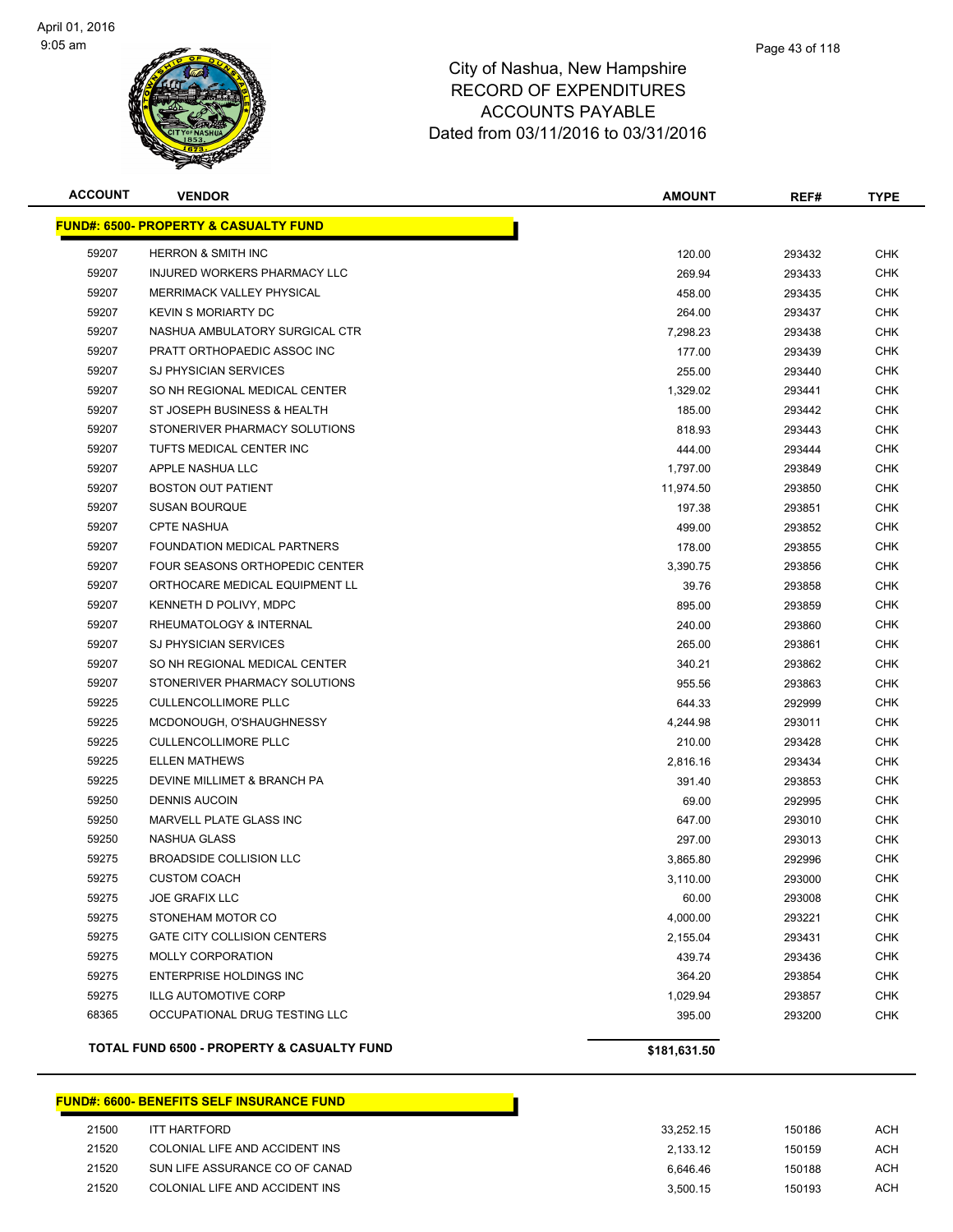# City of Nashua, New Hampshire
# RECORD OF EXPENDITURES
# ACCOUNTS PAYABLE
# Dated from 03/11/2016 to 03/31/2016

| ACCOUNT | VENDOR | AMOUNT | REF# | TYPE |
|---|---|---|---|---|
| **FUND#: 6500- PROPERTY & CASUALTY FUND** | | | | |
| 59207 | HERRON & SMITH INC | 120.00 | 293432 | CHK |
| 59207 | INJURED WORKERS PHARMACY LLC | 269.94 | 293433 | CHK |
| 59207 | MERRIMACK VALLEY PHYSICAL | 458.00 | 293435 | CHK |
| 59207 | KEVIN S MORIARTY DC | 264.00 | 293437 | CHK |
| 59207 | NASHUA AMBULATORY SURGICAL CTR | 7,298.23 | 293438 | CHK |
| 59207 | PRATT ORTHOPAEDIC ASSOC INC | 177.00 | 293439 | CHK |
| 59207 | SJ PHYSICIAN SERVICES | 255.00 | 293440 | CHK |
| 59207 | SO NH REGIONAL MEDICAL CENTER | 1,329.02 | 293441 | CHK |
| 59207 | ST JOSEPH BUSINESS & HEALTH | 185.00 | 293442 | CHK |
| 59207 | STONERIVER PHARMACY SOLUTIONS | 818.93 | 293443 | CHK |
| 59207 | TUFTS MEDICAL CENTER INC | 444.00 | 293444 | CHK |
| 59207 | APPLE NASHUA LLC | 1,797.00 | 293849 | CHK |
| 59207 | BOSTON OUT PATIENT | 11,974.50 | 293850 | CHK |
| 59207 | SUSAN BOURQUE | 197.38 | 293851 | CHK |
| 59207 | CPTE NASHUA | 499.00 | 293852 | CHK |
| 59207 | FOUNDATION MEDICAL PARTNERS | 178.00 | 293855 | CHK |
| 59207 | FOUR SEASONS ORTHOPEDIC CENTER | 3,390.75 | 293856 | CHK |
| 59207 | ORTHOCARE MEDICAL EQUIPMENT LL | 39.76 | 293858 | CHK |
| 59207 | KENNETH D POLIVY, MDPC | 895.00 | 293859 | CHK |
| 59207 | RHEUMATOLOGY & INTERNAL | 240.00 | 293860 | CHK |
| 59207 | SJ PHYSICIAN SERVICES | 265.00 | 293861 | CHK |
| 59207 | SO NH REGIONAL MEDICAL CENTER | 340.21 | 293862 | CHK |
| 59207 | STONERIVER PHARMACY SOLUTIONS | 955.56 | 293863 | CHK |
| 59225 | CULLENCOLLIMORE PLLC | 644.33 | 292999 | CHK |
| 59225 | MCDONOUGH, O'SHAUGHNESSY | 4,244.98 | 293011 | CHK |
| 59225 | CULLENCOLLIMORE PLLC | 210.00 | 293428 | CHK |
| 59225 | ELLEN MATHEWS | 2,816.16 | 293434 | CHK |
| 59225 | DEVINE MILLIMET & BRANCH PA | 391.40 | 293853 | CHK |
| 59250 | DENNIS AUCOIN | 69.00 | 292995 | CHK |
| 59250 | MARVELL PLATE GLASS INC | 647.00 | 293010 | CHK |
| 59250 | NASHUA GLASS | 297.00 | 293013 | CHK |
| 59275 | BROADSIDE COLLISION LLC | 3,865.80 | 292996 | CHK |
| 59275 | CUSTOM COACH | 3,110.00 | 293000 | CHK |
| 59275 | JOE GRAFIX LLC | 60.00 | 293008 | CHK |
| 59275 | STONEHAM MOTOR CO | 4,000.00 | 293221 | CHK |
| 59275 | GATE CITY COLLISION CENTERS | 2,155.04 | 293431 | CHK |
| 59275 | MOLLY CORPORATION | 439.74 | 293436 | CHK |
| 59275 | ENTERPRISE HOLDINGS INC | 364.20 | 293854 | CHK |
| 59275 | ILLG AUTOMOTIVE CORP | 1,029.94 | 293857 | CHK |
| 68365 | OCCUPATIONAL DRUG TESTING LLC | 395.00 | 293200 | CHK |
| **TOTAL FUND 6500 - PROPERTY & CASUALTY FUND** | | **$181,631.50** | | |

| ACCOUNT | VENDOR | AMOUNT | REF# | TYPE |
|---|---|---|---|---|
| **FUND#: 6600- BENEFITS SELF INSURANCE FUND** | | | | |
| 21500 | ITT HARTFORD | 33,252.15 | 150186 | ACH |
| 21520 | COLONIAL LIFE AND ACCIDENT INS | 2,133.12 | 150159 | ACH |
| 21520 | SUN LIFE ASSURANCE CO OF CANAD | 6,646.46 | 150188 | ACH |
| 21520 | COLONIAL LIFE AND ACCIDENT INS | 3,500.15 | 150193 | ACH |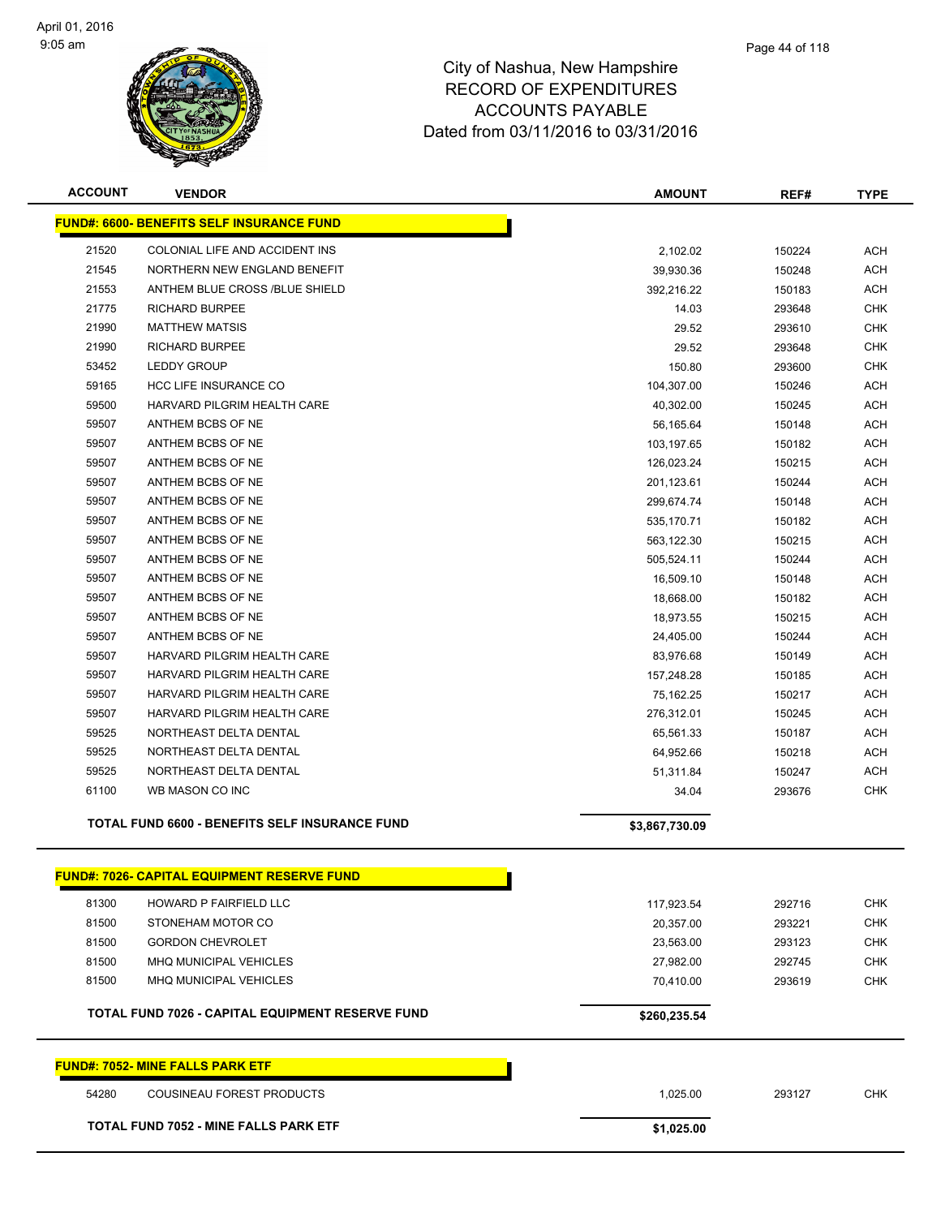# City of Nashua, New Hampshire
## RECORD OF EXPENDITURES
## ACCOUNTS PAYABLE
## Dated from 03/11/2016 to 03/31/2016

| ACCOUNT | VENDOR | AMOUNT | REF# | TYPE |
|---|---|---|---|---|
| **FUND#: 6600- BENEFITS SELF INSURANCE FUND** | | | | |
| 21520 | COLONIAL LIFE AND ACCIDENT INS | 2,102.02 | 150224 | ACH |
| 21545 | NORTHERN NEW ENGLAND BENEFIT | 39,930.36 | 150248 | ACH |
| 21553 | ANTHEM BLUE CROSS /BLUE SHIELD | 392,216.22 | 150183 | ACH |
| 21775 | RICHARD BURPEE | 14.03 | 293648 | CHK |
| 21990 | MATTHEW MATSIS | 29.52 | 293610 | CHK |
| 21990 | RICHARD BURPEE | 29.52 | 293648 | CHK |
| 53452 | LEDDY GROUP | 150.80 | 293600 | CHK |
| 59165 | HCC LIFE INSURANCE CO | 104,307.00 | 150246 | ACH |
| 59500 | HARVARD PILGRIM HEALTH CARE | 40,302.00 | 150245 | ACH |
| 59507 | ANTHEM BCBS OF NE | 56,165.64 | 150148 | ACH |
| 59507 | ANTHEM BCBS OF NE | 103,197.65 | 150182 | ACH |
| 59507 | ANTHEM BCBS OF NE | 126,023.24 | 150215 | ACH |
| 59507 | ANTHEM BCBS OF NE | 201,123.61 | 150244 | ACH |
| 59507 | ANTHEM BCBS OF NE | 299,674.74 | 150148 | ACH |
| 59507 | ANTHEM BCBS OF NE | 535,170.71 | 150182 | ACH |
| 59507 | ANTHEM BCBS OF NE | 563,122.30 | 150215 | ACH |
| 59507 | ANTHEM BCBS OF NE | 505,524.11 | 150244 | ACH |
| 59507 | ANTHEM BCBS OF NE | 16,509.10 | 150148 | ACH |
| 59507 | ANTHEM BCBS OF NE | 18,668.00 | 150182 | ACH |
| 59507 | ANTHEM BCBS OF NE | 18,973.55 | 150215 | ACH |
| 59507 | ANTHEM BCBS OF NE | 24,405.00 | 150244 | ACH |
| 59507 | HARVARD PILGRIM HEALTH CARE | 83,976.68 | 150149 | ACH |
| 59507 | HARVARD PILGRIM HEALTH CARE | 157,248.28 | 150185 | ACH |
| 59507 | HARVARD PILGRIM HEALTH CARE | 75,162.25 | 150217 | ACH |
| 59507 | HARVARD PILGRIM HEALTH CARE | 276,312.01 | 150245 | ACH |
| 59525 | NORTHEAST DELTA DENTAL | 65,561.33 | 150187 | ACH |
| 59525 | NORTHEAST DELTA DENTAL | 64,952.66 | 150218 | ACH |
| 59525 | NORTHEAST DELTA DENTAL | 51,311.84 | 150247 | ACH |
| 61100 | WB MASON CO INC | 34.04 | 293676 | CHK |
| | **TOTAL FUND 6600 - BENEFITS SELF INSURANCE FUND** | **$3,867,730.09** | | |
| **FUND#: 7026- CAPITAL EQUIPMENT RESERVE FUND** | | | | |
| 81300 | HOWARD P FAIRFIELD LLC | 117,923.54 | 292716 | CHK |
| 81500 | STONEHAM MOTOR CO | 20,357.00 | 293221 | CHK |
| 81500 | GORDON CHEVROLET | 23,563.00 | 293123 | CHK |
| 81500 | MHQ MUNICIPAL VEHICLES | 27,982.00 | 292745 | CHK |
| 81500 | MHQ MUNICIPAL VEHICLES | 70,410.00 | 293619 | CHK |
| | **TOTAL FUND 7026 - CAPITAL EQUIPMENT RESERVE FUND** | **$260,235.54** | | |
| **FUND#: 7052- MINE FALLS PARK ETF** | | | | |
| 54280 | COUSINEAU FOREST PRODUCTS | 1,025.00 | 293127 | CHK |
| | **TOTAL FUND 7052 - MINE FALLS PARK ETF** | **$1,025.00** | | |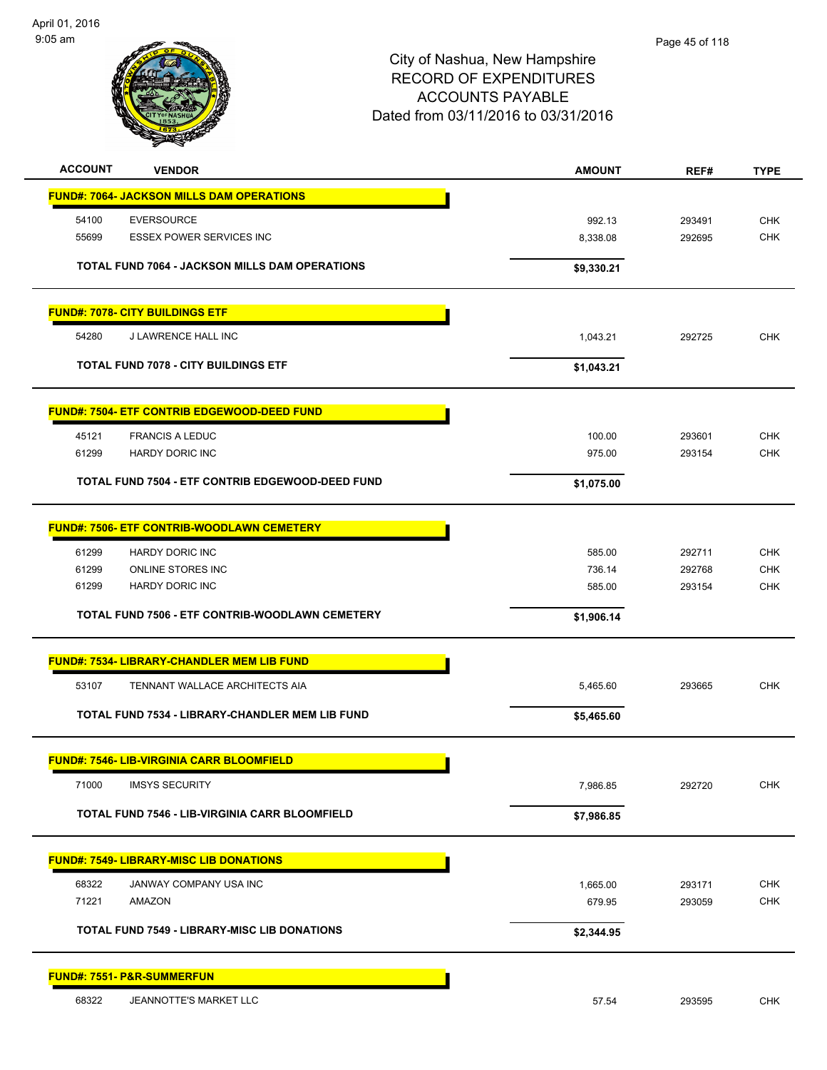City of Nashua, New Hampshire
RECORD OF EXPENDITURES
ACCOUNTS PAYABLE
Dated from 03/11/2016 to 03/31/2016

April 01, 2016
9:05 am

| ACCOUNT | VENDOR | AMOUNT | REF# | TYPE |
|---|---|---|---|---|
| **FUND#: 7064- JACKSON MILLS DAM OPERATIONS** | | | | |
| 54100 | EVERSOURCE | 992.13 | 293491 | CHK |
| 55699 | ESSEX POWER SERVICES INC | 8,338.08 | 292695 | CHK |
| | **TOTAL FUND 7064 - JACKSON MILLS DAM OPERATIONS** | **$9,330.21** | | |
| **FUND#: 7078- CITY BUILDINGS ETF** | | | | |
| 54280 | J LAWRENCE HALL INC | 1,043.21 | 292725 | CHK |
| | **TOTAL FUND 7078 - CITY BUILDINGS ETF** | **$1,043.21** | | |
| **FUND#: 7504- ETF CONTRIB EDGEWOOD-DEED FUND** | | | | |
| 45121 | FRANCIS A LEDUC | 100.00 | 293601 | CHK |
| 61299 | HARDY DORIC INC | 975.00 | 293154 | CHK |
| | **TOTAL FUND 7504 - ETF CONTRIB EDGEWOOD-DEED FUND** | **$1,075.00** | | |
| **FUND#: 7506- ETF CONTRIB-WOODLAWN CEMETERY** | | | | |
| 61299 | HARDY DORIC INC | 585.00 | 292711 | CHK |
| 61299 | ONLINE STORES INC | 736.14 | 292768 | CHK |
| 61299 | HARDY DORIC INC | 585.00 | 293154 | CHK |
| | **TOTAL FUND 7506 - ETF CONTRIB-WOODLAWN CEMETERY** | **$1,906.14** | | |
| **FUND#: 7534- LIBRARY-CHANDLER MEM LIB FUND** | | | | |
| 53107 | TENNANT WALLACE ARCHITECTS AIA | 5,465.60 | 293665 | CHK |
| | **TOTAL FUND 7534 - LIBRARY-CHANDLER MEM LIB FUND** | **$5,465.60** | | |
| **FUND#: 7546- LIB-VIRGINIA CARR BLOOMFIELD** | | | | |
| 71000 | IMSYS SECURITY | 7,986.85 | 292720 | CHK |
| | **TOTAL FUND 7546 - LIB-VIRGINIA CARR BLOOMFIELD** | **$7,986.85** | | |
| **FUND#: 7549- LIBRARY-MISC LIB DONATIONS** | | | | |
| 68322 | JANWAY COMPANY USA INC | 1,665.00 | 293171 | CHK |
| 71221 | AMAZON | 679.95 | 293059 | CHK |
| | **TOTAL FUND 7549 - LIBRARY-MISC LIB DONATIONS** | **$2,344.95** | | |
| **FUND#: 7551- P&R-SUMMERFUN** | | | | |
| 68322 | JEANNOTTE'S MARKET LLC | 57.54 | 293595 | CHK |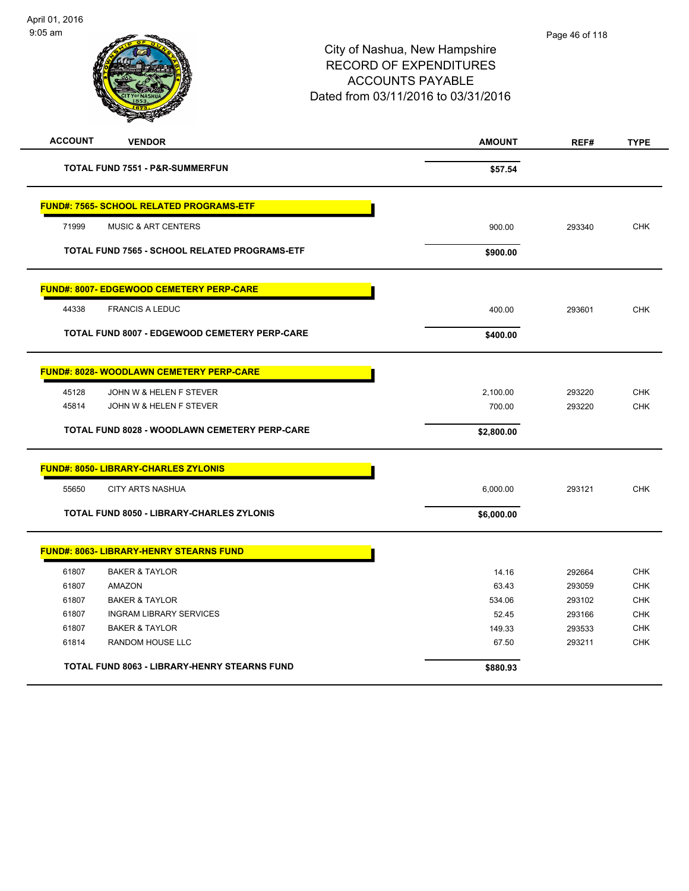City of Nashua, New Hampshire
RECORD OF EXPENDITURES
ACCOUNTS PAYABLE
Dated from 03/11/2016 to 03/31/2016

| ACCOUNT | VENDOR | AMOUNT | REF# | TYPE |
|---|---|---|---|---|
| | **TOTAL FUND 7551 - P&R-SUMMERFUN** | **$57.54** | | |
| | **FUND#: 7565- SCHOOL RELATED PROGRAMS-ETF** | | | |
| 71999 | MUSIC & ART CENTERS | 900.00 | 293340 | CHK |
| | **TOTAL FUND 7565 - SCHOOL RELATED PROGRAMS-ETF** | **$900.00** | | |
| | **FUND#: 8007- EDGEWOOD CEMETERY PERP-CARE** | | | |
| 44338 | FRANCIS A LEDUC | 400.00 | 293601 | CHK |
| | **TOTAL FUND 8007 - EDGEWOOD CEMETERY PERP-CARE** | **$400.00** | | |
| | **FUND#: 8028- WOODLAWN CEMETERY PERP-CARE** | | | |
| 45128 | JOHN W & HELEN F STEVER | 2,100.00 | 293220 | CHK |
| 45814 | JOHN W & HELEN F STEVER | 700.00 | 293220 | CHK |
| | **TOTAL FUND 8028 - WOODLAWN CEMETERY PERP-CARE** | **$2,800.00** | | |
| | **FUND#: 8050- LIBRARY-CHARLES ZYLONIS** | | | |
| 55650 | CITY ARTS NASHUA | 6,000.00 | 293121 | CHK |
| | **TOTAL FUND 8050 - LIBRARY-CHARLES ZYLONIS** | **$6,000.00** | | |
| | **FUND#: 8063- LIBRARY-HENRY STEARNS FUND** | | | |
| 61807 | BAKER & TAYLOR | 14.16 | 292664 | CHK |
| 61807 | AMAZON | 63.43 | 293059 | CHK |
| 61807 | BAKER & TAYLOR | 534.06 | 293102 | CHK |
| 61807 | INGRAM LIBRARY SERVICES | 52.45 | 293166 | CHK |
| 61807 | BAKER & TAYLOR | 149.33 | 293533 | CHK |
| 61814 | RANDOM HOUSE LLC | 67.50 | 293211 | CHK |
| | **TOTAL FUND 8063 - LIBRARY-HENRY STEARNS FUND** | **$880.93** | | |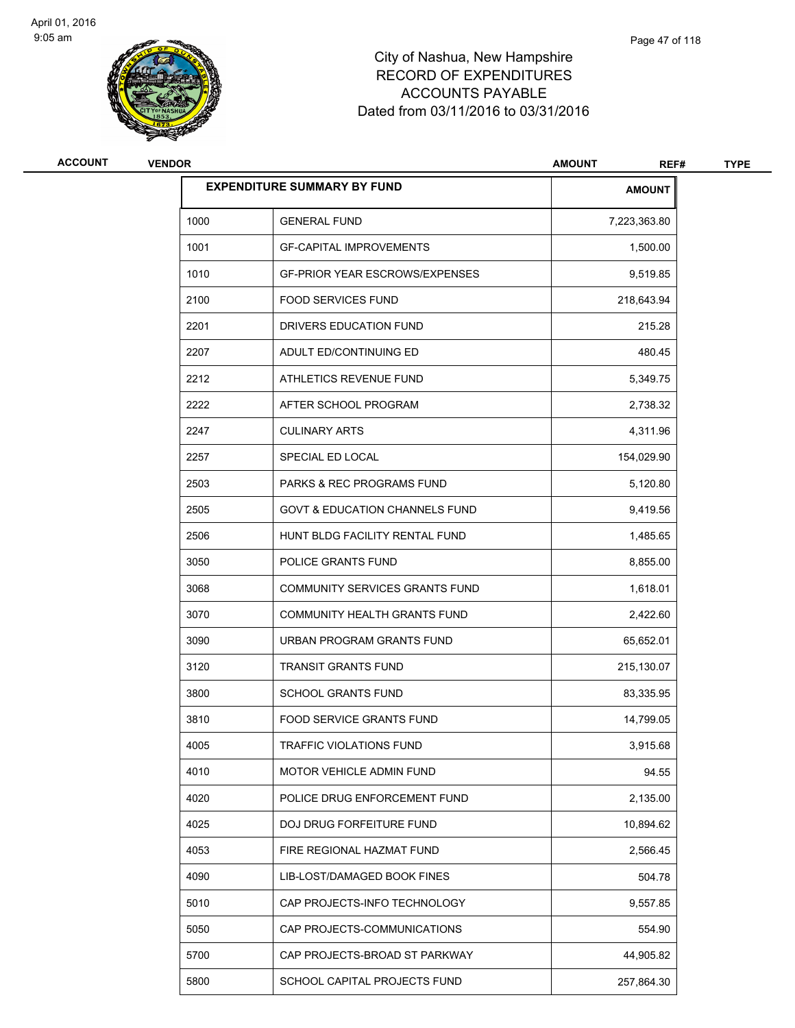April 01, 2016
9:05 am

# City of Nashua, New Hampshire
## RECORD OF EXPENDITURES
## ACCOUNTS PAYABLE
## Dated from 03/11/2016 to 03/31/2016

| ACCOUNT | VENDOR | AMOUNT | REF# | TYPE |
|---|---|---|---|---|

| EXPENDITURE SUMMARY BY FUND | | AMOUNT |
|---|---|---|
| 1000 | GENERAL FUND | 7,223,363.80 |
| 1001 | GF-CAPITAL IMPROVEMENTS | 1,500.00 |
| 1010 | GF-PRIOR YEAR ESCROWS/EXPENSES | 9,519.85 |
| 2100 | FOOD SERVICES FUND | 218,643.94 |
| 2201 | DRIVERS EDUCATION FUND | 215.28 |
| 2207 | ADULT ED/CONTINUING ED | 480.45 |
| 2212 | ATHLETICS REVENUE FUND | 5,349.75 |
| 2222 | AFTER SCHOOL PROGRAM | 2,738.32 |
| 2247 | CULINARY ARTS | 4,311.96 |
| 2257 | SPECIAL ED LOCAL | 154,029.90 |
| 2503 | PARKS & REC PROGRAMS FUND | 5,120.80 |
| 2505 | GOVT & EDUCATION CHANNELS FUND | 9,419.56 |
| 2506 | HUNT BLDG FACILITY RENTAL FUND | 1,485.65 |
| 3050 | POLICE GRANTS FUND | 8,855.00 |
| 3068 | COMMUNITY SERVICES GRANTS FUND | 1,618.01 |
| 3070 | COMMUNITY HEALTH GRANTS FUND | 2,422.60 |
| 3090 | URBAN PROGRAM GRANTS FUND | 65,652.01 |
| 3120 | TRANSIT GRANTS FUND | 215,130.07 |
| 3800 | SCHOOL GRANTS FUND | 83,335.95 |
| 3810 | FOOD SERVICE GRANTS FUND | 14,799.05 |
| 4005 | TRAFFIC VIOLATIONS FUND | 3,915.68 |
| 4010 | MOTOR VEHICLE ADMIN FUND | 94.55 |
| 4020 | POLICE DRUG ENFORCEMENT FUND | 2,135.00 |
| 4025 | DOJ DRUG FORFEITURE FUND | 10,894.62 |
| 4053 | FIRE REGIONAL HAZMAT FUND | 2,566.45 |
| 4090 | LIB-LOST/DAMAGED BOOK FINES | 504.78 |
| 5010 | CAP PROJECTS-INFO TECHNOLOGY | 9,557.85 |
| 5050 | CAP PROJECTS-COMMUNICATIONS | 554.90 |
| 5700 | CAP PROJECTS-BROAD ST PARKWAY | 44,905.82 |
| 5800 | SCHOOL CAPITAL PROJECTS FUND | 257,864.30 |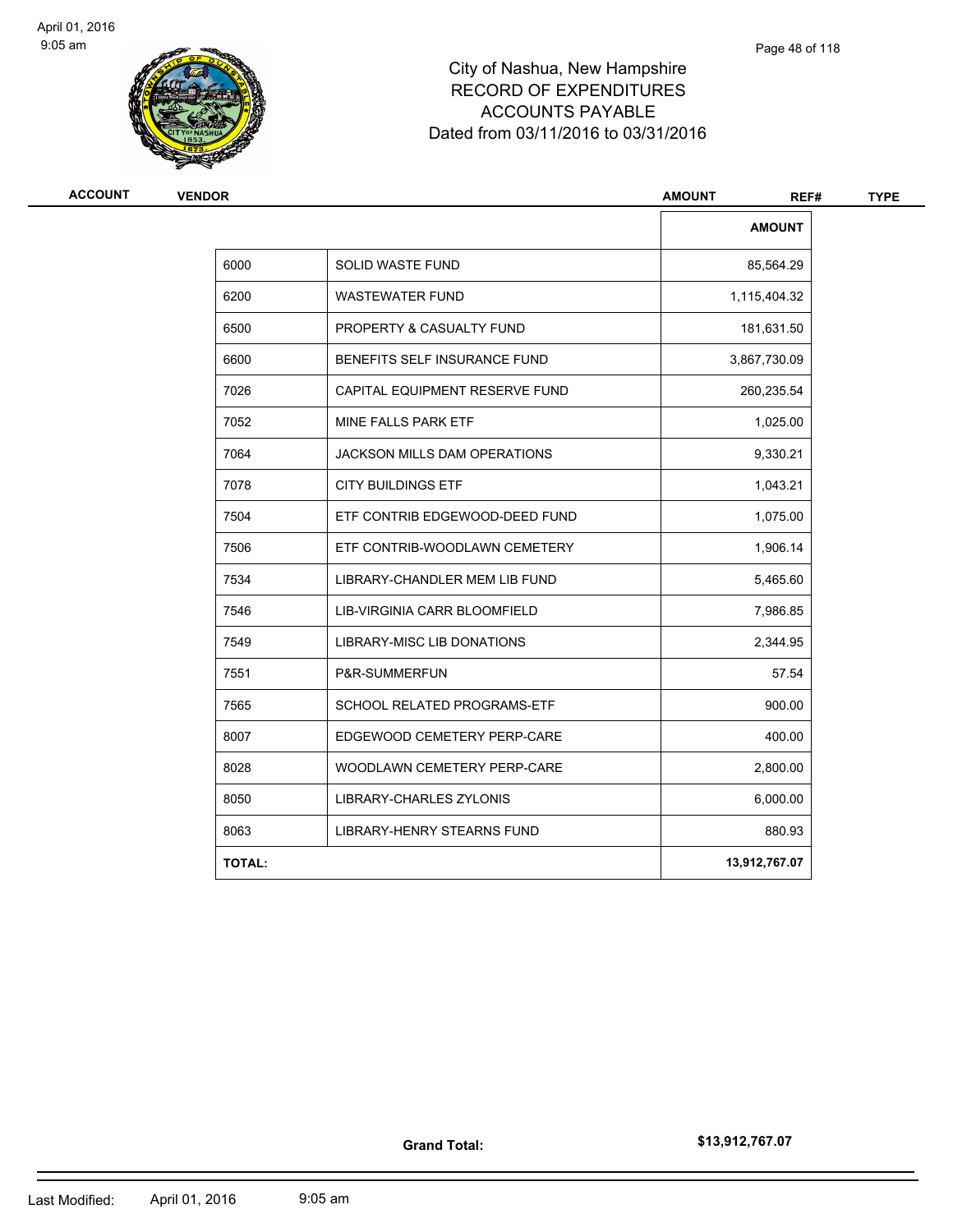# City of Nashua, New Hampshire
# RECORD OF EXPENDITURES
# ACCOUNTS PAYABLE
# Dated from 03/11/2016 to 03/31/2016

| ACCOUNT | VENDOR | AMOUNT | REF# | TYPE |
|---|---|---|---|---|

| | | AMOUNT |
|---|---|---|
| 6000 | SOLID WASTE FUND | 85,564.29 |
| 6200 | WASTEWATER FUND | 1,115,404.32 |
| 6500 | PROPERTY & CASUALTY FUND | 181,631.50 |
| 6600 | BENEFITS SELF INSURANCE FUND | 3,867,730.09 |
| 7026 | CAPITAL EQUIPMENT RESERVE FUND | 260,235.54 |
| 7052 | MINE FALLS PARK ETF | 1,025.00 |
| 7064 | JACKSON MILLS DAM OPERATIONS | 9,330.21 |
| 7078 | CITY BUILDINGS ETF | 1,043.21 |
| 7504 | ETF CONTRIB EDGEWOOD-DEED FUND | 1,075.00 |
| 7506 | ETF CONTRIB-WOODLAWN CEMETERY | 1,906.14 |
| 7534 | LIBRARY-CHANDLER MEM LIB FUND | 5,465.60 |
| 7546 | LIB-VIRGINIA CARR BLOOMFIELD | 7,986.85 |
| 7549 | LIBRARY-MISC LIB DONATIONS | 2,344.95 |
| 7551 | P&R-SUMMERFUN | 57.54 |
| 7565 | SCHOOL RELATED PROGRAMS-ETF | 900.00 |
| 8007 | EDGEWOOD CEMETERY PERP-CARE | 400.00 |
| 8028 | WOODLAWN CEMETERY PERP-CARE | 2,800.00 |
| 8050 | LIBRARY-CHARLES ZYLONIS | 6,000.00 |
| 8063 | LIBRARY-HENRY STEARNS FUND | 880.93 |
| **TOTAL:** | | **13,912,767.07** |

**Grand Total:** **$13,912,767.07**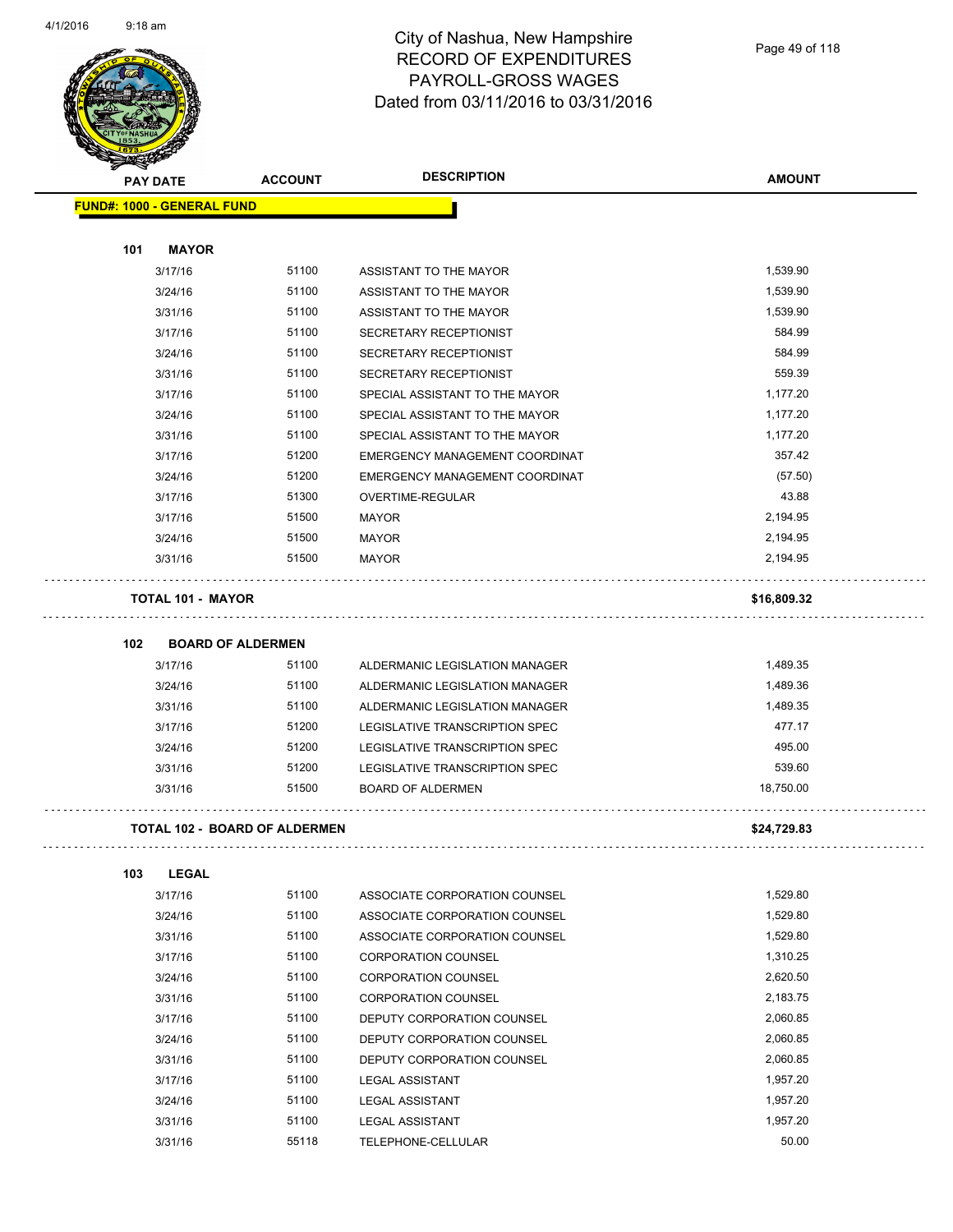# City of Nashua, New Hampshire
# RECORD OF EXPENDITURES
# PAYROLL-GROSS WAGES
# Dated from 03/11/2016 to 03/31/2016

| PAY DATE | ACCOUNT | DESCRIPTION | AMOUNT |
|---|---|---|---|
| **FUND#: 1000 - GENERAL FUND** | | | |
| **101 MAYOR** | | | |
| 3/17/16 | 51100 | ASSISTANT TO THE MAYOR | 1,539.90 |
| 3/24/16 | 51100 | ASSISTANT TO THE MAYOR | 1,539.90 |
| 3/31/16 | 51100 | ASSISTANT TO THE MAYOR | 1,539.90 |
| 3/17/16 | 51100 | SECRETARY RECEPTIONIST | 584.99 |
| 3/24/16 | 51100 | SECRETARY RECEPTIONIST | 584.99 |
| 3/31/16 | 51100 | SECRETARY RECEPTIONIST | 559.39 |
| 3/17/16 | 51100 | SPECIAL ASSISTANT TO THE MAYOR | 1,177.20 |
| 3/24/16 | 51100 | SPECIAL ASSISTANT TO THE MAYOR | 1,177.20 |
| 3/31/16 | 51100 | SPECIAL ASSISTANT TO THE MAYOR | 1,177.20 |
| 3/17/16 | 51200 | EMERGENCY MANAGEMENT COORDINAT | 357.42 |
| 3/24/16 | 51200 | EMERGENCY MANAGEMENT COORDINAT | (57.50) |
| 3/17/16 | 51300 | OVERTIME-REGULAR | 43.88 |
| 3/17/16 | 51500 | MAYOR | 2,194.95 |
| 3/24/16 | 51500 | MAYOR | 2,194.95 |
| 3/31/16 | 51500 | MAYOR | 2,194.95 |
| **TOTAL 101 - MAYOR** | | | **$16,809.32** |
| **102 BOARD OF ALDERMEN** | | | |
| 3/17/16 | 51100 | ALDERMANIC LEGISLATION MANAGER | 1,489.35 |
| 3/24/16 | 51100 | ALDERMANIC LEGISLATION MANAGER | 1,489.36 |
| 3/31/16 | 51100 | ALDERMANIC LEGISLATION MANAGER | 1,489.35 |
| 3/17/16 | 51200 | LEGISLATIVE TRANSCRIPTION SPEC | 477.17 |
| 3/24/16 | 51200 | LEGISLATIVE TRANSCRIPTION SPEC | 495.00 |
| 3/31/16 | 51200 | LEGISLATIVE TRANSCRIPTION SPEC | 539.60 |
| 3/31/16 | 51500 | BOARD OF ALDERMEN | 18,750.00 |
| **TOTAL 102 - BOARD OF ALDERMEN** | | | **$24,729.83** |
| **103 LEGAL** | | | |
| 3/17/16 | 51100 | ASSOCIATE CORPORATION COUNSEL | 1,529.80 |
| 3/24/16 | 51100 | ASSOCIATE CORPORATION COUNSEL | 1,529.80 |
| 3/31/16 | 51100 | ASSOCIATE CORPORATION COUNSEL | 1,529.80 |
| 3/17/16 | 51100 | CORPORATION COUNSEL | 1,310.25 |
| 3/24/16 | 51100 | CORPORATION COUNSEL | 2,620.50 |
| 3/31/16 | 51100 | CORPORATION COUNSEL | 2,183.75 |
| 3/17/16 | 51100 | DEPUTY CORPORATION COUNSEL | 2,060.85 |
| 3/24/16 | 51100 | DEPUTY CORPORATION COUNSEL | 2,060.85 |
| 3/31/16 | 51100 | DEPUTY CORPORATION COUNSEL | 2,060.85 |
| 3/17/16 | 51100 | LEGAL ASSISTANT | 1,957.20 |
| 3/24/16 | 51100 | LEGAL ASSISTANT | 1,957.20 |
| 3/31/16 | 51100 | LEGAL ASSISTANT | 1,957.20 |
| 3/31/16 | 55118 | TELEPHONE-CELLULAR | 50.00 |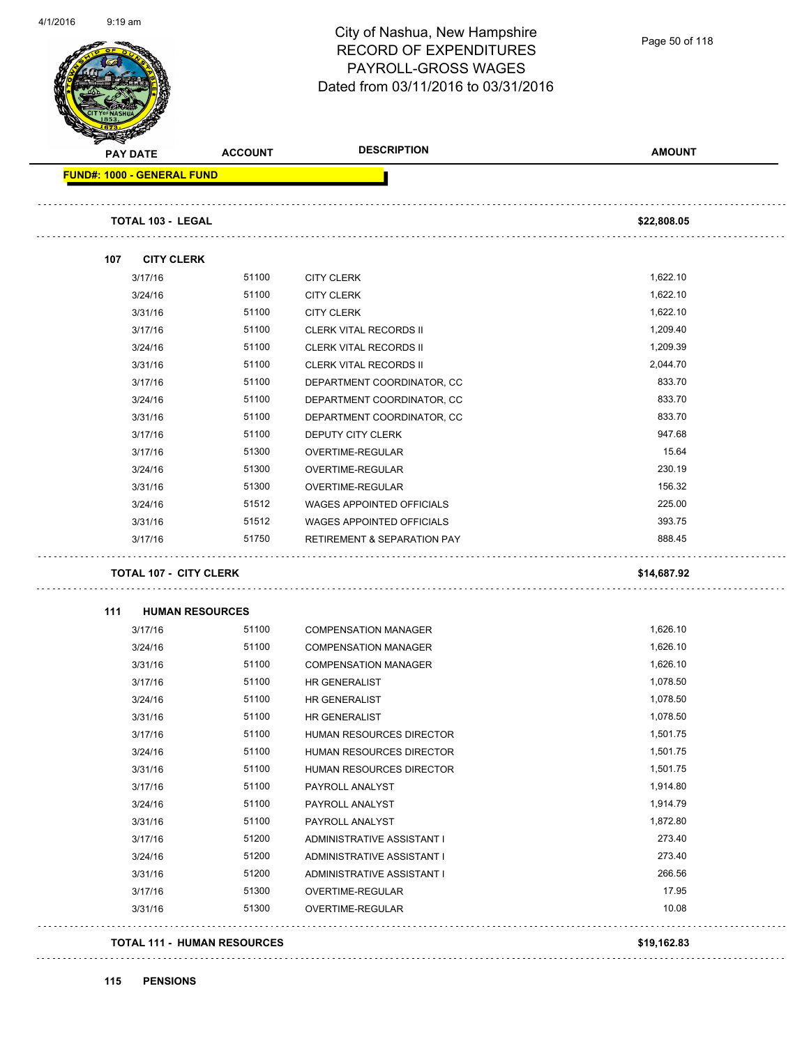# City of Nashua, New Hampshire
## RECORD OF EXPENDITURES
## PAYROLL-GROSS WAGES
## Dated from 03/11/2016 to 03/31/2016

**FUND#: 1000 - GENERAL FUND**

| PAY DATE | ACCOUNT | DESCRIPTION | AMOUNT |
|---|---|---|---|
| **TOTAL 103 - LEGAL** | | | **$22,808.05** |
| **107 CITY CLERK** | | | |
| 3/17/16 | 51100 | CITY CLERK | 1,622.10 |
| 3/24/16 | 51100 | CITY CLERK | 1,622.10 |
| 3/31/16 | 51100 | CITY CLERK | 1,622.10 |
| 3/17/16 | 51100 | CLERK VITAL RECORDS II | 1,209.40 |
| 3/24/16 | 51100 | CLERK VITAL RECORDS II | 1,209.39 |
| 3/31/16 | 51100 | CLERK VITAL RECORDS II | 2,044.70 |
| 3/17/16 | 51100 | DEPARTMENT COORDINATOR, CC | 833.70 |
| 3/24/16 | 51100 | DEPARTMENT COORDINATOR, CC | 833.70 |
| 3/31/16 | 51100 | DEPARTMENT COORDINATOR, CC | 833.70 |
| 3/17/16 | 51100 | DEPUTY CITY CLERK | 947.68 |
| 3/17/16 | 51300 | OVERTIME-REGULAR | 15.64 |
| 3/24/16 | 51300 | OVERTIME-REGULAR | 230.19 |
| 3/31/16 | 51300 | OVERTIME-REGULAR | 156.32 |
| 3/24/16 | 51512 | WAGES APPOINTED OFFICIALS | 225.00 |
| 3/31/16 | 51512 | WAGES APPOINTED OFFICIALS | 393.75 |
| 3/17/16 | 51750 | RETIREMENT & SEPARATION PAY | 888.45 |
| **TOTAL 107 - CITY CLERK** | | | **$14,687.92** |
| **111 HUMAN RESOURCES** | | | |
| 3/17/16 | 51100 | COMPENSATION MANAGER | 1,626.10 |
| 3/24/16 | 51100 | COMPENSATION MANAGER | 1,626.10 |
| 3/31/16 | 51100 | COMPENSATION MANAGER | 1,626.10 |
| 3/17/16 | 51100 | HR GENERALIST | 1,078.50 |
| 3/24/16 | 51100 | HR GENERALIST | 1,078.50 |
| 3/31/16 | 51100 | HR GENERALIST | 1,078.50 |
| 3/17/16 | 51100 | HUMAN RESOURCES DIRECTOR | 1,501.75 |
| 3/24/16 | 51100 | HUMAN RESOURCES DIRECTOR | 1,501.75 |
| 3/31/16 | 51100 | HUMAN RESOURCES DIRECTOR | 1,501.75 |
| 3/17/16 | 51100 | PAYROLL ANALYST | 1,914.80 |
| 3/24/16 | 51100 | PAYROLL ANALYST | 1,914.79 |
| 3/31/16 | 51100 | PAYROLL ANALYST | 1,872.80 |
| 3/17/16 | 51200 | ADMINISTRATIVE ASSISTANT I | 273.40 |
| 3/24/16 | 51200 | ADMINISTRATIVE ASSISTANT I | 273.40 |
| 3/31/16 | 51200 | ADMINISTRATIVE ASSISTANT I | 266.56 |
| 3/17/16 | 51300 | OVERTIME-REGULAR | 17.95 |
| 3/31/16 | 51300 | OVERTIME-REGULAR | 10.08 |
| **TOTAL 111 - HUMAN RESOURCES** | | | **$19,162.83** |
| **115 PENSIONS** | | | |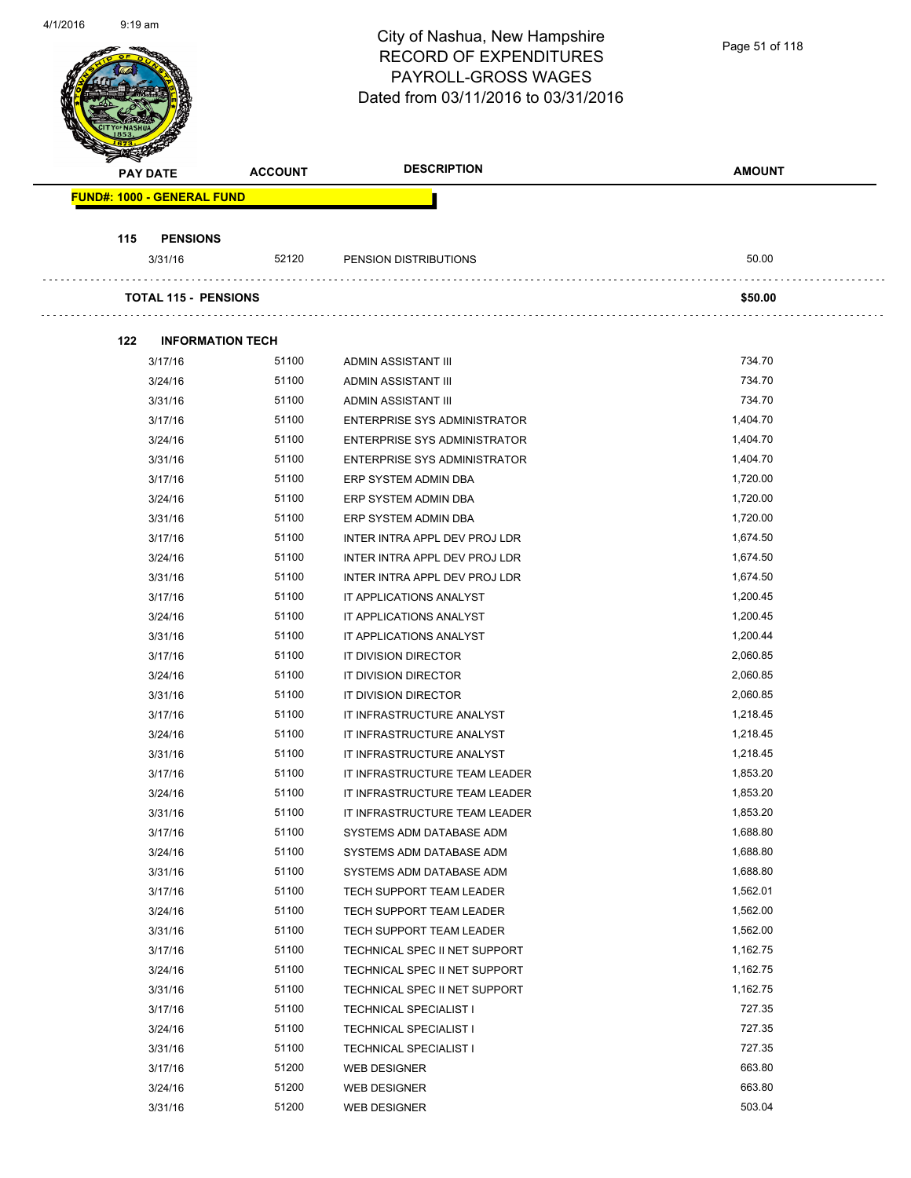# City of Nashua, New Hampshire
## RECORD OF EXPENDITURES
## PAYROLL-GROSS WAGES
## Dated from 03/11/2016 to 03/31/2016

| PAY DATE | ACCOUNT | DESCRIPTION | AMOUNT |
|---|---|---|---|
| **FUND#: 1000 - GENERAL FUND** | | | |
| **115 PENSIONS** | | | |
| 3/31/16 | 52120 | PENSION DISTRIBUTIONS | 50.00 |
| **TOTAL 115 - PENSIONS** | | | **$50.00** |
| **122 INFORMATION TECH** | | | |
| 3/17/16 | 51100 | ADMIN ASSISTANT III | 734.70 |
| 3/24/16 | 51100 | ADMIN ASSISTANT III | 734.70 |
| 3/31/16 | 51100 | ADMIN ASSISTANT III | 734.70 |
| 3/17/16 | 51100 | ENTERPRISE SYS ADMINISTRATOR | 1,404.70 |
| 3/24/16 | 51100 | ENTERPRISE SYS ADMINISTRATOR | 1,404.70 |
| 3/31/16 | 51100 | ENTERPRISE SYS ADMINISTRATOR | 1,404.70 |
| 3/17/16 | 51100 | ERP SYSTEM ADMIN DBA | 1,720.00 |
| 3/24/16 | 51100 | ERP SYSTEM ADMIN DBA | 1,720.00 |
| 3/31/16 | 51100 | ERP SYSTEM ADMIN DBA | 1,720.00 |
| 3/17/16 | 51100 | INTER INTRA APPL DEV PROJ LDR | 1,674.50 |
| 3/24/16 | 51100 | INTER INTRA APPL DEV PROJ LDR | 1,674.50 |
| 3/31/16 | 51100 | INTER INTRA APPL DEV PROJ LDR | 1,674.50 |
| 3/17/16 | 51100 | IT APPLICATIONS ANALYST | 1,200.45 |
| 3/24/16 | 51100 | IT APPLICATIONS ANALYST | 1,200.45 |
| 3/31/16 | 51100 | IT APPLICATIONS ANALYST | 1,200.44 |
| 3/17/16 | 51100 | IT DIVISION DIRECTOR | 2,060.85 |
| 3/24/16 | 51100 | IT DIVISION DIRECTOR | 2,060.85 |
| 3/31/16 | 51100 | IT DIVISION DIRECTOR | 2,060.85 |
| 3/17/16 | 51100 | IT INFRASTRUCTURE ANALYST | 1,218.45 |
| 3/24/16 | 51100 | IT INFRASTRUCTURE ANALYST | 1,218.45 |
| 3/31/16 | 51100 | IT INFRASTRUCTURE ANALYST | 1,218.45 |
| 3/17/16 | 51100 | IT INFRASTRUCTURE TEAM LEADER | 1,853.20 |
| 3/24/16 | 51100 | IT INFRASTRUCTURE TEAM LEADER | 1,853.20 |
| 3/31/16 | 51100 | IT INFRASTRUCTURE TEAM LEADER | 1,853.20 |
| 3/17/16 | 51100 | SYSTEMS ADM DATABASE ADM | 1,688.80 |
| 3/24/16 | 51100 | SYSTEMS ADM DATABASE ADM | 1,688.80 |
| 3/31/16 | 51100 | SYSTEMS ADM DATABASE ADM | 1,688.80 |
| 3/17/16 | 51100 | TECH SUPPORT TEAM LEADER | 1,562.01 |
| 3/24/16 | 51100 | TECH SUPPORT TEAM LEADER | 1,562.00 |
| 3/31/16 | 51100 | TECH SUPPORT TEAM LEADER | 1,562.00 |
| 3/17/16 | 51100 | TECHNICAL SPEC II NET SUPPORT | 1,162.75 |
| 3/24/16 | 51100 | TECHNICAL SPEC II NET SUPPORT | 1,162.75 |
| 3/31/16 | 51100 | TECHNICAL SPEC II NET SUPPORT | 1,162.75 |
| 3/17/16 | 51100 | TECHNICAL SPECIALIST I | 727.35 |
| 3/24/16 | 51100 | TECHNICAL SPECIALIST I | 727.35 |
| 3/31/16 | 51100 | TECHNICAL SPECIALIST I | 727.35 |
| 3/17/16 | 51200 | WEB DESIGNER | 663.80 |
| 3/24/16 | 51200 | WEB DESIGNER | 663.80 |
| 3/31/16 | 51200 | WEB DESIGNER | 503.04 |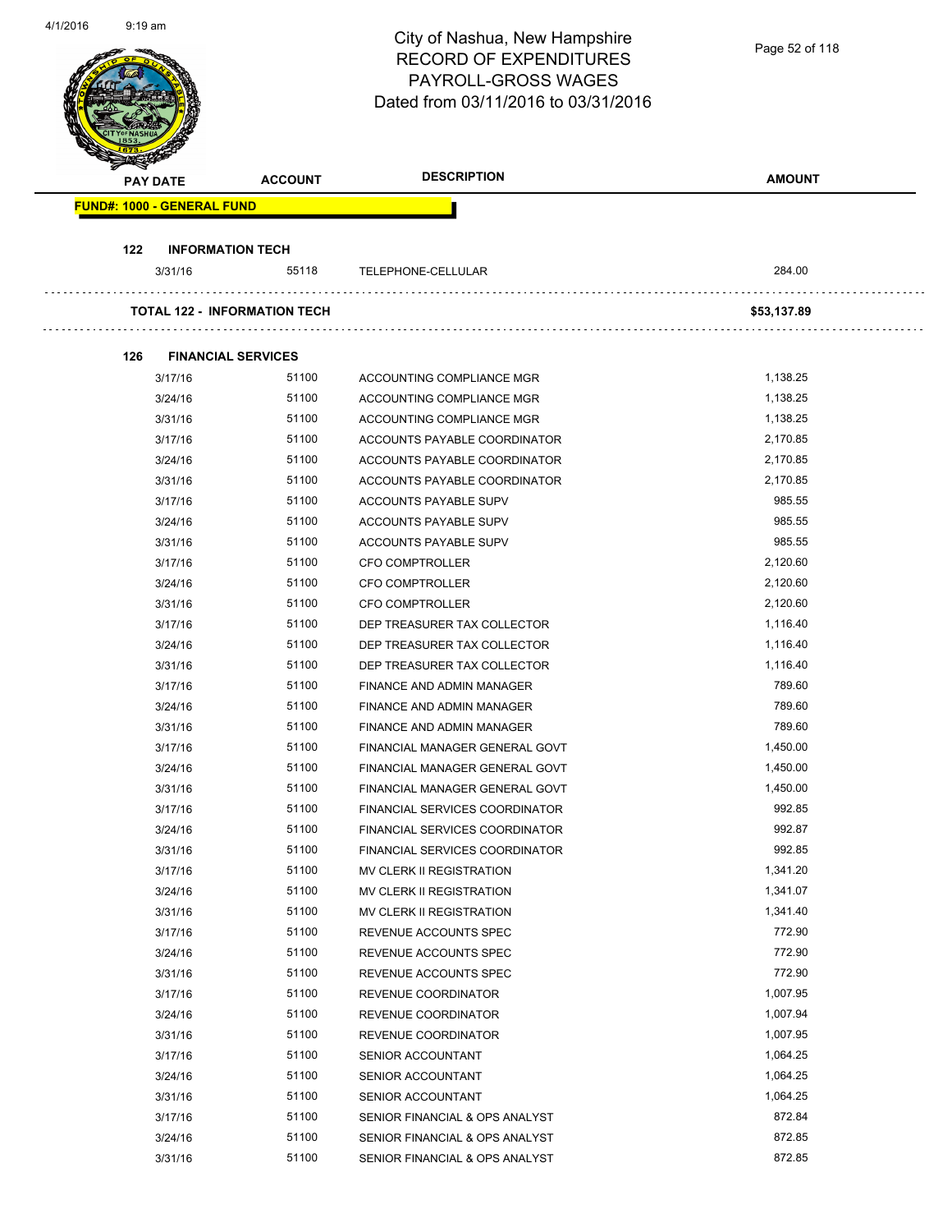# City of Nashua, New Hampshire
## RECORD OF EXPENDITURES
## PAYROLL-GROSS WAGES
## Dated from 03/11/2016 to 03/31/2016

| PAY DATE | ACCOUNT | DESCRIPTION | AMOUNT |
|---|---|---|---|
| **FUND#: 1000 - GENERAL FUND** | | | |
| **122 INFORMATION TECH** | | | |
| 3/31/16 | 55118 | TELEPHONE-CELLULAR | 284.00 |
| **TOTAL 122 - INFORMATION TECH** | | | **$53,137.89** |
| **126 FINANCIAL SERVICES** | | | |
| 3/17/16 | 51100 | ACCOUNTING COMPLIANCE MGR | 1,138.25 |
| 3/24/16 | 51100 | ACCOUNTING COMPLIANCE MGR | 1,138.25 |
| 3/31/16 | 51100 | ACCOUNTING COMPLIANCE MGR | 1,138.25 |
| 3/17/16 | 51100 | ACCOUNTS PAYABLE COORDINATOR | 2,170.85 |
| 3/24/16 | 51100 | ACCOUNTS PAYABLE COORDINATOR | 2,170.85 |
| 3/31/16 | 51100 | ACCOUNTS PAYABLE COORDINATOR | 2,170.85 |
| 3/17/16 | 51100 | ACCOUNTS PAYABLE SUPV | 985.55 |
| 3/24/16 | 51100 | ACCOUNTS PAYABLE SUPV | 985.55 |
| 3/31/16 | 51100 | ACCOUNTS PAYABLE SUPV | 985.55 |
| 3/17/16 | 51100 | CFO COMPTROLLER | 2,120.60 |
| 3/24/16 | 51100 | CFO COMPTROLLER | 2,120.60 |
| 3/31/16 | 51100 | CFO COMPTROLLER | 2,120.60 |
| 3/17/16 | 51100 | DEP TREASURER TAX COLLECTOR | 1,116.40 |
| 3/24/16 | 51100 | DEP TREASURER TAX COLLECTOR | 1,116.40 |
| 3/31/16 | 51100 | DEP TREASURER TAX COLLECTOR | 1,116.40 |
| 3/17/16 | 51100 | FINANCE AND ADMIN MANAGER | 789.60 |
| 3/24/16 | 51100 | FINANCE AND ADMIN MANAGER | 789.60 |
| 3/31/16 | 51100 | FINANCE AND ADMIN MANAGER | 789.60 |
| 3/17/16 | 51100 | FINANCIAL MANAGER GENERAL GOVT | 1,450.00 |
| 3/24/16 | 51100 | FINANCIAL MANAGER GENERAL GOVT | 1,450.00 |
| 3/31/16 | 51100 | FINANCIAL MANAGER GENERAL GOVT | 1,450.00 |
| 3/17/16 | 51100 | FINANCIAL SERVICES COORDINATOR | 992.85 |
| 3/24/16 | 51100 | FINANCIAL SERVICES COORDINATOR | 992.87 |
| 3/31/16 | 51100 | FINANCIAL SERVICES COORDINATOR | 992.85 |
| 3/17/16 | 51100 | MV CLERK II REGISTRATION | 1,341.20 |
| 3/24/16 | 51100 | MV CLERK II REGISTRATION | 1,341.07 |
| 3/31/16 | 51100 | MV CLERK II REGISTRATION | 1,341.40 |
| 3/17/16 | 51100 | REVENUE ACCOUNTS SPEC | 772.90 |
| 3/24/16 | 51100 | REVENUE ACCOUNTS SPEC | 772.90 |
| 3/31/16 | 51100 | REVENUE ACCOUNTS SPEC | 772.90 |
| 3/17/16 | 51100 | REVENUE COORDINATOR | 1,007.95 |
| 3/24/16 | 51100 | REVENUE COORDINATOR | 1,007.94 |
| 3/31/16 | 51100 | REVENUE COORDINATOR | 1,007.95 |
| 3/17/16 | 51100 | SENIOR ACCOUNTANT | 1,064.25 |
| 3/24/16 | 51100 | SENIOR ACCOUNTANT | 1,064.25 |
| 3/31/16 | 51100 | SENIOR ACCOUNTANT | 1,064.25 |
| 3/17/16 | 51100 | SENIOR FINANCIAL & OPS ANALYST | 872.84 |
| 3/24/16 | 51100 | SENIOR FINANCIAL & OPS ANALYST | 872.85 |
| 3/31/16 | 51100 | SENIOR FINANCIAL & OPS ANALYST | 872.85 |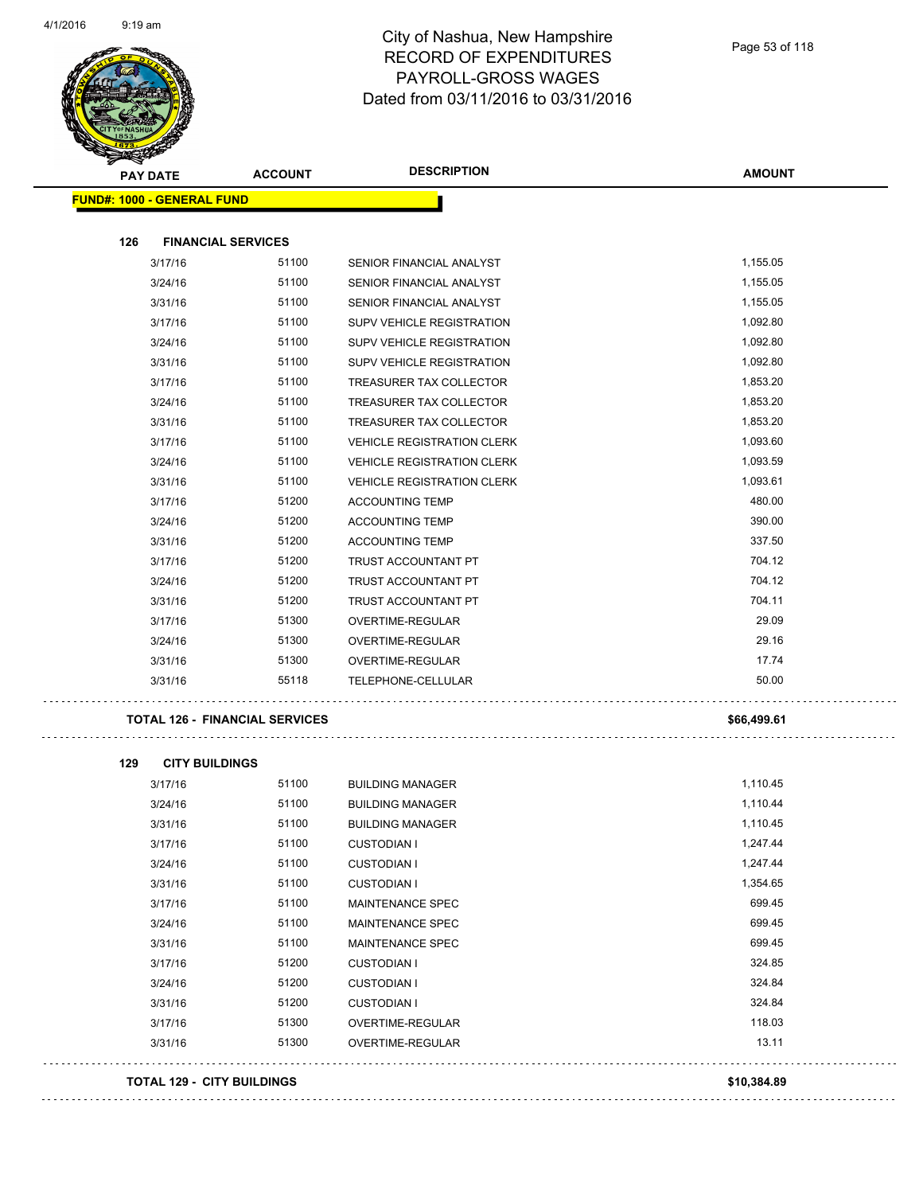# City of Nashua, New Hampshire
# RECORD OF EXPENDITURES
# PAYROLL-GROSS WAGES
# Dated from 03/11/2016 to 03/31/2016

| PAY DATE | ACCOUNT | DESCRIPTION | AMOUNT |
|---|---|---|---|

**FUND#: 1000 - GENERAL FUND**

**126 FINANCIAL SERVICES**

| PAY DATE | ACCOUNT | DESCRIPTION | AMOUNT |
|---|---|---|---|
| 3/17/16 | 51100 | SENIOR FINANCIAL ANALYST | 1,155.05 |
| 3/24/16 | 51100 | SENIOR FINANCIAL ANALYST | 1,155.05 |
| 3/31/16 | 51100 | SENIOR FINANCIAL ANALYST | 1,155.05 |
| 3/17/16 | 51100 | SUPV VEHICLE REGISTRATION | 1,092.80 |
| 3/24/16 | 51100 | SUPV VEHICLE REGISTRATION | 1,092.80 |
| 3/31/16 | 51100 | SUPV VEHICLE REGISTRATION | 1,092.80 |
| 3/17/16 | 51100 | TREASURER TAX COLLECTOR | 1,853.20 |
| 3/24/16 | 51100 | TREASURER TAX COLLECTOR | 1,853.20 |
| 3/31/16 | 51100 | TREASURER TAX COLLECTOR | 1,853.20 |
| 3/17/16 | 51100 | VEHICLE REGISTRATION CLERK | 1,093.60 |
| 3/24/16 | 51100 | VEHICLE REGISTRATION CLERK | 1,093.59 |
| 3/31/16 | 51100 | VEHICLE REGISTRATION CLERK | 1,093.61 |
| 3/17/16 | 51200 | ACCOUNTING TEMP | 480.00 |
| 3/24/16 | 51200 | ACCOUNTING TEMP | 390.00 |
| 3/31/16 | 51200 | ACCOUNTING TEMP | 337.50 |
| 3/17/16 | 51200 | TRUST ACCOUNTANT PT | 704.12 |
| 3/24/16 | 51200 | TRUST ACCOUNTANT PT | 704.12 |
| 3/31/16 | 51200 | TRUST ACCOUNTANT PT | 704.11 |
| 3/17/16 | 51300 | OVERTIME-REGULAR | 29.09 |
| 3/24/16 | 51300 | OVERTIME-REGULAR | 29.16 |
| 3/31/16 | 51300 | OVERTIME-REGULAR | 17.74 |
| 3/31/16 | 55118 | TELEPHONE-CELLULAR | 50.00 |

**TOTAL 126 - FINANCIAL SERVICES** **$66,499.61**

**129 CITY BUILDINGS**

| PAY DATE | ACCOUNT | DESCRIPTION | AMOUNT |
|---|---|---|---|
| 3/17/16 | 51100 | BUILDING MANAGER | 1,110.45 |
| 3/24/16 | 51100 | BUILDING MANAGER | 1,110.44 |
| 3/31/16 | 51100 | BUILDING MANAGER | 1,110.45 |
| 3/17/16 | 51100 | CUSTODIAN I | 1,247.44 |
| 3/24/16 | 51100 | CUSTODIAN I | 1,247.44 |
| 3/31/16 | 51100 | CUSTODIAN I | 1,354.65 |
| 3/17/16 | 51100 | MAINTENANCE SPEC | 699.45 |
| 3/24/16 | 51100 | MAINTENANCE SPEC | 699.45 |
| 3/31/16 | 51100 | MAINTENANCE SPEC | 699.45 |
| 3/17/16 | 51200 | CUSTODIAN I | 324.85 |
| 3/24/16 | 51200 | CUSTODIAN I | 324.84 |
| 3/31/16 | 51200 | CUSTODIAN I | 324.84 |
| 3/17/16 | 51300 | OVERTIME-REGULAR | 118.03 |
| 3/31/16 | 51300 | OVERTIME-REGULAR | 13.11 |

**TOTAL 129 - CITY BUILDINGS** **$10,384.89**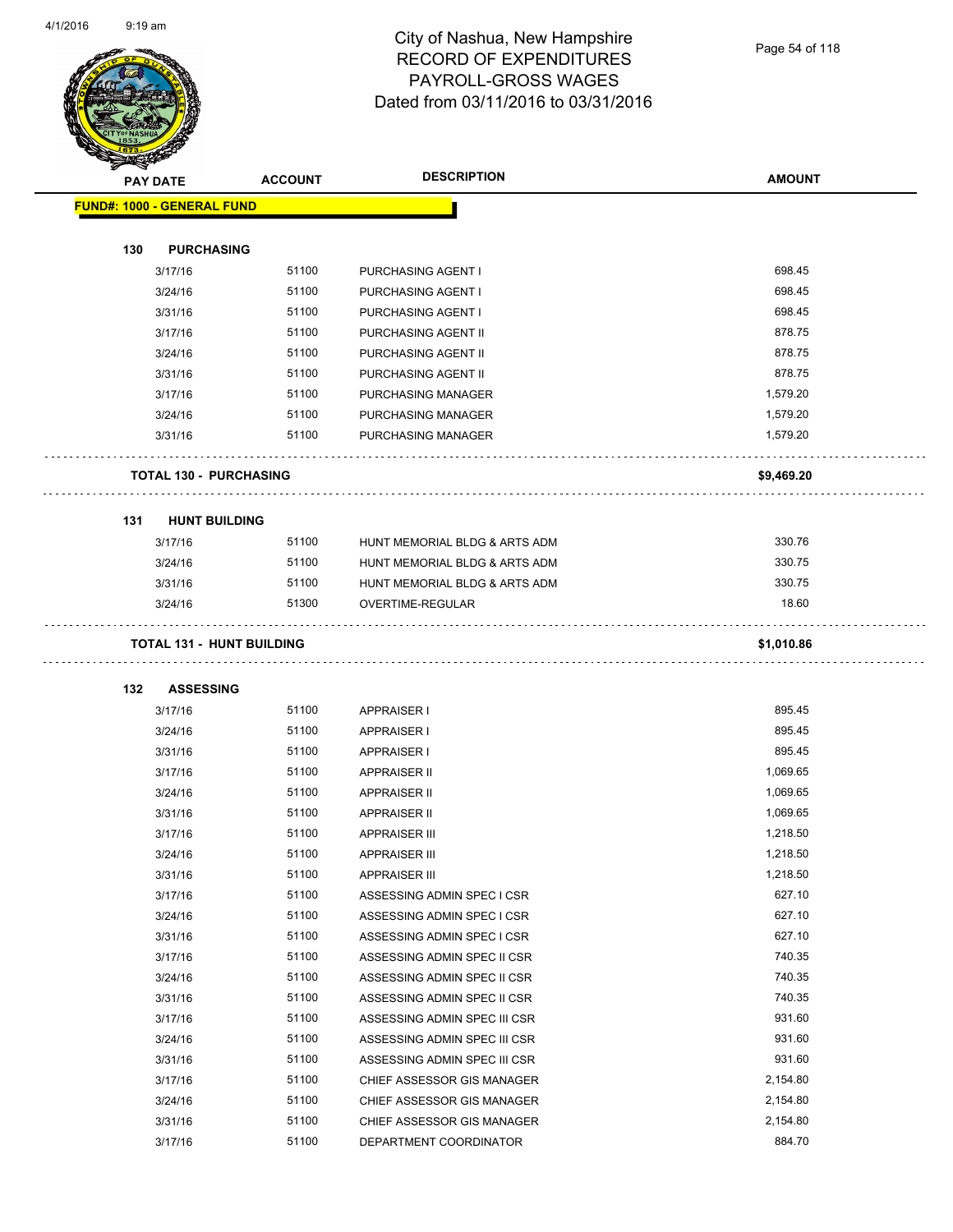# City of Nashua, New Hampshire
# RECORD OF EXPENDITURES
# PAYROLL-GROSS WAGES
# Dated from 03/11/2016 to 03/31/2016

| PAY DATE | ACCOUNT | DESCRIPTION | AMOUNT |
|---|---|---|---|
| **FUND#: 1000 - GENERAL FUND** | | | |
| **130 PURCHASING** | | | |
| 3/17/16 | 51100 | PURCHASING AGENT I | 698.45 |
| 3/24/16 | 51100 | PURCHASING AGENT I | 698.45 |
| 3/31/16 | 51100 | PURCHASING AGENT I | 698.45 |
| 3/17/16 | 51100 | PURCHASING AGENT II | 878.75 |
| 3/24/16 | 51100 | PURCHASING AGENT II | 878.75 |
| 3/31/16 | 51100 | PURCHASING AGENT II | 878.75 |
| 3/17/16 | 51100 | PURCHASING MANAGER | 1,579.20 |
| 3/24/16 | 51100 | PURCHASING MANAGER | 1,579.20 |
| 3/31/16 | 51100 | PURCHASING MANAGER | 1,579.20 |
| **TOTAL 130 - PURCHASING** | | | **$9,469.20** |
| **131 HUNT BUILDING** | | | |
| 3/17/16 | 51100 | HUNT MEMORIAL BLDG & ARTS ADM | 330.76 |
| 3/24/16 | 51100 | HUNT MEMORIAL BLDG & ARTS ADM | 330.75 |
| 3/31/16 | 51100 | HUNT MEMORIAL BLDG & ARTS ADM | 330.75 |
| 3/24/16 | 51300 | OVERTIME-REGULAR | 18.60 |
| **TOTAL 131 - HUNT BUILDING** | | | **$1,010.86** |
| **132 ASSESSING** | | | |
| 3/17/16 | 51100 | APPRAISER I | 895.45 |
| 3/24/16 | 51100 | APPRAISER I | 895.45 |
| 3/31/16 | 51100 | APPRAISER I | 895.45 |
| 3/17/16 | 51100 | APPRAISER II | 1,069.65 |
| 3/24/16 | 51100 | APPRAISER II | 1,069.65 |
| 3/31/16 | 51100 | APPRAISER II | 1,069.65 |
| 3/17/16 | 51100 | APPRAISER III | 1,218.50 |
| 3/24/16 | 51100 | APPRAISER III | 1,218.50 |
| 3/31/16 | 51100 | APPRAISER III | 1,218.50 |
| 3/17/16 | 51100 | ASSESSING ADMIN SPEC I CSR | 627.10 |
| 3/24/16 | 51100 | ASSESSING ADMIN SPEC I CSR | 627.10 |
| 3/31/16 | 51100 | ASSESSING ADMIN SPEC I CSR | 627.10 |
| 3/17/16 | 51100 | ASSESSING ADMIN SPEC II CSR | 740.35 |
| 3/24/16 | 51100 | ASSESSING ADMIN SPEC II CSR | 740.35 |
| 3/31/16 | 51100 | ASSESSING ADMIN SPEC II CSR | 740.35 |
| 3/17/16 | 51100 | ASSESSING ADMIN SPEC III CSR | 931.60 |
| 3/24/16 | 51100 | ASSESSING ADMIN SPEC III CSR | 931.60 |
| 3/31/16 | 51100 | ASSESSING ADMIN SPEC III CSR | 931.60 |
| 3/17/16 | 51100 | CHIEF ASSESSOR GIS MANAGER | 2,154.80 |
| 3/24/16 | 51100 | CHIEF ASSESSOR GIS MANAGER | 2,154.80 |
| 3/31/16 | 51100 | CHIEF ASSESSOR GIS MANAGER | 2,154.80 |
| 3/17/16 | 51100 | DEPARTMENT COORDINATOR | 884.70 |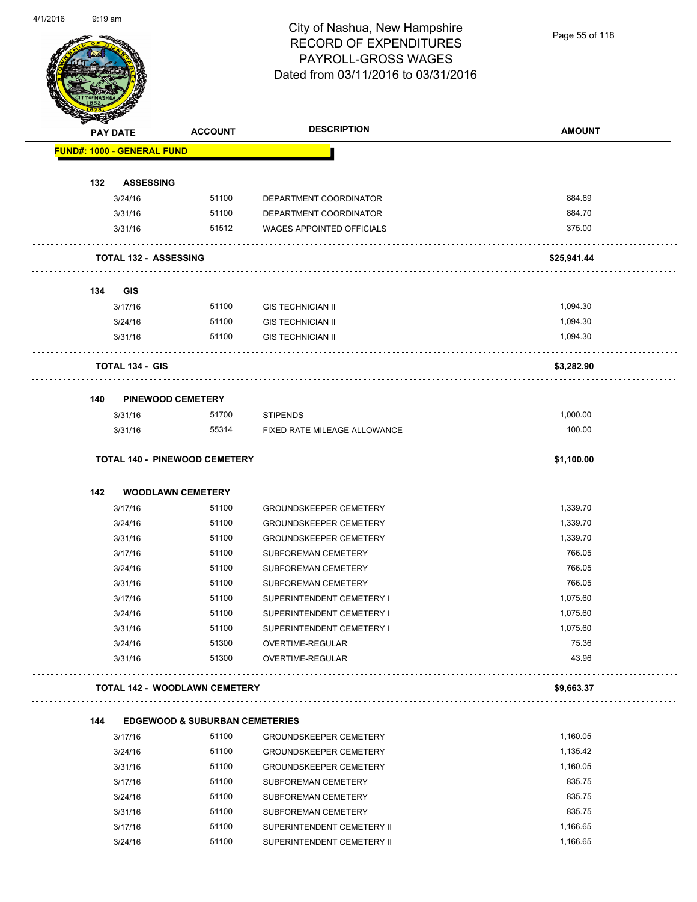# City of Nashua, New Hampshire
## RECORD OF EXPENDITURES
## PAYROLL-GROSS WAGES
## Dated from 03/11/2016 to 03/31/2016

| PAY DATE | ACCOUNT | DESCRIPTION | AMOUNT |
|---|---|---|---|
| **FUND#: 1000 - GENERAL FUND** | | | |
| **132 ASSESSING** | | | |
| 3/24/16 | 51100 | DEPARTMENT COORDINATOR | 884.69 |
| 3/31/16 | 51100 | DEPARTMENT COORDINATOR | 884.70 |
| 3/31/16 | 51512 | WAGES APPOINTED OFFICIALS | 375.00 |
| **TOTAL 132 - ASSESSING** | | | **$25,941.44** |
| **134 GIS** | | | |
| 3/17/16 | 51100 | GIS TECHNICIAN II | 1,094.30 |
| 3/24/16 | 51100 | GIS TECHNICIAN II | 1,094.30 |
| 3/31/16 | 51100 | GIS TECHNICIAN II | 1,094.30 |
| **TOTAL 134 - GIS** | | | **$3,282.90** |
| **140 PINEWOOD CEMETERY** | | | |
| 3/31/16 | 51700 | STIPENDS | 1,000.00 |
| 3/31/16 | 55314 | FIXED RATE MILEAGE ALLOWANCE | 100.00 |
| **TOTAL 140 - PINEWOOD CEMETERY** | | | **$1,100.00** |
| **142 WOODLAWN CEMETERY** | | | |
| 3/17/16 | 51100 | GROUNDSKEEPER CEMETERY | 1,339.70 |
| 3/24/16 | 51100 | GROUNDSKEEPER CEMETERY | 1,339.70 |
| 3/31/16 | 51100 | GROUNDSKEEPER CEMETERY | 1,339.70 |
| 3/17/16 | 51100 | SUBFOREMAN CEMETERY | 766.05 |
| 3/24/16 | 51100 | SUBFOREMAN CEMETERY | 766.05 |
| 3/31/16 | 51100 | SUBFOREMAN CEMETERY | 766.05 |
| 3/17/16 | 51100 | SUPERINTENDENT CEMETERY I | 1,075.60 |
| 3/24/16 | 51100 | SUPERINTENDENT CEMETERY I | 1,075.60 |
| 3/31/16 | 51100 | SUPERINTENDENT CEMETERY I | 1,075.60 |
| 3/24/16 | 51300 | OVERTIME-REGULAR | 75.36 |
| 3/31/16 | 51300 | OVERTIME-REGULAR | 43.96 |
| **TOTAL 142 - WOODLAWN CEMETERY** | | | **$9,663.37** |
| **144 EDGEWOOD & SUBURBAN CEMETERIES** | | | |
| 3/17/16 | 51100 | GROUNDSKEEPER CEMETERY | 1,160.05 |
| 3/24/16 | 51100 | GROUNDSKEEPER CEMETERY | 1,135.42 |
| 3/31/16 | 51100 | GROUNDSKEEPER CEMETERY | 1,160.05 |
| 3/17/16 | 51100 | SUBFOREMAN CEMETERY | 835.75 |
| 3/24/16 | 51100 | SUBFOREMAN CEMETERY | 835.75 |
| 3/31/16 | 51100 | SUBFOREMAN CEMETERY | 835.75 |
| 3/17/16 | 51100 | SUPERINTENDENT CEMETERY II | 1,166.65 |
| 3/24/16 | 51100 | SUPERINTENDENT CEMETERY II | 1,166.65 |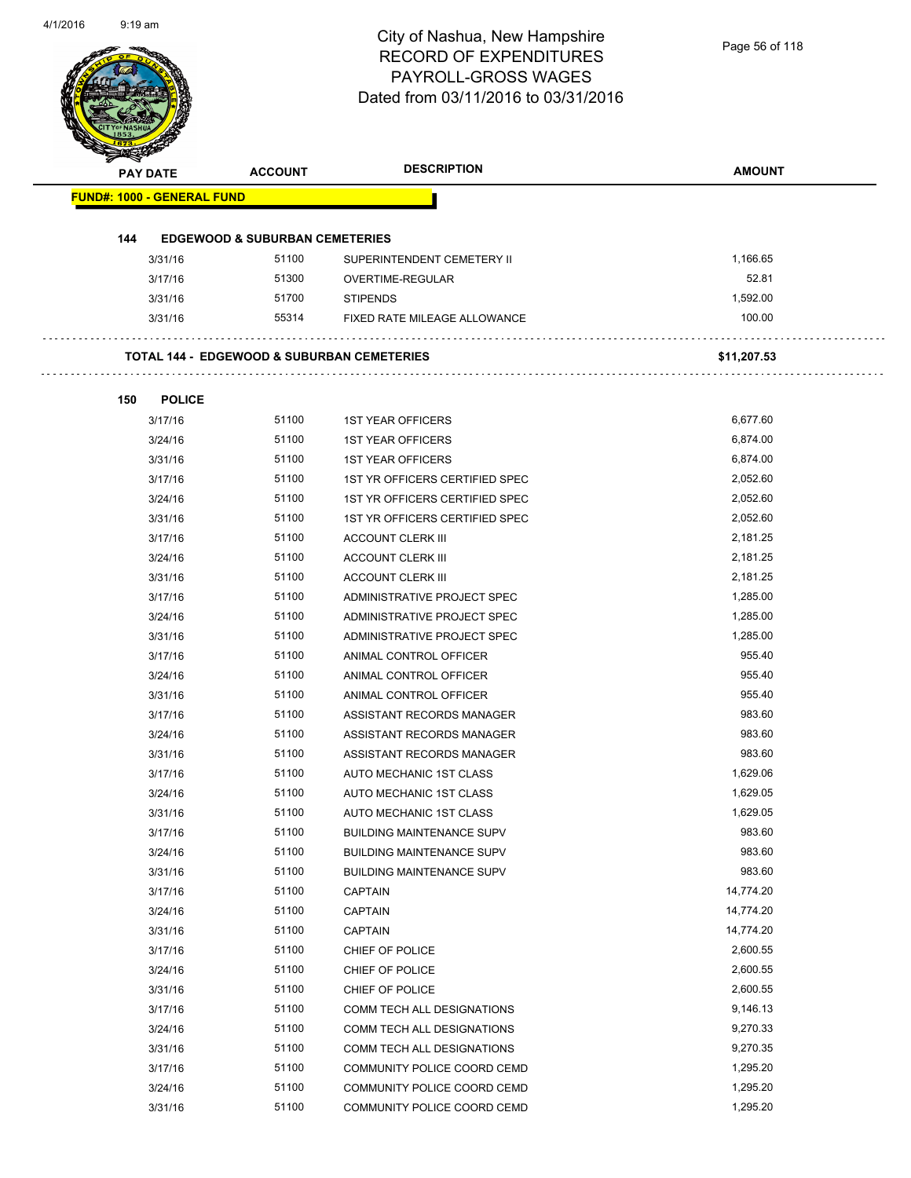# City of Nashua, New Hampshire
## RECORD OF EXPENDITURES
## PAYROLL-GROSS WAGES
## Dated from 03/11/2016 to 03/31/2016

| PAY DATE | ACCOUNT | DESCRIPTION | AMOUNT |
|---|---|---|---|
| **FUND#: 1000 - GENERAL FUND** | | | |
| **144 EDGEWOOD & SUBURBAN CEMETERIES** | | | |
| 3/31/16 | 51100 | SUPERINTENDENT CEMETERY II | 1,166.65 |
| 3/17/16 | 51300 | OVERTIME-REGULAR | 52.81 |
| 3/31/16 | 51700 | STIPENDS | 1,592.00 |
| 3/31/16 | 55314 | FIXED RATE MILEAGE ALLOWANCE | 100.00 |
| **TOTAL 144 - EDGEWOOD & SUBURBAN CEMETERIES** | | | **$11,207.53** |
| **150 POLICE** | | | |
| 3/17/16 | 51100 | 1ST YEAR OFFICERS | 6,677.60 |
| 3/24/16 | 51100 | 1ST YEAR OFFICERS | 6,874.00 |
| 3/31/16 | 51100 | 1ST YEAR OFFICERS | 6,874.00 |
| 3/17/16 | 51100 | 1ST YR OFFICERS CERTIFIED SPEC | 2,052.60 |
| 3/24/16 | 51100 | 1ST YR OFFICERS CERTIFIED SPEC | 2,052.60 |
| 3/31/16 | 51100 | 1ST YR OFFICERS CERTIFIED SPEC | 2,052.60 |
| 3/17/16 | 51100 | ACCOUNT CLERK III | 2,181.25 |
| 3/24/16 | 51100 | ACCOUNT CLERK III | 2,181.25 |
| 3/31/16 | 51100 | ACCOUNT CLERK III | 2,181.25 |
| 3/17/16 | 51100 | ADMINISTRATIVE PROJECT SPEC | 1,285.00 |
| 3/24/16 | 51100 | ADMINISTRATIVE PROJECT SPEC | 1,285.00 |
| 3/31/16 | 51100 | ADMINISTRATIVE PROJECT SPEC | 1,285.00 |
| 3/17/16 | 51100 | ANIMAL CONTROL OFFICER | 955.40 |
| 3/24/16 | 51100 | ANIMAL CONTROL OFFICER | 955.40 |
| 3/31/16 | 51100 | ANIMAL CONTROL OFFICER | 955.40 |
| 3/17/16 | 51100 | ASSISTANT RECORDS MANAGER | 983.60 |
| 3/24/16 | 51100 | ASSISTANT RECORDS MANAGER | 983.60 |
| 3/31/16 | 51100 | ASSISTANT RECORDS MANAGER | 983.60 |
| 3/17/16 | 51100 | AUTO MECHANIC 1ST CLASS | 1,629.06 |
| 3/24/16 | 51100 | AUTO MECHANIC 1ST CLASS | 1,629.05 |
| 3/31/16 | 51100 | AUTO MECHANIC 1ST CLASS | 1,629.05 |
| 3/17/16 | 51100 | BUILDING MAINTENANCE SUPV | 983.60 |
| 3/24/16 | 51100 | BUILDING MAINTENANCE SUPV | 983.60 |
| 3/31/16 | 51100 | BUILDING MAINTENANCE SUPV | 983.60 |
| 3/17/16 | 51100 | CAPTAIN | 14,774.20 |
| 3/24/16 | 51100 | CAPTAIN | 14,774.20 |
| 3/31/16 | 51100 | CAPTAIN | 14,774.20 |
| 3/17/16 | 51100 | CHIEF OF POLICE | 2,600.55 |
| 3/24/16 | 51100 | CHIEF OF POLICE | 2,600.55 |
| 3/31/16 | 51100 | CHIEF OF POLICE | 2,600.55 |
| 3/17/16 | 51100 | COMM TECH ALL DESIGNATIONS | 9,146.13 |
| 3/24/16 | 51100 | COMM TECH ALL DESIGNATIONS | 9,270.33 |
| 3/31/16 | 51100 | COMM TECH ALL DESIGNATIONS | 9,270.35 |
| 3/17/16 | 51100 | COMMUNITY POLICE COORD CEMD | 1,295.20 |
| 3/24/16 | 51100 | COMMUNITY POLICE COORD CEMD | 1,295.20 |
| 3/31/16 | 51100 | COMMUNITY POLICE COORD CEMD | 1,295.20 |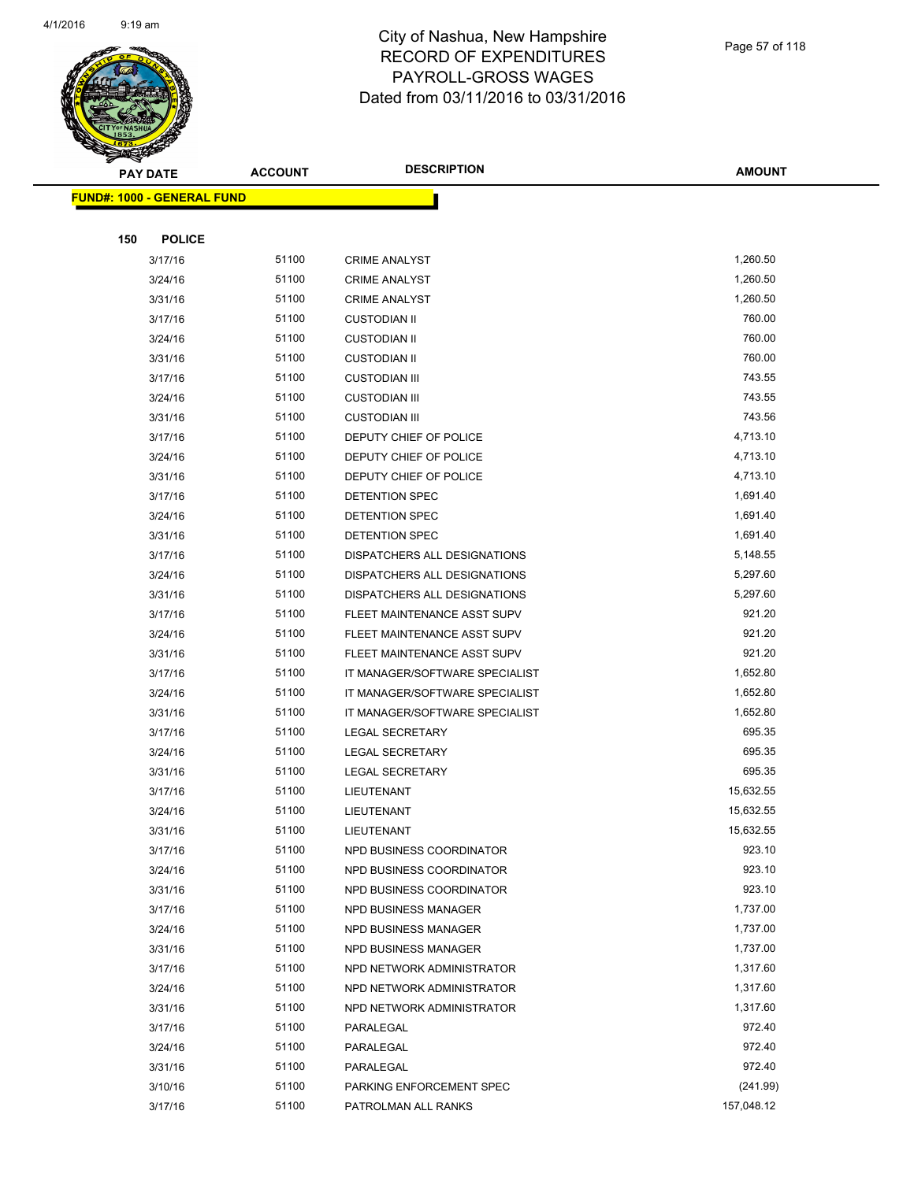# City of Nashua, New Hampshire
# RECORD OF EXPENDITURES
# PAYROLL-GROSS WAGES
# Dated from 03/11/2016 to 03/31/2016

| PAY DATE | ACCOUNT | DESCRIPTION | AMOUNT |
|---|---|---|---|
| **FUND#: 1000 - GENERAL FUND** | | | |
| **150 POLICE** | | | |
| 3/17/16 | 51100 | CRIME ANALYST | 1,260.50 |
| 3/24/16 | 51100 | CRIME ANALYST | 1,260.50 |
| 3/31/16 | 51100 | CRIME ANALYST | 1,260.50 |
| 3/17/16 | 51100 | CUSTODIAN II | 760.00 |
| 3/24/16 | 51100 | CUSTODIAN II | 760.00 |
| 3/31/16 | 51100 | CUSTODIAN II | 760.00 |
| 3/17/16 | 51100 | CUSTODIAN III | 743.55 |
| 3/24/16 | 51100 | CUSTODIAN III | 743.55 |
| 3/31/16 | 51100 | CUSTODIAN III | 743.56 |
| 3/17/16 | 51100 | DEPUTY CHIEF OF POLICE | 4,713.10 |
| 3/24/16 | 51100 | DEPUTY CHIEF OF POLICE | 4,713.10 |
| 3/31/16 | 51100 | DEPUTY CHIEF OF POLICE | 4,713.10 |
| 3/17/16 | 51100 | DETENTION SPEC | 1,691.40 |
| 3/24/16 | 51100 | DETENTION SPEC | 1,691.40 |
| 3/31/16 | 51100 | DETENTION SPEC | 1,691.40 |
| 3/17/16 | 51100 | DISPATCHERS ALL DESIGNATIONS | 5,148.55 |
| 3/24/16 | 51100 | DISPATCHERS ALL DESIGNATIONS | 5,297.60 |
| 3/31/16 | 51100 | DISPATCHERS ALL DESIGNATIONS | 5,297.60 |
| 3/17/16 | 51100 | FLEET MAINTENANCE ASST SUPV | 921.20 |
| 3/24/16 | 51100 | FLEET MAINTENANCE ASST SUPV | 921.20 |
| 3/31/16 | 51100 | FLEET MAINTENANCE ASST SUPV | 921.20 |
| 3/17/16 | 51100 | IT MANAGER/SOFTWARE SPECIALIST | 1,652.80 |
| 3/24/16 | 51100 | IT MANAGER/SOFTWARE SPECIALIST | 1,652.80 |
| 3/31/16 | 51100 | IT MANAGER/SOFTWARE SPECIALIST | 1,652.80 |
| 3/17/16 | 51100 | LEGAL SECRETARY | 695.35 |
| 3/24/16 | 51100 | LEGAL SECRETARY | 695.35 |
| 3/31/16 | 51100 | LEGAL SECRETARY | 695.35 |
| 3/17/16 | 51100 | LIEUTENANT | 15,632.55 |
| 3/24/16 | 51100 | LIEUTENANT | 15,632.55 |
| 3/31/16 | 51100 | LIEUTENANT | 15,632.55 |
| 3/17/16 | 51100 | NPD BUSINESS COORDINATOR | 923.10 |
| 3/24/16 | 51100 | NPD BUSINESS COORDINATOR | 923.10 |
| 3/31/16 | 51100 | NPD BUSINESS COORDINATOR | 923.10 |
| 3/17/16 | 51100 | NPD BUSINESS MANAGER | 1,737.00 |
| 3/24/16 | 51100 | NPD BUSINESS MANAGER | 1,737.00 |
| 3/31/16 | 51100 | NPD BUSINESS MANAGER | 1,737.00 |
| 3/17/16 | 51100 | NPD NETWORK ADMINISTRATOR | 1,317.60 |
| 3/24/16 | 51100 | NPD NETWORK ADMINISTRATOR | 1,317.60 |
| 3/31/16 | 51100 | NPD NETWORK ADMINISTRATOR | 1,317.60 |
| 3/17/16 | 51100 | PARALEGAL | 972.40 |
| 3/24/16 | 51100 | PARALEGAL | 972.40 |
| 3/31/16 | 51100 | PARALEGAL | 972.40 |
| 3/10/16 | 51100 | PARKING ENFORCEMENT SPEC | (241.99) |
| 3/17/16 | 51100 | PATROLMAN ALL RANKS | 157,048.12 |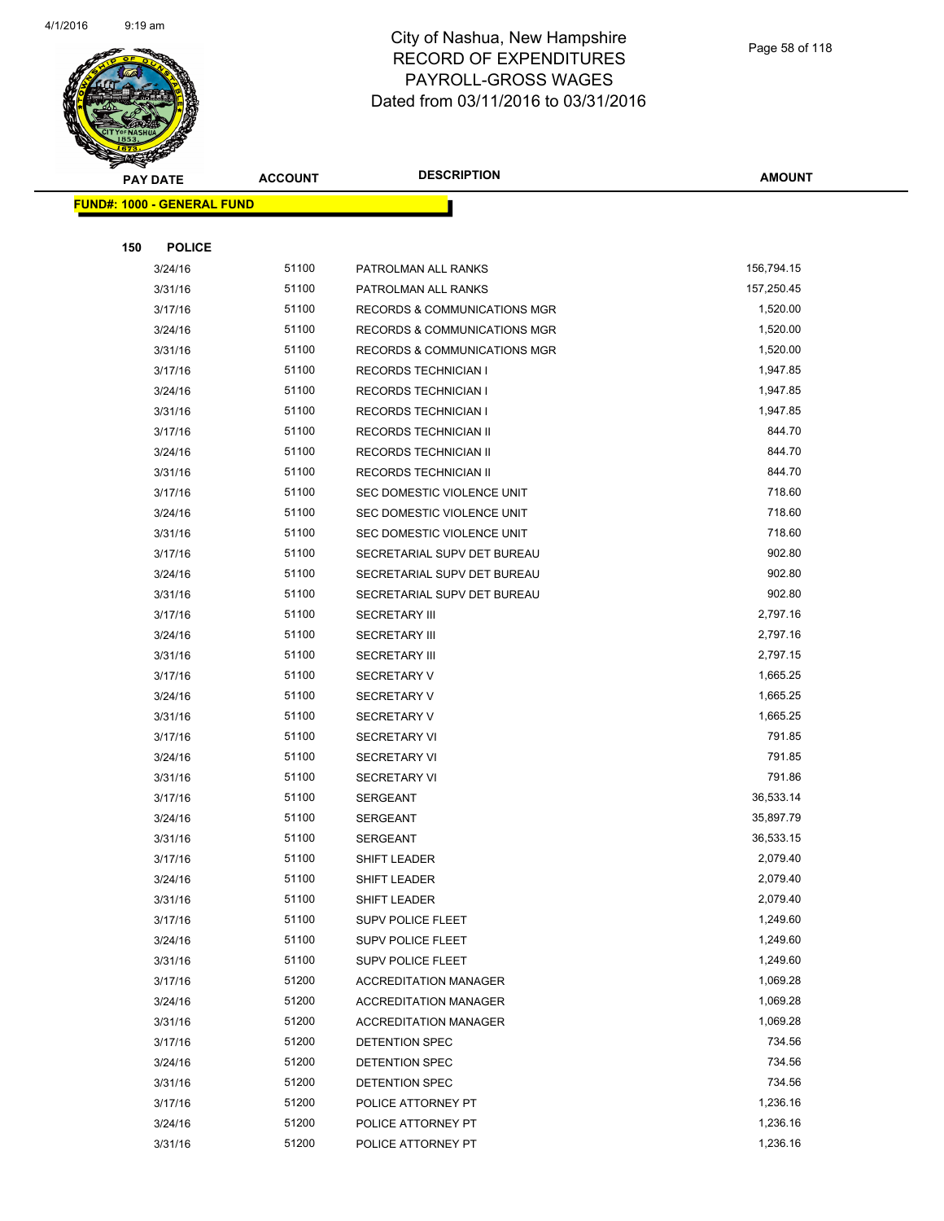# City of Nashua, New Hampshire
# RECORD OF EXPENDITURES
# PAYROLL-GROSS WAGES
# Dated from 03/11/2016 to 03/31/2016

**FUND#: 1000 - GENERAL FUND**

**150 POLICE**

| PAY DATE | ACCOUNT | DESCRIPTION | AMOUNT |
|---|---|---|---|
| 3/24/16 | 51100 | PATROLMAN ALL RANKS | 156,794.15 |
| 3/31/16 | 51100 | PATROLMAN ALL RANKS | 157,250.45 |
| 3/17/16 | 51100 | RECORDS & COMMUNICATIONS MGR | 1,520.00 |
| 3/24/16 | 51100 | RECORDS & COMMUNICATIONS MGR | 1,520.00 |
| 3/31/16 | 51100 | RECORDS & COMMUNICATIONS MGR | 1,520.00 |
| 3/17/16 | 51100 | RECORDS TECHNICIAN I | 1,947.85 |
| 3/24/16 | 51100 | RECORDS TECHNICIAN I | 1,947.85 |
| 3/31/16 | 51100 | RECORDS TECHNICIAN I | 1,947.85 |
| 3/17/16 | 51100 | RECORDS TECHNICIAN II | 844.70 |
| 3/24/16 | 51100 | RECORDS TECHNICIAN II | 844.70 |
| 3/31/16 | 51100 | RECORDS TECHNICIAN II | 844.70 |
| 3/17/16 | 51100 | SEC DOMESTIC VIOLENCE UNIT | 718.60 |
| 3/24/16 | 51100 | SEC DOMESTIC VIOLENCE UNIT | 718.60 |
| 3/31/16 | 51100 | SEC DOMESTIC VIOLENCE UNIT | 718.60 |
| 3/17/16 | 51100 | SECRETARIAL SUPV DET BUREAU | 902.80 |
| 3/24/16 | 51100 | SECRETARIAL SUPV DET BUREAU | 902.80 |
| 3/31/16 | 51100 | SECRETARIAL SUPV DET BUREAU | 902.80 |
| 3/17/16 | 51100 | SECRETARY III | 2,797.16 |
| 3/24/16 | 51100 | SECRETARY III | 2,797.16 |
| 3/31/16 | 51100 | SECRETARY III | 2,797.15 |
| 3/17/16 | 51100 | SECRETARY V | 1,665.25 |
| 3/24/16 | 51100 | SECRETARY V | 1,665.25 |
| 3/31/16 | 51100 | SECRETARY V | 1,665.25 |
| 3/17/16 | 51100 | SECRETARY VI | 791.85 |
| 3/24/16 | 51100 | SECRETARY VI | 791.85 |
| 3/31/16 | 51100 | SECRETARY VI | 791.86 |
| 3/17/16 | 51100 | SERGEANT | 36,533.14 |
| 3/24/16 | 51100 | SERGEANT | 35,897.79 |
| 3/31/16 | 51100 | SERGEANT | 36,533.15 |
| 3/17/16 | 51100 | SHIFT LEADER | 2,079.40 |
| 3/24/16 | 51100 | SHIFT LEADER | 2,079.40 |
| 3/31/16 | 51100 | SHIFT LEADER | 2,079.40 |
| 3/17/16 | 51100 | SUPV POLICE FLEET | 1,249.60 |
| 3/24/16 | 51100 | SUPV POLICE FLEET | 1,249.60 |
| 3/31/16 | 51100 | SUPV POLICE FLEET | 1,249.60 |
| 3/17/16 | 51200 | ACCREDITATION MANAGER | 1,069.28 |
| 3/24/16 | 51200 | ACCREDITATION MANAGER | 1,069.28 |
| 3/31/16 | 51200 | ACCREDITATION MANAGER | 1,069.28 |
| 3/17/16 | 51200 | DETENTION SPEC | 734.56 |
| 3/24/16 | 51200 | DETENTION SPEC | 734.56 |
| 3/31/16 | 51200 | DETENTION SPEC | 734.56 |
| 3/17/16 | 51200 | POLICE ATTORNEY PT | 1,236.16 |
| 3/24/16 | 51200 | POLICE ATTORNEY PT | 1,236.16 |
| 3/31/16 | 51200 | POLICE ATTORNEY PT | 1,236.16 |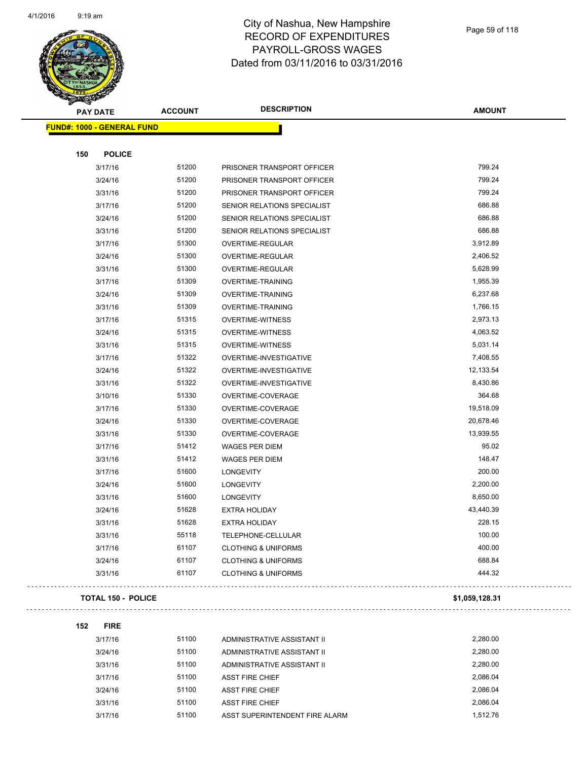# City of Nashua, New Hampshire
# RECORD OF EXPENDITURES
# PAYROLL-GROSS WAGES
# Dated from 03/11/2016 to 03/31/2016

| PAY DATE | ACCOUNT | DESCRIPTION | AMOUNT |
|---|---|---|---|
| **FUND#: 1000 - GENERAL FUND** | | | |
| **150 POLICE** | | | |
| 3/17/16 | 51200 | PRISONER TRANSPORT OFFICER | 799.24 |
| 3/24/16 | 51200 | PRISONER TRANSPORT OFFICER | 799.24 |
| 3/31/16 | 51200 | PRISONER TRANSPORT OFFICER | 799.24 |
| 3/17/16 | 51200 | SENIOR RELATIONS SPECIALIST | 686.88 |
| 3/24/16 | 51200 | SENIOR RELATIONS SPECIALIST | 686.88 |
| 3/31/16 | 51200 | SENIOR RELATIONS SPECIALIST | 686.88 |
| 3/17/16 | 51300 | OVERTIME-REGULAR | 3,912.89 |
| 3/24/16 | 51300 | OVERTIME-REGULAR | 2,406.52 |
| 3/31/16 | 51300 | OVERTIME-REGULAR | 5,628.99 |
| 3/17/16 | 51309 | OVERTIME-TRAINING | 1,955.39 |
| 3/24/16 | 51309 | OVERTIME-TRAINING | 6,237.68 |
| 3/31/16 | 51309 | OVERTIME-TRAINING | 1,766.15 |
| 3/17/16 | 51315 | OVERTIME-WITNESS | 2,973.13 |
| 3/24/16 | 51315 | OVERTIME-WITNESS | 4,063.52 |
| 3/31/16 | 51315 | OVERTIME-WITNESS | 5,031.14 |
| 3/17/16 | 51322 | OVERTIME-INVESTIGATIVE | 7,408.55 |
| 3/24/16 | 51322 | OVERTIME-INVESTIGATIVE | 12,133.54 |
| 3/31/16 | 51322 | OVERTIME-INVESTIGATIVE | 8,430.86 |
| 3/10/16 | 51330 | OVERTIME-COVERAGE | 364.68 |
| 3/17/16 | 51330 | OVERTIME-COVERAGE | 19,518.09 |
| 3/24/16 | 51330 | OVERTIME-COVERAGE | 20,678.46 |
| 3/31/16 | 51330 | OVERTIME-COVERAGE | 13,939.55 |
| 3/17/16 | 51412 | WAGES PER DIEM | 95.02 |
| 3/31/16 | 51412 | WAGES PER DIEM | 148.47 |
| 3/17/16 | 51600 | LONGEVITY | 200.00 |
| 3/24/16 | 51600 | LONGEVITY | 2,200.00 |
| 3/31/16 | 51600 | LONGEVITY | 8,650.00 |
| 3/24/16 | 51628 | EXTRA HOLIDAY | 43,440.39 |
| 3/31/16 | 51628 | EXTRA HOLIDAY | 228.15 |
| 3/31/16 | 55118 | TELEPHONE-CELLULAR | 100.00 |
| 3/17/16 | 61107 | CLOTHING & UNIFORMS | 400.00 |
| 3/24/16 | 61107 | CLOTHING & UNIFORMS | 688.84 |
| 3/31/16 | 61107 | CLOTHING & UNIFORMS | 444.32 |
| **TOTAL 150 - POLICE** | | | **$1,059,128.31** |
| **152 FIRE** | | | |
| 3/17/16 | 51100 | ADMINISTRATIVE ASSISTANT II | 2,280.00 |
| 3/24/16 | 51100 | ADMINISTRATIVE ASSISTANT II | 2,280.00 |
| 3/31/16 | 51100 | ADMINISTRATIVE ASSISTANT II | 2,280.00 |
| 3/17/16 | 51100 | ASST FIRE CHIEF | 2,086.04 |
| 3/24/16 | 51100 | ASST FIRE CHIEF | 2,086.04 |
| 3/31/16 | 51100 | ASST FIRE CHIEF | 2,086.04 |
| 3/17/16 | 51100 | ASST SUPERINTENDENT FIRE ALARM | 1,512.76 |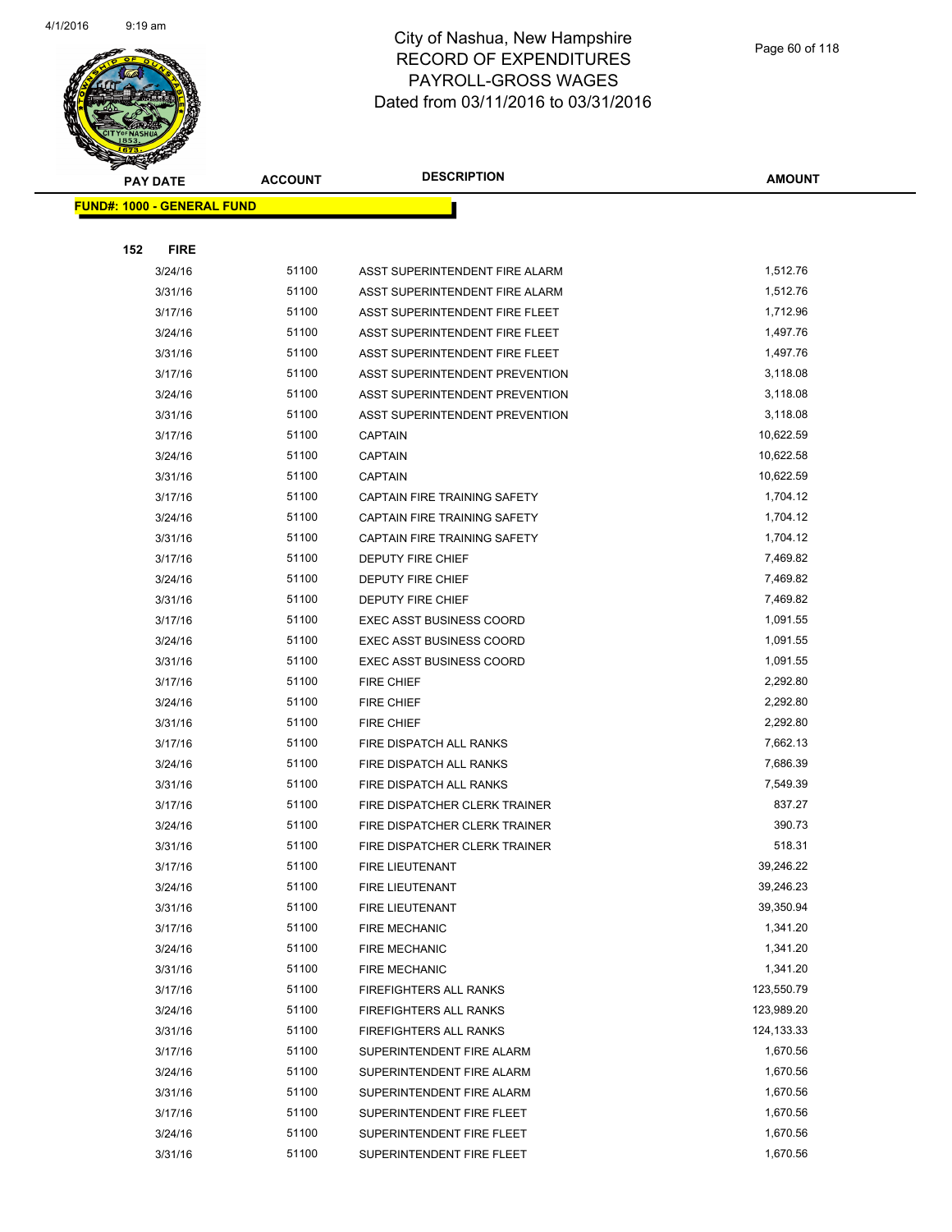# City of Nashua, New Hampshire
## RECORD OF EXPENDITURES
## PAYROLL-GROSS WAGES
## Dated from 03/11/2016 to 03/31/2016

| PAY DATE | ACCOUNT | DESCRIPTION | AMOUNT |
|---|---|---|---|
| **FUND#: 1000 - GENERAL FUND** | | | |
| **152 FIRE** | | | |
| 3/24/16 | 51100 | ASST SUPERINTENDENT FIRE ALARM | 1,512.76 |
| 3/31/16 | 51100 | ASST SUPERINTENDENT FIRE ALARM | 1,512.76 |
| 3/17/16 | 51100 | ASST SUPERINTENDENT FIRE FLEET | 1,712.96 |
| 3/24/16 | 51100 | ASST SUPERINTENDENT FIRE FLEET | 1,497.76 |
| 3/31/16 | 51100 | ASST SUPERINTENDENT FIRE FLEET | 1,497.76 |
| 3/17/16 | 51100 | ASST SUPERINTENDENT PREVENTION | 3,118.08 |
| 3/24/16 | 51100 | ASST SUPERINTENDENT PREVENTION | 3,118.08 |
| 3/31/16 | 51100 | ASST SUPERINTENDENT PREVENTION | 3,118.08 |
| 3/17/16 | 51100 | CAPTAIN | 10,622.59 |
| 3/24/16 | 51100 | CAPTAIN | 10,622.58 |
| 3/31/16 | 51100 | CAPTAIN | 10,622.59 |
| 3/17/16 | 51100 | CAPTAIN FIRE TRAINING SAFETY | 1,704.12 |
| 3/24/16 | 51100 | CAPTAIN FIRE TRAINING SAFETY | 1,704.12 |
| 3/31/16 | 51100 | CAPTAIN FIRE TRAINING SAFETY | 1,704.12 |
| 3/17/16 | 51100 | DEPUTY FIRE CHIEF | 7,469.82 |
| 3/24/16 | 51100 | DEPUTY FIRE CHIEF | 7,469.82 |
| 3/31/16 | 51100 | DEPUTY FIRE CHIEF | 7,469.82 |
| 3/17/16 | 51100 | EXEC ASST BUSINESS COORD | 1,091.55 |
| 3/24/16 | 51100 | EXEC ASST BUSINESS COORD | 1,091.55 |
| 3/31/16 | 51100 | EXEC ASST BUSINESS COORD | 1,091.55 |
| 3/17/16 | 51100 | FIRE CHIEF | 2,292.80 |
| 3/24/16 | 51100 | FIRE CHIEF | 2,292.80 |
| 3/31/16 | 51100 | FIRE CHIEF | 2,292.80 |
| 3/17/16 | 51100 | FIRE DISPATCH ALL RANKS | 7,662.13 |
| 3/24/16 | 51100 | FIRE DISPATCH ALL RANKS | 7,686.39 |
| 3/31/16 | 51100 | FIRE DISPATCH ALL RANKS | 7,549.39 |
| 3/17/16 | 51100 | FIRE DISPATCHER CLERK TRAINER | 837.27 |
| 3/24/16 | 51100 | FIRE DISPATCHER CLERK TRAINER | 390.73 |
| 3/31/16 | 51100 | FIRE DISPATCHER CLERK TRAINER | 518.31 |
| 3/17/16 | 51100 | FIRE LIEUTENANT | 39,246.22 |
| 3/24/16 | 51100 | FIRE LIEUTENANT | 39,246.23 |
| 3/31/16 | 51100 | FIRE LIEUTENANT | 39,350.94 |
| 3/17/16 | 51100 | FIRE MECHANIC | 1,341.20 |
| 3/24/16 | 51100 | FIRE MECHANIC | 1,341.20 |
| 3/31/16 | 51100 | FIRE MECHANIC | 1,341.20 |
| 3/17/16 | 51100 | FIREFIGHTERS ALL RANKS | 123,550.79 |
| 3/24/16 | 51100 | FIREFIGHTERS ALL RANKS | 123,989.20 |
| 3/31/16 | 51100 | FIREFIGHTERS ALL RANKS | 124,133.33 |
| 3/17/16 | 51100 | SUPERINTENDENT FIRE ALARM | 1,670.56 |
| 3/24/16 | 51100 | SUPERINTENDENT FIRE ALARM | 1,670.56 |
| 3/31/16 | 51100 | SUPERINTENDENT FIRE ALARM | 1,670.56 |
| 3/17/16 | 51100 | SUPERINTENDENT FIRE FLEET | 1,670.56 |
| 3/24/16 | 51100 | SUPERINTENDENT FIRE FLEET | 1,670.56 |
| 3/31/16 | 51100 | SUPERINTENDENT FIRE FLEET | 1,670.56 |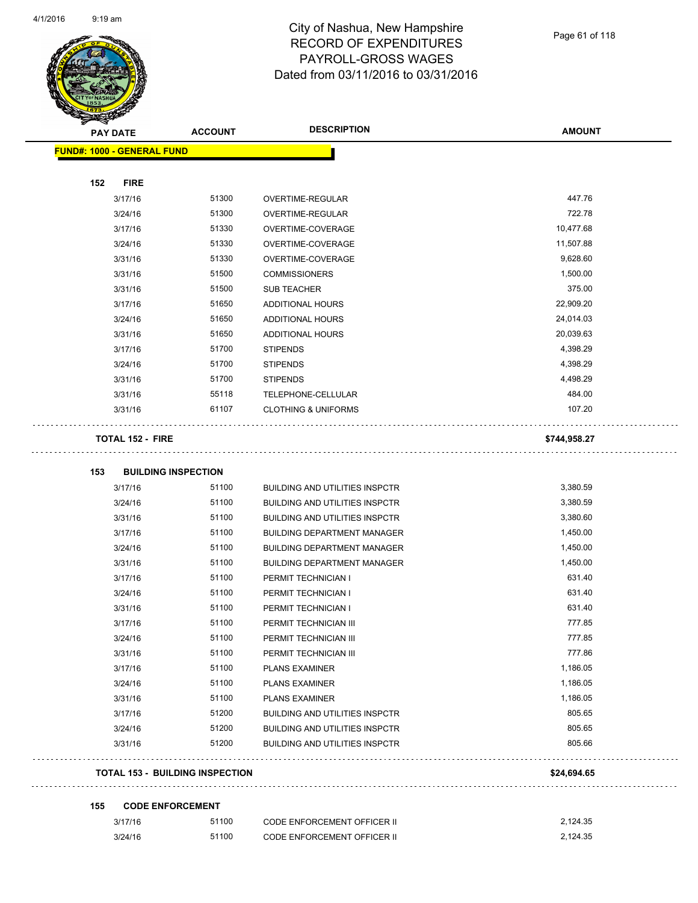# City of Nashua, New Hampshire
## RECORD OF EXPENDITURES
## PAYROLL-GROSS WAGES
## Dated from 03/11/2016 to 03/31/2016

| PAY DATE | ACCOUNT | DESCRIPTION | AMOUNT |
|---|---|---|---|
| **FUND#: 1000 - GENERAL FUND** | | | |
| **152 FIRE** | | | |
| 3/17/16 | 51300 | OVERTIME-REGULAR | 447.76 |
| 3/24/16 | 51300 | OVERTIME-REGULAR | 722.78 |
| 3/17/16 | 51330 | OVERTIME-COVERAGE | 10,477.68 |
| 3/24/16 | 51330 | OVERTIME-COVERAGE | 11,507.88 |
| 3/31/16 | 51330 | OVERTIME-COVERAGE | 9,628.60 |
| 3/31/16 | 51500 | COMMISSIONERS | 1,500.00 |
| 3/31/16 | 51500 | SUB TEACHER | 375.00 |
| 3/17/16 | 51650 | ADDITIONAL HOURS | 22,909.20 |
| 3/24/16 | 51650 | ADDITIONAL HOURS | 24,014.03 |
| 3/31/16 | 51650 | ADDITIONAL HOURS | 20,039.63 |
| 3/17/16 | 51700 | STIPENDS | 4,398.29 |
| 3/24/16 | 51700 | STIPENDS | 4,398.29 |
| 3/31/16 | 51700 | STIPENDS | 4,498.29 |
| 3/31/16 | 55118 | TELEPHONE-CELLULAR | 484.00 |
| 3/31/16 | 61107 | CLOTHING & UNIFORMS | 107.20 |
| **TOTAL 152 - FIRE** | | | **$744,958.27** |
| **153 BUILDING INSPECTION** | | | |
| 3/17/16 | 51100 | BUILDING AND UTILITIES INSPCTR | 3,380.59 |
| 3/24/16 | 51100 | BUILDING AND UTILITIES INSPCTR | 3,380.59 |
| 3/31/16 | 51100 | BUILDING AND UTILITIES INSPCTR | 3,380.60 |
| 3/17/16 | 51100 | BUILDING DEPARTMENT MANAGER | 1,450.00 |
| 3/24/16 | 51100 | BUILDING DEPARTMENT MANAGER | 1,450.00 |
| 3/31/16 | 51100 | BUILDING DEPARTMENT MANAGER | 1,450.00 |
| 3/17/16 | 51100 | PERMIT TECHNICIAN I | 631.40 |
| 3/24/16 | 51100 | PERMIT TECHNICIAN I | 631.40 |
| 3/31/16 | 51100 | PERMIT TECHNICIAN I | 631.40 |
| 3/17/16 | 51100 | PERMIT TECHNICIAN III | 777.85 |
| 3/24/16 | 51100 | PERMIT TECHNICIAN III | 777.85 |
| 3/31/16 | 51100 | PERMIT TECHNICIAN III | 777.86 |
| 3/17/16 | 51100 | PLANS EXAMINER | 1,186.05 |
| 3/24/16 | 51100 | PLANS EXAMINER | 1,186.05 |
| 3/31/16 | 51100 | PLANS EXAMINER | 1,186.05 |
| 3/17/16 | 51200 | BUILDING AND UTILITIES INSPCTR | 805.65 |
| 3/24/16 | 51200 | BUILDING AND UTILITIES INSPCTR | 805.65 |
| 3/31/16 | 51200 | BUILDING AND UTILITIES INSPCTR | 805.66 |
| **TOTAL 153 - BUILDING INSPECTION** | | | **$24,694.65** |
| **155 CODE ENFORCEMENT** | | | |
| 3/17/16 | 51100 | CODE ENFORCEMENT OFFICER II | 2,124.35 |
| 3/24/16 | 51100 | CODE ENFORCEMENT OFFICER II | 2,124.35 |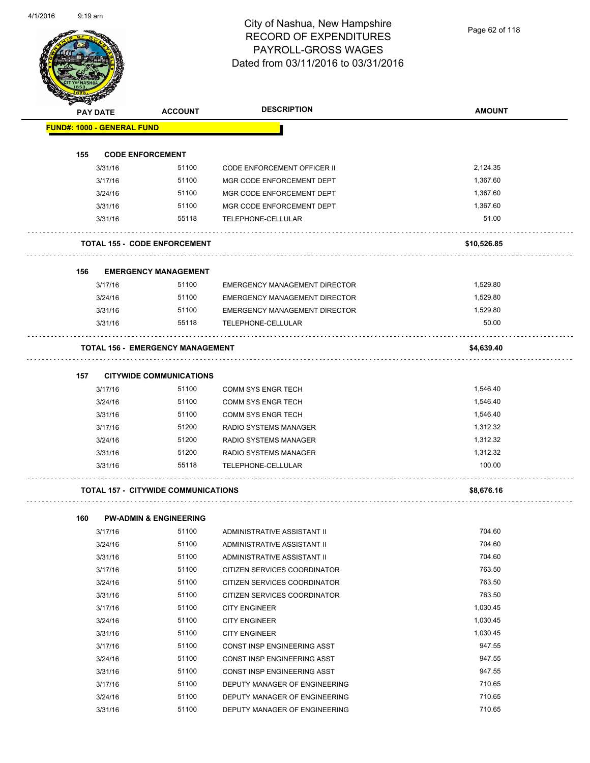# City of Nashua, New Hampshire
# RECORD OF EXPENDITURES
# PAYROLL-GROSS WAGES
# Dated from 03/11/2016 to 03/31/2016

| PAY DATE | ACCOUNT | DESCRIPTION | AMOUNT |
|---|---|---|---|
| **FUND#: 1000 - GENERAL FUND** | | | |
| **155 CODE ENFORCEMENT** | | | |
| 3/31/16 | 51100 | CODE ENFORCEMENT OFFICER II | 2,124.35 |
| 3/17/16 | 51100 | MGR CODE ENFORCEMENT DEPT | 1,367.60 |
| 3/24/16 | 51100 | MGR CODE ENFORCEMENT DEPT | 1,367.60 |
| 3/31/16 | 51100 | MGR CODE ENFORCEMENT DEPT | 1,367.60 |
| 3/31/16 | 55118 | TELEPHONE-CELLULAR | 51.00 |
| **TOTAL 155 - CODE ENFORCEMENT** | | | **$10,526.85** |
| **156 EMERGENCY MANAGEMENT** | | | |
| 3/17/16 | 51100 | EMERGENCY MANAGEMENT DIRECTOR | 1,529.80 |
| 3/24/16 | 51100 | EMERGENCY MANAGEMENT DIRECTOR | 1,529.80 |
| 3/31/16 | 51100 | EMERGENCY MANAGEMENT DIRECTOR | 1,529.80 |
| 3/31/16 | 55118 | TELEPHONE-CELLULAR | 50.00 |
| **TOTAL 156 - EMERGENCY MANAGEMENT** | | | **$4,639.40** |
| **157 CITYWIDE COMMUNICATIONS** | | | |
| 3/17/16 | 51100 | COMM SYS ENGR TECH | 1,546.40 |
| 3/24/16 | 51100 | COMM SYS ENGR TECH | 1,546.40 |
| 3/31/16 | 51100 | COMM SYS ENGR TECH | 1,546.40 |
| 3/17/16 | 51200 | RADIO SYSTEMS MANAGER | 1,312.32 |
| 3/24/16 | 51200 | RADIO SYSTEMS MANAGER | 1,312.32 |
| 3/31/16 | 51200 | RADIO SYSTEMS MANAGER | 1,312.32 |
| 3/31/16 | 55118 | TELEPHONE-CELLULAR | 100.00 |
| **TOTAL 157 - CITYWIDE COMMUNICATIONS** | | | **$8,676.16** |
| **160 PW-ADMIN & ENGINEERING** | | | |
| 3/17/16 | 51100 | ADMINISTRATIVE ASSISTANT II | 704.60 |
| 3/24/16 | 51100 | ADMINISTRATIVE ASSISTANT II | 704.60 |
| 3/31/16 | 51100 | ADMINISTRATIVE ASSISTANT II | 704.60 |
| 3/17/16 | 51100 | CITIZEN SERVICES COORDINATOR | 763.50 |
| 3/24/16 | 51100 | CITIZEN SERVICES COORDINATOR | 763.50 |
| 3/31/16 | 51100 | CITIZEN SERVICES COORDINATOR | 763.50 |
| 3/17/16 | 51100 | CITY ENGINEER | 1,030.45 |
| 3/24/16 | 51100 | CITY ENGINEER | 1,030.45 |
| 3/31/16 | 51100 | CITY ENGINEER | 1,030.45 |
| 3/17/16 | 51100 | CONST INSP ENGINEERING ASST | 947.55 |
| 3/24/16 | 51100 | CONST INSP ENGINEERING ASST | 947.55 |
| 3/31/16 | 51100 | CONST INSP ENGINEERING ASST | 947.55 |
| 3/17/16 | 51100 | DEPUTY MANAGER OF ENGINEERING | 710.65 |
| 3/24/16 | 51100 | DEPUTY MANAGER OF ENGINEERING | 710.65 |
| 3/31/16 | 51100 | DEPUTY MANAGER OF ENGINEERING | 710.65 |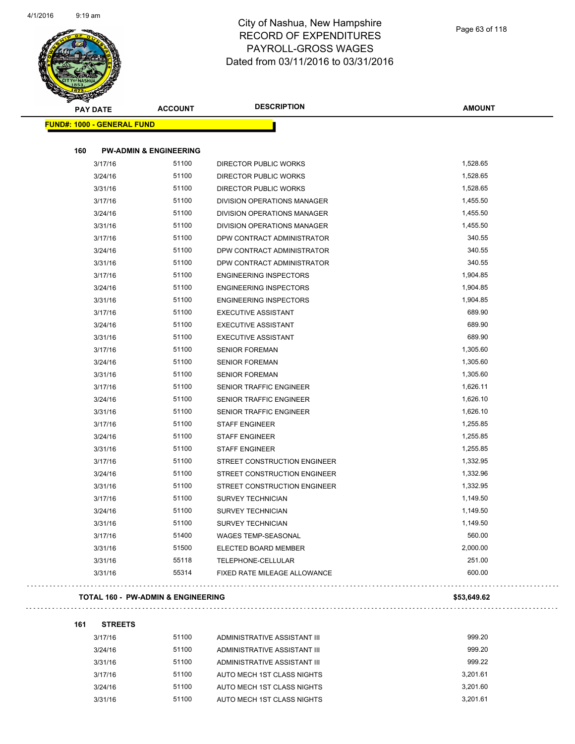# City of Nashua, New Hampshire
# RECORD OF EXPENDITURES
# PAYROLL-GROSS WAGES
# Dated from 03/11/2016 to 03/31/2016

| PAY DATE | ACCOUNT | DESCRIPTION | AMOUNT |
|---|---|---|---|
| **FUND#: 1000 - GENERAL FUND** | | | |
| **160 PW-ADMIN & ENGINEERING** | | | |
| 3/17/16 | 51100 | DIRECTOR PUBLIC WORKS | 1,528.65 |
| 3/24/16 | 51100 | DIRECTOR PUBLIC WORKS | 1,528.65 |
| 3/31/16 | 51100 | DIRECTOR PUBLIC WORKS | 1,528.65 |
| 3/17/16 | 51100 | DIVISION OPERATIONS MANAGER | 1,455.50 |
| 3/24/16 | 51100 | DIVISION OPERATIONS MANAGER | 1,455.50 |
| 3/31/16 | 51100 | DIVISION OPERATIONS MANAGER | 1,455.50 |
| 3/17/16 | 51100 | DPW CONTRACT ADMINISTRATOR | 340.55 |
| 3/24/16 | 51100 | DPW CONTRACT ADMINISTRATOR | 340.55 |
| 3/31/16 | 51100 | DPW CONTRACT ADMINISTRATOR | 340.55 |
| 3/17/16 | 51100 | ENGINEERING INSPECTORS | 1,904.85 |
| 3/24/16 | 51100 | ENGINEERING INSPECTORS | 1,904.85 |
| 3/31/16 | 51100 | ENGINEERING INSPECTORS | 1,904.85 |
| 3/17/16 | 51100 | EXECUTIVE ASSISTANT | 689.90 |
| 3/24/16 | 51100 | EXECUTIVE ASSISTANT | 689.90 |
| 3/31/16 | 51100 | EXECUTIVE ASSISTANT | 689.90 |
| 3/17/16 | 51100 | SENIOR FOREMAN | 1,305.60 |
| 3/24/16 | 51100 | SENIOR FOREMAN | 1,305.60 |
| 3/31/16 | 51100 | SENIOR FOREMAN | 1,305.60 |
| 3/17/16 | 51100 | SENIOR TRAFFIC ENGINEER | 1,626.11 |
| 3/24/16 | 51100 | SENIOR TRAFFIC ENGINEER | 1,626.10 |
| 3/31/16 | 51100 | SENIOR TRAFFIC ENGINEER | 1,626.10 |
| 3/17/16 | 51100 | STAFF ENGINEER | 1,255.85 |
| 3/24/16 | 51100 | STAFF ENGINEER | 1,255.85 |
| 3/31/16 | 51100 | STAFF ENGINEER | 1,255.85 |
| 3/17/16 | 51100 | STREET CONSTRUCTION ENGINEER | 1,332.95 |
| 3/24/16 | 51100 | STREET CONSTRUCTION ENGINEER | 1,332.96 |
| 3/31/16 | 51100 | STREET CONSTRUCTION ENGINEER | 1,332.95 |
| 3/17/16 | 51100 | SURVEY TECHNICIAN | 1,149.50 |
| 3/24/16 | 51100 | SURVEY TECHNICIAN | 1,149.50 |
| 3/31/16 | 51100 | SURVEY TECHNICIAN | 1,149.50 |
| 3/17/16 | 51400 | WAGES TEMP-SEASONAL | 560.00 |
| 3/31/16 | 51500 | ELECTED BOARD MEMBER | 2,000.00 |
| 3/31/16 | 55118 | TELEPHONE-CELLULAR | 251.00 |
| 3/31/16 | 55314 | FIXED RATE MILEAGE ALLOWANCE | 600.00 |
| **TOTAL 160 - PW-ADMIN & ENGINEERING** | | | **$53,649.62** |
| **161 STREETS** | | | |
| 3/17/16 | 51100 | ADMINISTRATIVE ASSISTANT III | 999.20 |
| 3/24/16 | 51100 | ADMINISTRATIVE ASSISTANT III | 999.20 |
| 3/31/16 | 51100 | ADMINISTRATIVE ASSISTANT III | 999.22 |
| 3/17/16 | 51100 | AUTO MECH 1ST CLASS NIGHTS | 3,201.61 |
| 3/24/16 | 51100 | AUTO MECH 1ST CLASS NIGHTS | 3,201.60 |
| 3/31/16 | 51100 | AUTO MECH 1ST CLASS NIGHTS | 3,201.61 |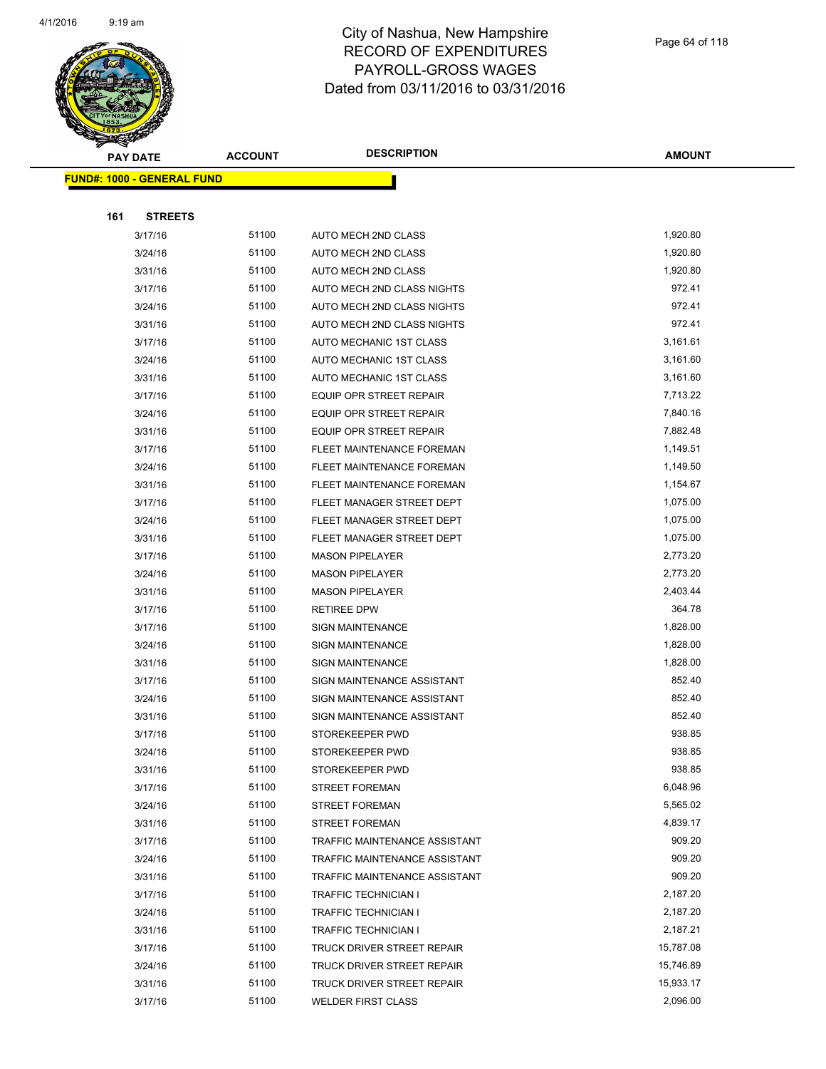# City of Nashua, New Hampshire
# RECORD OF EXPENDITURES
# PAYROLL-GROSS WAGES
# Dated from 03/11/2016 to 03/31/2016

| PAY DATE | ACCOUNT | DESCRIPTION | AMOUNT |
|---|---|---|---|
| **FUND#: 1000 - GENERAL FUND** | | | |
| **161 STREETS** | | | |
| 3/17/16 | 51100 | AUTO MECH 2ND CLASS | 1,920.80 |
| 3/24/16 | 51100 | AUTO MECH 2ND CLASS | 1,920.80 |
| 3/31/16 | 51100 | AUTO MECH 2ND CLASS | 1,920.80 |
| 3/17/16 | 51100 | AUTO MECH 2ND CLASS NIGHTS | 972.41 |
| 3/24/16 | 51100 | AUTO MECH 2ND CLASS NIGHTS | 972.41 |
| 3/31/16 | 51100 | AUTO MECH 2ND CLASS NIGHTS | 972.41 |
| 3/17/16 | 51100 | AUTO MECHANIC 1ST CLASS | 3,161.61 |
| 3/24/16 | 51100 | AUTO MECHANIC 1ST CLASS | 3,161.60 |
| 3/31/16 | 51100 | AUTO MECHANIC 1ST CLASS | 3,161.60 |
| 3/17/16 | 51100 | EQUIP OPR STREET REPAIR | 7,713.22 |
| 3/24/16 | 51100 | EQUIP OPR STREET REPAIR | 7,840.16 |
| 3/31/16 | 51100 | EQUIP OPR STREET REPAIR | 7,882.48 |
| 3/17/16 | 51100 | FLEET MAINTENANCE FOREMAN | 1,149.51 |
| 3/24/16 | 51100 | FLEET MAINTENANCE FOREMAN | 1,149.50 |
| 3/31/16 | 51100 | FLEET MAINTENANCE FOREMAN | 1,154.67 |
| 3/17/16 | 51100 | FLEET MANAGER STREET DEPT | 1,075.00 |
| 3/24/16 | 51100 | FLEET MANAGER STREET DEPT | 1,075.00 |
| 3/31/16 | 51100 | FLEET MANAGER STREET DEPT | 1,075.00 |
| 3/17/16 | 51100 | MASON PIPELAYER | 2,773.20 |
| 3/24/16 | 51100 | MASON PIPELAYER | 2,773.20 |
| 3/31/16 | 51100 | MASON PIPELAYER | 2,403.44 |
| 3/17/16 | 51100 | RETIREE DPW | 364.78 |
| 3/17/16 | 51100 | SIGN MAINTENANCE | 1,828.00 |
| 3/24/16 | 51100 | SIGN MAINTENANCE | 1,828.00 |
| 3/31/16 | 51100 | SIGN MAINTENANCE | 1,828.00 |
| 3/17/16 | 51100 | SIGN MAINTENANCE ASSISTANT | 852.40 |
| 3/24/16 | 51100 | SIGN MAINTENANCE ASSISTANT | 852.40 |
| 3/31/16 | 51100 | SIGN MAINTENANCE ASSISTANT | 852.40 |
| 3/17/16 | 51100 | STOREKEEPER PWD | 938.85 |
| 3/24/16 | 51100 | STOREKEEPER PWD | 938.85 |
| 3/31/16 | 51100 | STOREKEEPER PWD | 938.85 |
| 3/17/16 | 51100 | STREET FOREMAN | 6,048.96 |
| 3/24/16 | 51100 | STREET FOREMAN | 5,565.02 |
| 3/31/16 | 51100 | STREET FOREMAN | 4,839.17 |
| 3/17/16 | 51100 | TRAFFIC MAINTENANCE ASSISTANT | 909.20 |
| 3/24/16 | 51100 | TRAFFIC MAINTENANCE ASSISTANT | 909.20 |
| 3/31/16 | 51100 | TRAFFIC MAINTENANCE ASSISTANT | 909.20 |
| 3/17/16 | 51100 | TRAFFIC TECHNICIAN I | 2,187.20 |
| 3/24/16 | 51100 | TRAFFIC TECHNICIAN I | 2,187.20 |
| 3/31/16 | 51100 | TRAFFIC TECHNICIAN I | 2,187.21 |
| 3/17/16 | 51100 | TRUCK DRIVER STREET REPAIR | 15,787.08 |
| 3/24/16 | 51100 | TRUCK DRIVER STREET REPAIR | 15,746.89 |
| 3/31/16 | 51100 | TRUCK DRIVER STREET REPAIR | 15,933.17 |
| 3/17/16 | 51100 | WELDER FIRST CLASS | 2,096.00 |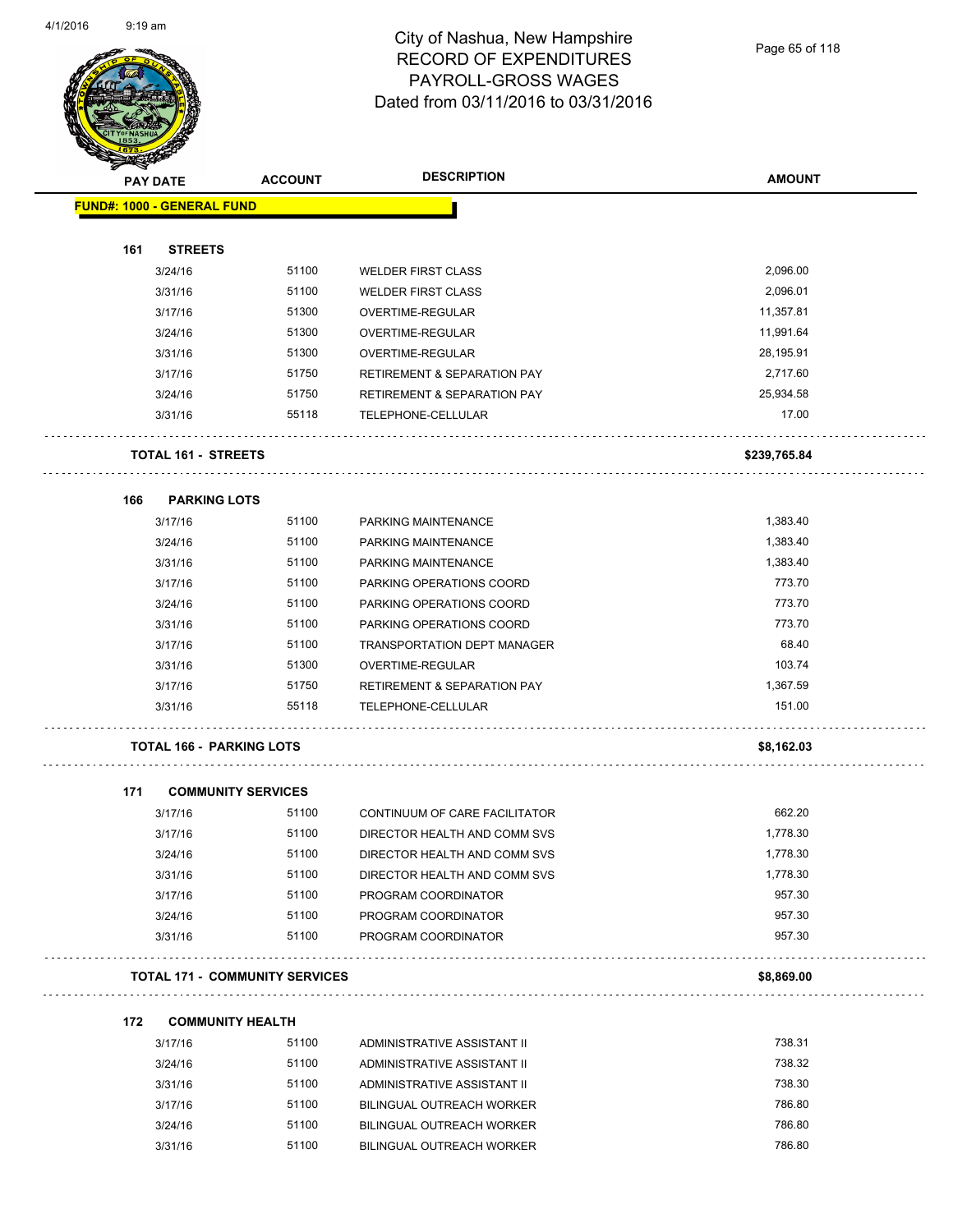# City of Nashua, New Hampshire
## RECORD OF EXPENDITURES
## PAYROLL-GROSS WAGES
## Dated from 03/11/2016 to 03/31/2016

| PAY DATE | ACCOUNT | DESCRIPTION | AMOUNT |
|---|---|---|---|
| **FUND#: 1000 - GENERAL FUND** | | | |
| **161 STREETS** | | | |
| 3/24/16 | 51100 | WELDER FIRST CLASS | 2,096.00 |
| 3/31/16 | 51100 | WELDER FIRST CLASS | 2,096.01 |
| 3/17/16 | 51300 | OVERTIME-REGULAR | 11,357.81 |
| 3/24/16 | 51300 | OVERTIME-REGULAR | 11,991.64 |
| 3/31/16 | 51300 | OVERTIME-REGULAR | 28,195.91 |
| 3/17/16 | 51750 | RETIREMENT & SEPARATION PAY | 2,717.60 |
| 3/24/16 | 51750 | RETIREMENT & SEPARATION PAY | 25,934.58 |
| 3/31/16 | 55118 | TELEPHONE-CELLULAR | 17.00 |
| **TOTAL 161 - STREETS** | | | **$239,765.84** |
| **166 PARKING LOTS** | | | |
| 3/17/16 | 51100 | PARKING MAINTENANCE | 1,383.40 |
| 3/24/16 | 51100 | PARKING MAINTENANCE | 1,383.40 |
| 3/31/16 | 51100 | PARKING MAINTENANCE | 1,383.40 |
| 3/17/16 | 51100 | PARKING OPERATIONS COORD | 773.70 |
| 3/24/16 | 51100 | PARKING OPERATIONS COORD | 773.70 |
| 3/31/16 | 51100 | PARKING OPERATIONS COORD | 773.70 |
| 3/17/16 | 51100 | TRANSPORTATION DEPT MANAGER | 68.40 |
| 3/31/16 | 51300 | OVERTIME-REGULAR | 103.74 |
| 3/17/16 | 51750 | RETIREMENT & SEPARATION PAY | 1,367.59 |
| 3/31/16 | 55118 | TELEPHONE-CELLULAR | 151.00 |
| **TOTAL 166 - PARKING LOTS** | | | **$8,162.03** |
| **171 COMMUNITY SERVICES** | | | |
| 3/17/16 | 51100 | CONTINUUM OF CARE FACILITATOR | 662.20 |
| 3/17/16 | 51100 | DIRECTOR HEALTH AND COMM SVS | 1,778.30 |
| 3/24/16 | 51100 | DIRECTOR HEALTH AND COMM SVS | 1,778.30 |
| 3/31/16 | 51100 | DIRECTOR HEALTH AND COMM SVS | 1,778.30 |
| 3/17/16 | 51100 | PROGRAM COORDINATOR | 957.30 |
| 3/24/16 | 51100 | PROGRAM COORDINATOR | 957.30 |
| 3/31/16 | 51100 | PROGRAM COORDINATOR | 957.30 |
| **TOTAL 171 - COMMUNITY SERVICES** | | | **$8,869.00** |
| **172 COMMUNITY HEALTH** | | | |
| 3/17/16 | 51100 | ADMINISTRATIVE ASSISTANT II | 738.31 |
| 3/24/16 | 51100 | ADMINISTRATIVE ASSISTANT II | 738.32 |
| 3/31/16 | 51100 | ADMINISTRATIVE ASSISTANT II | 738.30 |
| 3/17/16 | 51100 | BILINGUAL OUTREACH WORKER | 786.80 |
| 3/24/16 | 51100 | BILINGUAL OUTREACH WORKER | 786.80 |
| 3/31/16 | 51100 | BILINGUAL OUTREACH WORKER | 786.80 |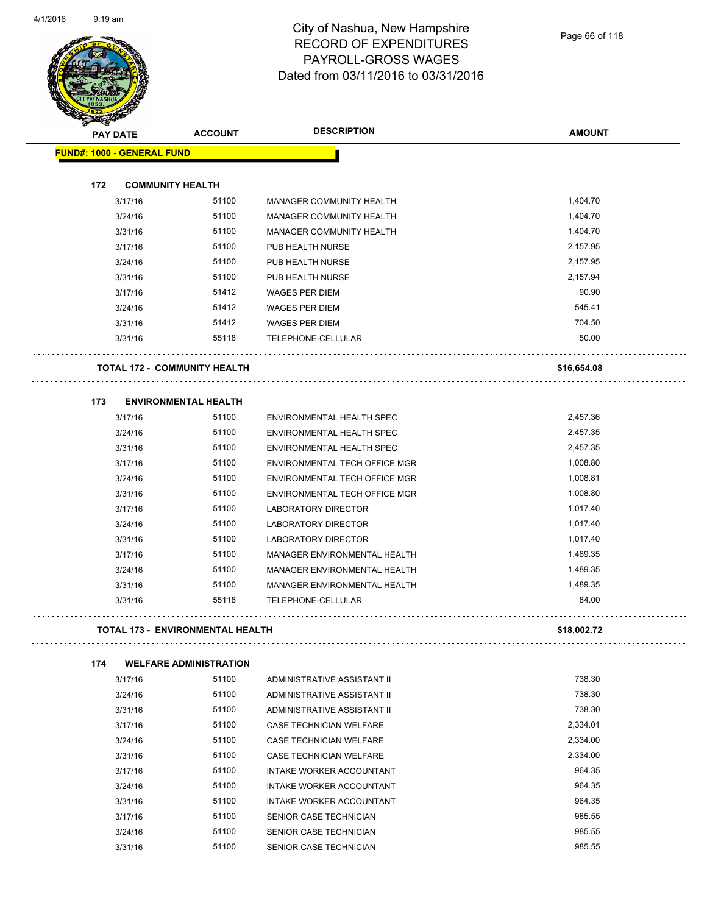# City of Nashua, New Hampshire
# RECORD OF EXPENDITURES
# PAYROLL-GROSS WAGES
# Dated from 03/11/2016 to 03/31/2016

**FUND#: 1000 - GENERAL FUND**

| PAY DATE | ACCOUNT | DESCRIPTION | AMOUNT |
|---|---|---|---|
| **172 COMMUNITY HEALTH** | | | |
| 3/17/16 | 51100 | MANAGER COMMUNITY HEALTH | 1,404.70 |
| 3/24/16 | 51100 | MANAGER COMMUNITY HEALTH | 1,404.70 |
| 3/31/16 | 51100 | MANAGER COMMUNITY HEALTH | 1,404.70 |
| 3/17/16 | 51100 | PUB HEALTH NURSE | 2,157.95 |
| 3/24/16 | 51100 | PUB HEALTH NURSE | 2,157.95 |
| 3/31/16 | 51100 | PUB HEALTH NURSE | 2,157.94 |
| 3/17/16 | 51412 | WAGES PER DIEM | 90.90 |
| 3/24/16 | 51412 | WAGES PER DIEM | 545.41 |
| 3/31/16 | 51412 | WAGES PER DIEM | 704.50 |
| 3/31/16 | 55118 | TELEPHONE-CELLULAR | 50.00 |
| **TOTAL 172 - COMMUNITY HEALTH** | | | **$16,654.08** |
| **173 ENVIRONMENTAL HEALTH** | | | |
| 3/17/16 | 51100 | ENVIRONMENTAL HEALTH SPEC | 2,457.36 |
| 3/24/16 | 51100 | ENVIRONMENTAL HEALTH SPEC | 2,457.35 |
| 3/31/16 | 51100 | ENVIRONMENTAL HEALTH SPEC | 2,457.35 |
| 3/17/16 | 51100 | ENVIRONMENTAL TECH OFFICE MGR | 1,008.80 |
| 3/24/16 | 51100 | ENVIRONMENTAL TECH OFFICE MGR | 1,008.81 |
| 3/31/16 | 51100 | ENVIRONMENTAL TECH OFFICE MGR | 1,008.80 |
| 3/17/16 | 51100 | LABORATORY DIRECTOR | 1,017.40 |
| 3/24/16 | 51100 | LABORATORY DIRECTOR | 1,017.40 |
| 3/31/16 | 51100 | LABORATORY DIRECTOR | 1,017.40 |
| 3/17/16 | 51100 | MANAGER ENVIRONMENTAL HEALTH | 1,489.35 |
| 3/24/16 | 51100 | MANAGER ENVIRONMENTAL HEALTH | 1,489.35 |
| 3/31/16 | 51100 | MANAGER ENVIRONMENTAL HEALTH | 1,489.35 |
| 3/31/16 | 55118 | TELEPHONE-CELLULAR | 84.00 |
| **TOTAL 173 - ENVIRONMENTAL HEALTH** | | | **$18,002.72** |
| **174 WELFARE ADMINISTRATION** | | | |
| 3/17/16 | 51100 | ADMINISTRATIVE ASSISTANT II | 738.30 |
| 3/24/16 | 51100 | ADMINISTRATIVE ASSISTANT II | 738.30 |
| 3/31/16 | 51100 | ADMINISTRATIVE ASSISTANT II | 738.30 |
| 3/17/16 | 51100 | CASE TECHNICIAN WELFARE | 2,334.01 |
| 3/24/16 | 51100 | CASE TECHNICIAN WELFARE | 2,334.00 |
| 3/31/16 | 51100 | CASE TECHNICIAN WELFARE | 2,334.00 |
| 3/17/16 | 51100 | INTAKE WORKER ACCOUNTANT | 964.35 |
| 3/24/16 | 51100 | INTAKE WORKER ACCOUNTANT | 964.35 |
| 3/31/16 | 51100 | INTAKE WORKER ACCOUNTANT | 964.35 |
| 3/17/16 | 51100 | SENIOR CASE TECHNICIAN | 985.55 |
| 3/24/16 | 51100 | SENIOR CASE TECHNICIAN | 985.55 |
| 3/31/16 | 51100 | SENIOR CASE TECHNICIAN | 985.55 |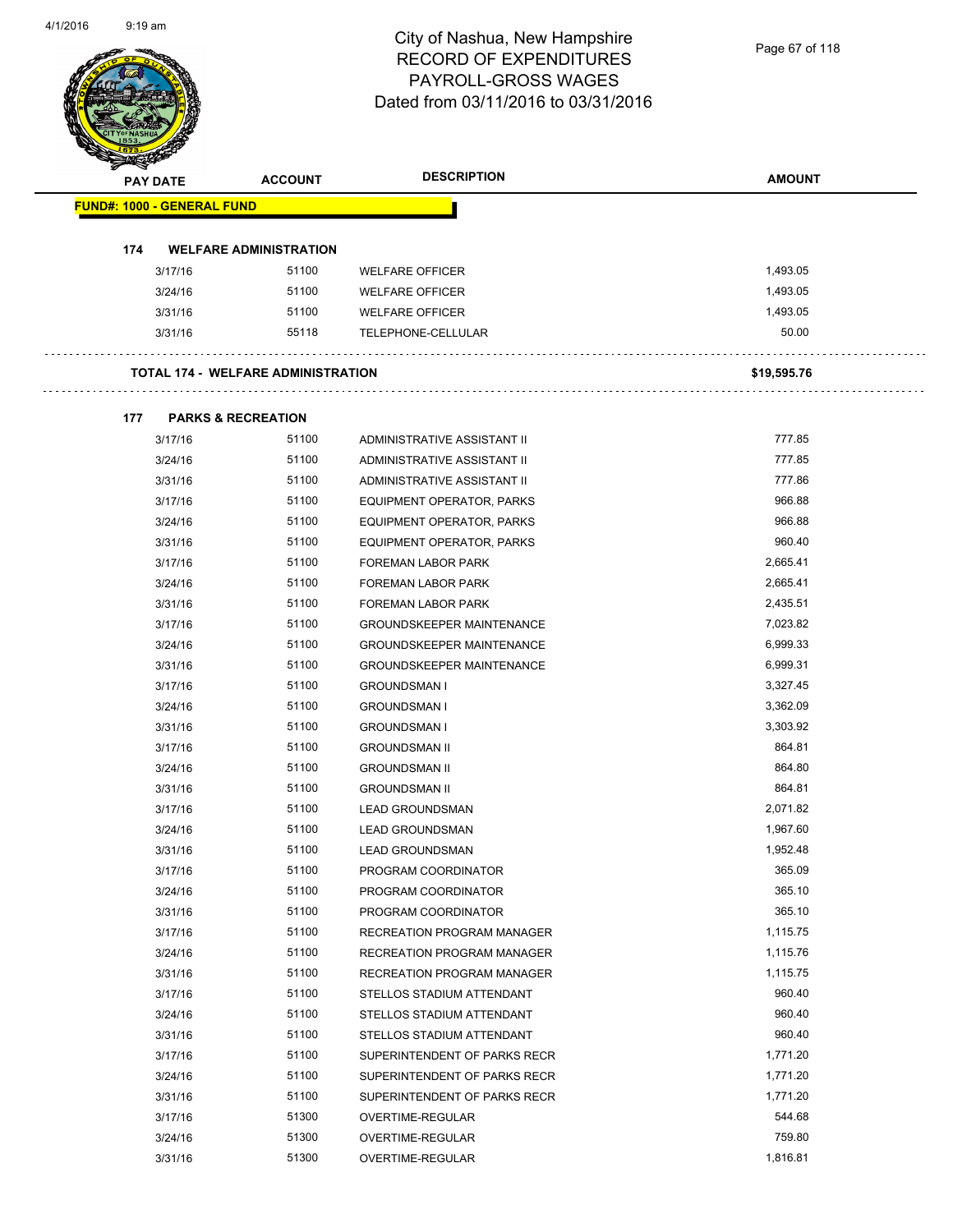# City of Nashua, New Hampshire
## RECORD OF EXPENDITURES
## PAYROLL-GROSS WAGES
## Dated from 03/11/2016 to 03/31/2016

| PAY DATE | ACCOUNT | DESCRIPTION | AMOUNT |
|---|---|---|---|
| **FUND#: 1000 - GENERAL FUND** | | | |
| **174 WELFARE ADMINISTRATION** | | | |
| 3/17/16 | 51100 | WELFARE OFFICER | 1,493.05 |
| 3/24/16 | 51100 | WELFARE OFFICER | 1,493.05 |
| 3/31/16 | 51100 | WELFARE OFFICER | 1,493.05 |
| 3/31/16 | 55118 | TELEPHONE-CELLULAR | 50.00 |
| **TOTAL 174 - WELFARE ADMINISTRATION** | | | **$19,595.76** |
| **177 PARKS & RECREATION** | | | |
| 3/17/16 | 51100 | ADMINISTRATIVE ASSISTANT II | 777.85 |
| 3/24/16 | 51100 | ADMINISTRATIVE ASSISTANT II | 777.85 |
| 3/31/16 | 51100 | ADMINISTRATIVE ASSISTANT II | 777.86 |
| 3/17/16 | 51100 | EQUIPMENT OPERATOR, PARKS | 966.88 |
| 3/24/16 | 51100 | EQUIPMENT OPERATOR, PARKS | 966.88 |
| 3/31/16 | 51100 | EQUIPMENT OPERATOR, PARKS | 960.40 |
| 3/17/16 | 51100 | FOREMAN LABOR PARK | 2,665.41 |
| 3/24/16 | 51100 | FOREMAN LABOR PARK | 2,665.41 |
| 3/31/16 | 51100 | FOREMAN LABOR PARK | 2,435.51 |
| 3/17/16 | 51100 | GROUNDSKEEPER MAINTENANCE | 7,023.82 |
| 3/24/16 | 51100 | GROUNDSKEEPER MAINTENANCE | 6,999.33 |
| 3/31/16 | 51100 | GROUNDSKEEPER MAINTENANCE | 6,999.31 |
| 3/17/16 | 51100 | GROUNDSMAN I | 3,327.45 |
| 3/24/16 | 51100 | GROUNDSMAN I | 3,362.09 |
| 3/31/16 | 51100 | GROUNDSMAN I | 3,303.92 |
| 3/17/16 | 51100 | GROUNDSMAN II | 864.81 |
| 3/24/16 | 51100 | GROUNDSMAN II | 864.80 |
| 3/31/16 | 51100 | GROUNDSMAN II | 864.81 |
| 3/17/16 | 51100 | LEAD GROUNDSMAN | 2,071.82 |
| 3/24/16 | 51100 | LEAD GROUNDSMAN | 1,967.60 |
| 3/31/16 | 51100 | LEAD GROUNDSMAN | 1,952.48 |
| 3/17/16 | 51100 | PROGRAM COORDINATOR | 365.09 |
| 3/24/16 | 51100 | PROGRAM COORDINATOR | 365.10 |
| 3/31/16 | 51100 | PROGRAM COORDINATOR | 365.10 |
| 3/17/16 | 51100 | RECREATION PROGRAM MANAGER | 1,115.75 |
| 3/24/16 | 51100 | RECREATION PROGRAM MANAGER | 1,115.76 |
| 3/31/16 | 51100 | RECREATION PROGRAM MANAGER | 1,115.75 |
| 3/17/16 | 51100 | STELLOS STADIUM ATTENDANT | 960.40 |
| 3/24/16 | 51100 | STELLOS STADIUM ATTENDANT | 960.40 |
| 3/31/16 | 51100 | STELLOS STADIUM ATTENDANT | 960.40 |
| 3/17/16 | 51100 | SUPERINTENDENT OF PARKS RECR | 1,771.20 |
| 3/24/16 | 51100 | SUPERINTENDENT OF PARKS RECR | 1,771.20 |
| 3/31/16 | 51100 | SUPERINTENDENT OF PARKS RECR | 1,771.20 |
| 3/17/16 | 51300 | OVERTIME-REGULAR | 544.68 |
| 3/24/16 | 51300 | OVERTIME-REGULAR | 759.80 |
| 3/31/16 | 51300 | OVERTIME-REGULAR | 1,816.81 |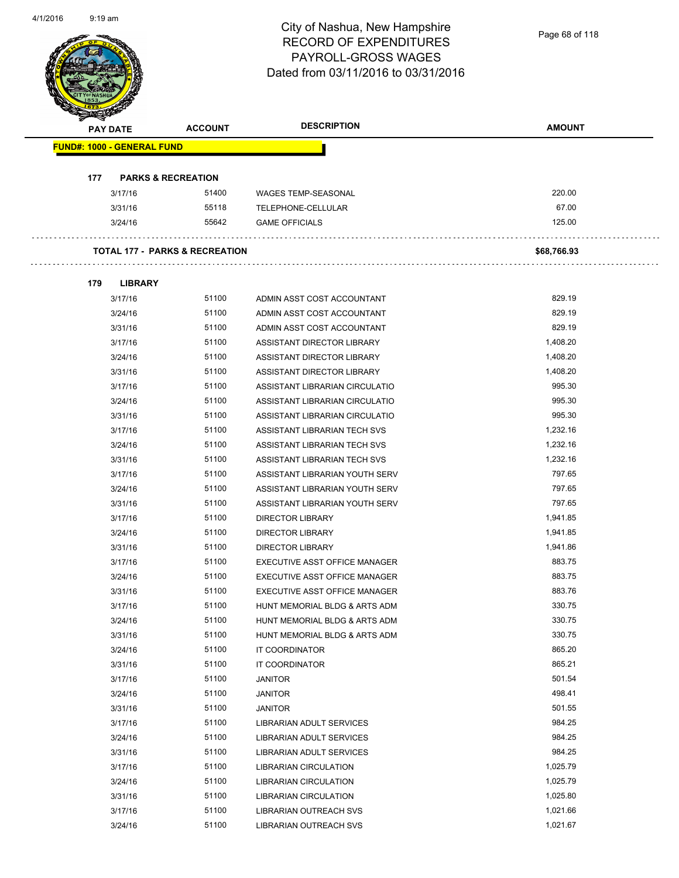# City of Nashua, New Hampshire
## RECORD OF EXPENDITURES
## PAYROLL-GROSS WAGES
## Dated from 03/11/2016 to 03/31/2016

| PAY DATE | ACCOUNT | DESCRIPTION | AMOUNT |
|---|---|---|---|
| **FUND#: 1000 - GENERAL FUND** | | | |
| **177 PARKS & RECREATION** | | | |
| 3/17/16 | 51400 | WAGES TEMP-SEASONAL | 220.00 |
| 3/31/16 | 55118 | TELEPHONE-CELLULAR | 67.00 |
| 3/24/16 | 55642 | GAME OFFICIALS | 125.00 |
| **TOTAL 177 - PARKS & RECREATION** | | | **$68,766.93** |
| **179 LIBRARY** | | | |
| 3/17/16 | 51100 | ADMIN ASST COST ACCOUNTANT | 829.19 |
| 3/24/16 | 51100 | ADMIN ASST COST ACCOUNTANT | 829.19 |
| 3/31/16 | 51100 | ADMIN ASST COST ACCOUNTANT | 829.19 |
| 3/17/16 | 51100 | ASSISTANT DIRECTOR LIBRARY | 1,408.20 |
| 3/24/16 | 51100 | ASSISTANT DIRECTOR LIBRARY | 1,408.20 |
| 3/31/16 | 51100 | ASSISTANT DIRECTOR LIBRARY | 1,408.20 |
| 3/17/16 | 51100 | ASSISTANT LIBRARIAN CIRCULATIO | 995.30 |
| 3/24/16 | 51100 | ASSISTANT LIBRARIAN CIRCULATIO | 995.30 |
| 3/31/16 | 51100 | ASSISTANT LIBRARIAN CIRCULATIO | 995.30 |
| 3/17/16 | 51100 | ASSISTANT LIBRARIAN TECH SVS | 1,232.16 |
| 3/24/16 | 51100 | ASSISTANT LIBRARIAN TECH SVS | 1,232.16 |
| 3/31/16 | 51100 | ASSISTANT LIBRARIAN TECH SVS | 1,232.16 |
| 3/17/16 | 51100 | ASSISTANT LIBRARIAN YOUTH SERV | 797.65 |
| 3/24/16 | 51100 | ASSISTANT LIBRARIAN YOUTH SERV | 797.65 |
| 3/31/16 | 51100 | ASSISTANT LIBRARIAN YOUTH SERV | 797.65 |
| 3/17/16 | 51100 | DIRECTOR LIBRARY | 1,941.85 |
| 3/24/16 | 51100 | DIRECTOR LIBRARY | 1,941.85 |
| 3/31/16 | 51100 | DIRECTOR LIBRARY | 1,941.86 |
| 3/17/16 | 51100 | EXECUTIVE ASST OFFICE MANAGER | 883.75 |
| 3/24/16 | 51100 | EXECUTIVE ASST OFFICE MANAGER | 883.75 |
| 3/31/16 | 51100 | EXECUTIVE ASST OFFICE MANAGER | 883.76 |
| 3/17/16 | 51100 | HUNT MEMORIAL BLDG & ARTS ADM | 330.75 |
| 3/24/16 | 51100 | HUNT MEMORIAL BLDG & ARTS ADM | 330.75 |
| 3/31/16 | 51100 | HUNT MEMORIAL BLDG & ARTS ADM | 330.75 |
| 3/24/16 | 51100 | IT COORDINATOR | 865.20 |
| 3/31/16 | 51100 | IT COORDINATOR | 865.21 |
| 3/17/16 | 51100 | JANITOR | 501.54 |
| 3/24/16 | 51100 | JANITOR | 498.41 |
| 3/31/16 | 51100 | JANITOR | 501.55 |
| 3/17/16 | 51100 | LIBRARIAN ADULT SERVICES | 984.25 |
| 3/24/16 | 51100 | LIBRARIAN ADULT SERVICES | 984.25 |
| 3/31/16 | 51100 | LIBRARIAN ADULT SERVICES | 984.25 |
| 3/17/16 | 51100 | LIBRARIAN CIRCULATION | 1,025.79 |
| 3/24/16 | 51100 | LIBRARIAN CIRCULATION | 1,025.79 |
| 3/31/16 | 51100 | LIBRARIAN CIRCULATION | 1,025.80 |
| 3/17/16 | 51100 | LIBRARIAN OUTREACH SVS | 1,021.66 |
| 3/24/16 | 51100 | LIBRARIAN OUTREACH SVS | 1,021.67 |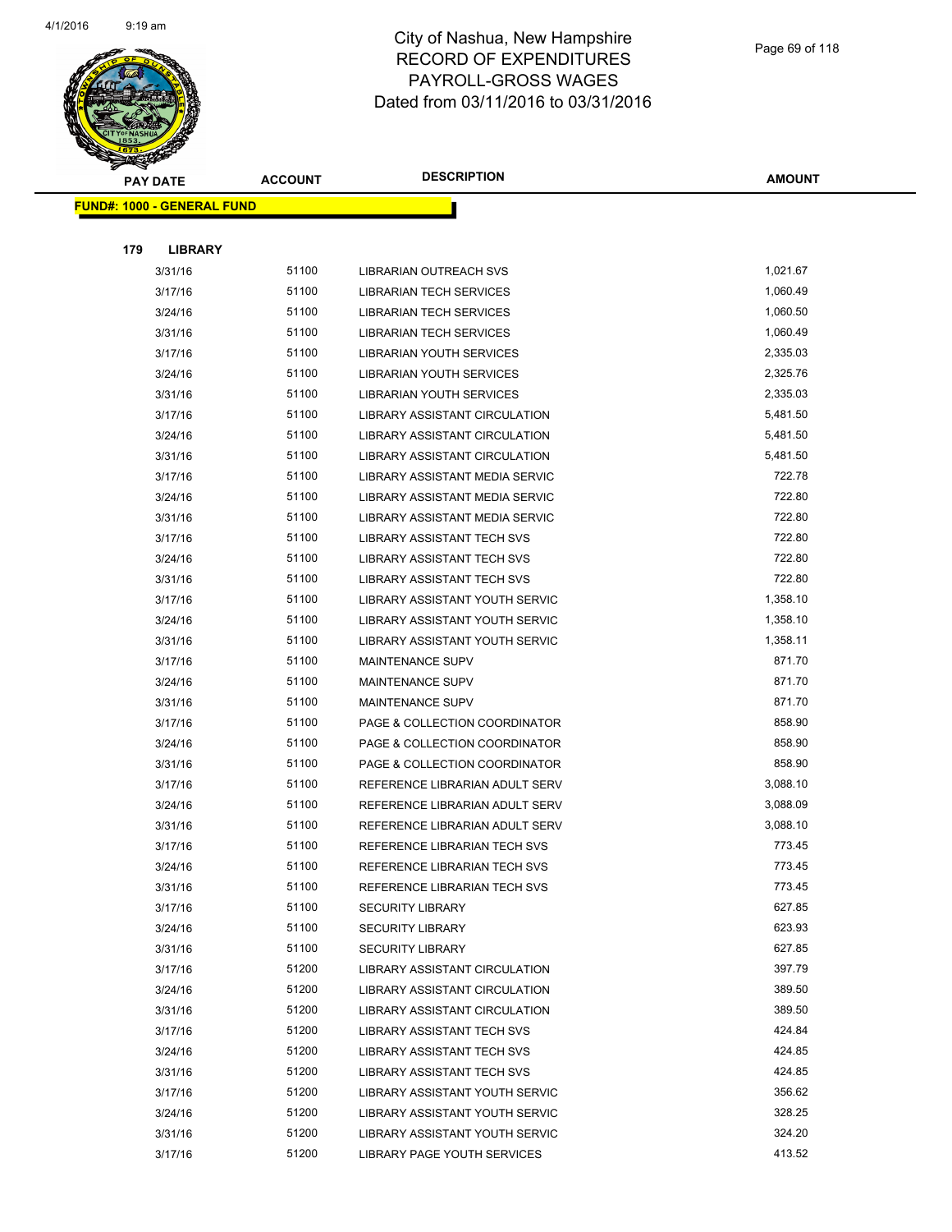# City of Nashua, New Hampshire
## RECORD OF EXPENDITURES
## PAYROLL-GROSS WAGES
## Dated from 03/11/2016 to 03/31/2016

| PAY DATE | ACCOUNT | DESCRIPTION | AMOUNT |
|---|---|---|---|
| **FUND#: 1000 - GENERAL FUND** | | | |
| **179 LIBRARY** | | | |
| 3/31/16 | 51100 | LIBRARIAN OUTREACH SVS | 1,021.67 |
| 3/17/16 | 51100 | LIBRARIAN TECH SERVICES | 1,060.49 |
| 3/24/16 | 51100 | LIBRARIAN TECH SERVICES | 1,060.50 |
| 3/31/16 | 51100 | LIBRARIAN TECH SERVICES | 1,060.49 |
| 3/17/16 | 51100 | LIBRARIAN YOUTH SERVICES | 2,335.03 |
| 3/24/16 | 51100 | LIBRARIAN YOUTH SERVICES | 2,325.76 |
| 3/31/16 | 51100 | LIBRARIAN YOUTH SERVICES | 2,335.03 |
| 3/17/16 | 51100 | LIBRARY ASSISTANT CIRCULATION | 5,481.50 |
| 3/24/16 | 51100 | LIBRARY ASSISTANT CIRCULATION | 5,481.50 |
| 3/31/16 | 51100 | LIBRARY ASSISTANT CIRCULATION | 5,481.50 |
| 3/17/16 | 51100 | LIBRARY ASSISTANT MEDIA SERVIC | 722.78 |
| 3/24/16 | 51100 | LIBRARY ASSISTANT MEDIA SERVIC | 722.80 |
| 3/31/16 | 51100 | LIBRARY ASSISTANT MEDIA SERVIC | 722.80 |
| 3/17/16 | 51100 | LIBRARY ASSISTANT TECH SVS | 722.80 |
| 3/24/16 | 51100 | LIBRARY ASSISTANT TECH SVS | 722.80 |
| 3/31/16 | 51100 | LIBRARY ASSISTANT TECH SVS | 722.80 |
| 3/17/16 | 51100 | LIBRARY ASSISTANT YOUTH SERVIC | 1,358.10 |
| 3/24/16 | 51100 | LIBRARY ASSISTANT YOUTH SERVIC | 1,358.10 |
| 3/31/16 | 51100 | LIBRARY ASSISTANT YOUTH SERVIC | 1,358.11 |
| 3/17/16 | 51100 | MAINTENANCE SUPV | 871.70 |
| 3/24/16 | 51100 | MAINTENANCE SUPV | 871.70 |
| 3/31/16 | 51100 | MAINTENANCE SUPV | 871.70 |
| 3/17/16 | 51100 | PAGE & COLLECTION COORDINATOR | 858.90 |
| 3/24/16 | 51100 | PAGE & COLLECTION COORDINATOR | 858.90 |
| 3/31/16 | 51100 | PAGE & COLLECTION COORDINATOR | 858.90 |
| 3/17/16 | 51100 | REFERENCE LIBRARIAN ADULT SERV | 3,088.10 |
| 3/24/16 | 51100 | REFERENCE LIBRARIAN ADULT SERV | 3,088.09 |
| 3/31/16 | 51100 | REFERENCE LIBRARIAN ADULT SERV | 3,088.10 |
| 3/17/16 | 51100 | REFERENCE LIBRARIAN TECH SVS | 773.45 |
| 3/24/16 | 51100 | REFERENCE LIBRARIAN TECH SVS | 773.45 |
| 3/31/16 | 51100 | REFERENCE LIBRARIAN TECH SVS | 773.45 |
| 3/17/16 | 51100 | SECURITY LIBRARY | 627.85 |
| 3/24/16 | 51100 | SECURITY LIBRARY | 623.93 |
| 3/31/16 | 51100 | SECURITY LIBRARY | 627.85 |
| 3/17/16 | 51200 | LIBRARY ASSISTANT CIRCULATION | 397.79 |
| 3/24/16 | 51200 | LIBRARY ASSISTANT CIRCULATION | 389.50 |
| 3/31/16 | 51200 | LIBRARY ASSISTANT CIRCULATION | 389.50 |
| 3/17/16 | 51200 | LIBRARY ASSISTANT TECH SVS | 424.84 |
| 3/24/16 | 51200 | LIBRARY ASSISTANT TECH SVS | 424.85 |
| 3/31/16 | 51200 | LIBRARY ASSISTANT TECH SVS | 424.85 |
| 3/17/16 | 51200 | LIBRARY ASSISTANT YOUTH SERVIC | 356.62 |
| 3/24/16 | 51200 | LIBRARY ASSISTANT YOUTH SERVIC | 328.25 |
| 3/31/16 | 51200 | LIBRARY ASSISTANT YOUTH SERVIC | 324.20 |
| 3/17/16 | 51200 | LIBRARY PAGE YOUTH SERVICES | 413.52 |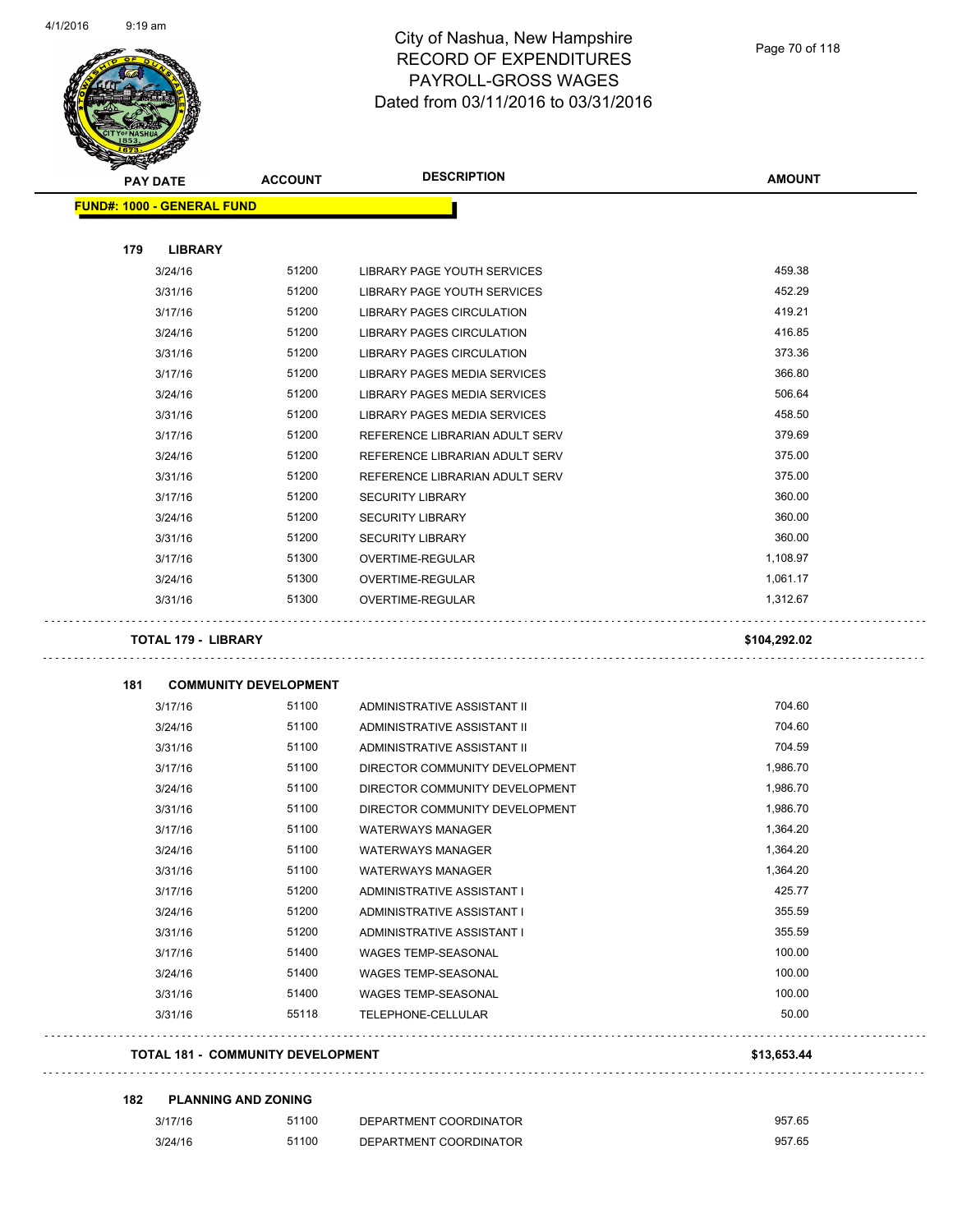# City of Nashua, New Hampshire
## RECORD OF EXPENDITURES
## PAYROLL-GROSS WAGES
## Dated from 03/11/2016 to 03/31/2016

| PAY DATE | ACCOUNT | DESCRIPTION | AMOUNT |
|---|---|---|---|
| **FUND#: 1000 - GENERAL FUND** | | | |
| **179 LIBRARY** | | | |
| 3/24/16 | 51200 | LIBRARY PAGE YOUTH SERVICES | 459.38 |
| 3/31/16 | 51200 | LIBRARY PAGE YOUTH SERVICES | 452.29 |
| 3/17/16 | 51200 | LIBRARY PAGES CIRCULATION | 419.21 |
| 3/24/16 | 51200 | LIBRARY PAGES CIRCULATION | 416.85 |
| 3/31/16 | 51200 | LIBRARY PAGES CIRCULATION | 373.36 |
| 3/17/16 | 51200 | LIBRARY PAGES MEDIA SERVICES | 366.80 |
| 3/24/16 | 51200 | LIBRARY PAGES MEDIA SERVICES | 506.64 |
| 3/31/16 | 51200 | LIBRARY PAGES MEDIA SERVICES | 458.50 |
| 3/17/16 | 51200 | REFERENCE LIBRARIAN ADULT SERV | 379.69 |
| 3/24/16 | 51200 | REFERENCE LIBRARIAN ADULT SERV | 375.00 |
| 3/31/16 | 51200 | REFERENCE LIBRARIAN ADULT SERV | 375.00 |
| 3/17/16 | 51200 | SECURITY LIBRARY | 360.00 |
| 3/24/16 | 51200 | SECURITY LIBRARY | 360.00 |
| 3/31/16 | 51200 | SECURITY LIBRARY | 360.00 |
| 3/17/16 | 51300 | OVERTIME-REGULAR | 1,108.97 |
| 3/24/16 | 51300 | OVERTIME-REGULAR | 1,061.17 |
| 3/31/16 | 51300 | OVERTIME-REGULAR | 1,312.67 |
| **TOTAL 179 - LIBRARY** | | | **$104,292.02** |
| **181 COMMUNITY DEVELOPMENT** | | | |
| 3/17/16 | 51100 | ADMINISTRATIVE ASSISTANT II | 704.60 |
| 3/24/16 | 51100 | ADMINISTRATIVE ASSISTANT II | 704.60 |
| 3/31/16 | 51100 | ADMINISTRATIVE ASSISTANT II | 704.59 |
| 3/17/16 | 51100 | DIRECTOR COMMUNITY DEVELOPMENT | 1,986.70 |
| 3/24/16 | 51100 | DIRECTOR COMMUNITY DEVELOPMENT | 1,986.70 |
| 3/31/16 | 51100 | DIRECTOR COMMUNITY DEVELOPMENT | 1,986.70 |
| 3/17/16 | 51100 | WATERWAYS MANAGER | 1,364.20 |
| 3/24/16 | 51100 | WATERWAYS MANAGER | 1,364.20 |
| 3/31/16 | 51100 | WATERWAYS MANAGER | 1,364.20 |
| 3/17/16 | 51200 | ADMINISTRATIVE ASSISTANT I | 425.77 |
| 3/24/16 | 51200 | ADMINISTRATIVE ASSISTANT I | 355.59 |
| 3/31/16 | 51200 | ADMINISTRATIVE ASSISTANT I | 355.59 |
| 3/17/16 | 51400 | WAGES TEMP-SEASONAL | 100.00 |
| 3/24/16 | 51400 | WAGES TEMP-SEASONAL | 100.00 |
| 3/31/16 | 51400 | WAGES TEMP-SEASONAL | 100.00 |
| 3/31/16 | 55118 | TELEPHONE-CELLULAR | 50.00 |
| **TOTAL 181 - COMMUNITY DEVELOPMENT** | | | **$13,653.44** |
| **182 PLANNING AND ZONING** | | | |
| 3/17/16 | 51100 | DEPARTMENT COORDINATOR | 957.65 |
| 3/24/16 | 51100 | DEPARTMENT COORDINATOR | 957.65 |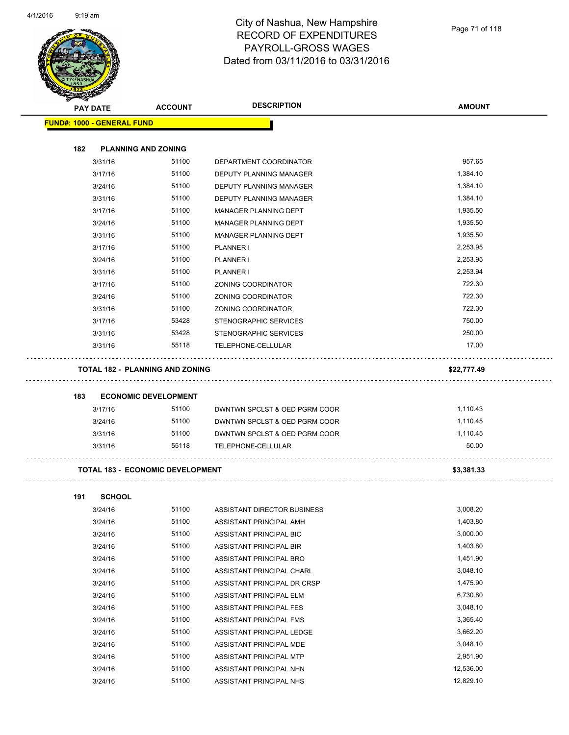# City of Nashua, New Hampshire
## RECORD OF EXPENDITURES
## PAYROLL-GROSS WAGES
## Dated from 03/11/2016 to 03/31/2016

| PAY DATE | ACCOUNT | DESCRIPTION | AMOUNT |
|---|---|---|---|
| **FUND#: 1000 - GENERAL FUND** | | | |
| **182 PLANNING AND ZONING** | | | |
| 3/31/16 | 51100 | DEPARTMENT COORDINATOR | 957.65 |
| 3/17/16 | 51100 | DEPUTY PLANNING MANAGER | 1,384.10 |
| 3/24/16 | 51100 | DEPUTY PLANNING MANAGER | 1,384.10 |
| 3/31/16 | 51100 | DEPUTY PLANNING MANAGER | 1,384.10 |
| 3/17/16 | 51100 | MANAGER PLANNING DEPT | 1,935.50 |
| 3/24/16 | 51100 | MANAGER PLANNING DEPT | 1,935.50 |
| 3/31/16 | 51100 | MANAGER PLANNING DEPT | 1,935.50 |
| 3/17/16 | 51100 | PLANNER I | 2,253.95 |
| 3/24/16 | 51100 | PLANNER I | 2,253.95 |
| 3/31/16 | 51100 | PLANNER I | 2,253.94 |
| 3/17/16 | 51100 | ZONING COORDINATOR | 722.30 |
| 3/24/16 | 51100 | ZONING COORDINATOR | 722.30 |
| 3/31/16 | 51100 | ZONING COORDINATOR | 722.30 |
| 3/17/16 | 53428 | STENOGRAPHIC SERVICES | 750.00 |
| 3/31/16 | 53428 | STENOGRAPHIC SERVICES | 250.00 |
| 3/31/16 | 55118 | TELEPHONE-CELLULAR | 17.00 |
| **TOTAL 182 - PLANNING AND ZONING** | | | **$22,777.49** |
| **183 ECONOMIC DEVELOPMENT** | | | |
| 3/17/16 | 51100 | DWNTWN SPCLST & OED PGRM COOR | 1,110.43 |
| 3/24/16 | 51100 | DWNTWN SPCLST & OED PGRM COOR | 1,110.45 |
| 3/31/16 | 51100 | DWNTWN SPCLST & OED PGRM COOR | 1,110.45 |
| 3/31/16 | 55118 | TELEPHONE-CELLULAR | 50.00 |
| **TOTAL 183 - ECONOMIC DEVELOPMENT** | | | **$3,381.33** |
| **191 SCHOOL** | | | |
| 3/24/16 | 51100 | ASSISTANT DIRECTOR BUSINESS | 3,008.20 |
| 3/24/16 | 51100 | ASSISTANT PRINCIPAL AMH | 1,403.80 |
| 3/24/16 | 51100 | ASSISTANT PRINCIPAL BIC | 3,000.00 |
| 3/24/16 | 51100 | ASSISTANT PRINCIPAL BIR | 1,403.80 |
| 3/24/16 | 51100 | ASSISTANT PRINCIPAL BRO | 1,451.90 |
| 3/24/16 | 51100 | ASSISTANT PRINCIPAL CHARL | 3,048.10 |
| 3/24/16 | 51100 | ASSISTANT PRINCIPAL DR CRSP | 1,475.90 |
| 3/24/16 | 51100 | ASSISTANT PRINCIPAL ELM | 6,730.80 |
| 3/24/16 | 51100 | ASSISTANT PRINCIPAL FES | 3,048.10 |
| 3/24/16 | 51100 | ASSISTANT PRINCIPAL FMS | 3,365.40 |
| 3/24/16 | 51100 | ASSISTANT PRINCIPAL LEDGE | 3,662.20 |
| 3/24/16 | 51100 | ASSISTANT PRINCIPAL MDE | 3,048.10 |
| 3/24/16 | 51100 | ASSISTANT PRINCIPAL MTP | 2,951.90 |
| 3/24/16 | 51100 | ASSISTANT PRINCIPAL NHN | 12,536.00 |
| 3/24/16 | 51100 | ASSISTANT PRINCIPAL NHS | 12,829.10 |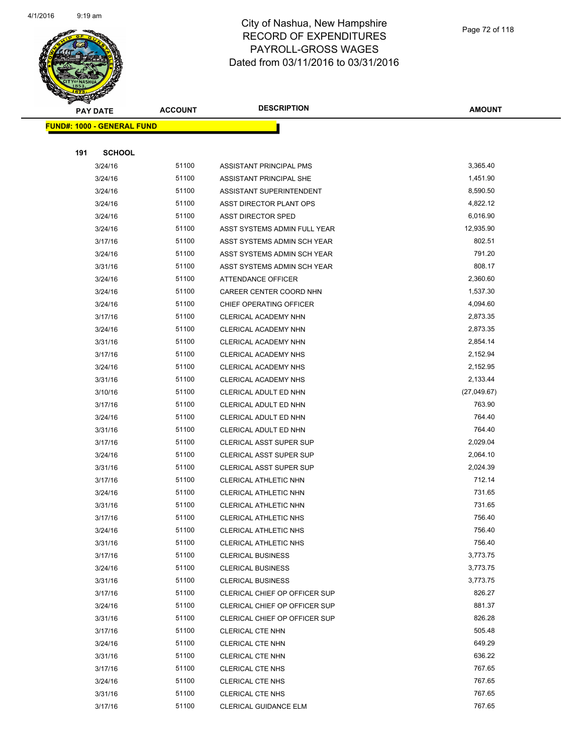# City of Nashua, New Hampshire
## RECORD OF EXPENDITURES
## PAYROLL-GROSS WAGES
## Dated from 03/11/2016 to 03/31/2016

**FUND#: 1000 - GENERAL FUND**

**191 SCHOOL**

| PAY DATE | ACCOUNT | DESCRIPTION | AMOUNT |
|---|---|---|---|
| 3/24/16 | 51100 | ASSISTANT PRINCIPAL PMS | 3,365.40 |
| 3/24/16 | 51100 | ASSISTANT PRINCIPAL SHE | 1,451.90 |
| 3/24/16 | 51100 | ASSISTANT SUPERINTENDENT | 8,590.50 |
| 3/24/16 | 51100 | ASST DIRECTOR PLANT OPS | 4,822.12 |
| 3/24/16 | 51100 | ASST DIRECTOR SPED | 6,016.90 |
| 3/24/16 | 51100 | ASST SYSTEMS ADMIN FULL YEAR | 12,935.90 |
| 3/17/16 | 51100 | ASST SYSTEMS ADMIN SCH YEAR | 802.51 |
| 3/24/16 | 51100 | ASST SYSTEMS ADMIN SCH YEAR | 791.20 |
| 3/31/16 | 51100 | ASST SYSTEMS ADMIN SCH YEAR | 808.17 |
| 3/24/16 | 51100 | ATTENDANCE OFFICER | 2,360.60 |
| 3/24/16 | 51100 | CAREER CENTER COORD NHN | 1,537.30 |
| 3/24/16 | 51100 | CHIEF OPERATING OFFICER | 4,094.60 |
| 3/17/16 | 51100 | CLERICAL ACADEMY NHN | 2,873.35 |
| 3/24/16 | 51100 | CLERICAL ACADEMY NHN | 2,873.35 |
| 3/31/16 | 51100 | CLERICAL ACADEMY NHN | 2,854.14 |
| 3/17/16 | 51100 | CLERICAL ACADEMY NHS | 2,152.94 |
| 3/24/16 | 51100 | CLERICAL ACADEMY NHS | 2,152.95 |
| 3/31/16 | 51100 | CLERICAL ACADEMY NHS | 2,133.44 |
| 3/10/16 | 51100 | CLERICAL ADULT ED NHN | (27,049.67) |
| 3/17/16 | 51100 | CLERICAL ADULT ED NHN | 763.90 |
| 3/24/16 | 51100 | CLERICAL ADULT ED NHN | 764.40 |
| 3/31/16 | 51100 | CLERICAL ADULT ED NHN | 764.40 |
| 3/17/16 | 51100 | CLERICAL ASST SUPER SUP | 2,029.04 |
| 3/24/16 | 51100 | CLERICAL ASST SUPER SUP | 2,064.10 |
| 3/31/16 | 51100 | CLERICAL ASST SUPER SUP | 2,024.39 |
| 3/17/16 | 51100 | CLERICAL ATHLETIC NHN | 712.14 |
| 3/24/16 | 51100 | CLERICAL ATHLETIC NHN | 731.65 |
| 3/31/16 | 51100 | CLERICAL ATHLETIC NHN | 731.65 |
| 3/17/16 | 51100 | CLERICAL ATHLETIC NHS | 756.40 |
| 3/24/16 | 51100 | CLERICAL ATHLETIC NHS | 756.40 |
| 3/31/16 | 51100 | CLERICAL ATHLETIC NHS | 756.40 |
| 3/17/16 | 51100 | CLERICAL BUSINESS | 3,773.75 |
| 3/24/16 | 51100 | CLERICAL BUSINESS | 3,773.75 |
| 3/31/16 | 51100 | CLERICAL BUSINESS | 3,773.75 |
| 3/17/16 | 51100 | CLERICAL CHIEF OP OFFICER SUP | 826.27 |
| 3/24/16 | 51100 | CLERICAL CHIEF OP OFFICER SUP | 881.37 |
| 3/31/16 | 51100 | CLERICAL CHIEF OP OFFICER SUP | 826.28 |
| 3/17/16 | 51100 | CLERICAL CTE NHN | 505.48 |
| 3/24/16 | 51100 | CLERICAL CTE NHN | 649.29 |
| 3/31/16 | 51100 | CLERICAL CTE NHN | 636.22 |
| 3/17/16 | 51100 | CLERICAL CTE NHS | 767.65 |
| 3/24/16 | 51100 | CLERICAL CTE NHS | 767.65 |
| 3/31/16 | 51100 | CLERICAL CTE NHS | 767.65 |
| 3/17/16 | 51100 | CLERICAL GUIDANCE ELM | 767.65 |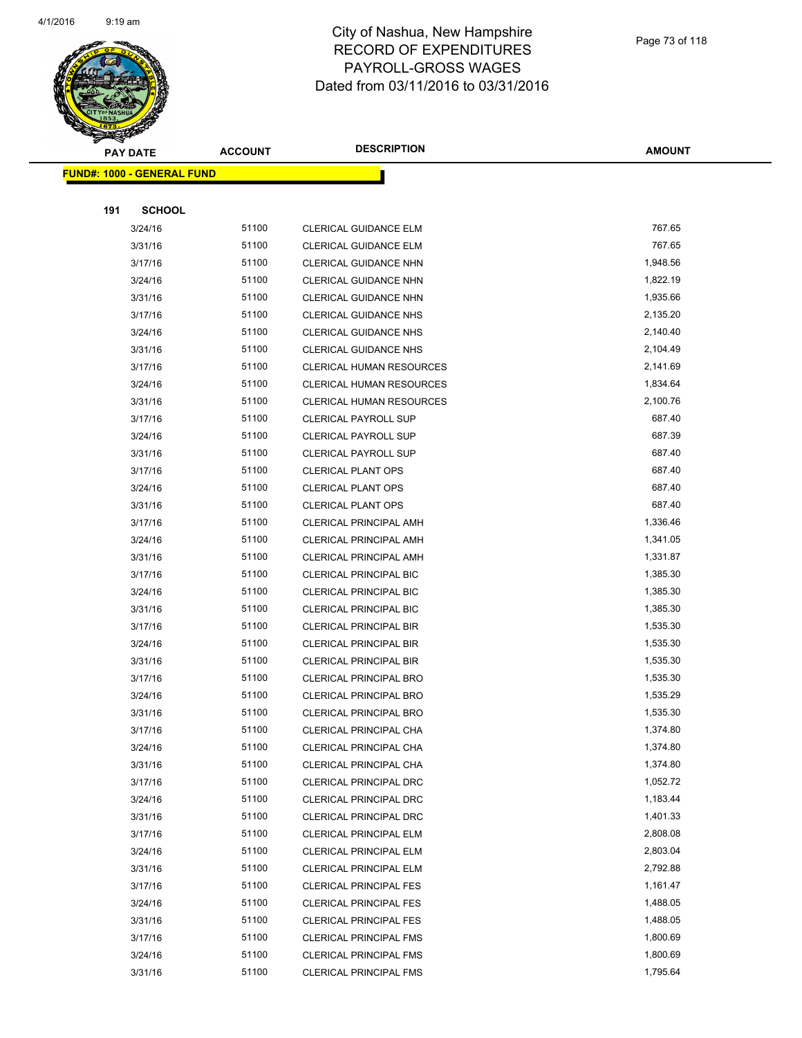# City of Nashua, New Hampshire
## RECORD OF EXPENDITURES
## PAYROLL-GROSS WAGES
## Dated from 03/11/2016 to 03/31/2016

**FUND#: 1000 - GENERAL FUND**

**191 SCHOOL**

| PAY DATE | ACCOUNT | DESCRIPTION | AMOUNT |
|---|---|---|---|
| 3/24/16 | 51100 | CLERICAL GUIDANCE ELM | 767.65 |
| 3/31/16 | 51100 | CLERICAL GUIDANCE ELM | 767.65 |
| 3/17/16 | 51100 | CLERICAL GUIDANCE NHN | 1,948.56 |
| 3/24/16 | 51100 | CLERICAL GUIDANCE NHN | 1,822.19 |
| 3/31/16 | 51100 | CLERICAL GUIDANCE NHN | 1,935.66 |
| 3/17/16 | 51100 | CLERICAL GUIDANCE NHS | 2,135.20 |
| 3/24/16 | 51100 | CLERICAL GUIDANCE NHS | 2,140.40 |
| 3/31/16 | 51100 | CLERICAL GUIDANCE NHS | 2,104.49 |
| 3/17/16 | 51100 | CLERICAL HUMAN RESOURCES | 2,141.69 |
| 3/24/16 | 51100 | CLERICAL HUMAN RESOURCES | 1,834.64 |
| 3/31/16 | 51100 | CLERICAL HUMAN RESOURCES | 2,100.76 |
| 3/17/16 | 51100 | CLERICAL PAYROLL SUP | 687.40 |
| 3/24/16 | 51100 | CLERICAL PAYROLL SUP | 687.39 |
| 3/31/16 | 51100 | CLERICAL PAYROLL SUP | 687.40 |
| 3/17/16 | 51100 | CLERICAL PLANT OPS | 687.40 |
| 3/24/16 | 51100 | CLERICAL PLANT OPS | 687.40 |
| 3/31/16 | 51100 | CLERICAL PLANT OPS | 687.40 |
| 3/17/16 | 51100 | CLERICAL PRINCIPAL AMH | 1,336.46 |
| 3/24/16 | 51100 | CLERICAL PRINCIPAL AMH | 1,341.05 |
| 3/31/16 | 51100 | CLERICAL PRINCIPAL AMH | 1,331.87 |
| 3/17/16 | 51100 | CLERICAL PRINCIPAL BIC | 1,385.30 |
| 3/24/16 | 51100 | CLERICAL PRINCIPAL BIC | 1,385.30 |
| 3/31/16 | 51100 | CLERICAL PRINCIPAL BIC | 1,385.30 |
| 3/17/16 | 51100 | CLERICAL PRINCIPAL BIR | 1,535.30 |
| 3/24/16 | 51100 | CLERICAL PRINCIPAL BIR | 1,535.30 |
| 3/31/16 | 51100 | CLERICAL PRINCIPAL BIR | 1,535.30 |
| 3/17/16 | 51100 | CLERICAL PRINCIPAL BRO | 1,535.30 |
| 3/24/16 | 51100 | CLERICAL PRINCIPAL BRO | 1,535.29 |
| 3/31/16 | 51100 | CLERICAL PRINCIPAL BRO | 1,535.30 |
| 3/17/16 | 51100 | CLERICAL PRINCIPAL CHA | 1,374.80 |
| 3/24/16 | 51100 | CLERICAL PRINCIPAL CHA | 1,374.80 |
| 3/31/16 | 51100 | CLERICAL PRINCIPAL CHA | 1,374.80 |
| 3/17/16 | 51100 | CLERICAL PRINCIPAL DRC | 1,052.72 |
| 3/24/16 | 51100 | CLERICAL PRINCIPAL DRC | 1,183.44 |
| 3/31/16 | 51100 | CLERICAL PRINCIPAL DRC | 1,401.33 |
| 3/17/16 | 51100 | CLERICAL PRINCIPAL ELM | 2,808.08 |
| 3/24/16 | 51100 | CLERICAL PRINCIPAL ELM | 2,803.04 |
| 3/31/16 | 51100 | CLERICAL PRINCIPAL ELM | 2,792.88 |
| 3/17/16 | 51100 | CLERICAL PRINCIPAL FES | 1,161.47 |
| 3/24/16 | 51100 | CLERICAL PRINCIPAL FES | 1,488.05 |
| 3/31/16 | 51100 | CLERICAL PRINCIPAL FES | 1,488.05 |
| 3/17/16 | 51100 | CLERICAL PRINCIPAL FMS | 1,800.69 |
| 3/24/16 | 51100 | CLERICAL PRINCIPAL FMS | 1,800.69 |
| 3/31/16 | 51100 | CLERICAL PRINCIPAL FMS | 1,795.64 |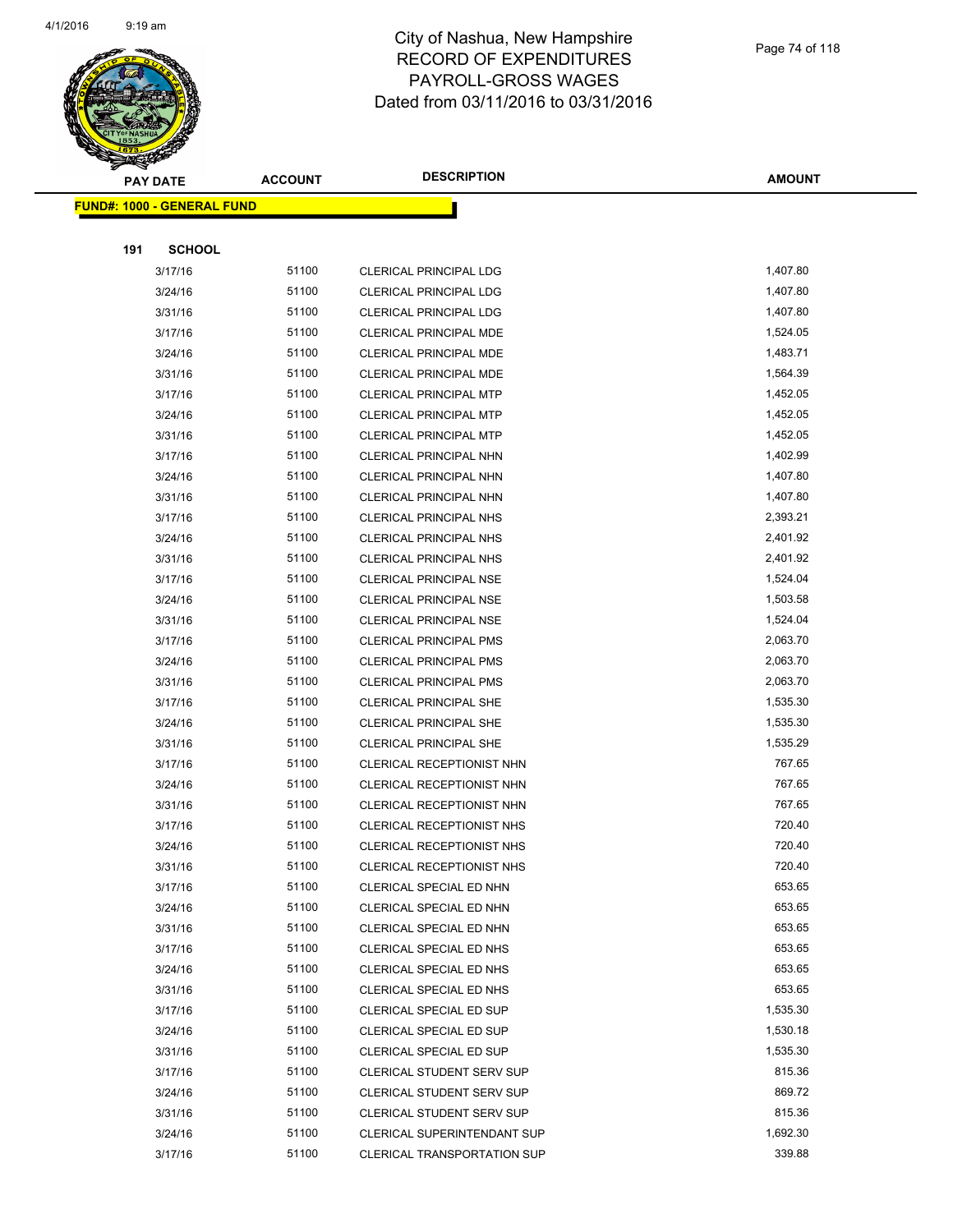# City of Nashua, New Hampshire
# RECORD OF EXPENDITURES
# PAYROLL-GROSS WAGES
# Dated from 03/11/2016 to 03/31/2016

| PAY DATE | ACCOUNT | DESCRIPTION | AMOUNT |
|---|---|---|---|
| **FUND#: 1000 - GENERAL FUND** | | | |
| **191 SCHOOL** | | | |
| 3/17/16 | 51100 | CLERICAL PRINCIPAL LDG | 1,407.80 |
| 3/24/16 | 51100 | CLERICAL PRINCIPAL LDG | 1,407.80 |
| 3/31/16 | 51100 | CLERICAL PRINCIPAL LDG | 1,407.80 |
| 3/17/16 | 51100 | CLERICAL PRINCIPAL MDE | 1,524.05 |
| 3/24/16 | 51100 | CLERICAL PRINCIPAL MDE | 1,483.71 |
| 3/31/16 | 51100 | CLERICAL PRINCIPAL MDE | 1,564.39 |
| 3/17/16 | 51100 | CLERICAL PRINCIPAL MTP | 1,452.05 |
| 3/24/16 | 51100 | CLERICAL PRINCIPAL MTP | 1,452.05 |
| 3/31/16 | 51100 | CLERICAL PRINCIPAL MTP | 1,452.05 |
| 3/17/16 | 51100 | CLERICAL PRINCIPAL NHN | 1,402.99 |
| 3/24/16 | 51100 | CLERICAL PRINCIPAL NHN | 1,407.80 |
| 3/31/16 | 51100 | CLERICAL PRINCIPAL NHN | 1,407.80 |
| 3/17/16 | 51100 | CLERICAL PRINCIPAL NHS | 2,393.21 |
| 3/24/16 | 51100 | CLERICAL PRINCIPAL NHS | 2,401.92 |
| 3/31/16 | 51100 | CLERICAL PRINCIPAL NHS | 2,401.92 |
| 3/17/16 | 51100 | CLERICAL PRINCIPAL NSE | 1,524.04 |
| 3/24/16 | 51100 | CLERICAL PRINCIPAL NSE | 1,503.58 |
| 3/31/16 | 51100 | CLERICAL PRINCIPAL NSE | 1,524.04 |
| 3/17/16 | 51100 | CLERICAL PRINCIPAL PMS | 2,063.70 |
| 3/24/16 | 51100 | CLERICAL PRINCIPAL PMS | 2,063.70 |
| 3/31/16 | 51100 | CLERICAL PRINCIPAL PMS | 2,063.70 |
| 3/17/16 | 51100 | CLERICAL PRINCIPAL SHE | 1,535.30 |
| 3/24/16 | 51100 | CLERICAL PRINCIPAL SHE | 1,535.30 |
| 3/31/16 | 51100 | CLERICAL PRINCIPAL SHE | 1,535.29 |
| 3/17/16 | 51100 | CLERICAL RECEPTIONIST NHN | 767.65 |
| 3/24/16 | 51100 | CLERICAL RECEPTIONIST NHN | 767.65 |
| 3/31/16 | 51100 | CLERICAL RECEPTIONIST NHN | 767.65 |
| 3/17/16 | 51100 | CLERICAL RECEPTIONIST NHS | 720.40 |
| 3/24/16 | 51100 | CLERICAL RECEPTIONIST NHS | 720.40 |
| 3/31/16 | 51100 | CLERICAL RECEPTIONIST NHS | 720.40 |
| 3/17/16 | 51100 | CLERICAL SPECIAL ED NHN | 653.65 |
| 3/24/16 | 51100 | CLERICAL SPECIAL ED NHN | 653.65 |
| 3/31/16 | 51100 | CLERICAL SPECIAL ED NHN | 653.65 |
| 3/17/16 | 51100 | CLERICAL SPECIAL ED NHS | 653.65 |
| 3/24/16 | 51100 | CLERICAL SPECIAL ED NHS | 653.65 |
| 3/31/16 | 51100 | CLERICAL SPECIAL ED NHS | 653.65 |
| 3/17/16 | 51100 | CLERICAL SPECIAL ED SUP | 1,535.30 |
| 3/24/16 | 51100 | CLERICAL SPECIAL ED SUP | 1,530.18 |
| 3/31/16 | 51100 | CLERICAL SPECIAL ED SUP | 1,535.30 |
| 3/17/16 | 51100 | CLERICAL STUDENT SERV SUP | 815.36 |
| 3/24/16 | 51100 | CLERICAL STUDENT SERV SUP | 869.72 |
| 3/31/16 | 51100 | CLERICAL STUDENT SERV SUP | 815.36 |
| 3/24/16 | 51100 | CLERICAL SUPERINTENDANT SUP | 1,692.30 |
| 3/17/16 | 51100 | CLERICAL TRANSPORTATION SUP | 339.88 |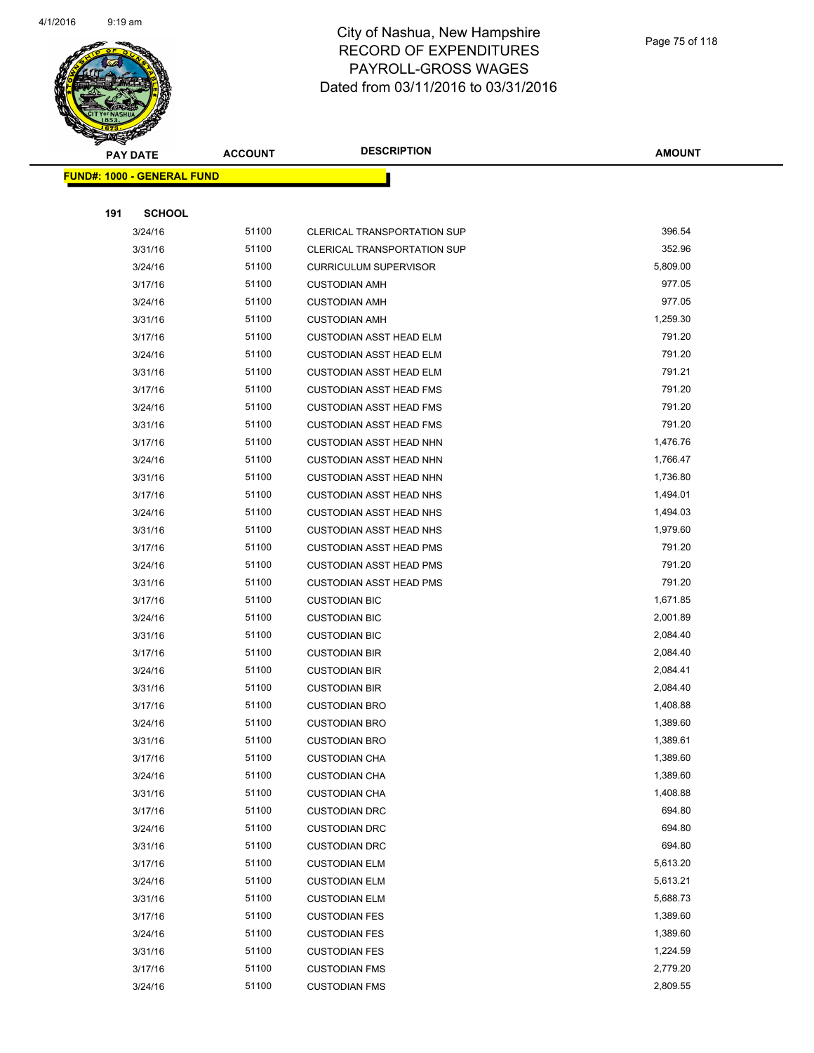# City of Nashua, New Hampshire
# RECORD OF EXPENDITURES
# PAYROLL-GROSS WAGES
# Dated from 03/11/2016 to 03/31/2016

**FUND#: 1000 - GENERAL FUND**

**191 SCHOOL**

| PAY DATE | ACCOUNT | DESCRIPTION | AMOUNT |
|---|---|---|---|
| 3/24/16 | 51100 | CLERICAL TRANSPORTATION SUP | 396.54 |
| 3/31/16 | 51100 | CLERICAL TRANSPORTATION SUP | 352.96 |
| 3/24/16 | 51100 | CURRICULUM SUPERVISOR | 5,809.00 |
| 3/17/16 | 51100 | CUSTODIAN AMH | 977.05 |
| 3/24/16 | 51100 | CUSTODIAN AMH | 977.05 |
| 3/31/16 | 51100 | CUSTODIAN AMH | 1,259.30 |
| 3/17/16 | 51100 | CUSTODIAN ASST HEAD ELM | 791.20 |
| 3/24/16 | 51100 | CUSTODIAN ASST HEAD ELM | 791.20 |
| 3/31/16 | 51100 | CUSTODIAN ASST HEAD ELM | 791.21 |
| 3/17/16 | 51100 | CUSTODIAN ASST HEAD FMS | 791.20 |
| 3/24/16 | 51100 | CUSTODIAN ASST HEAD FMS | 791.20 |
| 3/31/16 | 51100 | CUSTODIAN ASST HEAD FMS | 791.20 |
| 3/17/16 | 51100 | CUSTODIAN ASST HEAD NHN | 1,476.76 |
| 3/24/16 | 51100 | CUSTODIAN ASST HEAD NHN | 1,766.47 |
| 3/31/16 | 51100 | CUSTODIAN ASST HEAD NHN | 1,736.80 |
| 3/17/16 | 51100 | CUSTODIAN ASST HEAD NHS | 1,494.01 |
| 3/24/16 | 51100 | CUSTODIAN ASST HEAD NHS | 1,494.03 |
| 3/31/16 | 51100 | CUSTODIAN ASST HEAD NHS | 1,979.60 |
| 3/17/16 | 51100 | CUSTODIAN ASST HEAD PMS | 791.20 |
| 3/24/16 | 51100 | CUSTODIAN ASST HEAD PMS | 791.20 |
| 3/31/16 | 51100 | CUSTODIAN ASST HEAD PMS | 791.20 |
| 3/17/16 | 51100 | CUSTODIAN BIC | 1,671.85 |
| 3/24/16 | 51100 | CUSTODIAN BIC | 2,001.89 |
| 3/31/16 | 51100 | CUSTODIAN BIC | 2,084.40 |
| 3/17/16 | 51100 | CUSTODIAN BIR | 2,084.40 |
| 3/24/16 | 51100 | CUSTODIAN BIR | 2,084.41 |
| 3/31/16 | 51100 | CUSTODIAN BIR | 2,084.40 |
| 3/17/16 | 51100 | CUSTODIAN BRO | 1,408.88 |
| 3/24/16 | 51100 | CUSTODIAN BRO | 1,389.60 |
| 3/31/16 | 51100 | CUSTODIAN BRO | 1,389.61 |
| 3/17/16 | 51100 | CUSTODIAN CHA | 1,389.60 |
| 3/24/16 | 51100 | CUSTODIAN CHA | 1,389.60 |
| 3/31/16 | 51100 | CUSTODIAN CHA | 1,408.88 |
| 3/17/16 | 51100 | CUSTODIAN DRC | 694.80 |
| 3/24/16 | 51100 | CUSTODIAN DRC | 694.80 |
| 3/31/16 | 51100 | CUSTODIAN DRC | 694.80 |
| 3/17/16 | 51100 | CUSTODIAN ELM | 5,613.20 |
| 3/24/16 | 51100 | CUSTODIAN ELM | 5,613.21 |
| 3/31/16 | 51100 | CUSTODIAN ELM | 5,688.73 |
| 3/17/16 | 51100 | CUSTODIAN FES | 1,389.60 |
| 3/24/16 | 51100 | CUSTODIAN FES | 1,389.60 |
| 3/31/16 | 51100 | CUSTODIAN FES | 1,224.59 |
| 3/17/16 | 51100 | CUSTODIAN FMS | 2,779.20 |
| 3/24/16 | 51100 | CUSTODIAN FMS | 2,809.55 |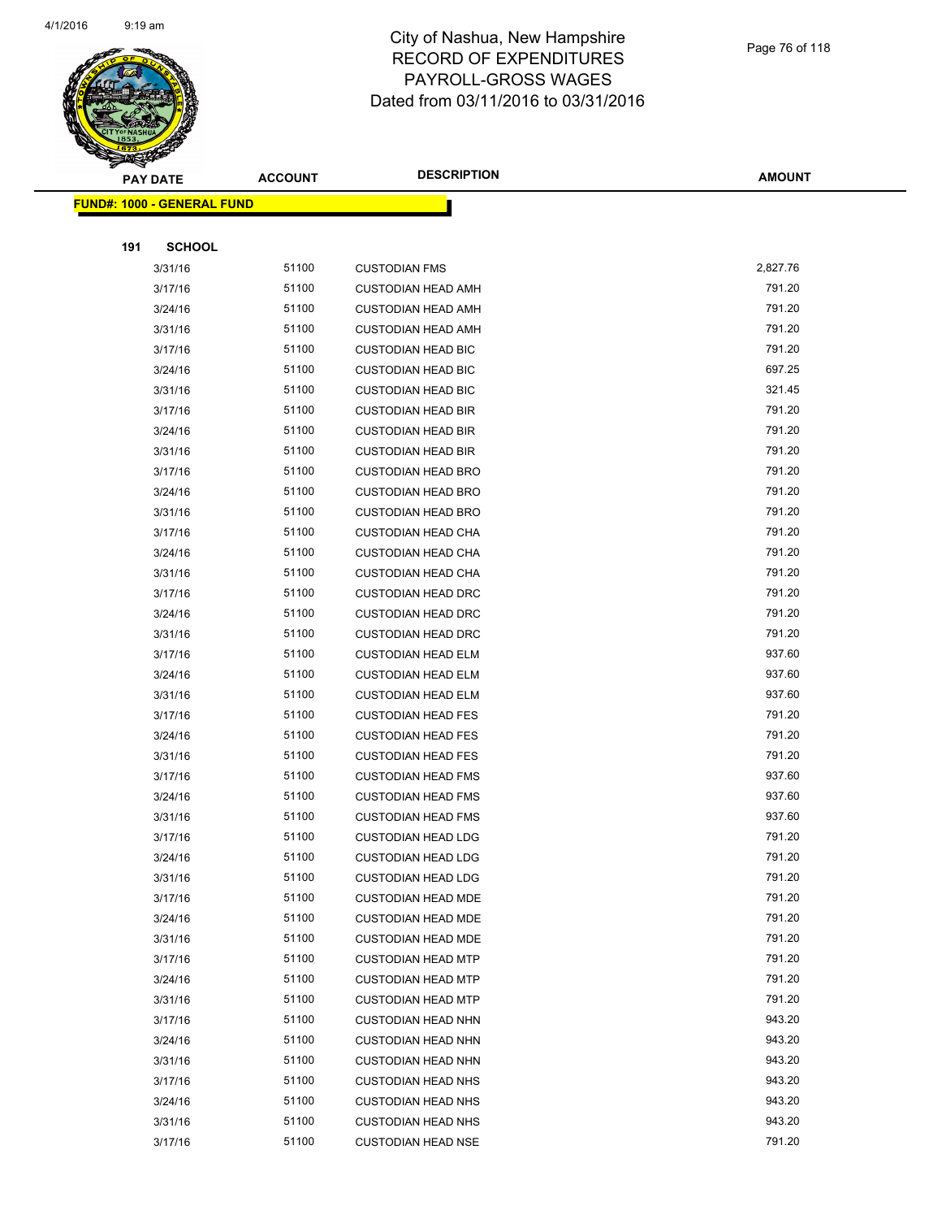# City of Nashua, New Hampshire
# RECORD OF EXPENDITURES
# PAYROLL-GROSS WAGES
# Dated from 03/11/2016 to 03/31/2016

**FUND#: 1000 - GENERAL FUND**

**191 SCHOOL**

| PAY DATE | ACCOUNT | DESCRIPTION | AMOUNT |
|---|---|---|---|
| 3/31/16 | 51100 | CUSTODIAN FMS | 2,827.76 |
| 3/17/16 | 51100 | CUSTODIAN HEAD AMH | 791.20 |
| 3/24/16 | 51100 | CUSTODIAN HEAD AMH | 791.20 |
| 3/31/16 | 51100 | CUSTODIAN HEAD AMH | 791.20 |
| 3/17/16 | 51100 | CUSTODIAN HEAD BIC | 791.20 |
| 3/24/16 | 51100 | CUSTODIAN HEAD BIC | 697.25 |
| 3/31/16 | 51100 | CUSTODIAN HEAD BIC | 321.45 |
| 3/17/16 | 51100 | CUSTODIAN HEAD BIR | 791.20 |
| 3/24/16 | 51100 | CUSTODIAN HEAD BIR | 791.20 |
| 3/31/16 | 51100 | CUSTODIAN HEAD BIR | 791.20 |
| 3/17/16 | 51100 | CUSTODIAN HEAD BRO | 791.20 |
| 3/24/16 | 51100 | CUSTODIAN HEAD BRO | 791.20 |
| 3/31/16 | 51100 | CUSTODIAN HEAD BRO | 791.20 |
| 3/17/16 | 51100 | CUSTODIAN HEAD CHA | 791.20 |
| 3/24/16 | 51100 | CUSTODIAN HEAD CHA | 791.20 |
| 3/31/16 | 51100 | CUSTODIAN HEAD CHA | 791.20 |
| 3/17/16 | 51100 | CUSTODIAN HEAD DRC | 791.20 |
| 3/24/16 | 51100 | CUSTODIAN HEAD DRC | 791.20 |
| 3/31/16 | 51100 | CUSTODIAN HEAD DRC | 791.20 |
| 3/17/16 | 51100 | CUSTODIAN HEAD ELM | 937.60 |
| 3/24/16 | 51100 | CUSTODIAN HEAD ELM | 937.60 |
| 3/31/16 | 51100 | CUSTODIAN HEAD ELM | 937.60 |
| 3/17/16 | 51100 | CUSTODIAN HEAD FES | 791.20 |
| 3/24/16 | 51100 | CUSTODIAN HEAD FES | 791.20 |
| 3/31/16 | 51100 | CUSTODIAN HEAD FES | 791.20 |
| 3/17/16 | 51100 | CUSTODIAN HEAD FMS | 937.60 |
| 3/24/16 | 51100 | CUSTODIAN HEAD FMS | 937.60 |
| 3/31/16 | 51100 | CUSTODIAN HEAD FMS | 937.60 |
| 3/17/16 | 51100 | CUSTODIAN HEAD LDG | 791.20 |
| 3/24/16 | 51100 | CUSTODIAN HEAD LDG | 791.20 |
| 3/31/16 | 51100 | CUSTODIAN HEAD LDG | 791.20 |
| 3/17/16 | 51100 | CUSTODIAN HEAD MDE | 791.20 |
| 3/24/16 | 51100 | CUSTODIAN HEAD MDE | 791.20 |
| 3/31/16 | 51100 | CUSTODIAN HEAD MDE | 791.20 |
| 3/17/16 | 51100 | CUSTODIAN HEAD MTP | 791.20 |
| 3/24/16 | 51100 | CUSTODIAN HEAD MTP | 791.20 |
| 3/31/16 | 51100 | CUSTODIAN HEAD MTP | 791.20 |
| 3/17/16 | 51100 | CUSTODIAN HEAD NHN | 943.20 |
| 3/24/16 | 51100 | CUSTODIAN HEAD NHN | 943.20 |
| 3/31/16 | 51100 | CUSTODIAN HEAD NHN | 943.20 |
| 3/17/16 | 51100 | CUSTODIAN HEAD NHS | 943.20 |
| 3/24/16 | 51100 | CUSTODIAN HEAD NHS | 943.20 |
| 3/31/16 | 51100 | CUSTODIAN HEAD NHS | 943.20 |
| 3/17/16 | 51100 | CUSTODIAN HEAD NSE | 791.20 |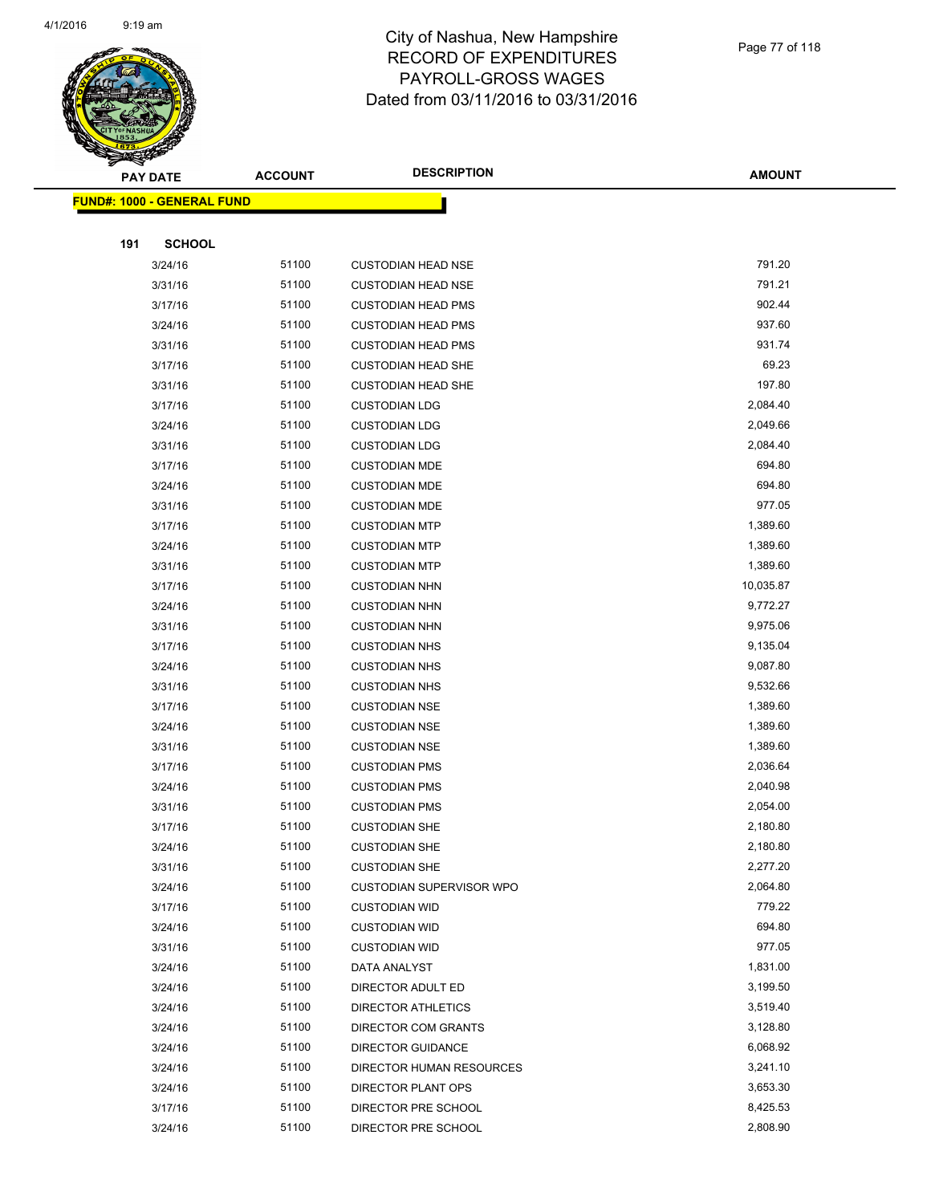# City of Nashua, New Hampshire
# RECORD OF EXPENDITURES
# PAYROLL-GROSS WAGES
# Dated from 03/11/2016 to 03/31/2016

**FUND#: 1000 - GENERAL FUND**

**191 SCHOOL**

| PAY DATE | ACCOUNT | DESCRIPTION | AMOUNT |
|---|---|---|---|
| 3/24/16 | 51100 | CUSTODIAN HEAD NSE | 791.20 |
| 3/31/16 | 51100 | CUSTODIAN HEAD NSE | 791.21 |
| 3/17/16 | 51100 | CUSTODIAN HEAD PMS | 902.44 |
| 3/24/16 | 51100 | CUSTODIAN HEAD PMS | 937.60 |
| 3/31/16 | 51100 | CUSTODIAN HEAD PMS | 931.74 |
| 3/17/16 | 51100 | CUSTODIAN HEAD SHE | 69.23 |
| 3/31/16 | 51100 | CUSTODIAN HEAD SHE | 197.80 |
| 3/17/16 | 51100 | CUSTODIAN LDG | 2,084.40 |
| 3/24/16 | 51100 | CUSTODIAN LDG | 2,049.66 |
| 3/31/16 | 51100 | CUSTODIAN LDG | 2,084.40 |
| 3/17/16 | 51100 | CUSTODIAN MDE | 694.80 |
| 3/24/16 | 51100 | CUSTODIAN MDE | 694.80 |
| 3/31/16 | 51100 | CUSTODIAN MDE | 977.05 |
| 3/17/16 | 51100 | CUSTODIAN MTP | 1,389.60 |
| 3/24/16 | 51100 | CUSTODIAN MTP | 1,389.60 |
| 3/31/16 | 51100 | CUSTODIAN MTP | 1,389.60 |
| 3/17/16 | 51100 | CUSTODIAN NHN | 10,035.87 |
| 3/24/16 | 51100 | CUSTODIAN NHN | 9,772.27 |
| 3/31/16 | 51100 | CUSTODIAN NHN | 9,975.06 |
| 3/17/16 | 51100 | CUSTODIAN NHS | 9,135.04 |
| 3/24/16 | 51100 | CUSTODIAN NHS | 9,087.80 |
| 3/31/16 | 51100 | CUSTODIAN NHS | 9,532.66 |
| 3/17/16 | 51100 | CUSTODIAN NSE | 1,389.60 |
| 3/24/16 | 51100 | CUSTODIAN NSE | 1,389.60 |
| 3/31/16 | 51100 | CUSTODIAN NSE | 1,389.60 |
| 3/17/16 | 51100 | CUSTODIAN PMS | 2,036.64 |
| 3/24/16 | 51100 | CUSTODIAN PMS | 2,040.98 |
| 3/31/16 | 51100 | CUSTODIAN PMS | 2,054.00 |
| 3/17/16 | 51100 | CUSTODIAN SHE | 2,180.80 |
| 3/24/16 | 51100 | CUSTODIAN SHE | 2,180.80 |
| 3/31/16 | 51100 | CUSTODIAN SHE | 2,277.20 |
| 3/24/16 | 51100 | CUSTODIAN SUPERVISOR WPO | 2,064.80 |
| 3/17/16 | 51100 | CUSTODIAN WID | 779.22 |
| 3/24/16 | 51100 | CUSTODIAN WID | 694.80 |
| 3/31/16 | 51100 | CUSTODIAN WID | 977.05 |
| 3/24/16 | 51100 | DATA ANALYST | 1,831.00 |
| 3/24/16 | 51100 | DIRECTOR ADULT ED | 3,199.50 |
| 3/24/16 | 51100 | DIRECTOR ATHLETICS | 3,519.40 |
| 3/24/16 | 51100 | DIRECTOR COM GRANTS | 3,128.80 |
| 3/24/16 | 51100 | DIRECTOR GUIDANCE | 6,068.92 |
| 3/24/16 | 51100 | DIRECTOR HUMAN RESOURCES | 3,241.10 |
| 3/24/16 | 51100 | DIRECTOR PLANT OPS | 3,653.30 |
| 3/17/16 | 51100 | DIRECTOR PRE SCHOOL | 8,425.53 |
| 3/24/16 | 51100 | DIRECTOR PRE SCHOOL | 2,808.90 |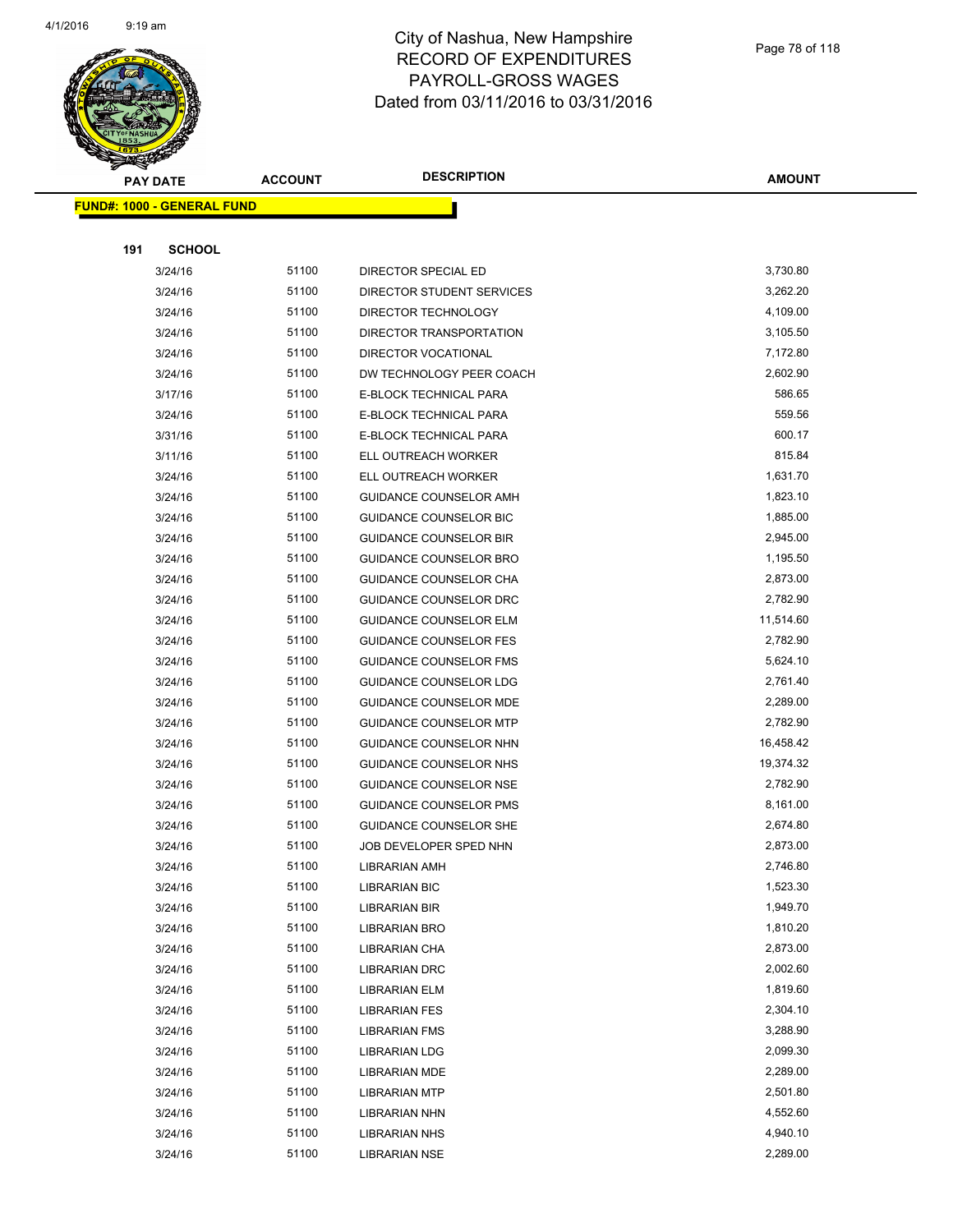# City of Nashua, New Hampshire
## RECORD OF EXPENDITURES
## PAYROLL-GROSS WAGES
## Dated from 03/11/2016 to 03/31/2016

**FUND#: 1000 - GENERAL FUND**

**191 SCHOOL**

| PAY DATE | ACCOUNT | DESCRIPTION | AMOUNT |
|---|---|---|---|
| 3/24/16 | 51100 | DIRECTOR SPECIAL ED | 3,730.80 |
| 3/24/16 | 51100 | DIRECTOR STUDENT SERVICES | 3,262.20 |
| 3/24/16 | 51100 | DIRECTOR TECHNOLOGY | 4,109.00 |
| 3/24/16 | 51100 | DIRECTOR TRANSPORTATION | 3,105.50 |
| 3/24/16 | 51100 | DIRECTOR VOCATIONAL | 7,172.80 |
| 3/24/16 | 51100 | DW TECHNOLOGY PEER COACH | 2,602.90 |
| 3/17/16 | 51100 | E-BLOCK TECHNICAL PARA | 586.65 |
| 3/24/16 | 51100 | E-BLOCK TECHNICAL PARA | 559.56 |
| 3/31/16 | 51100 | E-BLOCK TECHNICAL PARA | 600.17 |
| 3/11/16 | 51100 | ELL OUTREACH WORKER | 815.84 |
| 3/24/16 | 51100 | ELL OUTREACH WORKER | 1,631.70 |
| 3/24/16 | 51100 | GUIDANCE COUNSELOR AMH | 1,823.10 |
| 3/24/16 | 51100 | GUIDANCE COUNSELOR BIC | 1,885.00 |
| 3/24/16 | 51100 | GUIDANCE COUNSELOR BIR | 2,945.00 |
| 3/24/16 | 51100 | GUIDANCE COUNSELOR BRO | 1,195.50 |
| 3/24/16 | 51100 | GUIDANCE COUNSELOR CHA | 2,873.00 |
| 3/24/16 | 51100 | GUIDANCE COUNSELOR DRC | 2,782.90 |
| 3/24/16 | 51100 | GUIDANCE COUNSELOR ELM | 11,514.60 |
| 3/24/16 | 51100 | GUIDANCE COUNSELOR FES | 2,782.90 |
| 3/24/16 | 51100 | GUIDANCE COUNSELOR FMS | 5,624.10 |
| 3/24/16 | 51100 | GUIDANCE COUNSELOR LDG | 2,761.40 |
| 3/24/16 | 51100 | GUIDANCE COUNSELOR MDE | 2,289.00 |
| 3/24/16 | 51100 | GUIDANCE COUNSELOR MTP | 2,782.90 |
| 3/24/16 | 51100 | GUIDANCE COUNSELOR NHN | 16,458.42 |
| 3/24/16 | 51100 | GUIDANCE COUNSELOR NHS | 19,374.32 |
| 3/24/16 | 51100 | GUIDANCE COUNSELOR NSE | 2,782.90 |
| 3/24/16 | 51100 | GUIDANCE COUNSELOR PMS | 8,161.00 |
| 3/24/16 | 51100 | GUIDANCE COUNSELOR SHE | 2,674.80 |
| 3/24/16 | 51100 | JOB DEVELOPER SPED NHN | 2,873.00 |
| 3/24/16 | 51100 | LIBRARIAN AMH | 2,746.80 |
| 3/24/16 | 51100 | LIBRARIAN BIC | 1,523.30 |
| 3/24/16 | 51100 | LIBRARIAN BIR | 1,949.70 |
| 3/24/16 | 51100 | LIBRARIAN BRO | 1,810.20 |
| 3/24/16 | 51100 | LIBRARIAN CHA | 2,873.00 |
| 3/24/16 | 51100 | LIBRARIAN DRC | 2,002.60 |
| 3/24/16 | 51100 | LIBRARIAN ELM | 1,819.60 |
| 3/24/16 | 51100 | LIBRARIAN FES | 2,304.10 |
| 3/24/16 | 51100 | LIBRARIAN FMS | 3,288.90 |
| 3/24/16 | 51100 | LIBRARIAN LDG | 2,099.30 |
| 3/24/16 | 51100 | LIBRARIAN MDE | 2,289.00 |
| 3/24/16 | 51100 | LIBRARIAN MTP | 2,501.80 |
| 3/24/16 | 51100 | LIBRARIAN NHN | 4,552.60 |
| 3/24/16 | 51100 | LIBRARIAN NHS | 4,940.10 |
| 3/24/16 | 51100 | LIBRARIAN NSE | 2,289.00 |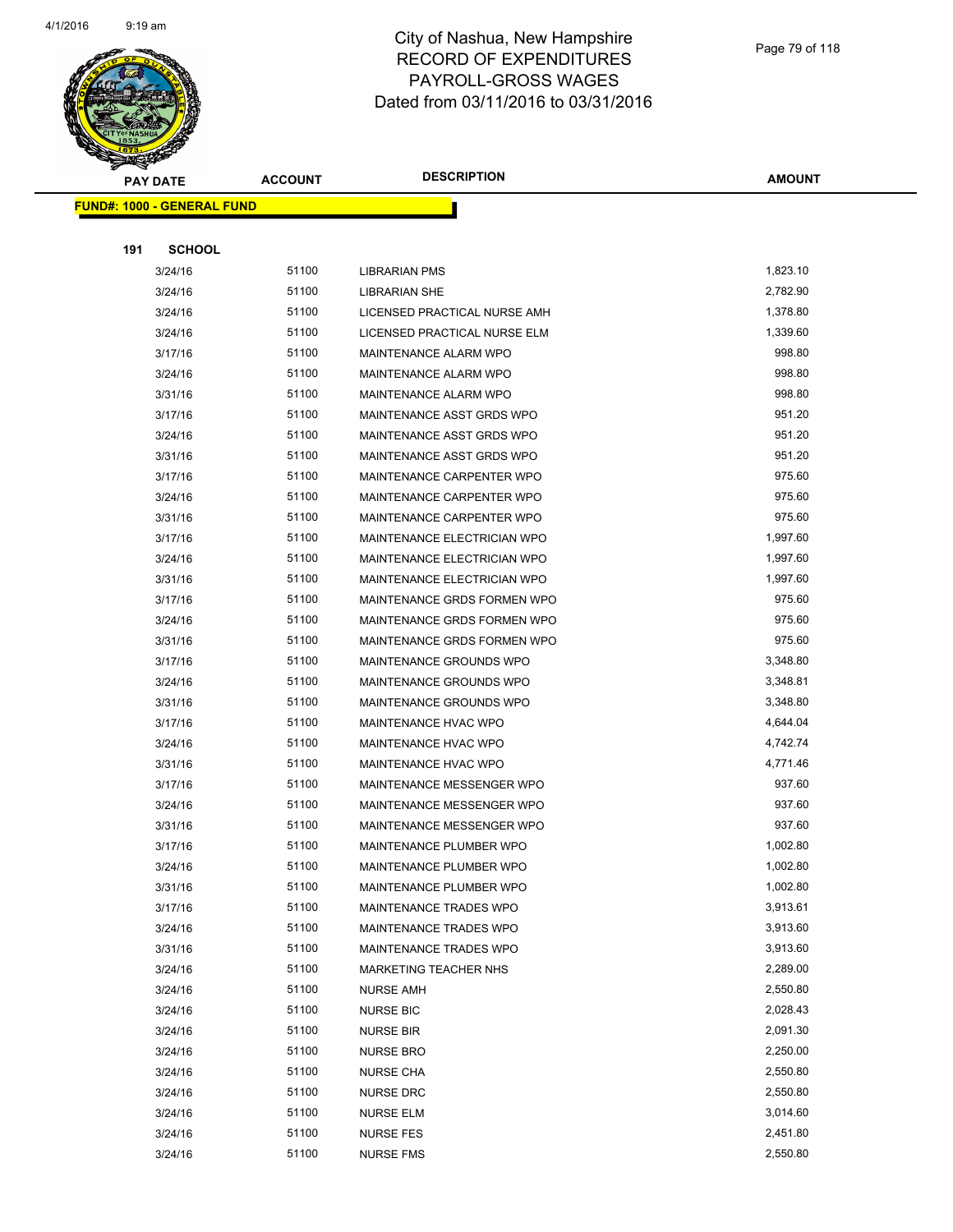# City of Nashua, New Hampshire
## RECORD OF EXPENDITURES
## PAYROLL-GROSS WAGES
## Dated from 03/11/2016 to 03/31/2016

**FUND#: 1000 - GENERAL FUND**

**191 SCHOOL**

| PAY DATE | ACCOUNT | DESCRIPTION | AMOUNT |
|---|---|---|---|
| 3/24/16 | 51100 | LIBRARIAN PMS | 1,823.10 |
| 3/24/16 | 51100 | LIBRARIAN SHE | 2,782.90 |
| 3/24/16 | 51100 | LICENSED PRACTICAL NURSE AMH | 1,378.80 |
| 3/24/16 | 51100 | LICENSED PRACTICAL NURSE ELM | 1,339.60 |
| 3/17/16 | 51100 | MAINTENANCE ALARM WPO | 998.80 |
| 3/24/16 | 51100 | MAINTENANCE ALARM WPO | 998.80 |
| 3/31/16 | 51100 | MAINTENANCE ALARM WPO | 998.80 |
| 3/17/16 | 51100 | MAINTENANCE ASST GRDS WPO | 951.20 |
| 3/24/16 | 51100 | MAINTENANCE ASST GRDS WPO | 951.20 |
| 3/31/16 | 51100 | MAINTENANCE ASST GRDS WPO | 951.20 |
| 3/17/16 | 51100 | MAINTENANCE CARPENTER WPO | 975.60 |
| 3/24/16 | 51100 | MAINTENANCE CARPENTER WPO | 975.60 |
| 3/31/16 | 51100 | MAINTENANCE CARPENTER WPO | 975.60 |
| 3/17/16 | 51100 | MAINTENANCE ELECTRICIAN WPO | 1,997.60 |
| 3/24/16 | 51100 | MAINTENANCE ELECTRICIAN WPO | 1,997.60 |
| 3/31/16 | 51100 | MAINTENANCE ELECTRICIAN WPO | 1,997.60 |
| 3/17/16 | 51100 | MAINTENANCE GRDS FORMEN WPO | 975.60 |
| 3/24/16 | 51100 | MAINTENANCE GRDS FORMEN WPO | 975.60 |
| 3/31/16 | 51100 | MAINTENANCE GRDS FORMEN WPO | 975.60 |
| 3/17/16 | 51100 | MAINTENANCE GROUNDS WPO | 3,348.80 |
| 3/24/16 | 51100 | MAINTENANCE GROUNDS WPO | 3,348.81 |
| 3/31/16 | 51100 | MAINTENANCE GROUNDS WPO | 3,348.80 |
| 3/17/16 | 51100 | MAINTENANCE HVAC WPO | 4,644.04 |
| 3/24/16 | 51100 | MAINTENANCE HVAC WPO | 4,742.74 |
| 3/31/16 | 51100 | MAINTENANCE HVAC WPO | 4,771.46 |
| 3/17/16 | 51100 | MAINTENANCE MESSENGER WPO | 937.60 |
| 3/24/16 | 51100 | MAINTENANCE MESSENGER WPO | 937.60 |
| 3/31/16 | 51100 | MAINTENANCE MESSENGER WPO | 937.60 |
| 3/17/16 | 51100 | MAINTENANCE PLUMBER WPO | 1,002.80 |
| 3/24/16 | 51100 | MAINTENANCE PLUMBER WPO | 1,002.80 |
| 3/31/16 | 51100 | MAINTENANCE PLUMBER WPO | 1,002.80 |
| 3/17/16 | 51100 | MAINTENANCE TRADES WPO | 3,913.61 |
| 3/24/16 | 51100 | MAINTENANCE TRADES WPO | 3,913.60 |
| 3/31/16 | 51100 | MAINTENANCE TRADES WPO | 3,913.60 |
| 3/24/16 | 51100 | MARKETING TEACHER NHS | 2,289.00 |
| 3/24/16 | 51100 | NURSE AMH | 2,550.80 |
| 3/24/16 | 51100 | NURSE BIC | 2,028.43 |
| 3/24/16 | 51100 | NURSE BIR | 2,091.30 |
| 3/24/16 | 51100 | NURSE BRO | 2,250.00 |
| 3/24/16 | 51100 | NURSE CHA | 2,550.80 |
| 3/24/16 | 51100 | NURSE DRC | 2,550.80 |
| 3/24/16 | 51100 | NURSE ELM | 3,014.60 |
| 3/24/16 | 51100 | NURSE FES | 2,451.80 |
| 3/24/16 | 51100 | NURSE FMS | 2,550.80 |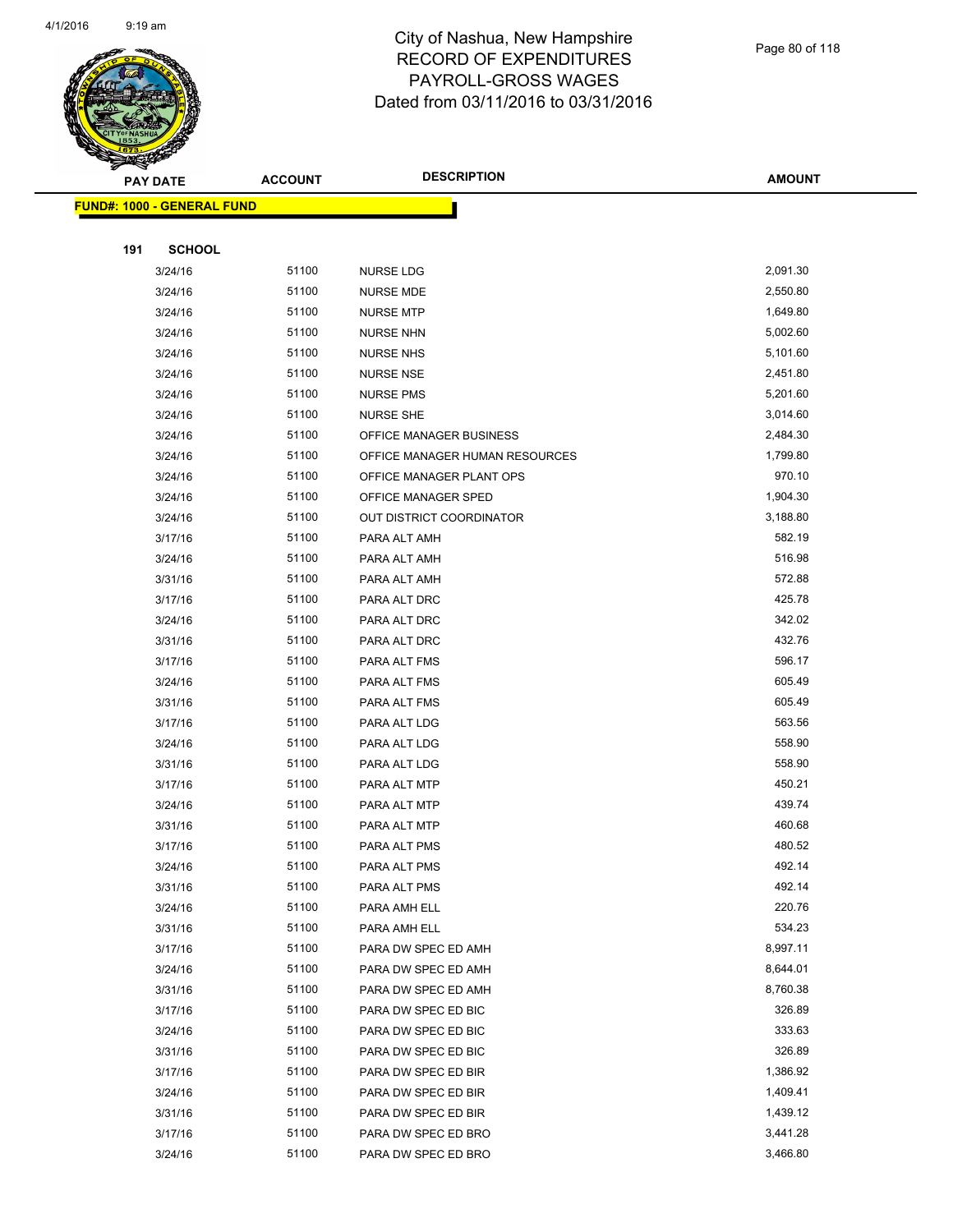# City of Nashua, New Hampshire
## RECORD OF EXPENDITURES
## PAYROLL-GROSS WAGES
## Dated from 03/11/2016 to 03/31/2016

**FUND#: 1000 - GENERAL FUND**

**191 SCHOOL**

| PAY DATE | ACCOUNT | DESCRIPTION | AMOUNT |
|---|---|---|---|
| 3/24/16 | 51100 | NURSE LDG | 2,091.30 |
| 3/24/16 | 51100 | NURSE MDE | 2,550.80 |
| 3/24/16 | 51100 | NURSE MTP | 1,649.80 |
| 3/24/16 | 51100 | NURSE NHN | 5,002.60 |
| 3/24/16 | 51100 | NURSE NHS | 5,101.60 |
| 3/24/16 | 51100 | NURSE NSE | 2,451.80 |
| 3/24/16 | 51100 | NURSE PMS | 5,201.60 |
| 3/24/16 | 51100 | NURSE SHE | 3,014.60 |
| 3/24/16 | 51100 | OFFICE MANAGER BUSINESS | 2,484.30 |
| 3/24/16 | 51100 | OFFICE MANAGER HUMAN RESOURCES | 1,799.80 |
| 3/24/16 | 51100 | OFFICE MANAGER PLANT OPS | 970.10 |
| 3/24/16 | 51100 | OFFICE MANAGER SPED | 1,904.30 |
| 3/24/16 | 51100 | OUT DISTRICT COORDINATOR | 3,188.80 |
| 3/17/16 | 51100 | PARA ALT AMH | 582.19 |
| 3/24/16 | 51100 | PARA ALT AMH | 516.98 |
| 3/31/16 | 51100 | PARA ALT AMH | 572.88 |
| 3/17/16 | 51100 | PARA ALT DRC | 425.78 |
| 3/24/16 | 51100 | PARA ALT DRC | 342.02 |
| 3/31/16 | 51100 | PARA ALT DRC | 432.76 |
| 3/17/16 | 51100 | PARA ALT FMS | 596.17 |
| 3/24/16 | 51100 | PARA ALT FMS | 605.49 |
| 3/31/16 | 51100 | PARA ALT FMS | 605.49 |
| 3/17/16 | 51100 | PARA ALT LDG | 563.56 |
| 3/24/16 | 51100 | PARA ALT LDG | 558.90 |
| 3/31/16 | 51100 | PARA ALT LDG | 558.90 |
| 3/17/16 | 51100 | PARA ALT MTP | 450.21 |
| 3/24/16 | 51100 | PARA ALT MTP | 439.74 |
| 3/31/16 | 51100 | PARA ALT MTP | 460.68 |
| 3/17/16 | 51100 | PARA ALT PMS | 480.52 |
| 3/24/16 | 51100 | PARA ALT PMS | 492.14 |
| 3/31/16 | 51100 | PARA ALT PMS | 492.14 |
| 3/24/16 | 51100 | PARA AMH ELL | 220.76 |
| 3/31/16 | 51100 | PARA AMH ELL | 534.23 |
| 3/17/16 | 51100 | PARA DW SPEC ED AMH | 8,997.11 |
| 3/24/16 | 51100 | PARA DW SPEC ED AMH | 8,644.01 |
| 3/31/16 | 51100 | PARA DW SPEC ED AMH | 8,760.38 |
| 3/17/16 | 51100 | PARA DW SPEC ED BIC | 326.89 |
| 3/24/16 | 51100 | PARA DW SPEC ED BIC | 333.63 |
| 3/31/16 | 51100 | PARA DW SPEC ED BIC | 326.89 |
| 3/17/16 | 51100 | PARA DW SPEC ED BIR | 1,386.92 |
| 3/24/16 | 51100 | PARA DW SPEC ED BIR | 1,409.41 |
| 3/31/16 | 51100 | PARA DW SPEC ED BIR | 1,439.12 |
| 3/17/16 | 51100 | PARA DW SPEC ED BRO | 3,441.28 |
| 3/24/16 | 51100 | PARA DW SPEC ED BRO | 3,466.80 |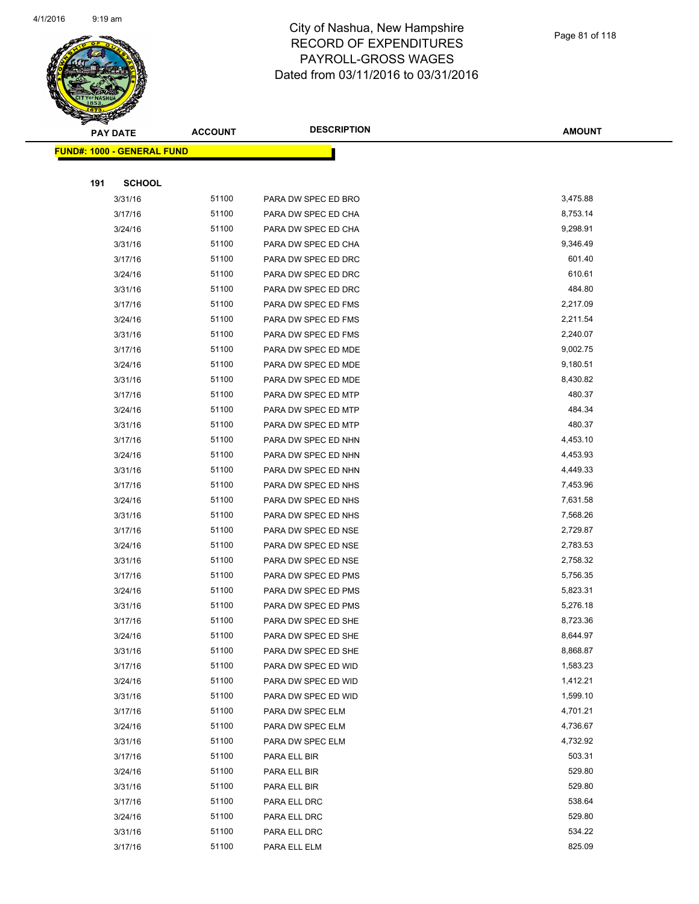# City of Nashua, New Hampshire
# RECORD OF EXPENDITURES
# PAYROLL-GROSS WAGES
# Dated from 03/11/2016 to 03/31/2016

| PAY DATE | ACCOUNT | DESCRIPTION | AMOUNT |
|---|---|---|---|

**FUND#: 1000 - GENERAL FUND**

**191 SCHOOL**

| PAY DATE | ACCOUNT | DESCRIPTION | AMOUNT |
|---|---|---|---|
| 3/31/16 | 51100 | PARA DW SPEC ED BRO | 3,475.88 |
| 3/17/16 | 51100 | PARA DW SPEC ED CHA | 8,753.14 |
| 3/24/16 | 51100 | PARA DW SPEC ED CHA | 9,298.91 |
| 3/31/16 | 51100 | PARA DW SPEC ED CHA | 9,346.49 |
| 3/17/16 | 51100 | PARA DW SPEC ED DRC | 601.40 |
| 3/24/16 | 51100 | PARA DW SPEC ED DRC | 610.61 |
| 3/31/16 | 51100 | PARA DW SPEC ED DRC | 484.80 |
| 3/17/16 | 51100 | PARA DW SPEC ED FMS | 2,217.09 |
| 3/24/16 | 51100 | PARA DW SPEC ED FMS | 2,211.54 |
| 3/31/16 | 51100 | PARA DW SPEC ED FMS | 2,240.07 |
| 3/17/16 | 51100 | PARA DW SPEC ED MDE | 9,002.75 |
| 3/24/16 | 51100 | PARA DW SPEC ED MDE | 9,180.51 |
| 3/31/16 | 51100 | PARA DW SPEC ED MDE | 8,430.82 |
| 3/17/16 | 51100 | PARA DW SPEC ED MTP | 480.37 |
| 3/24/16 | 51100 | PARA DW SPEC ED MTP | 484.34 |
| 3/31/16 | 51100 | PARA DW SPEC ED MTP | 480.37 |
| 3/17/16 | 51100 | PARA DW SPEC ED NHN | 4,453.10 |
| 3/24/16 | 51100 | PARA DW SPEC ED NHN | 4,453.93 |
| 3/31/16 | 51100 | PARA DW SPEC ED NHN | 4,449.33 |
| 3/17/16 | 51100 | PARA DW SPEC ED NHS | 7,453.96 |
| 3/24/16 | 51100 | PARA DW SPEC ED NHS | 7,631.58 |
| 3/31/16 | 51100 | PARA DW SPEC ED NHS | 7,568.26 |
| 3/17/16 | 51100 | PARA DW SPEC ED NSE | 2,729.87 |
| 3/24/16 | 51100 | PARA DW SPEC ED NSE | 2,783.53 |
| 3/31/16 | 51100 | PARA DW SPEC ED NSE | 2,758.32 |
| 3/17/16 | 51100 | PARA DW SPEC ED PMS | 5,756.35 |
| 3/24/16 | 51100 | PARA DW SPEC ED PMS | 5,823.31 |
| 3/31/16 | 51100 | PARA DW SPEC ED PMS | 5,276.18 |
| 3/17/16 | 51100 | PARA DW SPEC ED SHE | 8,723.36 |
| 3/24/16 | 51100 | PARA DW SPEC ED SHE | 8,644.97 |
| 3/31/16 | 51100 | PARA DW SPEC ED SHE | 8,868.87 |
| 3/17/16 | 51100 | PARA DW SPEC ED WID | 1,583.23 |
| 3/24/16 | 51100 | PARA DW SPEC ED WID | 1,412.21 |
| 3/31/16 | 51100 | PARA DW SPEC ED WID | 1,599.10 |
| 3/17/16 | 51100 | PARA DW SPEC ELM | 4,701.21 |
| 3/24/16 | 51100 | PARA DW SPEC ELM | 4,736.67 |
| 3/31/16 | 51100 | PARA DW SPEC ELM | 4,732.92 |
| 3/17/16 | 51100 | PARA ELL BIR | 503.31 |
| 3/24/16 | 51100 | PARA ELL BIR | 529.80 |
| 3/31/16 | 51100 | PARA ELL BIR | 529.80 |
| 3/17/16 | 51100 | PARA ELL DRC | 538.64 |
| 3/24/16 | 51100 | PARA ELL DRC | 529.80 |
| 3/31/16 | 51100 | PARA ELL DRC | 534.22 |
| 3/17/16 | 51100 | PARA ELL ELM | 825.09 |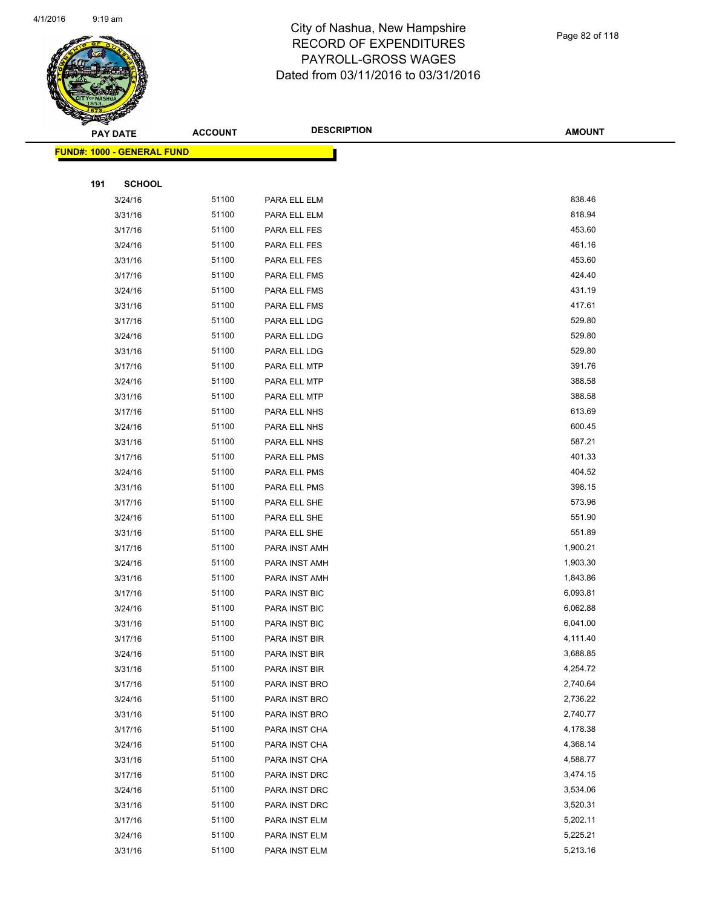# City of Nashua, New Hampshire
## RECORD OF EXPENDITURES
## PAYROLL-GROSS WAGES
## Dated from 03/11/2016 to 03/31/2016

**FUND#: 1000 - GENERAL FUND**

**191 SCHOOL**

| PAY DATE | ACCOUNT | DESCRIPTION | AMOUNT |
|---|---|---|---|
| 3/24/16 | 51100 | PARA ELL ELM | 838.46 |
| 3/31/16 | 51100 | PARA ELL ELM | 818.94 |
| 3/17/16 | 51100 | PARA ELL FES | 453.60 |
| 3/24/16 | 51100 | PARA ELL FES | 461.16 |
| 3/31/16 | 51100 | PARA ELL FES | 453.60 |
| 3/17/16 | 51100 | PARA ELL FMS | 424.40 |
| 3/24/16 | 51100 | PARA ELL FMS | 431.19 |
| 3/31/16 | 51100 | PARA ELL FMS | 417.61 |
| 3/17/16 | 51100 | PARA ELL LDG | 529.80 |
| 3/24/16 | 51100 | PARA ELL LDG | 529.80 |
| 3/31/16 | 51100 | PARA ELL LDG | 529.80 |
| 3/17/16 | 51100 | PARA ELL MTP | 391.76 |
| 3/24/16 | 51100 | PARA ELL MTP | 388.58 |
| 3/31/16 | 51100 | PARA ELL MTP | 388.58 |
| 3/17/16 | 51100 | PARA ELL NHS | 613.69 |
| 3/24/16 | 51100 | PARA ELL NHS | 600.45 |
| 3/31/16 | 51100 | PARA ELL NHS | 587.21 |
| 3/17/16 | 51100 | PARA ELL PMS | 401.33 |
| 3/24/16 | 51100 | PARA ELL PMS | 404.52 |
| 3/31/16 | 51100 | PARA ELL PMS | 398.15 |
| 3/17/16 | 51100 | PARA ELL SHE | 573.96 |
| 3/24/16 | 51100 | PARA ELL SHE | 551.90 |
| 3/31/16 | 51100 | PARA ELL SHE | 551.89 |
| 3/17/16 | 51100 | PARA INST AMH | 1,900.21 |
| 3/24/16 | 51100 | PARA INST AMH | 1,903.30 |
| 3/31/16 | 51100 | PARA INST AMH | 1,843.86 |
| 3/17/16 | 51100 | PARA INST BIC | 6,093.81 |
| 3/24/16 | 51100 | PARA INST BIC | 6,062.88 |
| 3/31/16 | 51100 | PARA INST BIC | 6,041.00 |
| 3/17/16 | 51100 | PARA INST BIR | 4,111.40 |
| 3/24/16 | 51100 | PARA INST BIR | 3,688.85 |
| 3/31/16 | 51100 | PARA INST BIR | 4,254.72 |
| 3/17/16 | 51100 | PARA INST BRO | 2,740.64 |
| 3/24/16 | 51100 | PARA INST BRO | 2,736.22 |
| 3/31/16 | 51100 | PARA INST BRO | 2,740.77 |
| 3/17/16 | 51100 | PARA INST CHA | 4,178.38 |
| 3/24/16 | 51100 | PARA INST CHA | 4,368.14 |
| 3/31/16 | 51100 | PARA INST CHA | 4,588.77 |
| 3/17/16 | 51100 | PARA INST DRC | 3,474.15 |
| 3/24/16 | 51100 | PARA INST DRC | 3,534.06 |
| 3/31/16 | 51100 | PARA INST DRC | 3,520.31 |
| 3/17/16 | 51100 | PARA INST ELM | 5,202.11 |
| 3/24/16 | 51100 | PARA INST ELM | 5,225.21 |
| 3/31/16 | 51100 | PARA INST ELM | 5,213.16 |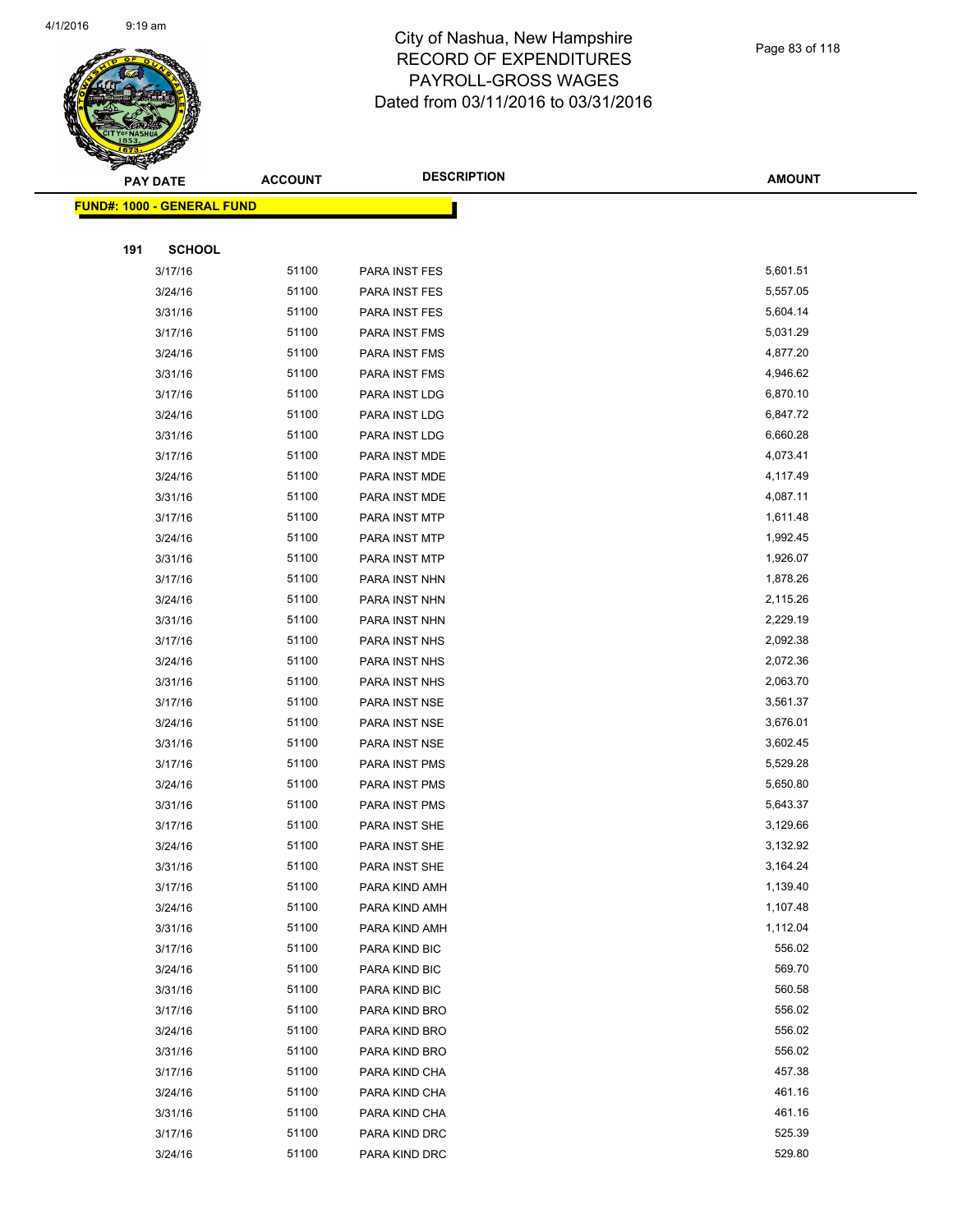# City of Nashua, New Hampshire
## RECORD OF EXPENDITURES
## PAYROLL-GROSS WAGES
## Dated from 03/11/2016 to 03/31/2016

**FUND#: 1000 - GENERAL FUND**

**191 SCHOOL**

| PAY DATE | ACCOUNT | DESCRIPTION | AMOUNT |
|---|---|---|---|
| 3/17/16 | 51100 | PARA INST FES | 5,601.51 |
| 3/24/16 | 51100 | PARA INST FES | 5,557.05 |
| 3/31/16 | 51100 | PARA INST FES | 5,604.14 |
| 3/17/16 | 51100 | PARA INST FMS | 5,031.29 |
| 3/24/16 | 51100 | PARA INST FMS | 4,877.20 |
| 3/31/16 | 51100 | PARA INST FMS | 4,946.62 |
| 3/17/16 | 51100 | PARA INST LDG | 6,870.10 |
| 3/24/16 | 51100 | PARA INST LDG | 6,847.72 |
| 3/31/16 | 51100 | PARA INST LDG | 6,660.28 |
| 3/17/16 | 51100 | PARA INST MDE | 4,073.41 |
| 3/24/16 | 51100 | PARA INST MDE | 4,117.49 |
| 3/31/16 | 51100 | PARA INST MDE | 4,087.11 |
| 3/17/16 | 51100 | PARA INST MTP | 1,611.48 |
| 3/24/16 | 51100 | PARA INST MTP | 1,992.45 |
| 3/31/16 | 51100 | PARA INST MTP | 1,926.07 |
| 3/17/16 | 51100 | PARA INST NHN | 1,878.26 |
| 3/24/16 | 51100 | PARA INST NHN | 2,115.26 |
| 3/31/16 | 51100 | PARA INST NHN | 2,229.19 |
| 3/17/16 | 51100 | PARA INST NHS | 2,092.38 |
| 3/24/16 | 51100 | PARA INST NHS | 2,072.36 |
| 3/31/16 | 51100 | PARA INST NHS | 2,063.70 |
| 3/17/16 | 51100 | PARA INST NSE | 3,561.37 |
| 3/24/16 | 51100 | PARA INST NSE | 3,676.01 |
| 3/31/16 | 51100 | PARA INST NSE | 3,602.45 |
| 3/17/16 | 51100 | PARA INST PMS | 5,529.28 |
| 3/24/16 | 51100 | PARA INST PMS | 5,650.80 |
| 3/31/16 | 51100 | PARA INST PMS | 5,643.37 |
| 3/17/16 | 51100 | PARA INST SHE | 3,129.66 |
| 3/24/16 | 51100 | PARA INST SHE | 3,132.92 |
| 3/31/16 | 51100 | PARA INST SHE | 3,164.24 |
| 3/17/16 | 51100 | PARA KIND AMH | 1,139.40 |
| 3/24/16 | 51100 | PARA KIND AMH | 1,107.48 |
| 3/31/16 | 51100 | PARA KIND AMH | 1,112.04 |
| 3/17/16 | 51100 | PARA KIND BIC | 556.02 |
| 3/24/16 | 51100 | PARA KIND BIC | 569.70 |
| 3/31/16 | 51100 | PARA KIND BIC | 560.58 |
| 3/17/16 | 51100 | PARA KIND BRO | 556.02 |
| 3/24/16 | 51100 | PARA KIND BRO | 556.02 |
| 3/31/16 | 51100 | PARA KIND BRO | 556.02 |
| 3/17/16 | 51100 | PARA KIND CHA | 457.38 |
| 3/24/16 | 51100 | PARA KIND CHA | 461.16 |
| 3/31/16 | 51100 | PARA KIND CHA | 461.16 |
| 3/17/16 | 51100 | PARA KIND DRC | 525.39 |
| 3/24/16 | 51100 | PARA KIND DRC | 529.80 |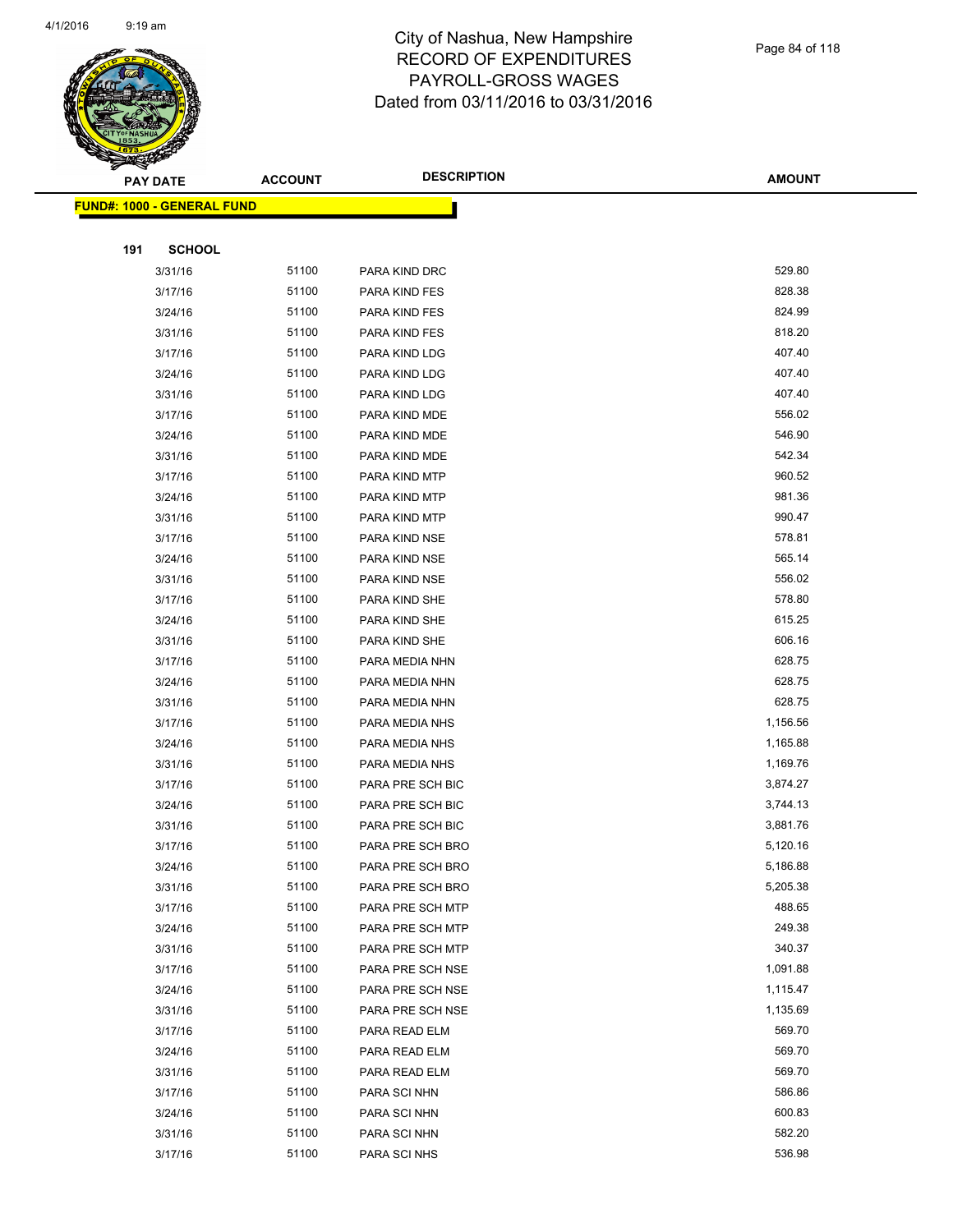# City of Nashua, New Hampshire
# RECORD OF EXPENDITURES
# PAYROLL-GROSS WAGES
# Dated from 03/11/2016 to 03/31/2016

**FUND#: 1000 - GENERAL FUND**

**191 SCHOOL**

| PAY DATE | ACCOUNT | DESCRIPTION | AMOUNT |
|---|---|---|---|
| 3/31/16 | 51100 | PARA KIND DRC | 529.80 |
| 3/17/16 | 51100 | PARA KIND FES | 828.38 |
| 3/24/16 | 51100 | PARA KIND FES | 824.99 |
| 3/31/16 | 51100 | PARA KIND FES | 818.20 |
| 3/17/16 | 51100 | PARA KIND LDG | 407.40 |
| 3/24/16 | 51100 | PARA KIND LDG | 407.40 |
| 3/31/16 | 51100 | PARA KIND LDG | 407.40 |
| 3/17/16 | 51100 | PARA KIND MDE | 556.02 |
| 3/24/16 | 51100 | PARA KIND MDE | 546.90 |
| 3/31/16 | 51100 | PARA KIND MDE | 542.34 |
| 3/17/16 | 51100 | PARA KIND MTP | 960.52 |
| 3/24/16 | 51100 | PARA KIND MTP | 981.36 |
| 3/31/16 | 51100 | PARA KIND MTP | 990.47 |
| 3/17/16 | 51100 | PARA KIND NSE | 578.81 |
| 3/24/16 | 51100 | PARA KIND NSE | 565.14 |
| 3/31/16 | 51100 | PARA KIND NSE | 556.02 |
| 3/17/16 | 51100 | PARA KIND SHE | 578.80 |
| 3/24/16 | 51100 | PARA KIND SHE | 615.25 |
| 3/31/16 | 51100 | PARA KIND SHE | 606.16 |
| 3/17/16 | 51100 | PARA MEDIA NHN | 628.75 |
| 3/24/16 | 51100 | PARA MEDIA NHN | 628.75 |
| 3/31/16 | 51100 | PARA MEDIA NHN | 628.75 |
| 3/17/16 | 51100 | PARA MEDIA NHS | 1,156.56 |
| 3/24/16 | 51100 | PARA MEDIA NHS | 1,165.88 |
| 3/31/16 | 51100 | PARA MEDIA NHS | 1,169.76 |
| 3/17/16 | 51100 | PARA PRE SCH BIC | 3,874.27 |
| 3/24/16 | 51100 | PARA PRE SCH BIC | 3,744.13 |
| 3/31/16 | 51100 | PARA PRE SCH BIC | 3,881.76 |
| 3/17/16 | 51100 | PARA PRE SCH BRO | 5,120.16 |
| 3/24/16 | 51100 | PARA PRE SCH BRO | 5,186.88 |
| 3/31/16 | 51100 | PARA PRE SCH BRO | 5,205.38 |
| 3/17/16 | 51100 | PARA PRE SCH MTP | 488.65 |
| 3/24/16 | 51100 | PARA PRE SCH MTP | 249.38 |
| 3/31/16 | 51100 | PARA PRE SCH MTP | 340.37 |
| 3/17/16 | 51100 | PARA PRE SCH NSE | 1,091.88 |
| 3/24/16 | 51100 | PARA PRE SCH NSE | 1,115.47 |
| 3/31/16 | 51100 | PARA PRE SCH NSE | 1,135.69 |
| 3/17/16 | 51100 | PARA READ ELM | 569.70 |
| 3/24/16 | 51100 | PARA READ ELM | 569.70 |
| 3/31/16 | 51100 | PARA READ ELM | 569.70 |
| 3/17/16 | 51100 | PARA SCI NHN | 586.86 |
| 3/24/16 | 51100 | PARA SCI NHN | 600.83 |
| 3/31/16 | 51100 | PARA SCI NHN | 582.20 |
| 3/17/16 | 51100 | PARA SCI NHS | 536.98 |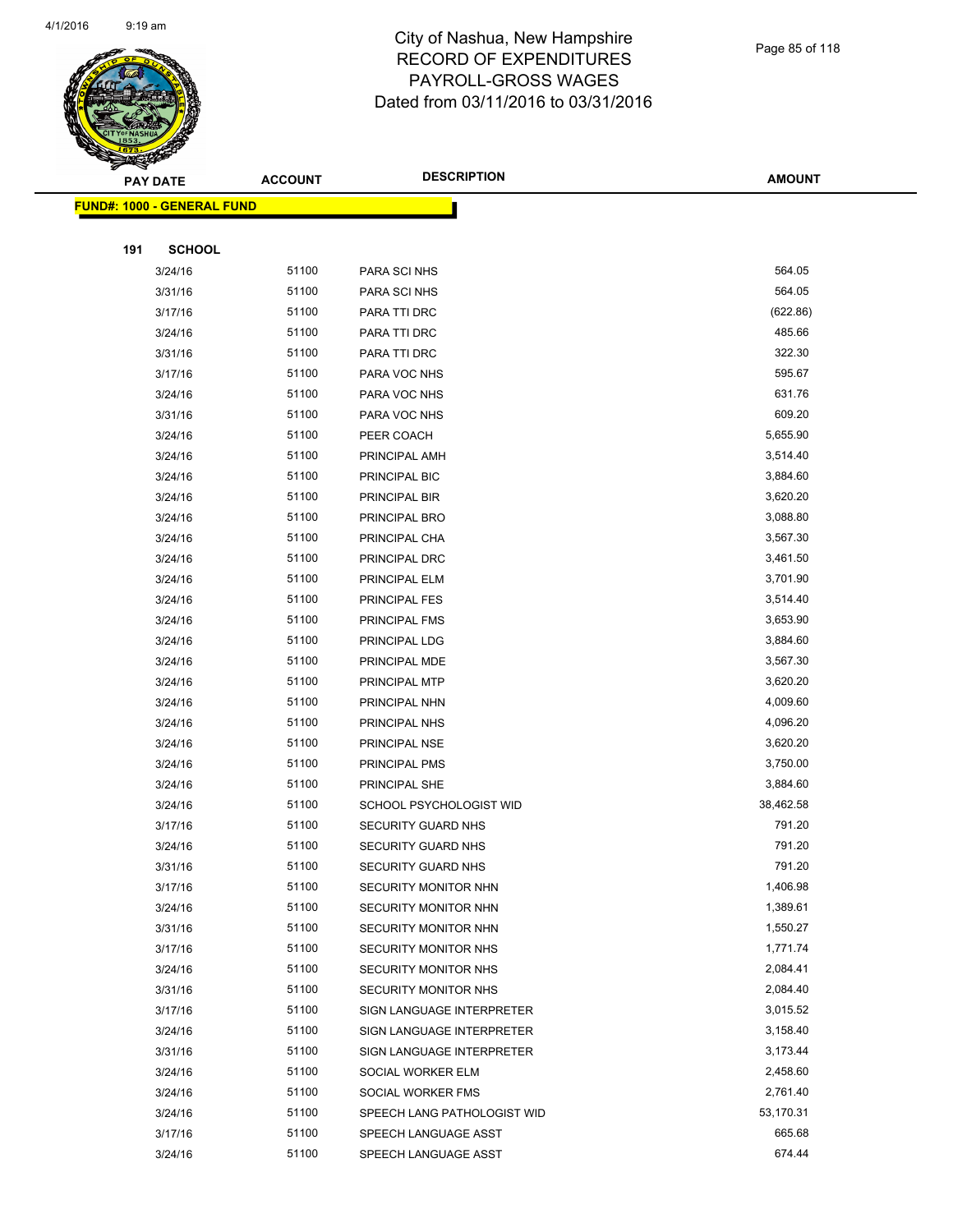# City of Nashua, New Hampshire
# RECORD OF EXPENDITURES
# PAYROLL-GROSS WAGES
# Dated from 03/11/2016 to 03/31/2016

**FUND#: 1000 - GENERAL FUND**

**191 SCHOOL**

| PAY DATE | ACCOUNT | DESCRIPTION | AMOUNT |
|---|---|---|---|
| 3/24/16 | 51100 | PARA SCI NHS | 564.05 |
| 3/31/16 | 51100 | PARA SCI NHS | 564.05 |
| 3/17/16 | 51100 | PARA TTI DRC | (622.86) |
| 3/24/16 | 51100 | PARA TTI DRC | 485.66 |
| 3/31/16 | 51100 | PARA TTI DRC | 322.30 |
| 3/17/16 | 51100 | PARA VOC NHS | 595.67 |
| 3/24/16 | 51100 | PARA VOC NHS | 631.76 |
| 3/31/16 | 51100 | PARA VOC NHS | 609.20 |
| 3/24/16 | 51100 | PEER COACH | 5,655.90 |
| 3/24/16 | 51100 | PRINCIPAL AMH | 3,514.40 |
| 3/24/16 | 51100 | PRINCIPAL BIC | 3,884.60 |
| 3/24/16 | 51100 | PRINCIPAL BIR | 3,620.20 |
| 3/24/16 | 51100 | PRINCIPAL BRO | 3,088.80 |
| 3/24/16 | 51100 | PRINCIPAL CHA | 3,567.30 |
| 3/24/16 | 51100 | PRINCIPAL DRC | 3,461.50 |
| 3/24/16 | 51100 | PRINCIPAL ELM | 3,701.90 |
| 3/24/16 | 51100 | PRINCIPAL FES | 3,514.40 |
| 3/24/16 | 51100 | PRINCIPAL FMS | 3,653.90 |
| 3/24/16 | 51100 | PRINCIPAL LDG | 3,884.60 |
| 3/24/16 | 51100 | PRINCIPAL MDE | 3,567.30 |
| 3/24/16 | 51100 | PRINCIPAL MTP | 3,620.20 |
| 3/24/16 | 51100 | PRINCIPAL NHN | 4,009.60 |
| 3/24/16 | 51100 | PRINCIPAL NHS | 4,096.20 |
| 3/24/16 | 51100 | PRINCIPAL NSE | 3,620.20 |
| 3/24/16 | 51100 | PRINCIPAL PMS | 3,750.00 |
| 3/24/16 | 51100 | PRINCIPAL SHE | 3,884.60 |
| 3/24/16 | 51100 | SCHOOL PSYCHOLOGIST WID | 38,462.58 |
| 3/17/16 | 51100 | SECURITY GUARD NHS | 791.20 |
| 3/24/16 | 51100 | SECURITY GUARD NHS | 791.20 |
| 3/31/16 | 51100 | SECURITY GUARD NHS | 791.20 |
| 3/17/16 | 51100 | SECURITY MONITOR NHN | 1,406.98 |
| 3/24/16 | 51100 | SECURITY MONITOR NHN | 1,389.61 |
| 3/31/16 | 51100 | SECURITY MONITOR NHN | 1,550.27 |
| 3/17/16 | 51100 | SECURITY MONITOR NHS | 1,771.74 |
| 3/24/16 | 51100 | SECURITY MONITOR NHS | 2,084.41 |
| 3/31/16 | 51100 | SECURITY MONITOR NHS | 2,084.40 |
| 3/17/16 | 51100 | SIGN LANGUAGE INTERPRETER | 3,015.52 |
| 3/24/16 | 51100 | SIGN LANGUAGE INTERPRETER | 3,158.40 |
| 3/31/16 | 51100 | SIGN LANGUAGE INTERPRETER | 3,173.44 |
| 3/24/16 | 51100 | SOCIAL WORKER ELM | 2,458.60 |
| 3/24/16 | 51100 | SOCIAL WORKER FMS | 2,761.40 |
| 3/24/16 | 51100 | SPEECH LANG PATHOLOGIST WID | 53,170.31 |
| 3/17/16 | 51100 | SPEECH LANGUAGE ASST | 665.68 |
| 3/24/16 | 51100 | SPEECH LANGUAGE ASST | 674.44 |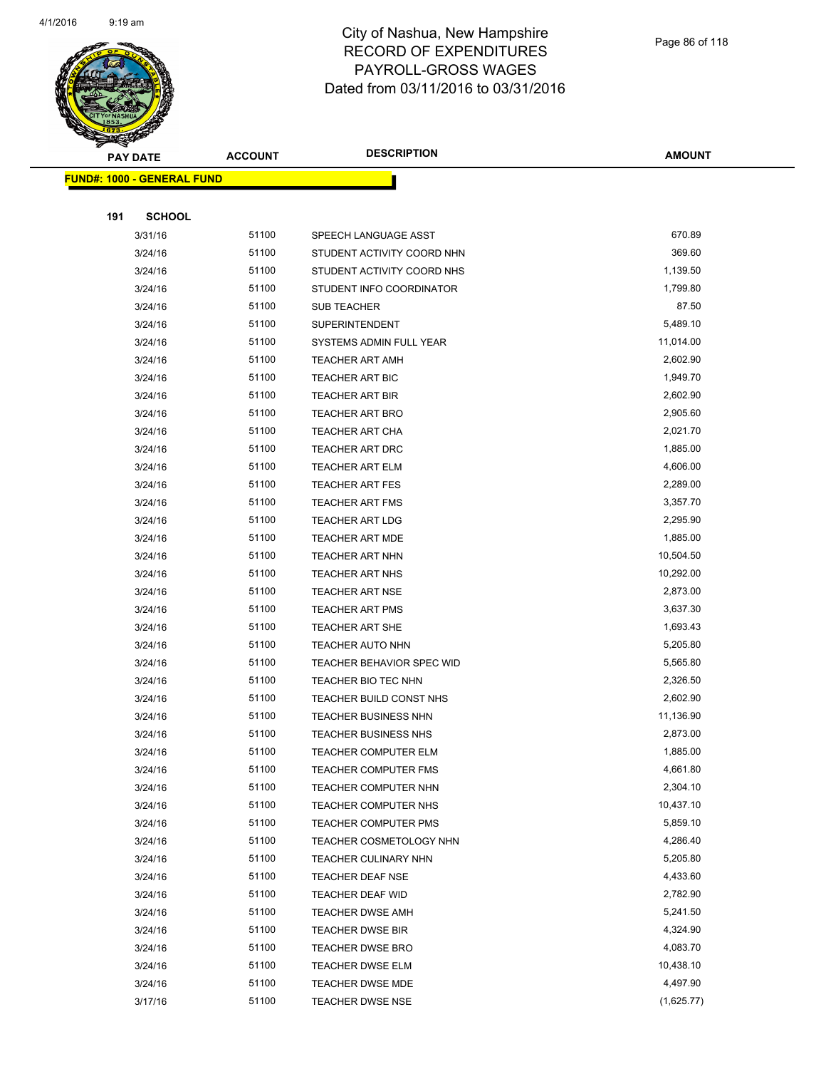# City of Nashua, New Hampshire
## RECORD OF EXPENDITURES
## PAYROLL-GROSS WAGES
## Dated from 03/11/2016 to 03/31/2016

| PAY DATE | ACCOUNT | DESCRIPTION | AMOUNT |
|---|---|---|---|

**FUND#: 1000 - GENERAL FUND**

**191 SCHOOL**

| PAY DATE | ACCOUNT | DESCRIPTION | AMOUNT |
|---|---|---|---|
| 3/31/16 | 51100 | SPEECH LANGUAGE ASST | 670.89 |
| 3/24/16 | 51100 | STUDENT ACTIVITY COORD NHN | 369.60 |
| 3/24/16 | 51100 | STUDENT ACTIVITY COORD NHS | 1,139.50 |
| 3/24/16 | 51100 | STUDENT INFO COORDINATOR | 1,799.80 |
| 3/24/16 | 51100 | SUB TEACHER | 87.50 |
| 3/24/16 | 51100 | SUPERINTENDENT | 5,489.10 |
| 3/24/16 | 51100 | SYSTEMS ADMIN FULL YEAR | 11,014.00 |
| 3/24/16 | 51100 | TEACHER ART AMH | 2,602.90 |
| 3/24/16 | 51100 | TEACHER ART BIC | 1,949.70 |
| 3/24/16 | 51100 | TEACHER ART BIR | 2,602.90 |
| 3/24/16 | 51100 | TEACHER ART BRO | 2,905.60 |
| 3/24/16 | 51100 | TEACHER ART CHA | 2,021.70 |
| 3/24/16 | 51100 | TEACHER ART DRC | 1,885.00 |
| 3/24/16 | 51100 | TEACHER ART ELM | 4,606.00 |
| 3/24/16 | 51100 | TEACHER ART FES | 2,289.00 |
| 3/24/16 | 51100 | TEACHER ART FMS | 3,357.70 |
| 3/24/16 | 51100 | TEACHER ART LDG | 2,295.90 |
| 3/24/16 | 51100 | TEACHER ART MDE | 1,885.00 |
| 3/24/16 | 51100 | TEACHER ART NHN | 10,504.50 |
| 3/24/16 | 51100 | TEACHER ART NHS | 10,292.00 |
| 3/24/16 | 51100 | TEACHER ART NSE | 2,873.00 |
| 3/24/16 | 51100 | TEACHER ART PMS | 3,637.30 |
| 3/24/16 | 51100 | TEACHER ART SHE | 1,693.43 |
| 3/24/16 | 51100 | TEACHER AUTO NHN | 5,205.80 |
| 3/24/16 | 51100 | TEACHER BEHAVIOR SPEC WID | 5,565.80 |
| 3/24/16 | 51100 | TEACHER BIO TEC NHN | 2,326.50 |
| 3/24/16 | 51100 | TEACHER BUILD CONST NHS | 2,602.90 |
| 3/24/16 | 51100 | TEACHER BUSINESS NHN | 11,136.90 |
| 3/24/16 | 51100 | TEACHER BUSINESS NHS | 2,873.00 |
| 3/24/16 | 51100 | TEACHER COMPUTER ELM | 1,885.00 |
| 3/24/16 | 51100 | TEACHER COMPUTER FMS | 4,661.80 |
| 3/24/16 | 51100 | TEACHER COMPUTER NHN | 2,304.10 |
| 3/24/16 | 51100 | TEACHER COMPUTER NHS | 10,437.10 |
| 3/24/16 | 51100 | TEACHER COMPUTER PMS | 5,859.10 |
| 3/24/16 | 51100 | TEACHER COSMETOLOGY NHN | 4,286.40 |
| 3/24/16 | 51100 | TEACHER CULINARY NHN | 5,205.80 |
| 3/24/16 | 51100 | TEACHER DEAF NSE | 4,433.60 |
| 3/24/16 | 51100 | TEACHER DEAF WID | 2,782.90 |
| 3/24/16 | 51100 | TEACHER DWSE AMH | 5,241.50 |
| 3/24/16 | 51100 | TEACHER DWSE BIR | 4,324.90 |
| 3/24/16 | 51100 | TEACHER DWSE BRO | 4,083.70 |
| 3/24/16 | 51100 | TEACHER DWSE ELM | 10,438.10 |
| 3/24/16 | 51100 | TEACHER DWSE MDE | 4,497.90 |
| 3/17/16 | 51100 | TEACHER DWSE NSE | (1,625.77) |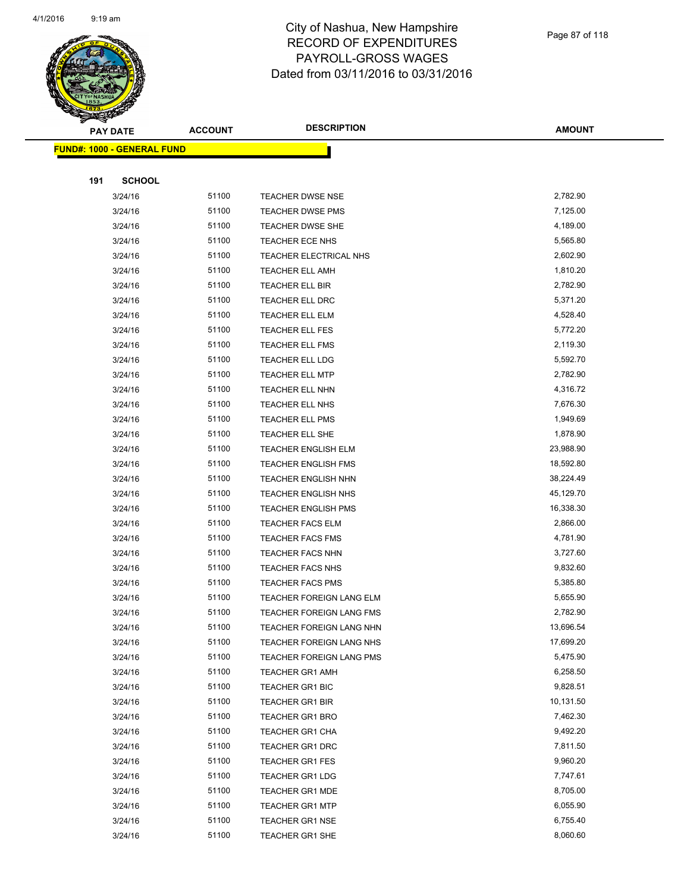City of Nashua, New Hampshire
RECORD OF EXPENDITURES
PAYROLL-GROSS WAGES
Dated from 03/11/2016 to 03/31/2016

**FUND#: 1000 - GENERAL FUND**

**191 SCHOOL**

| PAY DATE | ACCOUNT | DESCRIPTION | AMOUNT |
|---|---|---|---|
| 3/24/16 | 51100 | TEACHER DWSE NSE | 2,782.90 |
| 3/24/16 | 51100 | TEACHER DWSE PMS | 7,125.00 |
| 3/24/16 | 51100 | TEACHER DWSE SHE | 4,189.00 |
| 3/24/16 | 51100 | TEACHER ECE NHS | 5,565.80 |
| 3/24/16 | 51100 | TEACHER ELECTRICAL NHS | 2,602.90 |
| 3/24/16 | 51100 | TEACHER ELL AMH | 1,810.20 |
| 3/24/16 | 51100 | TEACHER ELL BIR | 2,782.90 |
| 3/24/16 | 51100 | TEACHER ELL DRC | 5,371.20 |
| 3/24/16 | 51100 | TEACHER ELL ELM | 4,528.40 |
| 3/24/16 | 51100 | TEACHER ELL FES | 5,772.20 |
| 3/24/16 | 51100 | TEACHER ELL FMS | 2,119.30 |
| 3/24/16 | 51100 | TEACHER ELL LDG | 5,592.70 |
| 3/24/16 | 51100 | TEACHER ELL MTP | 2,782.90 |
| 3/24/16 | 51100 | TEACHER ELL NHN | 4,316.72 |
| 3/24/16 | 51100 | TEACHER ELL NHS | 7,676.30 |
| 3/24/16 | 51100 | TEACHER ELL PMS | 1,949.69 |
| 3/24/16 | 51100 | TEACHER ELL SHE | 1,878.90 |
| 3/24/16 | 51100 | TEACHER ENGLISH ELM | 23,988.90 |
| 3/24/16 | 51100 | TEACHER ENGLISH FMS | 18,592.80 |
| 3/24/16 | 51100 | TEACHER ENGLISH NHN | 38,224.49 |
| 3/24/16 | 51100 | TEACHER ENGLISH NHS | 45,129.70 |
| 3/24/16 | 51100 | TEACHER ENGLISH PMS | 16,338.30 |
| 3/24/16 | 51100 | TEACHER FACS ELM | 2,866.00 |
| 3/24/16 | 51100 | TEACHER FACS FMS | 4,781.90 |
| 3/24/16 | 51100 | TEACHER FACS NHN | 3,727.60 |
| 3/24/16 | 51100 | TEACHER FACS NHS | 9,832.60 |
| 3/24/16 | 51100 | TEACHER FACS PMS | 5,385.80 |
| 3/24/16 | 51100 | TEACHER FOREIGN LANG ELM | 5,655.90 |
| 3/24/16 | 51100 | TEACHER FOREIGN LANG FMS | 2,782.90 |
| 3/24/16 | 51100 | TEACHER FOREIGN LANG NHN | 13,696.54 |
| 3/24/16 | 51100 | TEACHER FOREIGN LANG NHS | 17,699.20 |
| 3/24/16 | 51100 | TEACHER FOREIGN LANG PMS | 5,475.90 |
| 3/24/16 | 51100 | TEACHER GR1 AMH | 6,258.50 |
| 3/24/16 | 51100 | TEACHER GR1 BIC | 9,828.51 |
| 3/24/16 | 51100 | TEACHER GR1 BIR | 10,131.50 |
| 3/24/16 | 51100 | TEACHER GR1 BRO | 7,462.30 |
| 3/24/16 | 51100 | TEACHER GR1 CHA | 9,492.20 |
| 3/24/16 | 51100 | TEACHER GR1 DRC | 7,811.50 |
| 3/24/16 | 51100 | TEACHER GR1 FES | 9,960.20 |
| 3/24/16 | 51100 | TEACHER GR1 LDG | 7,747.61 |
| 3/24/16 | 51100 | TEACHER GR1 MDE | 8,705.00 |
| 3/24/16 | 51100 | TEACHER GR1 MTP | 6,055.90 |
| 3/24/16 | 51100 | TEACHER GR1 NSE | 6,755.40 |
| 3/24/16 | 51100 | TEACHER GR1 SHE | 8,060.60 |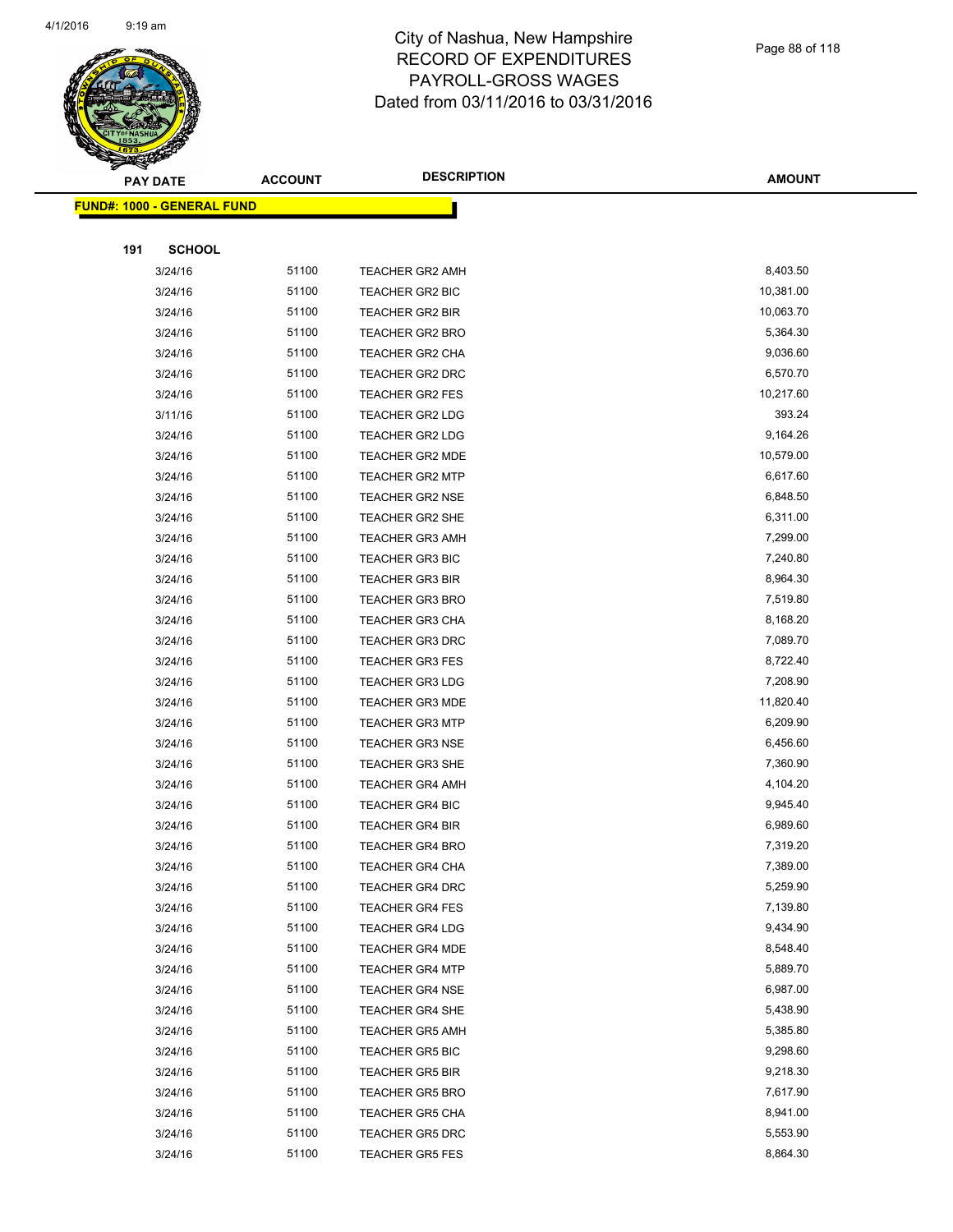# City of Nashua, New Hampshire
# RECORD OF EXPENDITURES
# PAYROLL-GROSS WAGES
# Dated from 03/11/2016 to 03/31/2016

| PAY DATE | ACCOUNT | DESCRIPTION | AMOUNT |
|---|---|---|---|

**FUND#: 1000 - GENERAL FUND**

**191 SCHOOL**

| PAY DATE | ACCOUNT | DESCRIPTION | AMOUNT |
|---|---|---|---|
| 3/24/16 | 51100 | TEACHER GR2 AMH | 8,403.50 |
| 3/24/16 | 51100 | TEACHER GR2 BIC | 10,381.00 |
| 3/24/16 | 51100 | TEACHER GR2 BIR | 10,063.70 |
| 3/24/16 | 51100 | TEACHER GR2 BRO | 5,364.30 |
| 3/24/16 | 51100 | TEACHER GR2 CHA | 9,036.60 |
| 3/24/16 | 51100 | TEACHER GR2 DRC | 6,570.70 |
| 3/24/16 | 51100 | TEACHER GR2 FES | 10,217.60 |
| 3/11/16 | 51100 | TEACHER GR2 LDG | 393.24 |
| 3/24/16 | 51100 | TEACHER GR2 LDG | 9,164.26 |
| 3/24/16 | 51100 | TEACHER GR2 MDE | 10,579.00 |
| 3/24/16 | 51100 | TEACHER GR2 MTP | 6,617.60 |
| 3/24/16 | 51100 | TEACHER GR2 NSE | 6,848.50 |
| 3/24/16 | 51100 | TEACHER GR2 SHE | 6,311.00 |
| 3/24/16 | 51100 | TEACHER GR3 AMH | 7,299.00 |
| 3/24/16 | 51100 | TEACHER GR3 BIC | 7,240.80 |
| 3/24/16 | 51100 | TEACHER GR3 BIR | 8,964.30 |
| 3/24/16 | 51100 | TEACHER GR3 BRO | 7,519.80 |
| 3/24/16 | 51100 | TEACHER GR3 CHA | 8,168.20 |
| 3/24/16 | 51100 | TEACHER GR3 DRC | 7,089.70 |
| 3/24/16 | 51100 | TEACHER GR3 FES | 8,722.40 |
| 3/24/16 | 51100 | TEACHER GR3 LDG | 7,208.90 |
| 3/24/16 | 51100 | TEACHER GR3 MDE | 11,820.40 |
| 3/24/16 | 51100 | TEACHER GR3 MTP | 6,209.90 |
| 3/24/16 | 51100 | TEACHER GR3 NSE | 6,456.60 |
| 3/24/16 | 51100 | TEACHER GR3 SHE | 7,360.90 |
| 3/24/16 | 51100 | TEACHER GR4 AMH | 4,104.20 |
| 3/24/16 | 51100 | TEACHER GR4 BIC | 9,945.40 |
| 3/24/16 | 51100 | TEACHER GR4 BIR | 6,989.60 |
| 3/24/16 | 51100 | TEACHER GR4 BRO | 7,319.20 |
| 3/24/16 | 51100 | TEACHER GR4 CHA | 7,389.00 |
| 3/24/16 | 51100 | TEACHER GR4 DRC | 5,259.90 |
| 3/24/16 | 51100 | TEACHER GR4 FES | 7,139.80 |
| 3/24/16 | 51100 | TEACHER GR4 LDG | 9,434.90 |
| 3/24/16 | 51100 | TEACHER GR4 MDE | 8,548.40 |
| 3/24/16 | 51100 | TEACHER GR4 MTP | 5,889.70 |
| 3/24/16 | 51100 | TEACHER GR4 NSE | 6,987.00 |
| 3/24/16 | 51100 | TEACHER GR4 SHE | 5,438.90 |
| 3/24/16 | 51100 | TEACHER GR5 AMH | 5,385.80 |
| 3/24/16 | 51100 | TEACHER GR5 BIC | 9,298.60 |
| 3/24/16 | 51100 | TEACHER GR5 BIR | 9,218.30 |
| 3/24/16 | 51100 | TEACHER GR5 BRO | 7,617.90 |
| 3/24/16 | 51100 | TEACHER GR5 CHA | 8,941.00 |
| 3/24/16 | 51100 | TEACHER GR5 DRC | 5,553.90 |
| 3/24/16 | 51100 | TEACHER GR5 FES | 8,864.30 |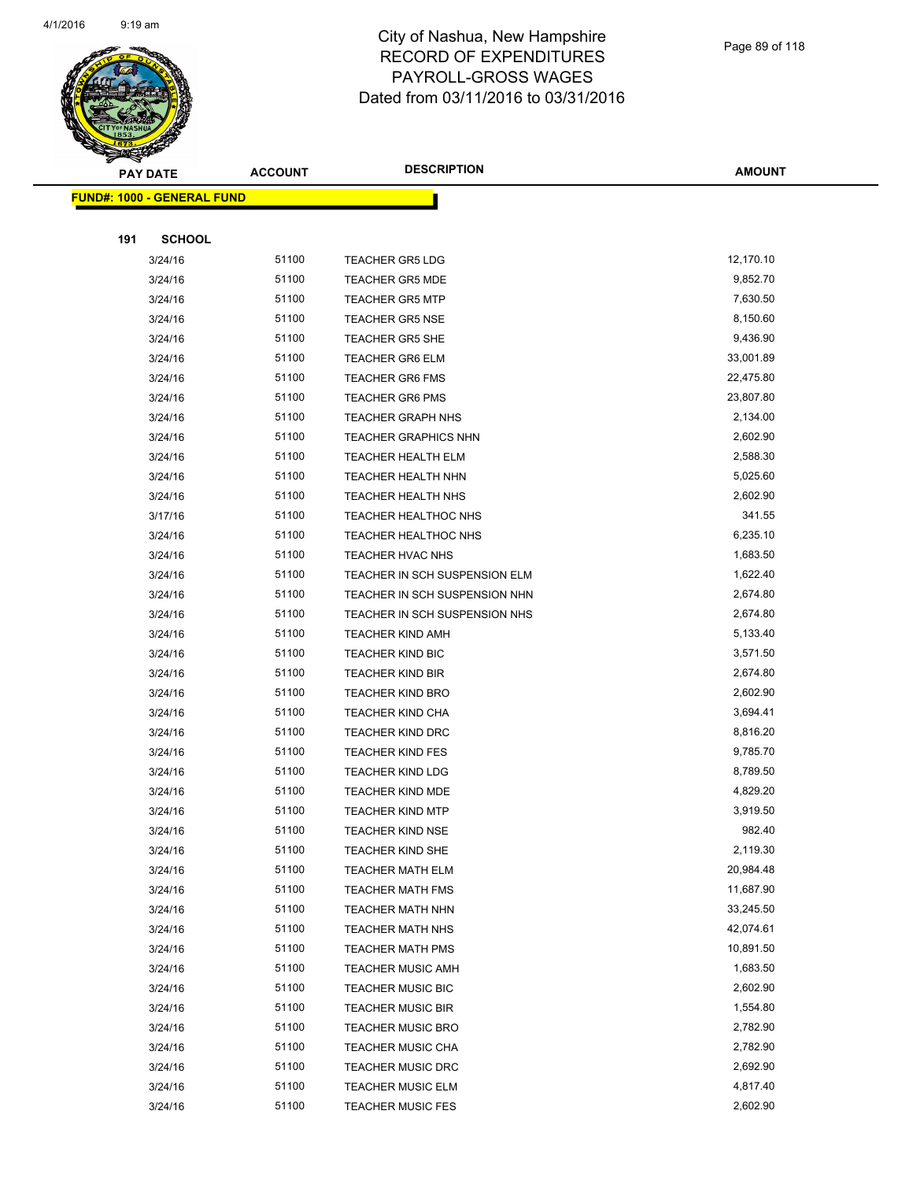# City of Nashua, New Hampshire
# RECORD OF EXPENDITURES
# PAYROLL-GROSS WAGES
# Dated from 03/11/2016 to 03/31/2016

**FUND#: 1000 - GENERAL FUND**

**191 SCHOOL**

| PAY DATE | ACCOUNT | DESCRIPTION | AMOUNT |
|---|---|---|---|
| 3/24/16 | 51100 | TEACHER GR5 LDG | 12,170.10 |
| 3/24/16 | 51100 | TEACHER GR5 MDE | 9,852.70 |
| 3/24/16 | 51100 | TEACHER GR5 MTP | 7,630.50 |
| 3/24/16 | 51100 | TEACHER GR5 NSE | 8,150.60 |
| 3/24/16 | 51100 | TEACHER GR5 SHE | 9,436.90 |
| 3/24/16 | 51100 | TEACHER GR6 ELM | 33,001.89 |
| 3/24/16 | 51100 | TEACHER GR6 FMS | 22,475.80 |
| 3/24/16 | 51100 | TEACHER GR6 PMS | 23,807.80 |
| 3/24/16 | 51100 | TEACHER GRAPH NHS | 2,134.00 |
| 3/24/16 | 51100 | TEACHER GRAPHICS NHN | 2,602.90 |
| 3/24/16 | 51100 | TEACHER HEALTH ELM | 2,588.30 |
| 3/24/16 | 51100 | TEACHER HEALTH NHN | 5,025.60 |
| 3/24/16 | 51100 | TEACHER HEALTH NHS | 2,602.90 |
| 3/17/16 | 51100 | TEACHER HEALTHOC NHS | 341.55 |
| 3/24/16 | 51100 | TEACHER HEALTHOC NHS | 6,235.10 |
| 3/24/16 | 51100 | TEACHER HVAC NHS | 1,683.50 |
| 3/24/16 | 51100 | TEACHER IN SCH SUSPENSION ELM | 1,622.40 |
| 3/24/16 | 51100 | TEACHER IN SCH SUSPENSION NHN | 2,674.80 |
| 3/24/16 | 51100 | TEACHER IN SCH SUSPENSION NHS | 2,674.80 |
| 3/24/16 | 51100 | TEACHER KIND AMH | 5,133.40 |
| 3/24/16 | 51100 | TEACHER KIND BIC | 3,571.50 |
| 3/24/16 | 51100 | TEACHER KIND BIR | 2,674.80 |
| 3/24/16 | 51100 | TEACHER KIND BRO | 2,602.90 |
| 3/24/16 | 51100 | TEACHER KIND CHA | 3,694.41 |
| 3/24/16 | 51100 | TEACHER KIND DRC | 8,816.20 |
| 3/24/16 | 51100 | TEACHER KIND FES | 9,785.70 |
| 3/24/16 | 51100 | TEACHER KIND LDG | 8,789.50 |
| 3/24/16 | 51100 | TEACHER KIND MDE | 4,829.20 |
| 3/24/16 | 51100 | TEACHER KIND MTP | 3,919.50 |
| 3/24/16 | 51100 | TEACHER KIND NSE | 982.40 |
| 3/24/16 | 51100 | TEACHER KIND SHE | 2,119.30 |
| 3/24/16 | 51100 | TEACHER MATH ELM | 20,984.48 |
| 3/24/16 | 51100 | TEACHER MATH FMS | 11,687.90 |
| 3/24/16 | 51100 | TEACHER MATH NHN | 33,245.50 |
| 3/24/16 | 51100 | TEACHER MATH NHS | 42,074.61 |
| 3/24/16 | 51100 | TEACHER MATH PMS | 10,891.50 |
| 3/24/16 | 51100 | TEACHER MUSIC AMH | 1,683.50 |
| 3/24/16 | 51100 | TEACHER MUSIC BIC | 2,602.90 |
| 3/24/16 | 51100 | TEACHER MUSIC BIR | 1,554.80 |
| 3/24/16 | 51100 | TEACHER MUSIC BRO | 2,782.90 |
| 3/24/16 | 51100 | TEACHER MUSIC CHA | 2,782.90 |
| 3/24/16 | 51100 | TEACHER MUSIC DRC | 2,692.90 |
| 3/24/16 | 51100 | TEACHER MUSIC ELM | 4,817.40 |
| 3/24/16 | 51100 | TEACHER MUSIC FES | 2,602.90 |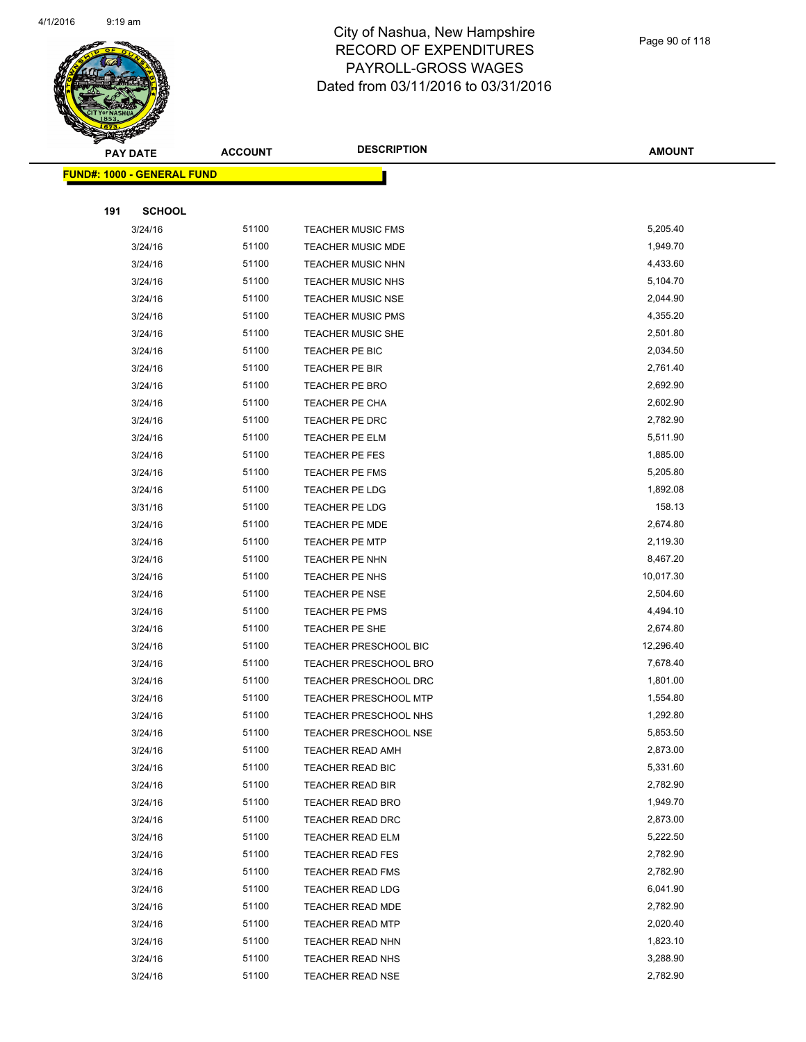City of Nashua, New Hampshire
RECORD OF EXPENDITURES
PAYROLL-GROSS WAGES
Dated from 03/11/2016 to 03/31/2016

| PAY DATE | ACCOUNT | DESCRIPTION | AMOUNT |
|---|---|---|---|
| **FUND#: 1000 - GENERAL FUND** | | | |
| **191 SCHOOL** | | | |
| 3/24/16 | 51100 | TEACHER MUSIC FMS | 5,205.40 |
| 3/24/16 | 51100 | TEACHER MUSIC MDE | 1,949.70 |
| 3/24/16 | 51100 | TEACHER MUSIC NHN | 4,433.60 |
| 3/24/16 | 51100 | TEACHER MUSIC NHS | 5,104.70 |
| 3/24/16 | 51100 | TEACHER MUSIC NSE | 2,044.90 |
| 3/24/16 | 51100 | TEACHER MUSIC PMS | 4,355.20 |
| 3/24/16 | 51100 | TEACHER MUSIC SHE | 2,501.80 |
| 3/24/16 | 51100 | TEACHER PE BIC | 2,034.50 |
| 3/24/16 | 51100 | TEACHER PE BIR | 2,761.40 |
| 3/24/16 | 51100 | TEACHER PE BRO | 2,692.90 |
| 3/24/16 | 51100 | TEACHER PE CHA | 2,602.90 |
| 3/24/16 | 51100 | TEACHER PE DRC | 2,782.90 |
| 3/24/16 | 51100 | TEACHER PE ELM | 5,511.90 |
| 3/24/16 | 51100 | TEACHER PE FES | 1,885.00 |
| 3/24/16 | 51100 | TEACHER PE FMS | 5,205.80 |
| 3/24/16 | 51100 | TEACHER PE LDG | 1,892.08 |
| 3/31/16 | 51100 | TEACHER PE LDG | 158.13 |
| 3/24/16 | 51100 | TEACHER PE MDE | 2,674.80 |
| 3/24/16 | 51100 | TEACHER PE MTP | 2,119.30 |
| 3/24/16 | 51100 | TEACHER PE NHN | 8,467.20 |
| 3/24/16 | 51100 | TEACHER PE NHS | 10,017.30 |
| 3/24/16 | 51100 | TEACHER PE NSE | 2,504.60 |
| 3/24/16 | 51100 | TEACHER PE PMS | 4,494.10 |
| 3/24/16 | 51100 | TEACHER PE SHE | 2,674.80 |
| 3/24/16 | 51100 | TEACHER PRESCHOOL BIC | 12,296.40 |
| 3/24/16 | 51100 | TEACHER PRESCHOOL BRO | 7,678.40 |
| 3/24/16 | 51100 | TEACHER PRESCHOOL DRC | 1,801.00 |
| 3/24/16 | 51100 | TEACHER PRESCHOOL MTP | 1,554.80 |
| 3/24/16 | 51100 | TEACHER PRESCHOOL NHS | 1,292.80 |
| 3/24/16 | 51100 | TEACHER PRESCHOOL NSE | 5,853.50 |
| 3/24/16 | 51100 | TEACHER READ AMH | 2,873.00 |
| 3/24/16 | 51100 | TEACHER READ BIC | 5,331.60 |
| 3/24/16 | 51100 | TEACHER READ BIR | 2,782.90 |
| 3/24/16 | 51100 | TEACHER READ BRO | 1,949.70 |
| 3/24/16 | 51100 | TEACHER READ DRC | 2,873.00 |
| 3/24/16 | 51100 | TEACHER READ ELM | 5,222.50 |
| 3/24/16 | 51100 | TEACHER READ FES | 2,782.90 |
| 3/24/16 | 51100 | TEACHER READ FMS | 2,782.90 |
| 3/24/16 | 51100 | TEACHER READ LDG | 6,041.90 |
| 3/24/16 | 51100 | TEACHER READ MDE | 2,782.90 |
| 3/24/16 | 51100 | TEACHER READ MTP | 2,020.40 |
| 3/24/16 | 51100 | TEACHER READ NHN | 1,823.10 |
| 3/24/16 | 51100 | TEACHER READ NHS | 3,288.90 |
| 3/24/16 | 51100 | TEACHER READ NSE | 2,782.90 |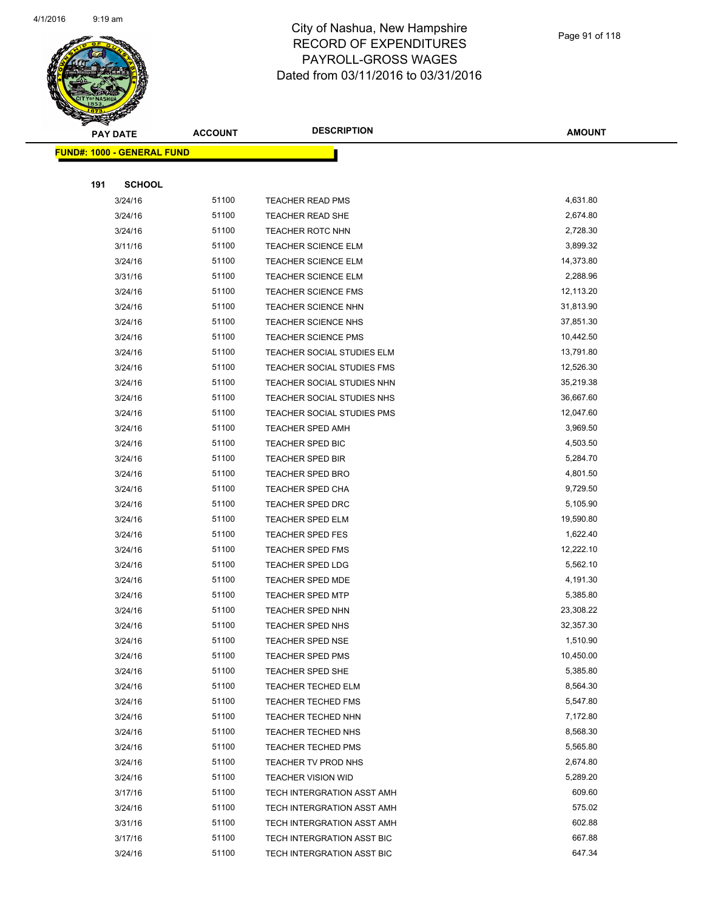# City of Nashua, New Hampshire
## RECORD OF EXPENDITURES
## PAYROLL-GROSS WAGES
## Dated from 03/11/2016 to 03/31/2016

**FUND#: 1000 - GENERAL FUND**

**191 SCHOOL**

| PAY DATE | ACCOUNT | DESCRIPTION | AMOUNT |
|---|---|---|---|
| 3/24/16 | 51100 | TEACHER READ PMS | 4,631.80 |
| 3/24/16 | 51100 | TEACHER READ SHE | 2,674.80 |
| 3/24/16 | 51100 | TEACHER ROTC NHN | 2,728.30 |
| 3/11/16 | 51100 | TEACHER SCIENCE ELM | 3,899.32 |
| 3/24/16 | 51100 | TEACHER SCIENCE ELM | 14,373.80 |
| 3/31/16 | 51100 | TEACHER SCIENCE ELM | 2,288.96 |
| 3/24/16 | 51100 | TEACHER SCIENCE FMS | 12,113.20 |
| 3/24/16 | 51100 | TEACHER SCIENCE NHN | 31,813.90 |
| 3/24/16 | 51100 | TEACHER SCIENCE NHS | 37,851.30 |
| 3/24/16 | 51100 | TEACHER SCIENCE PMS | 10,442.50 |
| 3/24/16 | 51100 | TEACHER SOCIAL STUDIES ELM | 13,791.80 |
| 3/24/16 | 51100 | TEACHER SOCIAL STUDIES FMS | 12,526.30 |
| 3/24/16 | 51100 | TEACHER SOCIAL STUDIES NHN | 35,219.38 |
| 3/24/16 | 51100 | TEACHER SOCIAL STUDIES NHS | 36,667.60 |
| 3/24/16 | 51100 | TEACHER SOCIAL STUDIES PMS | 12,047.60 |
| 3/24/16 | 51100 | TEACHER SPED AMH | 3,969.50 |
| 3/24/16 | 51100 | TEACHER SPED BIC | 4,503.50 |
| 3/24/16 | 51100 | TEACHER SPED BIR | 5,284.70 |
| 3/24/16 | 51100 | TEACHER SPED BRO | 4,801.50 |
| 3/24/16 | 51100 | TEACHER SPED CHA | 9,729.50 |
| 3/24/16 | 51100 | TEACHER SPED DRC | 5,105.90 |
| 3/24/16 | 51100 | TEACHER SPED ELM | 19,590.80 |
| 3/24/16 | 51100 | TEACHER SPED FES | 1,622.40 |
| 3/24/16 | 51100 | TEACHER SPED FMS | 12,222.10 |
| 3/24/16 | 51100 | TEACHER SPED LDG | 5,562.10 |
| 3/24/16 | 51100 | TEACHER SPED MDE | 4,191.30 |
| 3/24/16 | 51100 | TEACHER SPED MTP | 5,385.80 |
| 3/24/16 | 51100 | TEACHER SPED NHN | 23,308.22 |
| 3/24/16 | 51100 | TEACHER SPED NHS | 32,357.30 |
| 3/24/16 | 51100 | TEACHER SPED NSE | 1,510.90 |
| 3/24/16 | 51100 | TEACHER SPED PMS | 10,450.00 |
| 3/24/16 | 51100 | TEACHER SPED SHE | 5,385.80 |
| 3/24/16 | 51100 | TEACHER TECHED ELM | 8,564.30 |
| 3/24/16 | 51100 | TEACHER TECHED FMS | 5,547.80 |
| 3/24/16 | 51100 | TEACHER TECHED NHN | 7,172.80 |
| 3/24/16 | 51100 | TEACHER TECHED NHS | 8,568.30 |
| 3/24/16 | 51100 | TEACHER TECHED PMS | 5,565.80 |
| 3/24/16 | 51100 | TEACHER TV PROD NHS | 2,674.80 |
| 3/24/16 | 51100 | TEACHER VISION WID | 5,289.20 |
| 3/17/16 | 51100 | TECH INTERGRATION ASST AMH | 609.60 |
| 3/24/16 | 51100 | TECH INTERGRATION ASST AMH | 575.02 |
| 3/31/16 | 51100 | TECH INTERGRATION ASST AMH | 602.88 |
| 3/17/16 | 51100 | TECH INTERGRATION ASST BIC | 667.88 |
| 3/24/16 | 51100 | TECH INTERGRATION ASST BIC | 647.34 |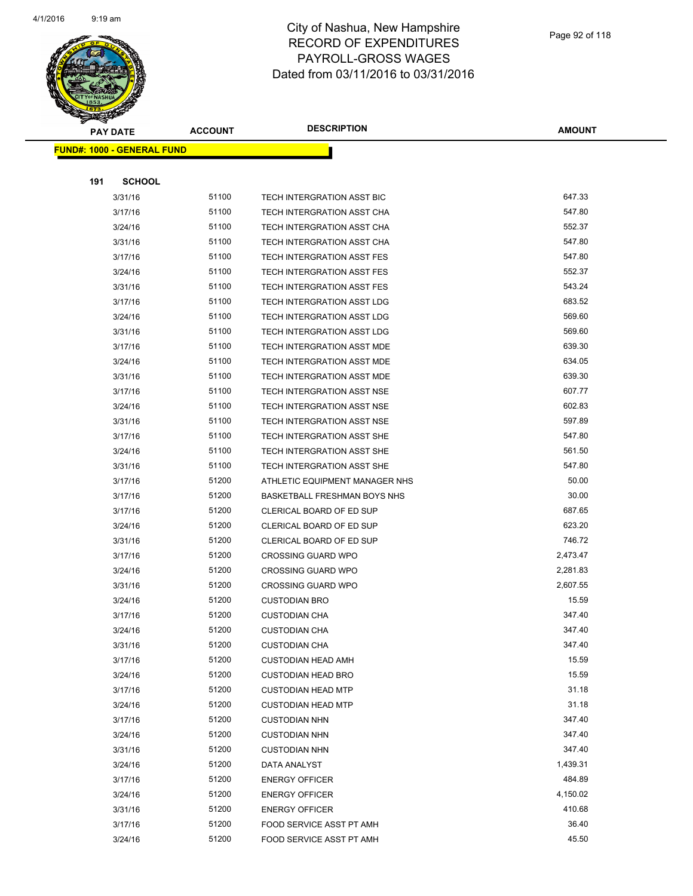# City of Nashua, New Hampshire
# RECORD OF EXPENDITURES
# PAYROLL-GROSS WAGES
# Dated from 03/11/2016 to 03/31/2016

**FUND#: 1000 - GENERAL FUND**

**191 SCHOOL**

| PAY DATE | ACCOUNT | DESCRIPTION | AMOUNT |
|---|---|---|---|
| 3/31/16 | 51100 | TECH INTERGRATION ASST BIC | 647.33 |
| 3/17/16 | 51100 | TECH INTERGRATION ASST CHA | 547.80 |
| 3/24/16 | 51100 | TECH INTERGRATION ASST CHA | 552.37 |
| 3/31/16 | 51100 | TECH INTERGRATION ASST CHA | 547.80 |
| 3/17/16 | 51100 | TECH INTERGRATION ASST FES | 547.80 |
| 3/24/16 | 51100 | TECH INTERGRATION ASST FES | 552.37 |
| 3/31/16 | 51100 | TECH INTERGRATION ASST FES | 543.24 |
| 3/17/16 | 51100 | TECH INTERGRATION ASST LDG | 683.52 |
| 3/24/16 | 51100 | TECH INTERGRATION ASST LDG | 569.60 |
| 3/31/16 | 51100 | TECH INTERGRATION ASST LDG | 569.60 |
| 3/17/16 | 51100 | TECH INTERGRATION ASST MDE | 639.30 |
| 3/24/16 | 51100 | TECH INTERGRATION ASST MDE | 634.05 |
| 3/31/16 | 51100 | TECH INTERGRATION ASST MDE | 639.30 |
| 3/17/16 | 51100 | TECH INTERGRATION ASST NSE | 607.77 |
| 3/24/16 | 51100 | TECH INTERGRATION ASST NSE | 602.83 |
| 3/31/16 | 51100 | TECH INTERGRATION ASST NSE | 597.89 |
| 3/17/16 | 51100 | TECH INTERGRATION ASST SHE | 547.80 |
| 3/24/16 | 51100 | TECH INTERGRATION ASST SHE | 561.50 |
| 3/31/16 | 51100 | TECH INTERGRATION ASST SHE | 547.80 |
| 3/17/16 | 51200 | ATHLETIC EQUIPMENT MANAGER NHS | 50.00 |
| 3/17/16 | 51200 | BASKETBALL FRESHMAN BOYS NHS | 30.00 |
| 3/17/16 | 51200 | CLERICAL BOARD OF ED SUP | 687.65 |
| 3/24/16 | 51200 | CLERICAL BOARD OF ED SUP | 623.20 |
| 3/31/16 | 51200 | CLERICAL BOARD OF ED SUP | 746.72 |
| 3/17/16 | 51200 | CROSSING GUARD WPO | 2,473.47 |
| 3/24/16 | 51200 | CROSSING GUARD WPO | 2,281.83 |
| 3/31/16 | 51200 | CROSSING GUARD WPO | 2,607.55 |
| 3/24/16 | 51200 | CUSTODIAN BRO | 15.59 |
| 3/17/16 | 51200 | CUSTODIAN CHA | 347.40 |
| 3/24/16 | 51200 | CUSTODIAN CHA | 347.40 |
| 3/31/16 | 51200 | CUSTODIAN CHA | 347.40 |
| 3/17/16 | 51200 | CUSTODIAN HEAD AMH | 15.59 |
| 3/24/16 | 51200 | CUSTODIAN HEAD BRO | 15.59 |
| 3/17/16 | 51200 | CUSTODIAN HEAD MTP | 31.18 |
| 3/24/16 | 51200 | CUSTODIAN HEAD MTP | 31.18 |
| 3/17/16 | 51200 | CUSTODIAN NHN | 347.40 |
| 3/24/16 | 51200 | CUSTODIAN NHN | 347.40 |
| 3/31/16 | 51200 | CUSTODIAN NHN | 347.40 |
| 3/24/16 | 51200 | DATA ANALYST | 1,439.31 |
| 3/17/16 | 51200 | ENERGY OFFICER | 484.89 |
| 3/24/16 | 51200 | ENERGY OFFICER | 4,150.02 |
| 3/31/16 | 51200 | ENERGY OFFICER | 410.68 |
| 3/17/16 | 51200 | FOOD SERVICE ASST PT AMH | 36.40 |
| 3/24/16 | 51200 | FOOD SERVICE ASST PT AMH | 45.50 |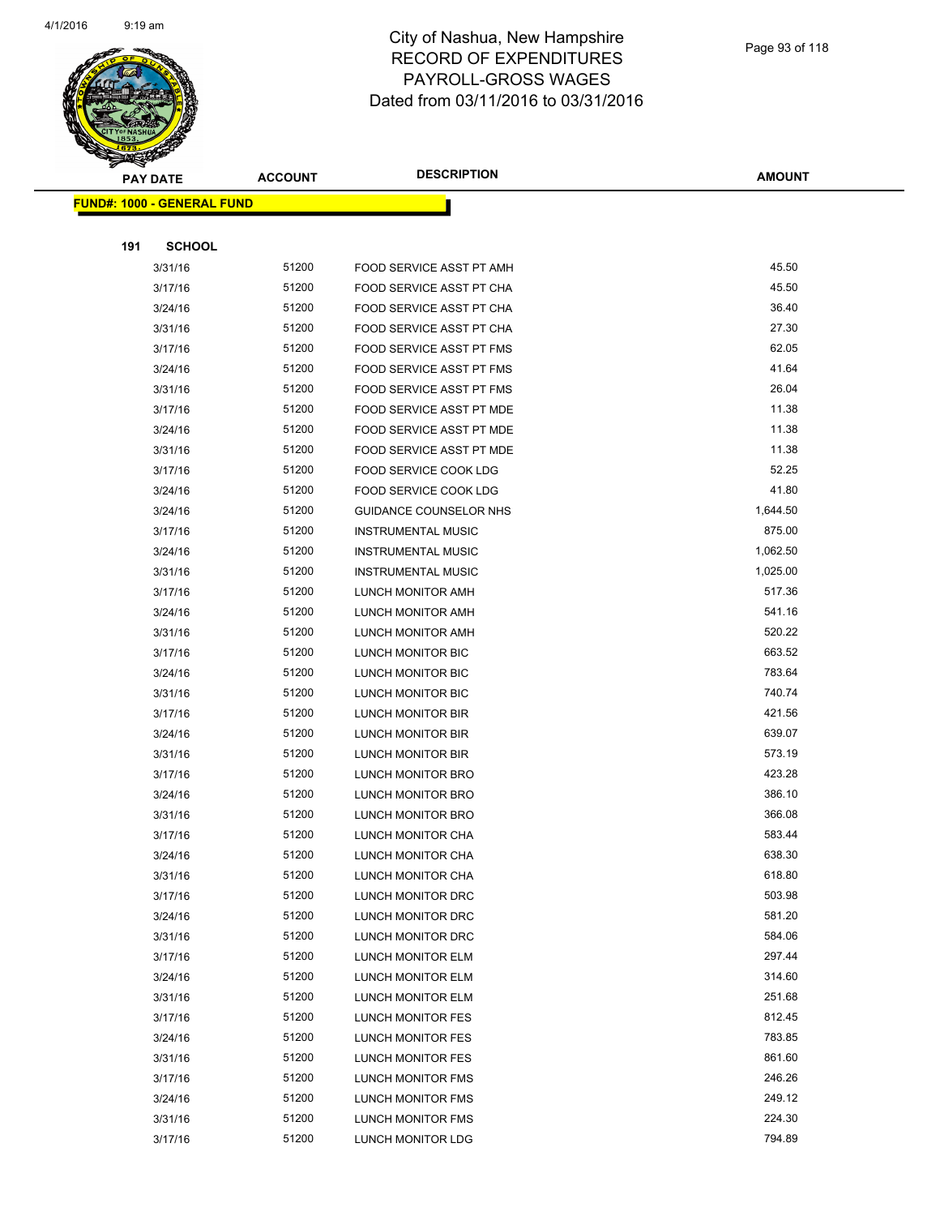# City of Nashua, New Hampshire
## RECORD OF EXPENDITURES
## PAYROLL-GROSS WAGES
## Dated from 03/11/2016 to 03/31/2016

**FUND#: 1000 - GENERAL FUND**

**191 SCHOOL**

| PAY DATE | ACCOUNT | DESCRIPTION | AMOUNT |
|---|---|---|---|
| 3/31/16 | 51200 | FOOD SERVICE ASST PT AMH | 45.50 |
| 3/17/16 | 51200 | FOOD SERVICE ASST PT CHA | 45.50 |
| 3/24/16 | 51200 | FOOD SERVICE ASST PT CHA | 36.40 |
| 3/31/16 | 51200 | FOOD SERVICE ASST PT CHA | 27.30 |
| 3/17/16 | 51200 | FOOD SERVICE ASST PT FMS | 62.05 |
| 3/24/16 | 51200 | FOOD SERVICE ASST PT FMS | 41.64 |
| 3/31/16 | 51200 | FOOD SERVICE ASST PT FMS | 26.04 |
| 3/17/16 | 51200 | FOOD SERVICE ASST PT MDE | 11.38 |
| 3/24/16 | 51200 | FOOD SERVICE ASST PT MDE | 11.38 |
| 3/31/16 | 51200 | FOOD SERVICE ASST PT MDE | 11.38 |
| 3/17/16 | 51200 | FOOD SERVICE COOK LDG | 52.25 |
| 3/24/16 | 51200 | FOOD SERVICE COOK LDG | 41.80 |
| 3/24/16 | 51200 | GUIDANCE COUNSELOR NHS | 1,644.50 |
| 3/17/16 | 51200 | INSTRUMENTAL MUSIC | 875.00 |
| 3/24/16 | 51200 | INSTRUMENTAL MUSIC | 1,062.50 |
| 3/31/16 | 51200 | INSTRUMENTAL MUSIC | 1,025.00 |
| 3/17/16 | 51200 | LUNCH MONITOR AMH | 517.36 |
| 3/24/16 | 51200 | LUNCH MONITOR AMH | 541.16 |
| 3/31/16 | 51200 | LUNCH MONITOR AMH | 520.22 |
| 3/17/16 | 51200 | LUNCH MONITOR BIC | 663.52 |
| 3/24/16 | 51200 | LUNCH MONITOR BIC | 783.64 |
| 3/31/16 | 51200 | LUNCH MONITOR BIC | 740.74 |
| 3/17/16 | 51200 | LUNCH MONITOR BIR | 421.56 |
| 3/24/16 | 51200 | LUNCH MONITOR BIR | 639.07 |
| 3/31/16 | 51200 | LUNCH MONITOR BIR | 573.19 |
| 3/17/16 | 51200 | LUNCH MONITOR BRO | 423.28 |
| 3/24/16 | 51200 | LUNCH MONITOR BRO | 386.10 |
| 3/31/16 | 51200 | LUNCH MONITOR BRO | 366.08 |
| 3/17/16 | 51200 | LUNCH MONITOR CHA | 583.44 |
| 3/24/16 | 51200 | LUNCH MONITOR CHA | 638.30 |
| 3/31/16 | 51200 | LUNCH MONITOR CHA | 618.80 |
| 3/17/16 | 51200 | LUNCH MONITOR DRC | 503.98 |
| 3/24/16 | 51200 | LUNCH MONITOR DRC | 581.20 |
| 3/31/16 | 51200 | LUNCH MONITOR DRC | 584.06 |
| 3/17/16 | 51200 | LUNCH MONITOR ELM | 297.44 |
| 3/24/16 | 51200 | LUNCH MONITOR ELM | 314.60 |
| 3/31/16 | 51200 | LUNCH MONITOR ELM | 251.68 |
| 3/17/16 | 51200 | LUNCH MONITOR FES | 812.45 |
| 3/24/16 | 51200 | LUNCH MONITOR FES | 783.85 |
| 3/31/16 | 51200 | LUNCH MONITOR FES | 861.60 |
| 3/17/16 | 51200 | LUNCH MONITOR FMS | 246.26 |
| 3/24/16 | 51200 | LUNCH MONITOR FMS | 249.12 |
| 3/31/16 | 51200 | LUNCH MONITOR FMS | 224.30 |
| 3/17/16 | 51200 | LUNCH MONITOR LDG | 794.89 |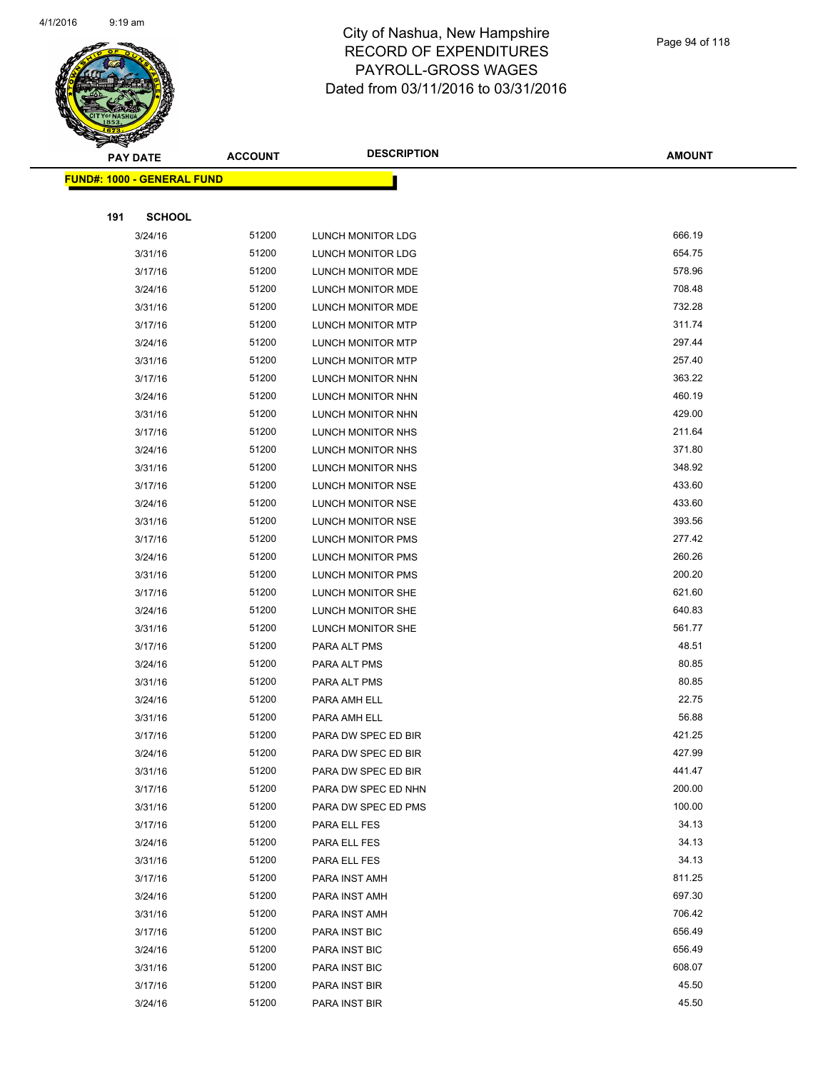# City of Nashua, New Hampshire
# RECORD OF EXPENDITURES
# PAYROLL-GROSS WAGES
# Dated from 03/11/2016 to 03/31/2016

**FUND#: 1000 - GENERAL FUND**

**191 SCHOOL**

| PAY DATE | ACCOUNT | DESCRIPTION | AMOUNT |
|---|---|---|---|
| 3/24/16 | 51200 | LUNCH MONITOR LDG | 666.19 |
| 3/31/16 | 51200 | LUNCH MONITOR LDG | 654.75 |
| 3/17/16 | 51200 | LUNCH MONITOR MDE | 578.96 |
| 3/24/16 | 51200 | LUNCH MONITOR MDE | 708.48 |
| 3/31/16 | 51200 | LUNCH MONITOR MDE | 732.28 |
| 3/17/16 | 51200 | LUNCH MONITOR MTP | 311.74 |
| 3/24/16 | 51200 | LUNCH MONITOR MTP | 297.44 |
| 3/31/16 | 51200 | LUNCH MONITOR MTP | 257.40 |
| 3/17/16 | 51200 | LUNCH MONITOR NHN | 363.22 |
| 3/24/16 | 51200 | LUNCH MONITOR NHN | 460.19 |
| 3/31/16 | 51200 | LUNCH MONITOR NHN | 429.00 |
| 3/17/16 | 51200 | LUNCH MONITOR NHS | 211.64 |
| 3/24/16 | 51200 | LUNCH MONITOR NHS | 371.80 |
| 3/31/16 | 51200 | LUNCH MONITOR NHS | 348.92 |
| 3/17/16 | 51200 | LUNCH MONITOR NSE | 433.60 |
| 3/24/16 | 51200 | LUNCH MONITOR NSE | 433.60 |
| 3/31/16 | 51200 | LUNCH MONITOR NSE | 393.56 |
| 3/17/16 | 51200 | LUNCH MONITOR PMS | 277.42 |
| 3/24/16 | 51200 | LUNCH MONITOR PMS | 260.26 |
| 3/31/16 | 51200 | LUNCH MONITOR PMS | 200.20 |
| 3/17/16 | 51200 | LUNCH MONITOR SHE | 621.60 |
| 3/24/16 | 51200 | LUNCH MONITOR SHE | 640.83 |
| 3/31/16 | 51200 | LUNCH MONITOR SHE | 561.77 |
| 3/17/16 | 51200 | PARA ALT PMS | 48.51 |
| 3/24/16 | 51200 | PARA ALT PMS | 80.85 |
| 3/31/16 | 51200 | PARA ALT PMS | 80.85 |
| 3/24/16 | 51200 | PARA AMH ELL | 22.75 |
| 3/31/16 | 51200 | PARA AMH ELL | 56.88 |
| 3/17/16 | 51200 | PARA DW SPEC ED BIR | 421.25 |
| 3/24/16 | 51200 | PARA DW SPEC ED BIR | 427.99 |
| 3/31/16 | 51200 | PARA DW SPEC ED BIR | 441.47 |
| 3/17/16 | 51200 | PARA DW SPEC ED NHN | 200.00 |
| 3/31/16 | 51200 | PARA DW SPEC ED PMS | 100.00 |
| 3/17/16 | 51200 | PARA ELL FES | 34.13 |
| 3/24/16 | 51200 | PARA ELL FES | 34.13 |
| 3/31/16 | 51200 | PARA ELL FES | 34.13 |
| 3/17/16 | 51200 | PARA INST AMH | 811.25 |
| 3/24/16 | 51200 | PARA INST AMH | 697.30 |
| 3/31/16 | 51200 | PARA INST AMH | 706.42 |
| 3/17/16 | 51200 | PARA INST BIC | 656.49 |
| 3/24/16 | 51200 | PARA INST BIC | 656.49 |
| 3/31/16 | 51200 | PARA INST BIC | 608.07 |
| 3/17/16 | 51200 | PARA INST BIR | 45.50 |
| 3/24/16 | 51200 | PARA INST BIR | 45.50 |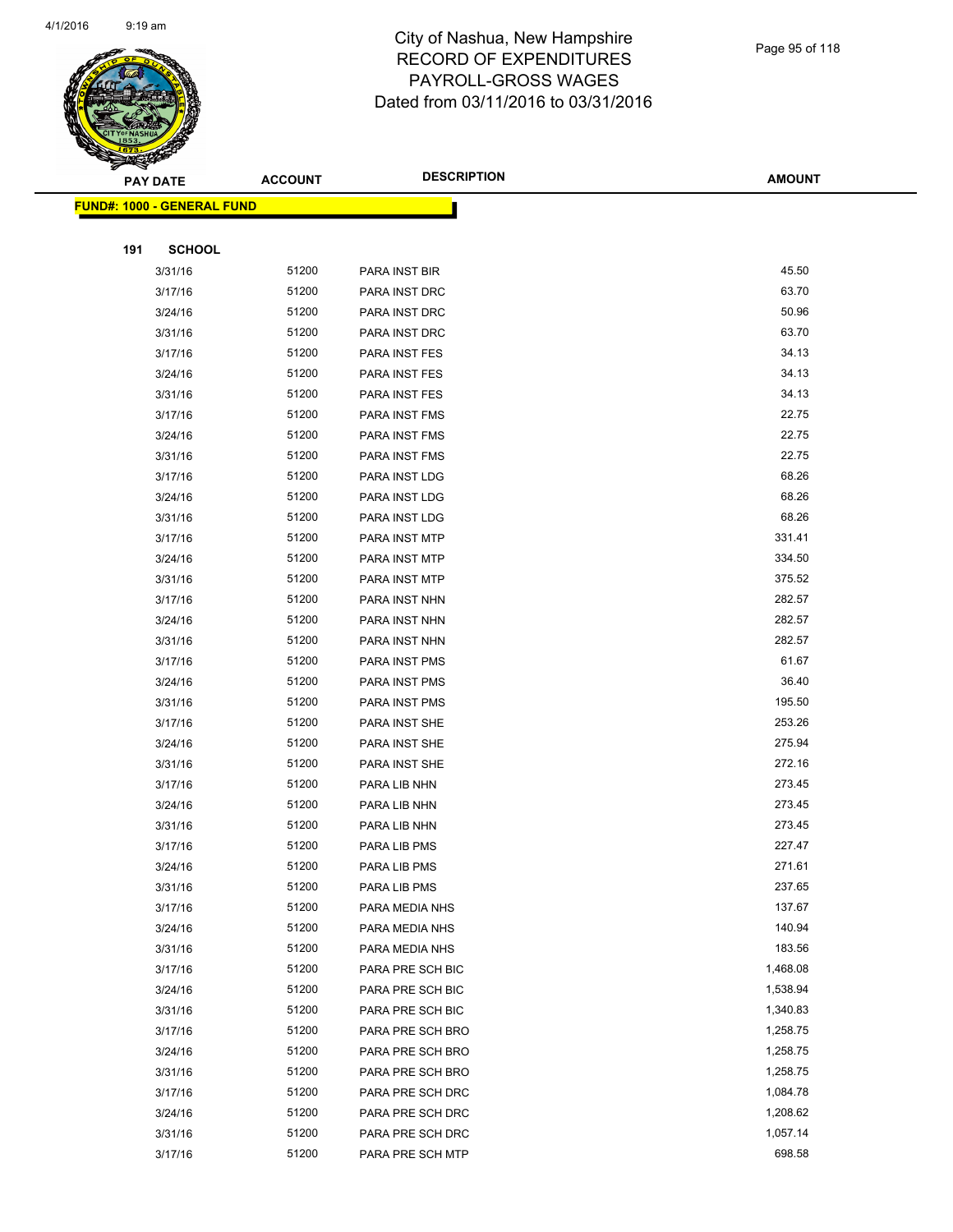# City of Nashua, New Hampshire
## RECORD OF EXPENDITURES
## PAYROLL-GROSS WAGES
## Dated from 03/11/2016 to 03/31/2016

| PAY DATE | ACCOUNT | DESCRIPTION | AMOUNT |
|---|---|---|---|
| **FUND#: 1000 - GENERAL FUND** | | | |
| **191 SCHOOL** | | | |
| 3/31/16 | 51200 | PARA INST BIR | 45.50 |
| 3/17/16 | 51200 | PARA INST DRC | 63.70 |
| 3/24/16 | 51200 | PARA INST DRC | 50.96 |
| 3/31/16 | 51200 | PARA INST DRC | 63.70 |
| 3/17/16 | 51200 | PARA INST FES | 34.13 |
| 3/24/16 | 51200 | PARA INST FES | 34.13 |
| 3/31/16 | 51200 | PARA INST FES | 34.13 |
| 3/17/16 | 51200 | PARA INST FMS | 22.75 |
| 3/24/16 | 51200 | PARA INST FMS | 22.75 |
| 3/31/16 | 51200 | PARA INST FMS | 22.75 |
| 3/17/16 | 51200 | PARA INST LDG | 68.26 |
| 3/24/16 | 51200 | PARA INST LDG | 68.26 |
| 3/31/16 | 51200 | PARA INST LDG | 68.26 |
| 3/17/16 | 51200 | PARA INST MTP | 331.41 |
| 3/24/16 | 51200 | PARA INST MTP | 334.50 |
| 3/31/16 | 51200 | PARA INST MTP | 375.52 |
| 3/17/16 | 51200 | PARA INST NHN | 282.57 |
| 3/24/16 | 51200 | PARA INST NHN | 282.57 |
| 3/31/16 | 51200 | PARA INST NHN | 282.57 |
| 3/17/16 | 51200 | PARA INST PMS | 61.67 |
| 3/24/16 | 51200 | PARA INST PMS | 36.40 |
| 3/31/16 | 51200 | PARA INST PMS | 195.50 |
| 3/17/16 | 51200 | PARA INST SHE | 253.26 |
| 3/24/16 | 51200 | PARA INST SHE | 275.94 |
| 3/31/16 | 51200 | PARA INST SHE | 272.16 |
| 3/17/16 | 51200 | PARA LIB NHN | 273.45 |
| 3/24/16 | 51200 | PARA LIB NHN | 273.45 |
| 3/31/16 | 51200 | PARA LIB NHN | 273.45 |
| 3/17/16 | 51200 | PARA LIB PMS | 227.47 |
| 3/24/16 | 51200 | PARA LIB PMS | 271.61 |
| 3/31/16 | 51200 | PARA LIB PMS | 237.65 |
| 3/17/16 | 51200 | PARA MEDIA NHS | 137.67 |
| 3/24/16 | 51200 | PARA MEDIA NHS | 140.94 |
| 3/31/16 | 51200 | PARA MEDIA NHS | 183.56 |
| 3/17/16 | 51200 | PARA PRE SCH BIC | 1,468.08 |
| 3/24/16 | 51200 | PARA PRE SCH BIC | 1,538.94 |
| 3/31/16 | 51200 | PARA PRE SCH BIC | 1,340.83 |
| 3/17/16 | 51200 | PARA PRE SCH BRO | 1,258.75 |
| 3/24/16 | 51200 | PARA PRE SCH BRO | 1,258.75 |
| 3/31/16 | 51200 | PARA PRE SCH BRO | 1,258.75 |
| 3/17/16 | 51200 | PARA PRE SCH DRC | 1,084.78 |
| 3/24/16 | 51200 | PARA PRE SCH DRC | 1,208.62 |
| 3/31/16 | 51200 | PARA PRE SCH DRC | 1,057.14 |
| 3/17/16 | 51200 | PARA PRE SCH MTP | 698.58 |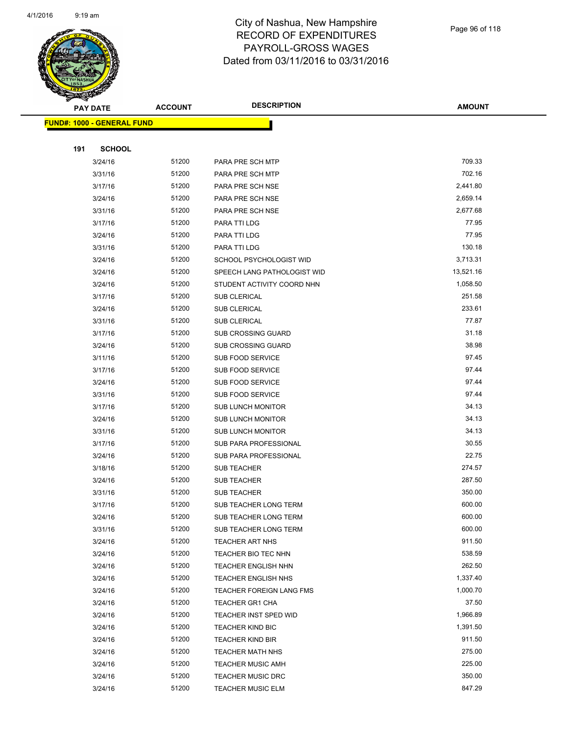# City of Nashua, New Hampshire
# RECORD OF EXPENDITURES
# PAYROLL-GROSS WAGES
# Dated from 03/11/2016 to 03/31/2016

| PAY DATE | ACCOUNT | DESCRIPTION | AMOUNT |
|---|---|---|---|
| **FUND#: 1000 - GENERAL FUND** | | | |
| **191 SCHOOL** | | | |
| 3/24/16 | 51200 | PARA PRE SCH MTP | 709.33 |
| 3/31/16 | 51200 | PARA PRE SCH MTP | 702.16 |
| 3/17/16 | 51200 | PARA PRE SCH NSE | 2,441.80 |
| 3/24/16 | 51200 | PARA PRE SCH NSE | 2,659.14 |
| 3/31/16 | 51200 | PARA PRE SCH NSE | 2,677.68 |
| 3/17/16 | 51200 | PARA TTI LDG | 77.95 |
| 3/24/16 | 51200 | PARA TTI LDG | 77.95 |
| 3/31/16 | 51200 | PARA TTI LDG | 130.18 |
| 3/24/16 | 51200 | SCHOOL PSYCHOLOGIST WID | 3,713.31 |
| 3/24/16 | 51200 | SPEECH LANG PATHOLOGIST WID | 13,521.16 |
| 3/24/16 | 51200 | STUDENT ACTIVITY COORD NHN | 1,058.50 |
| 3/17/16 | 51200 | SUB CLERICAL | 251.58 |
| 3/24/16 | 51200 | SUB CLERICAL | 233.61 |
| 3/31/16 | 51200 | SUB CLERICAL | 77.87 |
| 3/17/16 | 51200 | SUB CROSSING GUARD | 31.18 |
| 3/24/16 | 51200 | SUB CROSSING GUARD | 38.98 |
| 3/11/16 | 51200 | SUB FOOD SERVICE | 97.45 |
| 3/17/16 | 51200 | SUB FOOD SERVICE | 97.44 |
| 3/24/16 | 51200 | SUB FOOD SERVICE | 97.44 |
| 3/31/16 | 51200 | SUB FOOD SERVICE | 97.44 |
| 3/17/16 | 51200 | SUB LUNCH MONITOR | 34.13 |
| 3/24/16 | 51200 | SUB LUNCH MONITOR | 34.13 |
| 3/31/16 | 51200 | SUB LUNCH MONITOR | 34.13 |
| 3/17/16 | 51200 | SUB PARA PROFESSIONAL | 30.55 |
| 3/24/16 | 51200 | SUB PARA PROFESSIONAL | 22.75 |
| 3/18/16 | 51200 | SUB TEACHER | 274.57 |
| 3/24/16 | 51200 | SUB TEACHER | 287.50 |
| 3/31/16 | 51200 | SUB TEACHER | 350.00 |
| 3/17/16 | 51200 | SUB TEACHER LONG TERM | 600.00 |
| 3/24/16 | 51200 | SUB TEACHER LONG TERM | 600.00 |
| 3/31/16 | 51200 | SUB TEACHER LONG TERM | 600.00 |
| 3/24/16 | 51200 | TEACHER ART NHS | 911.50 |
| 3/24/16 | 51200 | TEACHER BIO TEC NHN | 538.59 |
| 3/24/16 | 51200 | TEACHER ENGLISH NHN | 262.50 |
| 3/24/16 | 51200 | TEACHER ENGLISH NHS | 1,337.40 |
| 3/24/16 | 51200 | TEACHER FOREIGN LANG FMS | 1,000.70 |
| 3/24/16 | 51200 | TEACHER GR1 CHA | 37.50 |
| 3/24/16 | 51200 | TEACHER INST SPED WID | 1,966.89 |
| 3/24/16 | 51200 | TEACHER KIND BIC | 1,391.50 |
| 3/24/16 | 51200 | TEACHER KIND BIR | 911.50 |
| 3/24/16 | 51200 | TEACHER MATH NHS | 275.00 |
| 3/24/16 | 51200 | TEACHER MUSIC AMH | 225.00 |
| 3/24/16 | 51200 | TEACHER MUSIC DRC | 350.00 |
| 3/24/16 | 51200 | TEACHER MUSIC ELM | 847.29 |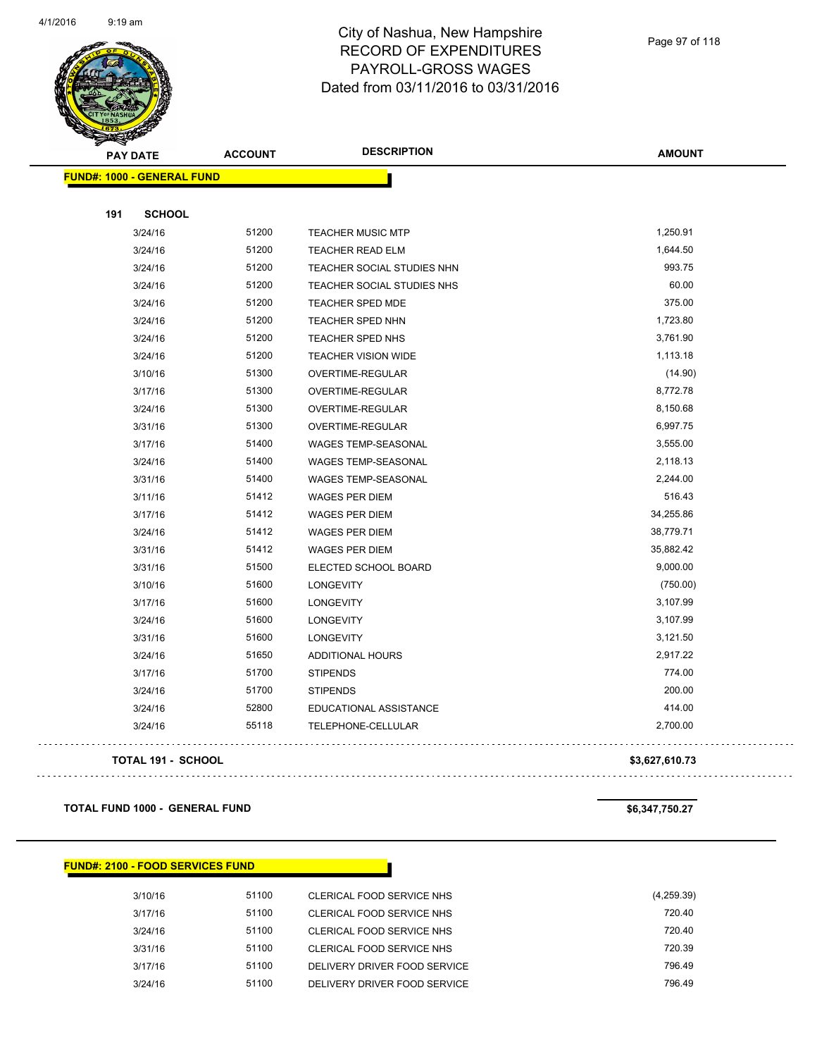# City of Nashua, New Hampshire
# RECORD OF EXPENDITURES
# PAYROLL-GROSS WAGES
# Dated from 03/11/2016 to 03/31/2016

| PAY DATE | ACCOUNT | DESCRIPTION | AMOUNT |
|---|---|---|---|

**FUND#: 1000 - GENERAL FUND**

**191 SCHOOL**

| PAY DATE | ACCOUNT | DESCRIPTION | AMOUNT |
|---|---|---|---|
| 3/24/16 | 51200 | TEACHER MUSIC MTP | 1,250.91 |
| 3/24/16 | 51200 | TEACHER READ ELM | 1,644.50 |
| 3/24/16 | 51200 | TEACHER SOCIAL STUDIES NHN | 993.75 |
| 3/24/16 | 51200 | TEACHER SOCIAL STUDIES NHS | 60.00 |
| 3/24/16 | 51200 | TEACHER SPED MDE | 375.00 |
| 3/24/16 | 51200 | TEACHER SPED NHN | 1,723.80 |
| 3/24/16 | 51200 | TEACHER SPED NHS | 3,761.90 |
| 3/24/16 | 51200 | TEACHER VISION WIDE | 1,113.18 |
| 3/10/16 | 51300 | OVERTIME-REGULAR | (14.90) |
| 3/17/16 | 51300 | OVERTIME-REGULAR | 8,772.78 |
| 3/24/16 | 51300 | OVERTIME-REGULAR | 8,150.68 |
| 3/31/16 | 51300 | OVERTIME-REGULAR | 6,997.75 |
| 3/17/16 | 51400 | WAGES TEMP-SEASONAL | 3,555.00 |
| 3/24/16 | 51400 | WAGES TEMP-SEASONAL | 2,118.13 |
| 3/31/16 | 51400 | WAGES TEMP-SEASONAL | 2,244.00 |
| 3/11/16 | 51412 | WAGES PER DIEM | 516.43 |
| 3/17/16 | 51412 | WAGES PER DIEM | 34,255.86 |
| 3/24/16 | 51412 | WAGES PER DIEM | 38,779.71 |
| 3/31/16 | 51412 | WAGES PER DIEM | 35,882.42 |
| 3/31/16 | 51500 | ELECTED SCHOOL BOARD | 9,000.00 |
| 3/10/16 | 51600 | LONGEVITY | (750.00) |
| 3/17/16 | 51600 | LONGEVITY | 3,107.99 |
| 3/24/16 | 51600 | LONGEVITY | 3,107.99 |
| 3/31/16 | 51600 | LONGEVITY | 3,121.50 |
| 3/24/16 | 51650 | ADDITIONAL HOURS | 2,917.22 |
| 3/17/16 | 51700 | STIPENDS | 774.00 |
| 3/24/16 | 51700 | STIPENDS | 200.00 |
| 3/24/16 | 52800 | EDUCATIONAL ASSISTANCE | 414.00 |
| 3/24/16 | 55118 | TELEPHONE-CELLULAR | 2,700.00 |

**TOTAL 191 - SCHOOL** **$3,627,610.73**

**TOTAL FUND 1000 - GENERAL FUND** **$6,347,750.27**

**FUND#: 2100 - FOOD SERVICES FUND**

| PAY DATE | ACCOUNT | DESCRIPTION | AMOUNT |
|---|---|---|---|
| 3/10/16 | 51100 | CLERICAL FOOD SERVICE NHS | (4,259.39) |
| 3/17/16 | 51100 | CLERICAL FOOD SERVICE NHS | 720.40 |
| 3/24/16 | 51100 | CLERICAL FOOD SERVICE NHS | 720.40 |
| 3/31/16 | 51100 | CLERICAL FOOD SERVICE NHS | 720.39 |
| 3/17/16 | 51100 | DELIVERY DRIVER FOOD SERVICE | 796.49 |
| 3/24/16 | 51100 | DELIVERY DRIVER FOOD SERVICE | 796.49 |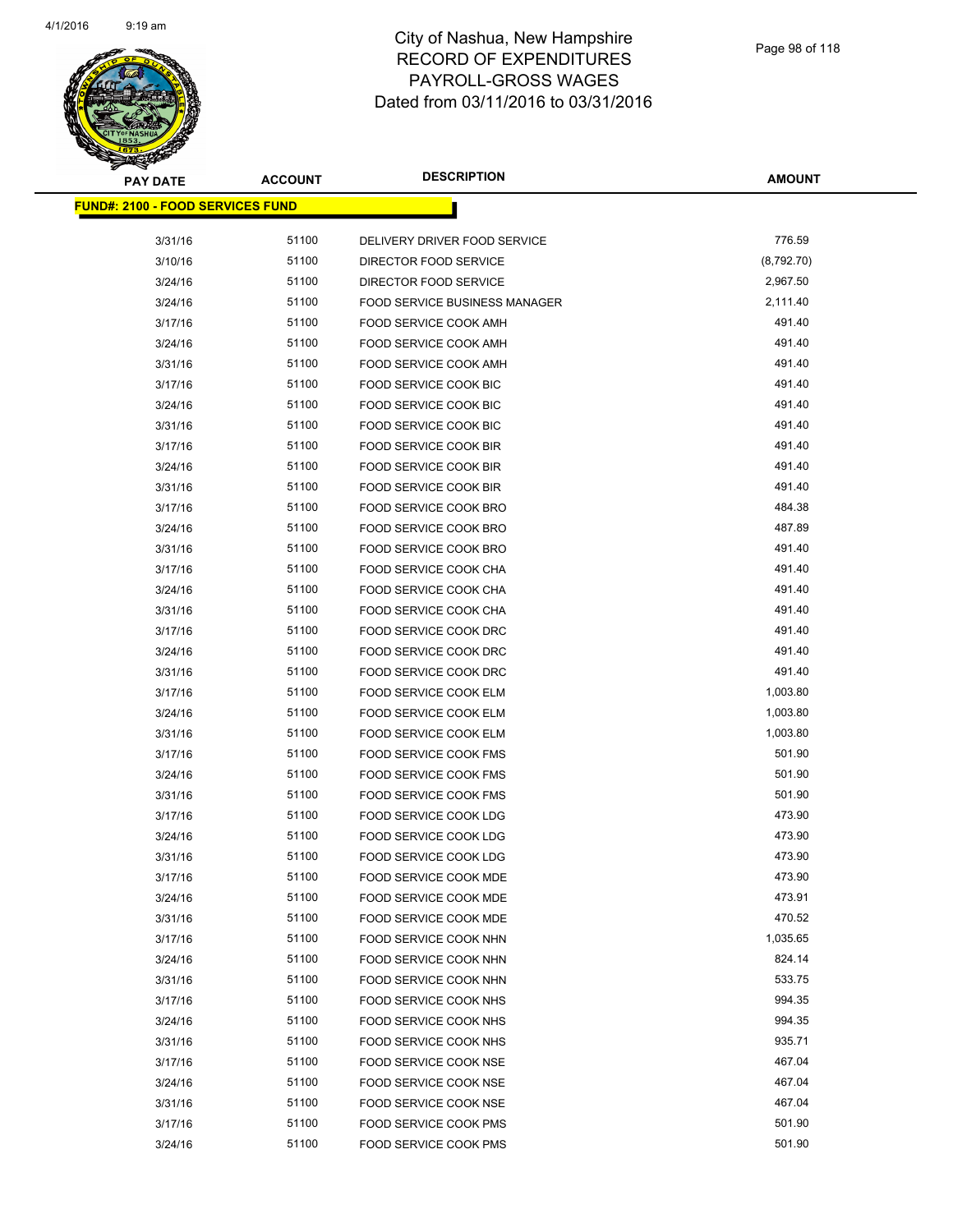# City of Nashua, New Hampshire
# RECORD OF EXPENDITURES
# PAYROLL-GROSS WAGES
# Dated from 03/11/2016 to 03/31/2016

**FUND#: 2100 - FOOD SERVICES FUND**

| PAY DATE | ACCOUNT | DESCRIPTION | AMOUNT |
|---|---|---|---|
| 3/31/16 | 51100 | DELIVERY DRIVER FOOD SERVICE | 776.59 |
| 3/10/16 | 51100 | DIRECTOR FOOD SERVICE | (8,792.70) |
| 3/24/16 | 51100 | DIRECTOR FOOD SERVICE | 2,967.50 |
| 3/24/16 | 51100 | FOOD SERVICE BUSINESS MANAGER | 2,111.40 |
| 3/17/16 | 51100 | FOOD SERVICE COOK AMH | 491.40 |
| 3/24/16 | 51100 | FOOD SERVICE COOK AMH | 491.40 |
| 3/31/16 | 51100 | FOOD SERVICE COOK AMH | 491.40 |
| 3/17/16 | 51100 | FOOD SERVICE COOK BIC | 491.40 |
| 3/24/16 | 51100 | FOOD SERVICE COOK BIC | 491.40 |
| 3/31/16 | 51100 | FOOD SERVICE COOK BIC | 491.40 |
| 3/17/16 | 51100 | FOOD SERVICE COOK BIR | 491.40 |
| 3/24/16 | 51100 | FOOD SERVICE COOK BIR | 491.40 |
| 3/31/16 | 51100 | FOOD SERVICE COOK BIR | 491.40 |
| 3/17/16 | 51100 | FOOD SERVICE COOK BRO | 484.38 |
| 3/24/16 | 51100 | FOOD SERVICE COOK BRO | 487.89 |
| 3/31/16 | 51100 | FOOD SERVICE COOK BRO | 491.40 |
| 3/17/16 | 51100 | FOOD SERVICE COOK CHA | 491.40 |
| 3/24/16 | 51100 | FOOD SERVICE COOK CHA | 491.40 |
| 3/31/16 | 51100 | FOOD SERVICE COOK CHA | 491.40 |
| 3/17/16 | 51100 | FOOD SERVICE COOK DRC | 491.40 |
| 3/24/16 | 51100 | FOOD SERVICE COOK DRC | 491.40 |
| 3/31/16 | 51100 | FOOD SERVICE COOK DRC | 491.40 |
| 3/17/16 | 51100 | FOOD SERVICE COOK ELM | 1,003.80 |
| 3/24/16 | 51100 | FOOD SERVICE COOK ELM | 1,003.80 |
| 3/31/16 | 51100 | FOOD SERVICE COOK ELM | 1,003.80 |
| 3/17/16 | 51100 | FOOD SERVICE COOK FMS | 501.90 |
| 3/24/16 | 51100 | FOOD SERVICE COOK FMS | 501.90 |
| 3/31/16 | 51100 | FOOD SERVICE COOK FMS | 501.90 |
| 3/17/16 | 51100 | FOOD SERVICE COOK LDG | 473.90 |
| 3/24/16 | 51100 | FOOD SERVICE COOK LDG | 473.90 |
| 3/31/16 | 51100 | FOOD SERVICE COOK LDG | 473.90 |
| 3/17/16 | 51100 | FOOD SERVICE COOK MDE | 473.90 |
| 3/24/16 | 51100 | FOOD SERVICE COOK MDE | 473.91 |
| 3/31/16 | 51100 | FOOD SERVICE COOK MDE | 470.52 |
| 3/17/16 | 51100 | FOOD SERVICE COOK NHN | 1,035.65 |
| 3/24/16 | 51100 | FOOD SERVICE COOK NHN | 824.14 |
| 3/31/16 | 51100 | FOOD SERVICE COOK NHN | 533.75 |
| 3/17/16 | 51100 | FOOD SERVICE COOK NHS | 994.35 |
| 3/24/16 | 51100 | FOOD SERVICE COOK NHS | 994.35 |
| 3/31/16 | 51100 | FOOD SERVICE COOK NHS | 935.71 |
| 3/17/16 | 51100 | FOOD SERVICE COOK NSE | 467.04 |
| 3/24/16 | 51100 | FOOD SERVICE COOK NSE | 467.04 |
| 3/31/16 | 51100 | FOOD SERVICE COOK NSE | 467.04 |
| 3/17/16 | 51100 | FOOD SERVICE COOK PMS | 501.90 |
| 3/24/16 | 51100 | FOOD SERVICE COOK PMS | 501.90 |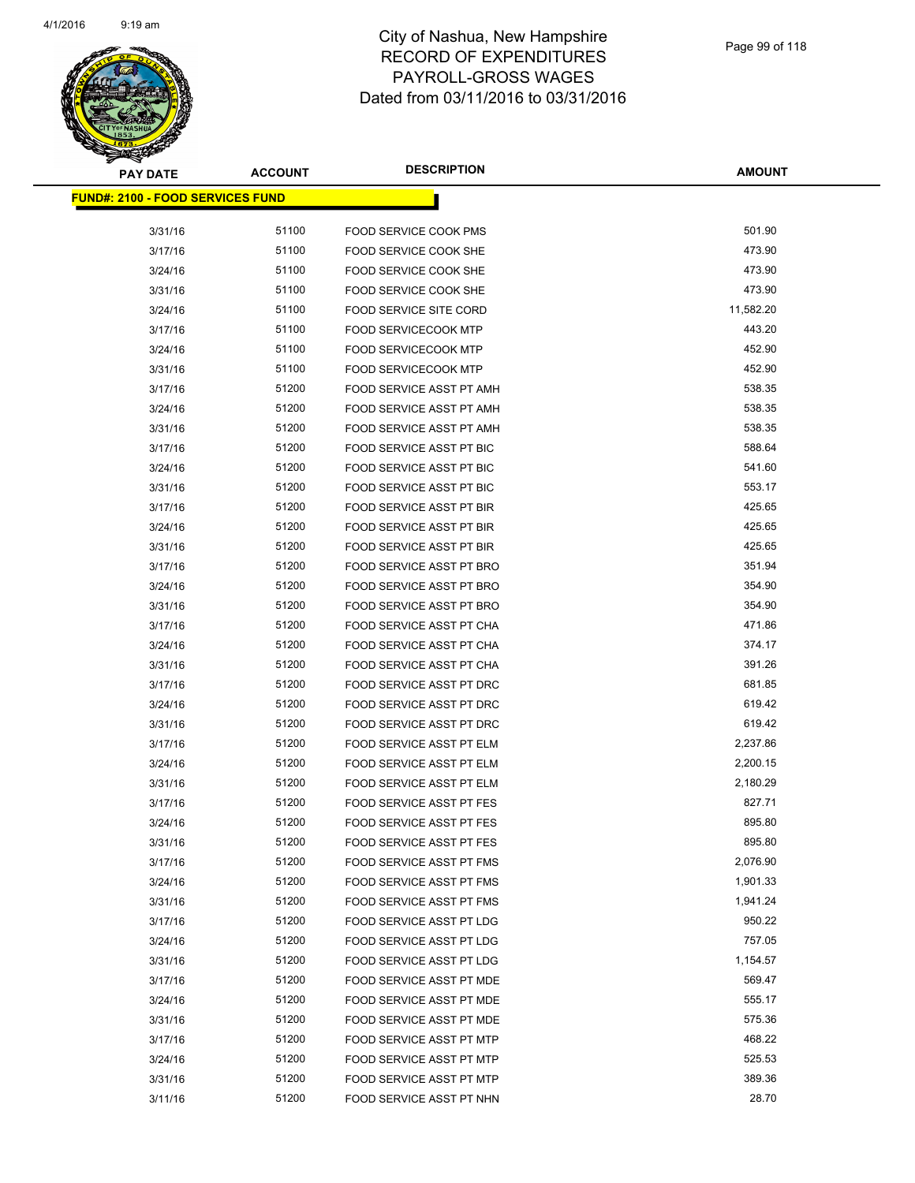# City of Nashua, New Hampshire
## RECORD OF EXPENDITURES
## PAYROLL-GROSS WAGES
## Dated from 03/11/2016 to 03/31/2016

| PAY DATE | ACCOUNT | DESCRIPTION | AMOUNT |
|---|---|---|---|
| **FUND#: 2100 - FOOD SERVICES FUND** | | | |
| 3/31/16 | 51100 | FOOD SERVICE COOK PMS | 501.90 |
| 3/17/16 | 51100 | FOOD SERVICE COOK SHE | 473.90 |
| 3/24/16 | 51100 | FOOD SERVICE COOK SHE | 473.90 |
| 3/31/16 | 51100 | FOOD SERVICE COOK SHE | 473.90 |
| 3/24/16 | 51100 | FOOD SERVICE SITE CORD | 11,582.20 |
| 3/17/16 | 51100 | FOOD SERVICECOOK MTP | 443.20 |
| 3/24/16 | 51100 | FOOD SERVICECOOK MTP | 452.90 |
| 3/31/16 | 51100 | FOOD SERVICECOOK MTP | 452.90 |
| 3/17/16 | 51200 | FOOD SERVICE ASST PT AMH | 538.35 |
| 3/24/16 | 51200 | FOOD SERVICE ASST PT AMH | 538.35 |
| 3/31/16 | 51200 | FOOD SERVICE ASST PT AMH | 538.35 |
| 3/17/16 | 51200 | FOOD SERVICE ASST PT BIC | 588.64 |
| 3/24/16 | 51200 | FOOD SERVICE ASST PT BIC | 541.60 |
| 3/31/16 | 51200 | FOOD SERVICE ASST PT BIC | 553.17 |
| 3/17/16 | 51200 | FOOD SERVICE ASST PT BIR | 425.65 |
| 3/24/16 | 51200 | FOOD SERVICE ASST PT BIR | 425.65 |
| 3/31/16 | 51200 | FOOD SERVICE ASST PT BIR | 425.65 |
| 3/17/16 | 51200 | FOOD SERVICE ASST PT BRO | 351.94 |
| 3/24/16 | 51200 | FOOD SERVICE ASST PT BRO | 354.90 |
| 3/31/16 | 51200 | FOOD SERVICE ASST PT BRO | 354.90 |
| 3/17/16 | 51200 | FOOD SERVICE ASST PT CHA | 471.86 |
| 3/24/16 | 51200 | FOOD SERVICE ASST PT CHA | 374.17 |
| 3/31/16 | 51200 | FOOD SERVICE ASST PT CHA | 391.26 |
| 3/17/16 | 51200 | FOOD SERVICE ASST PT DRC | 681.85 |
| 3/24/16 | 51200 | FOOD SERVICE ASST PT DRC | 619.42 |
| 3/31/16 | 51200 | FOOD SERVICE ASST PT DRC | 619.42 |
| 3/17/16 | 51200 | FOOD SERVICE ASST PT ELM | 2,237.86 |
| 3/24/16 | 51200 | FOOD SERVICE ASST PT ELM | 2,200.15 |
| 3/31/16 | 51200 | FOOD SERVICE ASST PT ELM | 2,180.29 |
| 3/17/16 | 51200 | FOOD SERVICE ASST PT FES | 827.71 |
| 3/24/16 | 51200 | FOOD SERVICE ASST PT FES | 895.80 |
| 3/31/16 | 51200 | FOOD SERVICE ASST PT FES | 895.80 |
| 3/17/16 | 51200 | FOOD SERVICE ASST PT FMS | 2,076.90 |
| 3/24/16 | 51200 | FOOD SERVICE ASST PT FMS | 1,901.33 |
| 3/31/16 | 51200 | FOOD SERVICE ASST PT FMS | 1,941.24 |
| 3/17/16 | 51200 | FOOD SERVICE ASST PT LDG | 950.22 |
| 3/24/16 | 51200 | FOOD SERVICE ASST PT LDG | 757.05 |
| 3/31/16 | 51200 | FOOD SERVICE ASST PT LDG | 1,154.57 |
| 3/17/16 | 51200 | FOOD SERVICE ASST PT MDE | 569.47 |
| 3/24/16 | 51200 | FOOD SERVICE ASST PT MDE | 555.17 |
| 3/31/16 | 51200 | FOOD SERVICE ASST PT MDE | 575.36 |
| 3/17/16 | 51200 | FOOD SERVICE ASST PT MTP | 468.22 |
| 3/24/16 | 51200 | FOOD SERVICE ASST PT MTP | 525.53 |
| 3/31/16 | 51200 | FOOD SERVICE ASST PT MTP | 389.36 |
| 3/11/16 | 51200 | FOOD SERVICE ASST PT NHN | 28.70 |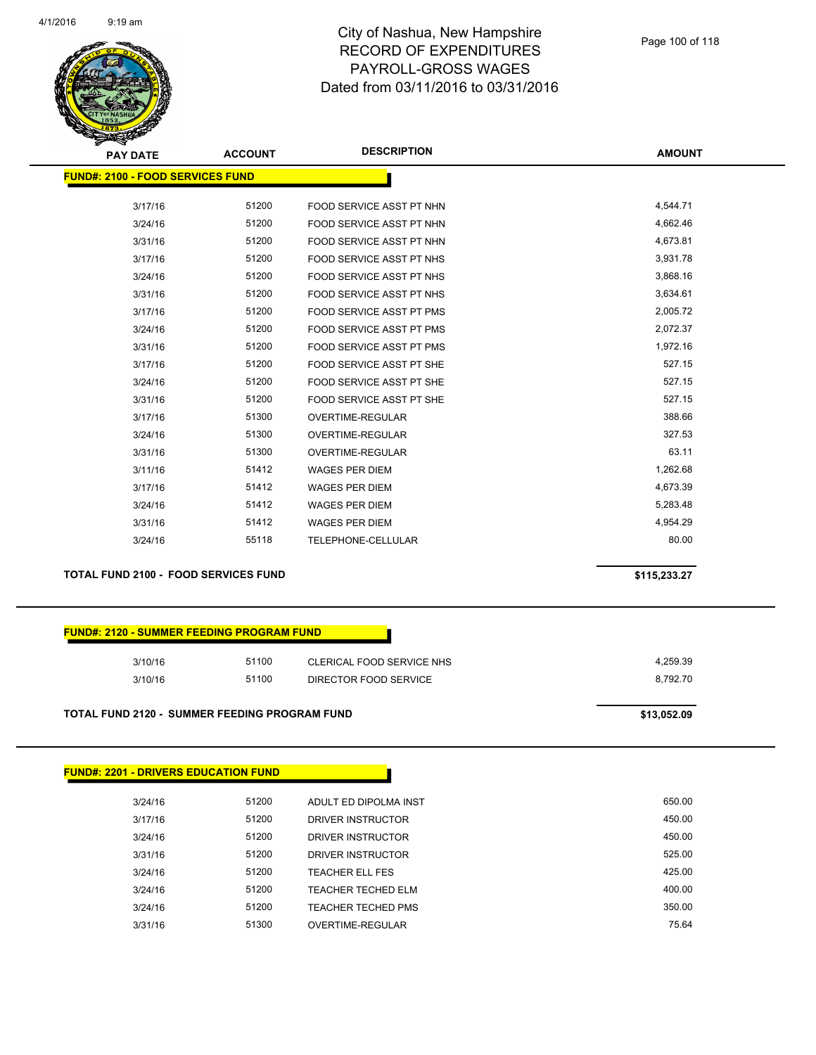# City of Nashua, New Hampshire
## RECORD OF EXPENDITURES
## PAYROLL-GROSS WAGES
## Dated from 03/11/2016 to 03/31/2016

| PAY DATE | ACCOUNT | DESCRIPTION | AMOUNT |
|---|---|---|---|
| **FUND#: 2100 - FOOD SERVICES FUND** | | | |
| 3/17/16 | 51200 | FOOD SERVICE ASST PT NHN | 4,544.71 |
| 3/24/16 | 51200 | FOOD SERVICE ASST PT NHN | 4,662.46 |
| 3/31/16 | 51200 | FOOD SERVICE ASST PT NHN | 4,673.81 |
| 3/17/16 | 51200 | FOOD SERVICE ASST PT NHS | 3,931.78 |
| 3/24/16 | 51200 | FOOD SERVICE ASST PT NHS | 3,868.16 |
| 3/31/16 | 51200 | FOOD SERVICE ASST PT NHS | 3,634.61 |
| 3/17/16 | 51200 | FOOD SERVICE ASST PT PMS | 2,005.72 |
| 3/24/16 | 51200 | FOOD SERVICE ASST PT PMS | 2,072.37 |
| 3/31/16 | 51200 | FOOD SERVICE ASST PT PMS | 1,972.16 |
| 3/17/16 | 51200 | FOOD SERVICE ASST PT SHE | 527.15 |
| 3/24/16 | 51200 | FOOD SERVICE ASST PT SHE | 527.15 |
| 3/31/16 | 51200 | FOOD SERVICE ASST PT SHE | 527.15 |
| 3/17/16 | 51300 | OVERTIME-REGULAR | 388.66 |
| 3/24/16 | 51300 | OVERTIME-REGULAR | 327.53 |
| 3/31/16 | 51300 | OVERTIME-REGULAR | 63.11 |
| 3/11/16 | 51412 | WAGES PER DIEM | 1,262.68 |
| 3/17/16 | 51412 | WAGES PER DIEM | 4,673.39 |
| 3/24/16 | 51412 | WAGES PER DIEM | 5,283.48 |
| 3/31/16 | 51412 | WAGES PER DIEM | 4,954.29 |
| 3/24/16 | 55118 | TELEPHONE-CELLULAR | 80.00 |
| **TOTAL FUND 2100 - FOOD SERVICES FUND** | | | **$115,233.27** |

| PAY DATE | ACCOUNT | DESCRIPTION | AMOUNT |
|---|---|---|---|
| **FUND#: 2120 - SUMMER FEEDING PROGRAM FUND** | | | |
| 3/10/16 | 51100 | CLERICAL FOOD SERVICE NHS | 4,259.39 |
| 3/10/16 | 51100 | DIRECTOR FOOD SERVICE | 8,792.70 |
| **TOTAL FUND 2120 - SUMMER FEEDING PROGRAM FUND** | | | **$13,052.09** |

| PAY DATE | ACCOUNT | DESCRIPTION | AMOUNT |
|---|---|---|---|
| **FUND#: 2201 - DRIVERS EDUCATION FUND** | | | |
| 3/24/16 | 51200 | ADULT ED DIPOLMA INST | 650.00 |
| 3/17/16 | 51200 | DRIVER INSTRUCTOR | 450.00 |
| 3/24/16 | 51200 | DRIVER INSTRUCTOR | 450.00 |
| 3/31/16 | 51200 | DRIVER INSTRUCTOR | 525.00 |
| 3/24/16 | 51200 | TEACHER ELL FES | 425.00 |
| 3/24/16 | 51200 | TEACHER TECHED ELM | 400.00 |
| 3/24/16 | 51200 | TEACHER TECHED PMS | 350.00 |
| 3/31/16 | 51300 | OVERTIME-REGULAR | 75.64 |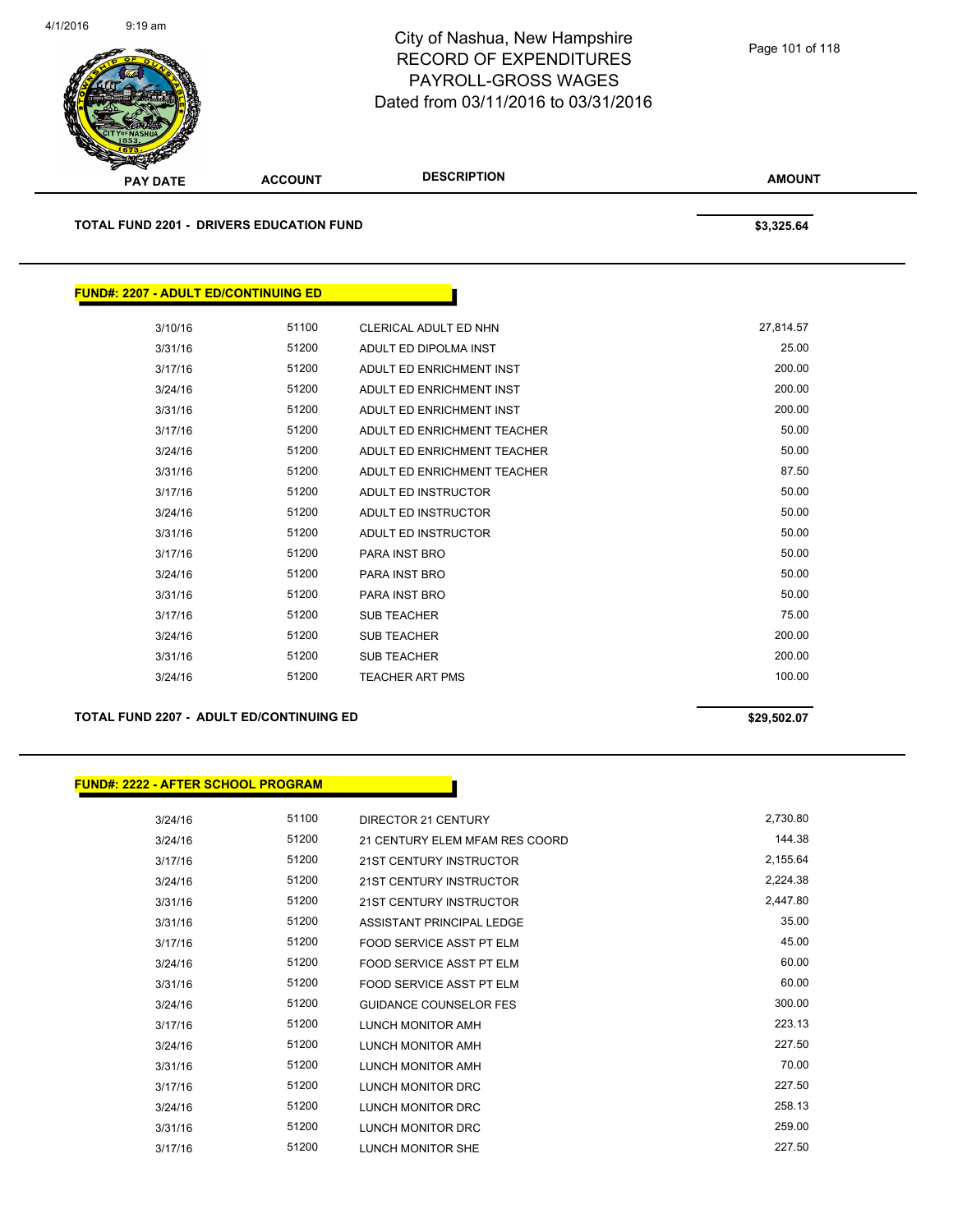# City of Nashua, New Hampshire
## RECORD OF EXPENDITURES
## PAYROLL-GROSS WAGES
## Dated from 03/11/2016 to 03/31/2016

| PAY DATE | ACCOUNT | DESCRIPTION | AMOUNT |
|---|---|---|---|

**TOTAL FUND 2201 - DRIVERS EDUCATION FUND** **$3,325.64**

### FUND#: 2207 - ADULT ED/CONTINUING ED

| PAY DATE | ACCOUNT | DESCRIPTION | AMOUNT |
|---|---|---|---|
| 3/10/16 | 51100 | CLERICAL ADULT ED NHN | 27,814.57 |
| 3/31/16 | 51200 | ADULT ED DIPOLMA INST | 25.00 |
| 3/17/16 | 51200 | ADULT ED ENRICHMENT INST | 200.00 |
| 3/24/16 | 51200 | ADULT ED ENRICHMENT INST | 200.00 |
| 3/31/16 | 51200 | ADULT ED ENRICHMENT INST | 200.00 |
| 3/17/16 | 51200 | ADULT ED ENRICHMENT TEACHER | 50.00 |
| 3/24/16 | 51200 | ADULT ED ENRICHMENT TEACHER | 50.00 |
| 3/31/16 | 51200 | ADULT ED ENRICHMENT TEACHER | 87.50 |
| 3/17/16 | 51200 | ADULT ED INSTRUCTOR | 50.00 |
| 3/24/16 | 51200 | ADULT ED INSTRUCTOR | 50.00 |
| 3/31/16 | 51200 | ADULT ED INSTRUCTOR | 50.00 |
| 3/17/16 | 51200 | PARA INST BRO | 50.00 |
| 3/24/16 | 51200 | PARA INST BRO | 50.00 |
| 3/31/16 | 51200 | PARA INST BRO | 50.00 |
| 3/17/16 | 51200 | SUB TEACHER | 75.00 |
| 3/24/16 | 51200 | SUB TEACHER | 200.00 |
| 3/31/16 | 51200 | SUB TEACHER | 200.00 |
| 3/24/16 | 51200 | TEACHER ART PMS | 100.00 |

**TOTAL FUND 2207 - ADULT ED/CONTINUING ED** **$29,502.07**

### FUND#: 2222 - AFTER SCHOOL PROGRAM

| PAY DATE | ACCOUNT | DESCRIPTION | AMOUNT |
|---|---|---|---|
| 3/24/16 | 51100 | DIRECTOR 21 CENTURY | 2,730.80 |
| 3/24/16 | 51200 | 21 CENTURY ELEM MFAM RES COORD | 144.38 |
| 3/17/16 | 51200 | 21ST CENTURY INSTRUCTOR | 2,155.64 |
| 3/24/16 | 51200 | 21ST CENTURY INSTRUCTOR | 2,224.38 |
| 3/31/16 | 51200 | 21ST CENTURY INSTRUCTOR | 2,447.80 |
| 3/31/16 | 51200 | ASSISTANT PRINCIPAL LEDGE | 35.00 |
| 3/17/16 | 51200 | FOOD SERVICE ASST PT ELM | 45.00 |
| 3/24/16 | 51200 | FOOD SERVICE ASST PT ELM | 60.00 |
| 3/31/16 | 51200 | FOOD SERVICE ASST PT ELM | 60.00 |
| 3/24/16 | 51200 | GUIDANCE COUNSELOR FES | 300.00 |
| 3/17/16 | 51200 | LUNCH MONITOR AMH | 223.13 |
| 3/24/16 | 51200 | LUNCH MONITOR AMH | 227.50 |
| 3/31/16 | 51200 | LUNCH MONITOR AMH | 70.00 |
| 3/17/16 | 51200 | LUNCH MONITOR DRC | 227.50 |
| 3/24/16 | 51200 | LUNCH MONITOR DRC | 258.13 |
| 3/31/16 | 51200 | LUNCH MONITOR DRC | 259.00 |
| 3/17/16 | 51200 | LUNCH MONITOR SHE | 227.50 |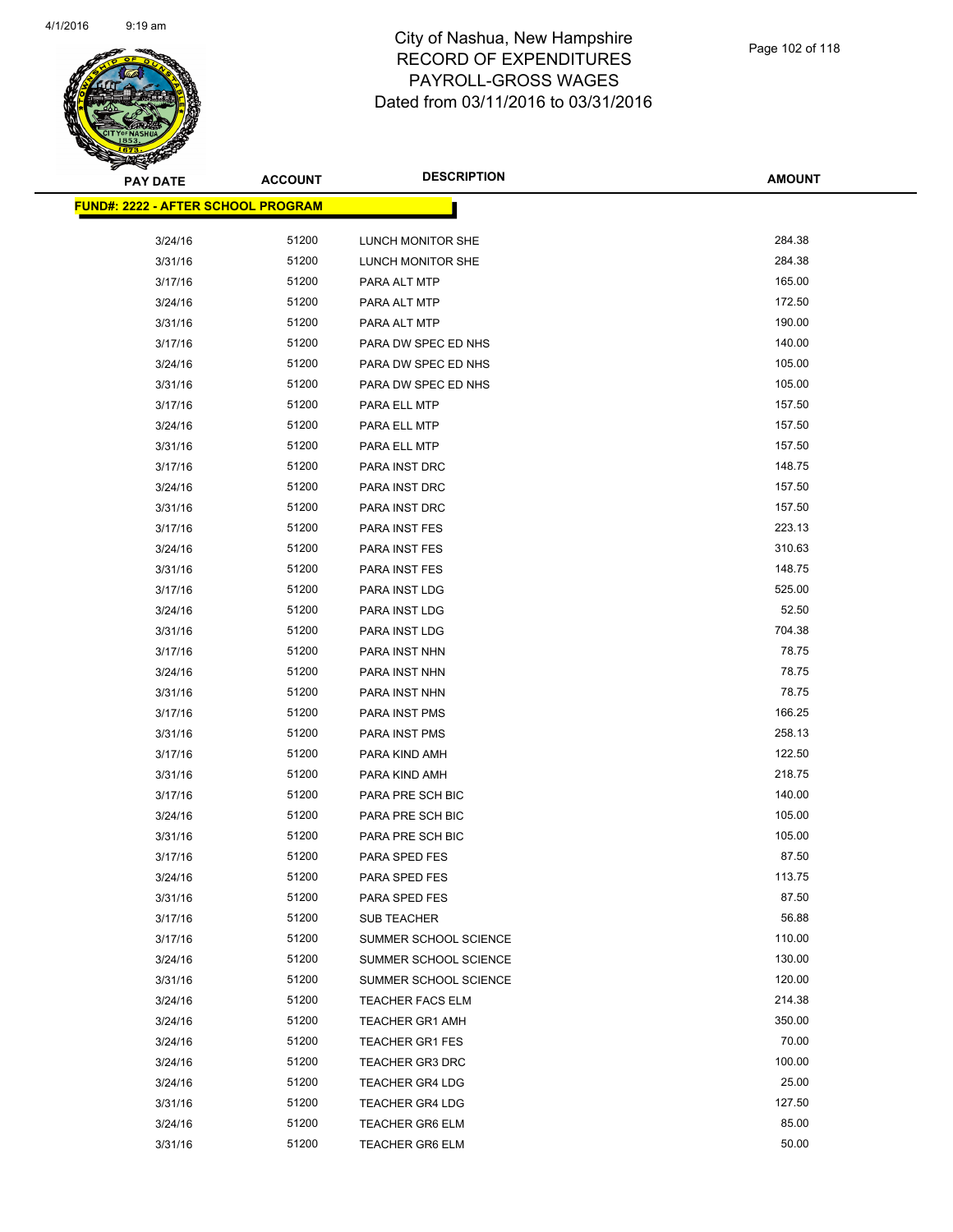# City of Nashua, New Hampshire
# RECORD OF EXPENDITURES
# PAYROLL-GROSS WAGES
# Dated from 03/11/2016 to 03/31/2016

**FUND#: 2222 - AFTER SCHOOL PROGRAM**

| PAY DATE | ACCOUNT | DESCRIPTION | AMOUNT |
|---|---|---|---|
| 3/24/16 | 51200 | LUNCH MONITOR SHE | 284.38 |
| 3/31/16 | 51200 | LUNCH MONITOR SHE | 284.38 |
| 3/17/16 | 51200 | PARA ALT MTP | 165.00 |
| 3/24/16 | 51200 | PARA ALT MTP | 172.50 |
| 3/31/16 | 51200 | PARA ALT MTP | 190.00 |
| 3/17/16 | 51200 | PARA DW SPEC ED NHS | 140.00 |
| 3/24/16 | 51200 | PARA DW SPEC ED NHS | 105.00 |
| 3/31/16 | 51200 | PARA DW SPEC ED NHS | 105.00 |
| 3/17/16 | 51200 | PARA ELL MTP | 157.50 |
| 3/24/16 | 51200 | PARA ELL MTP | 157.50 |
| 3/31/16 | 51200 | PARA ELL MTP | 157.50 |
| 3/17/16 | 51200 | PARA INST DRC | 148.75 |
| 3/24/16 | 51200 | PARA INST DRC | 157.50 |
| 3/31/16 | 51200 | PARA INST DRC | 157.50 |
| 3/17/16 | 51200 | PARA INST FES | 223.13 |
| 3/24/16 | 51200 | PARA INST FES | 310.63 |
| 3/31/16 | 51200 | PARA INST FES | 148.75 |
| 3/17/16 | 51200 | PARA INST LDG | 525.00 |
| 3/24/16 | 51200 | PARA INST LDG | 52.50 |
| 3/31/16 | 51200 | PARA INST LDG | 704.38 |
| 3/17/16 | 51200 | PARA INST NHN | 78.75 |
| 3/24/16 | 51200 | PARA INST NHN | 78.75 |
| 3/31/16 | 51200 | PARA INST NHN | 78.75 |
| 3/17/16 | 51200 | PARA INST PMS | 166.25 |
| 3/31/16 | 51200 | PARA INST PMS | 258.13 |
| 3/17/16 | 51200 | PARA KIND AMH | 122.50 |
| 3/31/16 | 51200 | PARA KIND AMH | 218.75 |
| 3/17/16 | 51200 | PARA PRE SCH BIC | 140.00 |
| 3/24/16 | 51200 | PARA PRE SCH BIC | 105.00 |
| 3/31/16 | 51200 | PARA PRE SCH BIC | 105.00 |
| 3/17/16 | 51200 | PARA SPED FES | 87.50 |
| 3/24/16 | 51200 | PARA SPED FES | 113.75 |
| 3/31/16 | 51200 | PARA SPED FES | 87.50 |
| 3/17/16 | 51200 | SUB TEACHER | 56.88 |
| 3/17/16 | 51200 | SUMMER SCHOOL SCIENCE | 110.00 |
| 3/24/16 | 51200 | SUMMER SCHOOL SCIENCE | 130.00 |
| 3/31/16 | 51200 | SUMMER SCHOOL SCIENCE | 120.00 |
| 3/24/16 | 51200 | TEACHER FACS ELM | 214.38 |
| 3/24/16 | 51200 | TEACHER GR1 AMH | 350.00 |
| 3/24/16 | 51200 | TEACHER GR1 FES | 70.00 |
| 3/24/16 | 51200 | TEACHER GR3 DRC | 100.00 |
| 3/24/16 | 51200 | TEACHER GR4 LDG | 25.00 |
| 3/31/16 | 51200 | TEACHER GR4 LDG | 127.50 |
| 3/24/16 | 51200 | TEACHER GR6 ELM | 85.00 |
| 3/31/16 | 51200 | TEACHER GR6 ELM | 50.00 |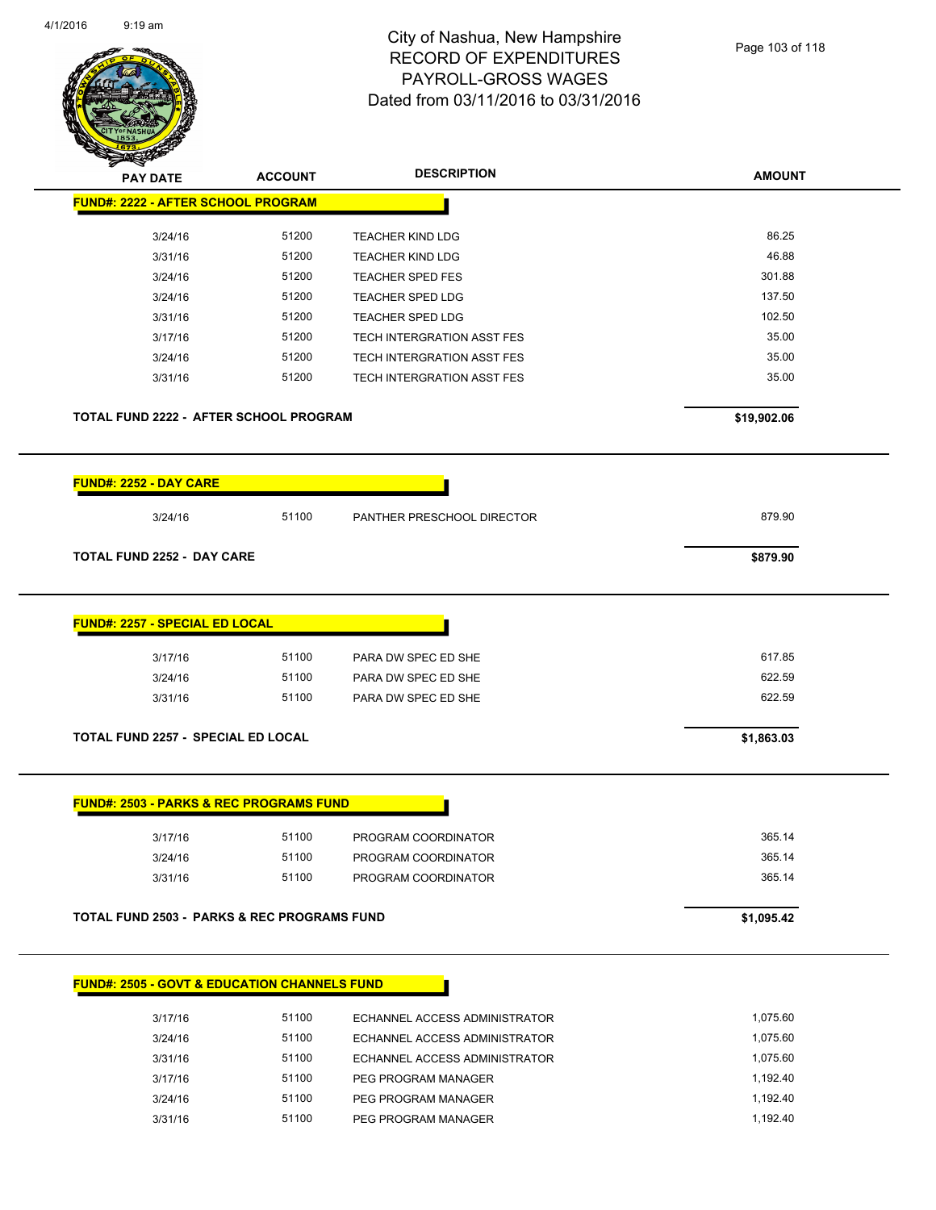# City of Nashua, New Hampshire
## RECORD OF EXPENDITURES
## PAYROLL-GROSS WAGES
## Dated from 03/11/2016 to 03/31/2016

| PAY DATE | ACCOUNT | DESCRIPTION | AMOUNT |
|---|---|---|---|
| **FUND#: 2222 - AFTER SCHOOL PROGRAM** | | | |
| 3/24/16 | 51200 | TEACHER KIND LDG | 86.25 |
| 3/31/16 | 51200 | TEACHER KIND LDG | 46.88 |
| 3/24/16 | 51200 | TEACHER SPED FES | 301.88 |
| 3/24/16 | 51200 | TEACHER SPED LDG | 137.50 |
| 3/31/16 | 51200 | TEACHER SPED LDG | 102.50 |
| 3/17/16 | 51200 | TECH INTERGRATION ASST FES | 35.00 |
| 3/24/16 | 51200 | TECH INTERGRATION ASST FES | 35.00 |
| 3/31/16 | 51200 | TECH INTERGRATION ASST FES | 35.00 |
| **TOTAL FUND 2222 - AFTER SCHOOL PROGRAM** | | | **$19,902.06** |
| **FUND#: 2252 - DAY CARE** | | | |
| 3/24/16 | 51100 | PANTHER PRESCHOOL DIRECTOR | 879.90 |
| **TOTAL FUND 2252 - DAY CARE** | | | **$879.90** |
| **FUND#: 2257 - SPECIAL ED LOCAL** | | | |
| 3/17/16 | 51100 | PARA DW SPEC ED SHE | 617.85 |
| 3/24/16 | 51100 | PARA DW SPEC ED SHE | 622.59 |
| 3/31/16 | 51100 | PARA DW SPEC ED SHE | 622.59 |
| **TOTAL FUND 2257 - SPECIAL ED LOCAL** | | | **$1,863.03** |
| **FUND#: 2503 - PARKS & REC PROGRAMS FUND** | | | |
| 3/17/16 | 51100 | PROGRAM COORDINATOR | 365.14 |
| 3/24/16 | 51100 | PROGRAM COORDINATOR | 365.14 |
| 3/31/16 | 51100 | PROGRAM COORDINATOR | 365.14 |
| **TOTAL FUND 2503 - PARKS & REC PROGRAMS FUND** | | | **$1,095.42** |
| **FUND#: 2505 - GOVT & EDUCATION CHANNELS FUND** | | | |
| 3/17/16 | 51100 | ECHANNEL ACCESS ADMINISTRATOR | 1,075.60 |
| 3/24/16 | 51100 | ECHANNEL ACCESS ADMINISTRATOR | 1,075.60 |
| 3/31/16 | 51100 | ECHANNEL ACCESS ADMINISTRATOR | 1,075.60 |
| 3/17/16 | 51100 | PEG PROGRAM MANAGER | 1,192.40 |
| 3/24/16 | 51100 | PEG PROGRAM MANAGER | 1,192.40 |
| 3/31/16 | 51100 | PEG PROGRAM MANAGER | 1,192.40 |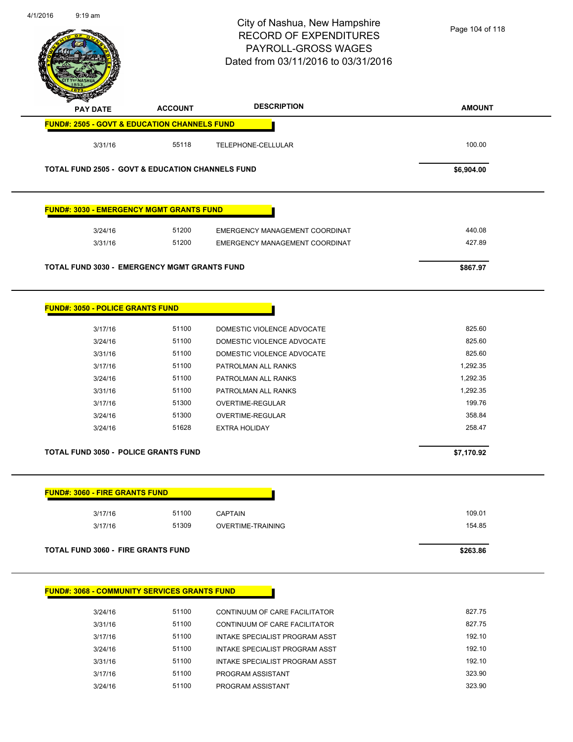City of Nashua, New Hampshire
RECORD OF EXPENDITURES
PAYROLL-GROSS WAGES
Dated from 03/11/2016 to 03/31/2016

| PAY DATE | ACCOUNT | DESCRIPTION | AMOUNT |
|---|---|---|---|
| **FUND#: 2505 - GOVT & EDUCATION CHANNELS FUND** | | | |
| 3/31/16 | 55118 | TELEPHONE-CELLULAR | 100.00 |
| **TOTAL FUND 2505 - GOVT & EDUCATION CHANNELS FUND** | | | **$6,904.00** |
| **FUND#: 3030 - EMERGENCY MGMT GRANTS FUND** | | | |
| 3/24/16 | 51200 | EMERGENCY MANAGEMENT COORDINAT | 440.08 |
| 3/31/16 | 51200 | EMERGENCY MANAGEMENT COORDINAT | 427.89 |
| **TOTAL FUND 3030 - EMERGENCY MGMT GRANTS FUND** | | | **$867.97** |
| **FUND#: 3050 - POLICE GRANTS FUND** | | | |
| 3/17/16 | 51100 | DOMESTIC VIOLENCE ADVOCATE | 825.60 |
| 3/24/16 | 51100 | DOMESTIC VIOLENCE ADVOCATE | 825.60 |
| 3/31/16 | 51100 | DOMESTIC VIOLENCE ADVOCATE | 825.60 |
| 3/17/16 | 51100 | PATROLMAN ALL RANKS | 1,292.35 |
| 3/24/16 | 51100 | PATROLMAN ALL RANKS | 1,292.35 |
| 3/31/16 | 51100 | PATROLMAN ALL RANKS | 1,292.35 |
| 3/17/16 | 51300 | OVERTIME-REGULAR | 199.76 |
| 3/24/16 | 51300 | OVERTIME-REGULAR | 358.84 |
| 3/24/16 | 51628 | EXTRA HOLIDAY | 258.47 |
| **TOTAL FUND 3050 - POLICE GRANTS FUND** | | | **$7,170.92** |
| **FUND#: 3060 - FIRE GRANTS FUND** | | | |
| 3/17/16 | 51100 | CAPTAIN | 109.01 |
| 3/17/16 | 51309 | OVERTIME-TRAINING | 154.85 |
| **TOTAL FUND 3060 - FIRE GRANTS FUND** | | | **$263.86** |
| **FUND#: 3068 - COMMUNITY SERVICES GRANTS FUND** | | | |
| 3/24/16 | 51100 | CONTINUUM OF CARE FACILITATOR | 827.75 |
| 3/31/16 | 51100 | CONTINUUM OF CARE FACILITATOR | 827.75 |
| 3/17/16 | 51100 | INTAKE SPECIALIST PROGRAM ASST | 192.10 |
| 3/24/16 | 51100 | INTAKE SPECIALIST PROGRAM ASST | 192.10 |
| 3/31/16 | 51100 | INTAKE SPECIALIST PROGRAM ASST | 192.10 |
| 3/17/16 | 51100 | PROGRAM ASSISTANT | 323.90 |
| 3/24/16 | 51100 | PROGRAM ASSISTANT | 323.90 |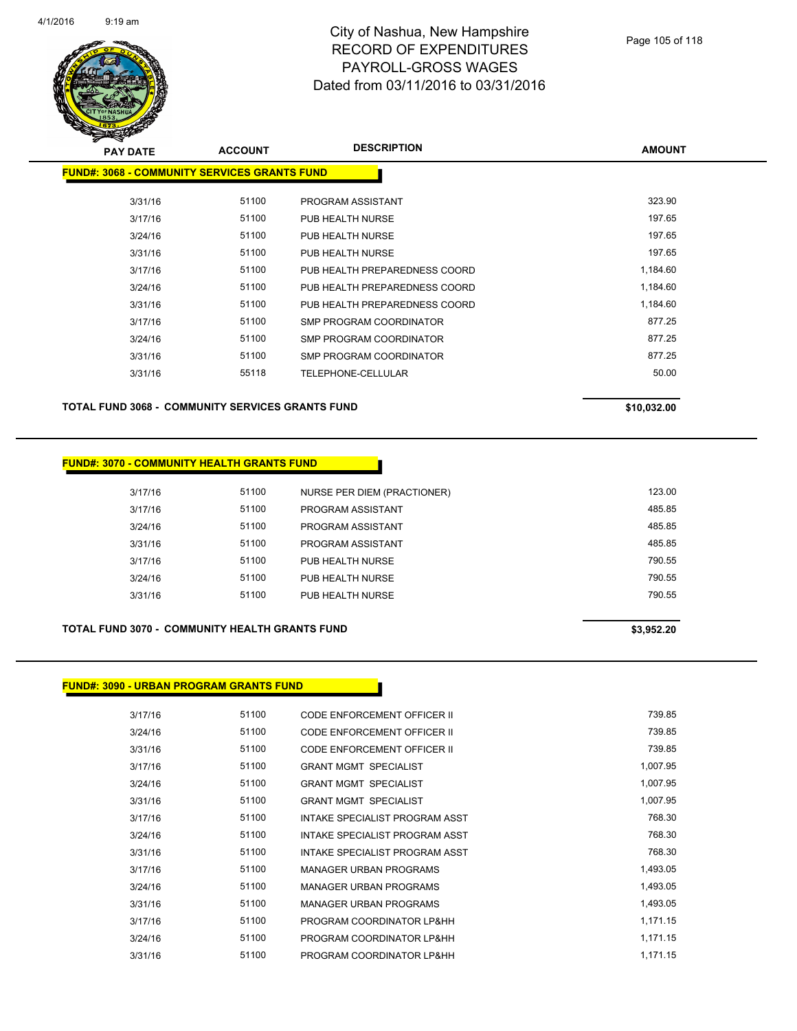# City of Nashua, New Hampshire
# RECORD OF EXPENDITURES
# PAYROLL-GROSS WAGES
# Dated from 03/11/2016 to 03/31/2016

**FUND#: 3068 - COMMUNITY SERVICES GRANTS FUND**

| PAY DATE | ACCOUNT | DESCRIPTION | AMOUNT |
|---|---|---|---|
| 3/31/16 | 51100 | PROGRAM ASSISTANT | 323.90 |
| 3/17/16 | 51100 | PUB HEALTH NURSE | 197.65 |
| 3/24/16 | 51100 | PUB HEALTH NURSE | 197.65 |
| 3/31/16 | 51100 | PUB HEALTH NURSE | 197.65 |
| 3/17/16 | 51100 | PUB HEALTH PREPAREDNESS COORD | 1,184.60 |
| 3/24/16 | 51100 | PUB HEALTH PREPAREDNESS COORD | 1,184.60 |
| 3/31/16 | 51100 | PUB HEALTH PREPAREDNESS COORD | 1,184.60 |
| 3/17/16 | 51100 | SMP PROGRAM COORDINATOR | 877.25 |
| 3/24/16 | 51100 | SMP PROGRAM COORDINATOR | 877.25 |
| 3/31/16 | 51100 | SMP PROGRAM COORDINATOR | 877.25 |
| 3/31/16 | 55118 | TELEPHONE-CELLULAR | 50.00 |

**TOTAL FUND 3068 - COMMUNITY SERVICES GRANTS FUND** **$10,032.00**

**FUND#: 3070 - COMMUNITY HEALTH GRANTS FUND**

| PAY DATE | ACCOUNT | DESCRIPTION | AMOUNT |
|---|---|---|---|
| 3/17/16 | 51100 | NURSE PER DIEM (PRACTIONER) | 123.00 |
| 3/17/16 | 51100 | PROGRAM ASSISTANT | 485.85 |
| 3/24/16 | 51100 | PROGRAM ASSISTANT | 485.85 |
| 3/31/16 | 51100 | PROGRAM ASSISTANT | 485.85 |
| 3/17/16 | 51100 | PUB HEALTH NURSE | 790.55 |
| 3/24/16 | 51100 | PUB HEALTH NURSE | 790.55 |
| 3/31/16 | 51100 | PUB HEALTH NURSE | 790.55 |

**TOTAL FUND 3070 - COMMUNITY HEALTH GRANTS FUND** **$3,952.20**

**FUND#: 3090 - URBAN PROGRAM GRANTS FUND**

| PAY DATE | ACCOUNT | DESCRIPTION | AMOUNT |
|---|---|---|---|
| 3/17/16 | 51100 | CODE ENFORCEMENT OFFICER II | 739.85 |
| 3/24/16 | 51100 | CODE ENFORCEMENT OFFICER II | 739.85 |
| 3/31/16 | 51100 | CODE ENFORCEMENT OFFICER II | 739.85 |
| 3/17/16 | 51100 | GRANT MGMT SPECIALIST | 1,007.95 |
| 3/24/16 | 51100 | GRANT MGMT SPECIALIST | 1,007.95 |
| 3/31/16 | 51100 | GRANT MGMT SPECIALIST | 1,007.95 |
| 3/17/16 | 51100 | INTAKE SPECIALIST PROGRAM ASST | 768.30 |
| 3/24/16 | 51100 | INTAKE SPECIALIST PROGRAM ASST | 768.30 |
| 3/31/16 | 51100 | INTAKE SPECIALIST PROGRAM ASST | 768.30 |
| 3/17/16 | 51100 | MANAGER URBAN PROGRAMS | 1,493.05 |
| 3/24/16 | 51100 | MANAGER URBAN PROGRAMS | 1,493.05 |
| 3/31/16 | 51100 | MANAGER URBAN PROGRAMS | 1,493.05 |
| 3/17/16 | 51100 | PROGRAM COORDINATOR LP&HH | 1,171.15 |
| 3/24/16 | 51100 | PROGRAM COORDINATOR LP&HH | 1,171.15 |
| 3/31/16 | 51100 | PROGRAM COORDINATOR LP&HH | 1,171.15 |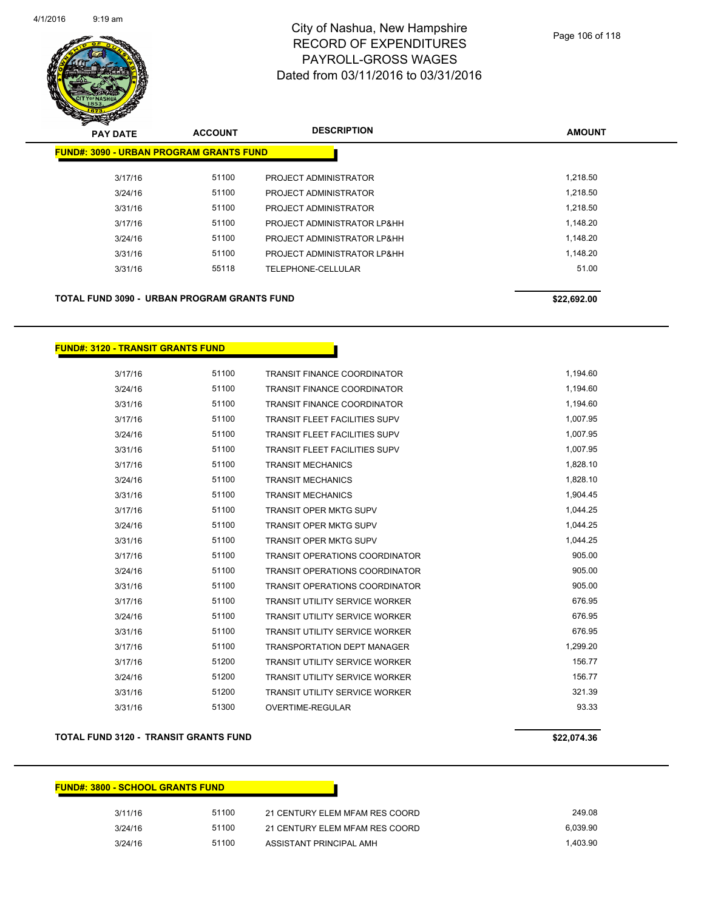# City of Nashua, New Hampshire
## RECORD OF EXPENDITURES
## PAYROLL-GROSS WAGES
## Dated from 03/11/2016 to 03/31/2016

**FUND#: 3090 - URBAN PROGRAM GRANTS FUND**

| PAY DATE | ACCOUNT | DESCRIPTION | AMOUNT |
|---|---|---|---|
| 3/17/16 | 51100 | PROJECT ADMINISTRATOR | 1,218.50 |
| 3/24/16 | 51100 | PROJECT ADMINISTRATOR | 1,218.50 |
| 3/31/16 | 51100 | PROJECT ADMINISTRATOR | 1,218.50 |
| 3/17/16 | 51100 | PROJECT ADMINISTRATOR LP&HH | 1,148.20 |
| 3/24/16 | 51100 | PROJECT ADMINISTRATOR LP&HH | 1,148.20 |
| 3/31/16 | 51100 | PROJECT ADMINISTRATOR LP&HH | 1,148.20 |
| 3/31/16 | 55118 | TELEPHONE-CELLULAR | 51.00 |

**TOTAL FUND 3090 - URBAN PROGRAM GRANTS FUND** **$22,692.00**

**FUND#: 3120 - TRANSIT GRANTS FUND**

| PAY DATE | ACCOUNT | DESCRIPTION | AMOUNT |
|---|---|---|---|
| 3/17/16 | 51100 | TRANSIT FINANCE COORDINATOR | 1,194.60 |
| 3/24/16 | 51100 | TRANSIT FINANCE COORDINATOR | 1,194.60 |
| 3/31/16 | 51100 | TRANSIT FINANCE COORDINATOR | 1,194.60 |
| 3/17/16 | 51100 | TRANSIT FLEET FACILITIES SUPV | 1,007.95 |
| 3/24/16 | 51100 | TRANSIT FLEET FACILITIES SUPV | 1,007.95 |
| 3/31/16 | 51100 | TRANSIT FLEET FACILITIES SUPV | 1,007.95 |
| 3/17/16 | 51100 | TRANSIT MECHANICS | 1,828.10 |
| 3/24/16 | 51100 | TRANSIT MECHANICS | 1,828.10 |
| 3/31/16 | 51100 | TRANSIT MECHANICS | 1,904.45 |
| 3/17/16 | 51100 | TRANSIT OPER MKTG SUPV | 1,044.25 |
| 3/24/16 | 51100 | TRANSIT OPER MKTG SUPV | 1,044.25 |
| 3/31/16 | 51100 | TRANSIT OPER MKTG SUPV | 1,044.25 |
| 3/17/16 | 51100 | TRANSIT OPERATIONS COORDINATOR | 905.00 |
| 3/24/16 | 51100 | TRANSIT OPERATIONS COORDINATOR | 905.00 |
| 3/31/16 | 51100 | TRANSIT OPERATIONS COORDINATOR | 905.00 |
| 3/17/16 | 51100 | TRANSIT UTILITY SERVICE WORKER | 676.95 |
| 3/24/16 | 51100 | TRANSIT UTILITY SERVICE WORKER | 676.95 |
| 3/31/16 | 51100 | TRANSIT UTILITY SERVICE WORKER | 676.95 |
| 3/17/16 | 51100 | TRANSPORTATION DEPT MANAGER | 1,299.20 |
| 3/17/16 | 51200 | TRANSIT UTILITY SERVICE WORKER | 156.77 |
| 3/24/16 | 51200 | TRANSIT UTILITY SERVICE WORKER | 156.77 |
| 3/31/16 | 51200 | TRANSIT UTILITY SERVICE WORKER | 321.39 |
| 3/31/16 | 51300 | OVERTIME-REGULAR | 93.33 |

**TOTAL FUND 3120 - TRANSIT GRANTS FUND** **$22,074.36**

**FUND#: 3800 - SCHOOL GRANTS FUND**

| PAY DATE | ACCOUNT | DESCRIPTION | AMOUNT |
|---|---|---|---|
| 3/11/16 | 51100 | 21 CENTURY ELEM MFAM RES COORD | 249.08 |
| 3/24/16 | 51100 | 21 CENTURY ELEM MFAM RES COORD | 6,039.90 |
| 3/24/16 | 51100 | ASSISTANT PRINCIPAL AMH | 1,403.90 |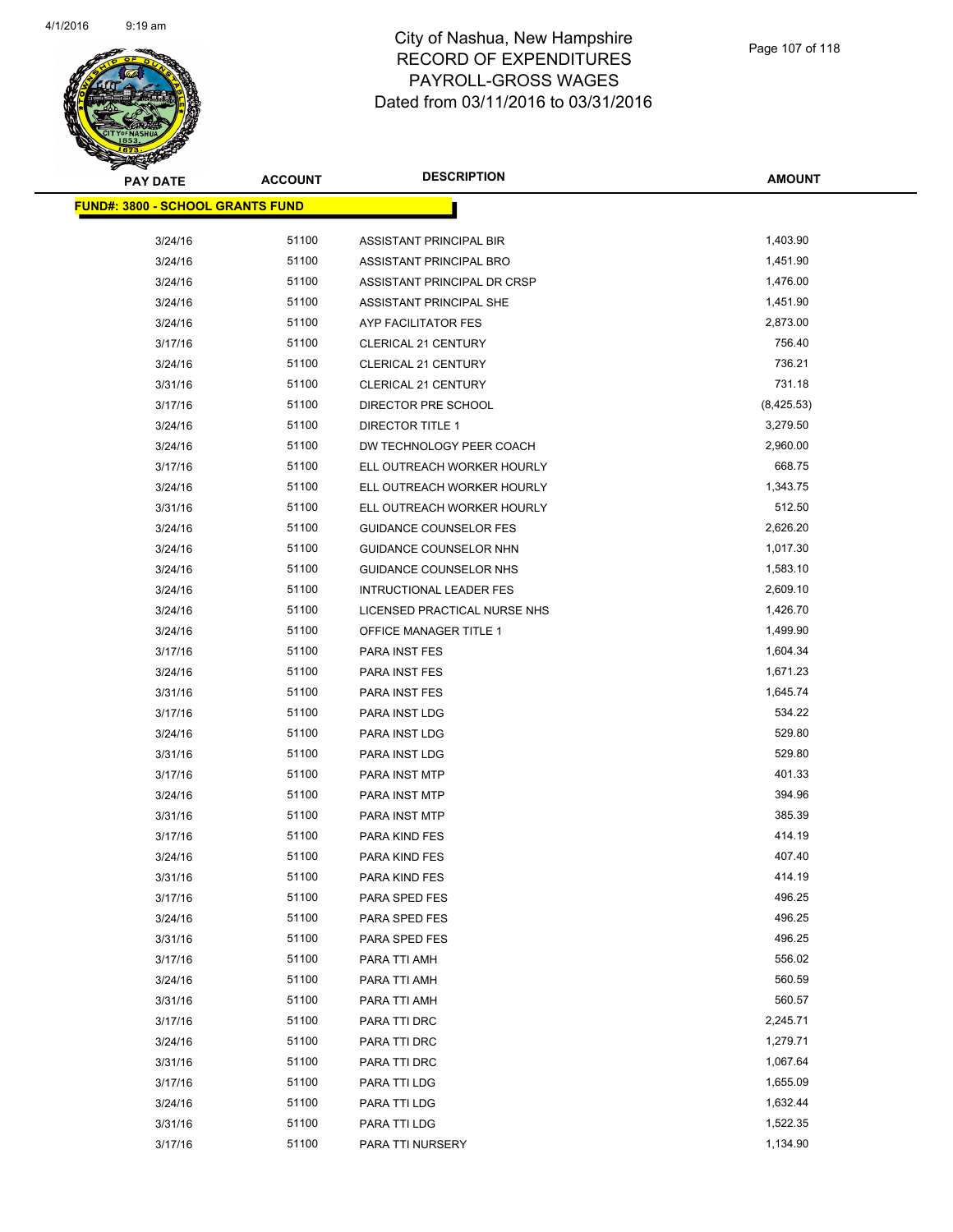# City of Nashua, New Hampshire
## RECORD OF EXPENDITURES
## PAYROLL-GROSS WAGES
## Dated from 03/11/2016 to 03/31/2016

| PAY DATE | ACCOUNT | DESCRIPTION | AMOUNT |
|---|---|---|---|
| **FUND#: 3800 - SCHOOL GRANTS FUND** | | | |
| 3/24/16 | 51100 | ASSISTANT PRINCIPAL BIR | 1,403.90 |
| 3/24/16 | 51100 | ASSISTANT PRINCIPAL BRO | 1,451.90 |
| 3/24/16 | 51100 | ASSISTANT PRINCIPAL DR CRSP | 1,476.00 |
| 3/24/16 | 51100 | ASSISTANT PRINCIPAL SHE | 1,451.90 |
| 3/24/16 | 51100 | AYP FACILITATOR FES | 2,873.00 |
| 3/17/16 | 51100 | CLERICAL 21 CENTURY | 756.40 |
| 3/24/16 | 51100 | CLERICAL 21 CENTURY | 736.21 |
| 3/31/16 | 51100 | CLERICAL 21 CENTURY | 731.18 |
| 3/17/16 | 51100 | DIRECTOR PRE SCHOOL | (8,425.53) |
| 3/24/16 | 51100 | DIRECTOR TITLE 1 | 3,279.50 |
| 3/24/16 | 51100 | DW TECHNOLOGY PEER COACH | 2,960.00 |
| 3/17/16 | 51100 | ELL OUTREACH WORKER HOURLY | 668.75 |
| 3/24/16 | 51100 | ELL OUTREACH WORKER HOURLY | 1,343.75 |
| 3/31/16 | 51100 | ELL OUTREACH WORKER HOURLY | 512.50 |
| 3/24/16 | 51100 | GUIDANCE COUNSELOR FES | 2,626.20 |
| 3/24/16 | 51100 | GUIDANCE COUNSELOR NHN | 1,017.30 |
| 3/24/16 | 51100 | GUIDANCE COUNSELOR NHS | 1,583.10 |
| 3/24/16 | 51100 | INTRUCTIONAL LEADER FES | 2,609.10 |
| 3/24/16 | 51100 | LICENSED PRACTICAL NURSE NHS | 1,426.70 |
| 3/24/16 | 51100 | OFFICE MANAGER TITLE 1 | 1,499.90 |
| 3/17/16 | 51100 | PARA INST FES | 1,604.34 |
| 3/24/16 | 51100 | PARA INST FES | 1,671.23 |
| 3/31/16 | 51100 | PARA INST FES | 1,645.74 |
| 3/17/16 | 51100 | PARA INST LDG | 534.22 |
| 3/24/16 | 51100 | PARA INST LDG | 529.80 |
| 3/31/16 | 51100 | PARA INST LDG | 529.80 |
| 3/17/16 | 51100 | PARA INST MTP | 401.33 |
| 3/24/16 | 51100 | PARA INST MTP | 394.96 |
| 3/31/16 | 51100 | PARA INST MTP | 385.39 |
| 3/17/16 | 51100 | PARA KIND FES | 414.19 |
| 3/24/16 | 51100 | PARA KIND FES | 407.40 |
| 3/31/16 | 51100 | PARA KIND FES | 414.19 |
| 3/17/16 | 51100 | PARA SPED FES | 496.25 |
| 3/24/16 | 51100 | PARA SPED FES | 496.25 |
| 3/31/16 | 51100 | PARA SPED FES | 496.25 |
| 3/17/16 | 51100 | PARA TTI AMH | 556.02 |
| 3/24/16 | 51100 | PARA TTI AMH | 560.59 |
| 3/31/16 | 51100 | PARA TTI AMH | 560.57 |
| 3/17/16 | 51100 | PARA TTI DRC | 2,245.71 |
| 3/24/16 | 51100 | PARA TTI DRC | 1,279.71 |
| 3/31/16 | 51100 | PARA TTI DRC | 1,067.64 |
| 3/17/16 | 51100 | PARA TTI LDG | 1,655.09 |
| 3/24/16 | 51100 | PARA TTI LDG | 1,632.44 |
| 3/31/16 | 51100 | PARA TTI LDG | 1,522.35 |
| 3/17/16 | 51100 | PARA TTI NURSERY | 1,134.90 |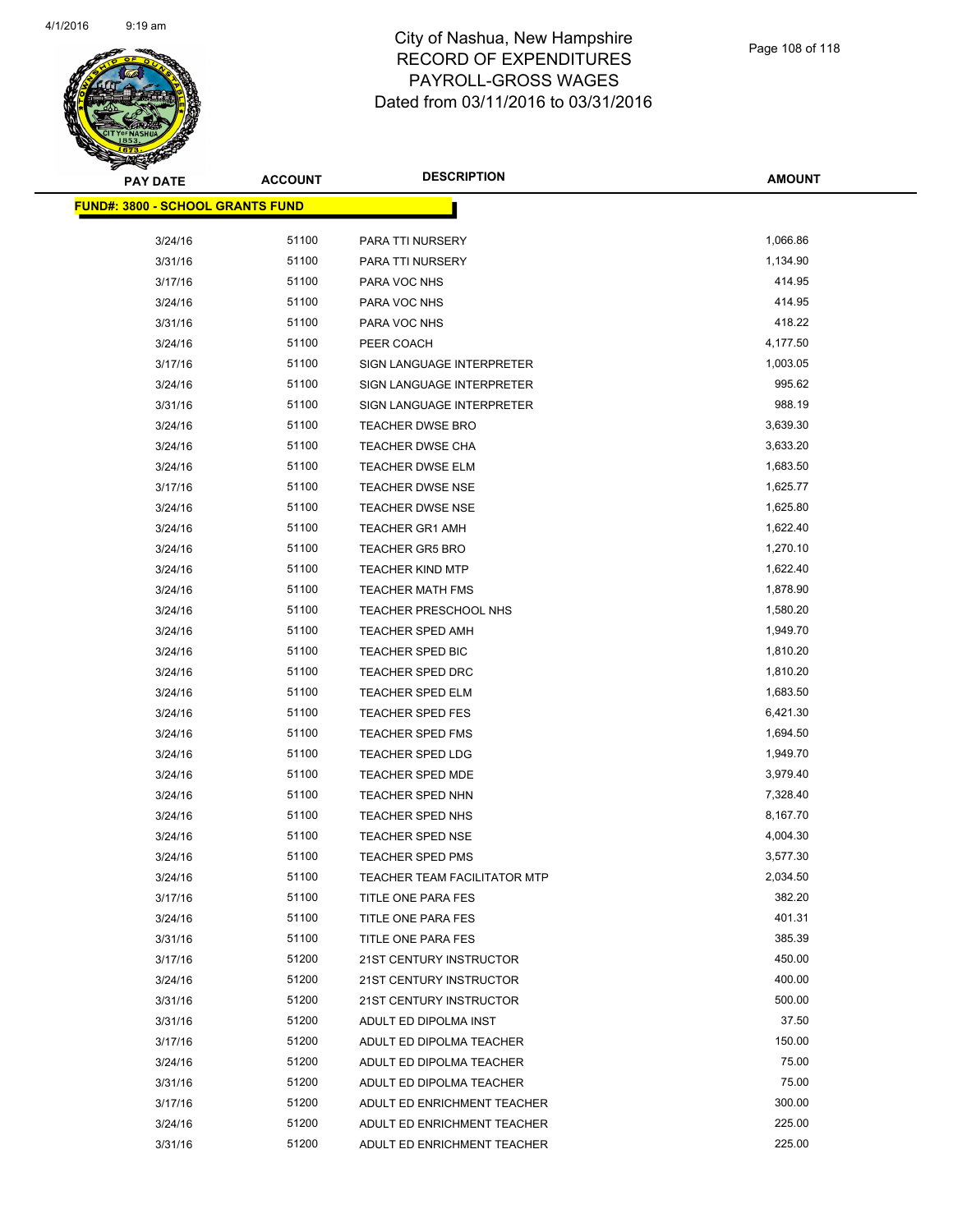# City of Nashua, New Hampshire
# RECORD OF EXPENDITURES
# PAYROLL-GROSS WAGES
# Dated from 03/11/2016 to 03/31/2016

**FUND#: 3800 - SCHOOL GRANTS FUND**

| PAY DATE | ACCOUNT | DESCRIPTION | AMOUNT |
|---|---|---|---|
| 3/24/16 | 51100 | PARA TTI NURSERY | 1,066.86 |
| 3/31/16 | 51100 | PARA TTI NURSERY | 1,134.90 |
| 3/17/16 | 51100 | PARA VOC NHS | 414.95 |
| 3/24/16 | 51100 | PARA VOC NHS | 414.95 |
| 3/31/16 | 51100 | PARA VOC NHS | 418.22 |
| 3/24/16 | 51100 | PEER COACH | 4,177.50 |
| 3/17/16 | 51100 | SIGN LANGUAGE INTERPRETER | 1,003.05 |
| 3/24/16 | 51100 | SIGN LANGUAGE INTERPRETER | 995.62 |
| 3/31/16 | 51100 | SIGN LANGUAGE INTERPRETER | 988.19 |
| 3/24/16 | 51100 | TEACHER DWSE BRO | 3,639.30 |
| 3/24/16 | 51100 | TEACHER DWSE CHA | 3,633.20 |
| 3/24/16 | 51100 | TEACHER DWSE ELM | 1,683.50 |
| 3/17/16 | 51100 | TEACHER DWSE NSE | 1,625.77 |
| 3/24/16 | 51100 | TEACHER DWSE NSE | 1,625.80 |
| 3/24/16 | 51100 | TEACHER GR1 AMH | 1,622.40 |
| 3/24/16 | 51100 | TEACHER GR5 BRO | 1,270.10 |
| 3/24/16 | 51100 | TEACHER KIND MTP | 1,622.40 |
| 3/24/16 | 51100 | TEACHER MATH FMS | 1,878.90 |
| 3/24/16 | 51100 | TEACHER PRESCHOOL NHS | 1,580.20 |
| 3/24/16 | 51100 | TEACHER SPED AMH | 1,949.70 |
| 3/24/16 | 51100 | TEACHER SPED BIC | 1,810.20 |
| 3/24/16 | 51100 | TEACHER SPED DRC | 1,810.20 |
| 3/24/16 | 51100 | TEACHER SPED ELM | 1,683.50 |
| 3/24/16 | 51100 | TEACHER SPED FES | 6,421.30 |
| 3/24/16 | 51100 | TEACHER SPED FMS | 1,694.50 |
| 3/24/16 | 51100 | TEACHER SPED LDG | 1,949.70 |
| 3/24/16 | 51100 | TEACHER SPED MDE | 3,979.40 |
| 3/24/16 | 51100 | TEACHER SPED NHN | 7,328.40 |
| 3/24/16 | 51100 | TEACHER SPED NHS | 8,167.70 |
| 3/24/16 | 51100 | TEACHER SPED NSE | 4,004.30 |
| 3/24/16 | 51100 | TEACHER SPED PMS | 3,577.30 |
| 3/24/16 | 51100 | TEACHER TEAM FACILITATOR MTP | 2,034.50 |
| 3/17/16 | 51100 | TITLE ONE PARA FES | 382.20 |
| 3/24/16 | 51100 | TITLE ONE PARA FES | 401.31 |
| 3/31/16 | 51100 | TITLE ONE PARA FES | 385.39 |
| 3/17/16 | 51200 | 21ST CENTURY INSTRUCTOR | 450.00 |
| 3/24/16 | 51200 | 21ST CENTURY INSTRUCTOR | 400.00 |
| 3/31/16 | 51200 | 21ST CENTURY INSTRUCTOR | 500.00 |
| 3/31/16 | 51200 | ADULT ED DIPOLMA INST | 37.50 |
| 3/17/16 | 51200 | ADULT ED DIPOLMA TEACHER | 150.00 |
| 3/24/16 | 51200 | ADULT ED DIPOLMA TEACHER | 75.00 |
| 3/31/16 | 51200 | ADULT ED DIPOLMA TEACHER | 75.00 |
| 3/17/16 | 51200 | ADULT ED ENRICHMENT TEACHER | 300.00 |
| 3/24/16 | 51200 | ADULT ED ENRICHMENT TEACHER | 225.00 |
| 3/31/16 | 51200 | ADULT ED ENRICHMENT TEACHER | 225.00 |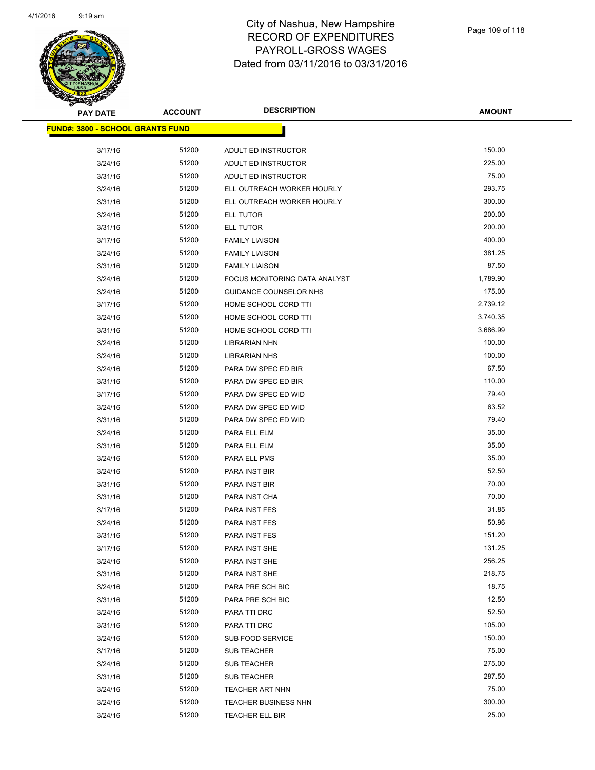# City of Nashua, New Hampshire
## RECORD OF EXPENDITURES
## PAYROLL-GROSS WAGES
## Dated from 03/11/2016 to 03/31/2016

**FUND#: 3800 - SCHOOL GRANTS FUND**

| PAY DATE | ACCOUNT | DESCRIPTION | AMOUNT |
|---|---|---|---|
| 3/17/16 | 51200 | ADULT ED INSTRUCTOR | 150.00 |
| 3/24/16 | 51200 | ADULT ED INSTRUCTOR | 225.00 |
| 3/31/16 | 51200 | ADULT ED INSTRUCTOR | 75.00 |
| 3/24/16 | 51200 | ELL OUTREACH WORKER HOURLY | 293.75 |
| 3/31/16 | 51200 | ELL OUTREACH WORKER HOURLY | 300.00 |
| 3/24/16 | 51200 | ELL TUTOR | 200.00 |
| 3/31/16 | 51200 | ELL TUTOR | 200.00 |
| 3/17/16 | 51200 | FAMILY LIAISON | 400.00 |
| 3/24/16 | 51200 | FAMILY LIAISON | 381.25 |
| 3/31/16 | 51200 | FAMILY LIAISON | 87.50 |
| 3/24/16 | 51200 | FOCUS MONITORING DATA ANALYST | 1,789.90 |
| 3/24/16 | 51200 | GUIDANCE COUNSELOR NHS | 175.00 |
| 3/17/16 | 51200 | HOME SCHOOL CORD TTI | 2,739.12 |
| 3/24/16 | 51200 | HOME SCHOOL CORD TTI | 3,740.35 |
| 3/31/16 | 51200 | HOME SCHOOL CORD TTI | 3,686.99 |
| 3/24/16 | 51200 | LIBRARIAN NHN | 100.00 |
| 3/24/16 | 51200 | LIBRARIAN NHS | 100.00 |
| 3/24/16 | 51200 | PARA DW SPEC ED BIR | 67.50 |
| 3/31/16 | 51200 | PARA DW SPEC ED BIR | 110.00 |
| 3/17/16 | 51200 | PARA DW SPEC ED WID | 79.40 |
| 3/24/16 | 51200 | PARA DW SPEC ED WID | 63.52 |
| 3/31/16 | 51200 | PARA DW SPEC ED WID | 79.40 |
| 3/24/16 | 51200 | PARA ELL ELM | 35.00 |
| 3/31/16 | 51200 | PARA ELL ELM | 35.00 |
| 3/24/16 | 51200 | PARA ELL PMS | 35.00 |
| 3/24/16 | 51200 | PARA INST BIR | 52.50 |
| 3/31/16 | 51200 | PARA INST BIR | 70.00 |
| 3/31/16 | 51200 | PARA INST CHA | 70.00 |
| 3/17/16 | 51200 | PARA INST FES | 31.85 |
| 3/24/16 | 51200 | PARA INST FES | 50.96 |
| 3/31/16 | 51200 | PARA INST FES | 151.20 |
| 3/17/16 | 51200 | PARA INST SHE | 131.25 |
| 3/24/16 | 51200 | PARA INST SHE | 256.25 |
| 3/31/16 | 51200 | PARA INST SHE | 218.75 |
| 3/24/16 | 51200 | PARA PRE SCH BIC | 18.75 |
| 3/31/16 | 51200 | PARA PRE SCH BIC | 12.50 |
| 3/24/16 | 51200 | PARA TTI DRC | 52.50 |
| 3/31/16 | 51200 | PARA TTI DRC | 105.00 |
| 3/24/16 | 51200 | SUB FOOD SERVICE | 150.00 |
| 3/17/16 | 51200 | SUB TEACHER | 75.00 |
| 3/24/16 | 51200 | SUB TEACHER | 275.00 |
| 3/31/16 | 51200 | SUB TEACHER | 287.50 |
| 3/24/16 | 51200 | TEACHER ART NHN | 75.00 |
| 3/24/16 | 51200 | TEACHER BUSINESS NHN | 300.00 |
| 3/24/16 | 51200 | TEACHER ELL BIR | 25.00 |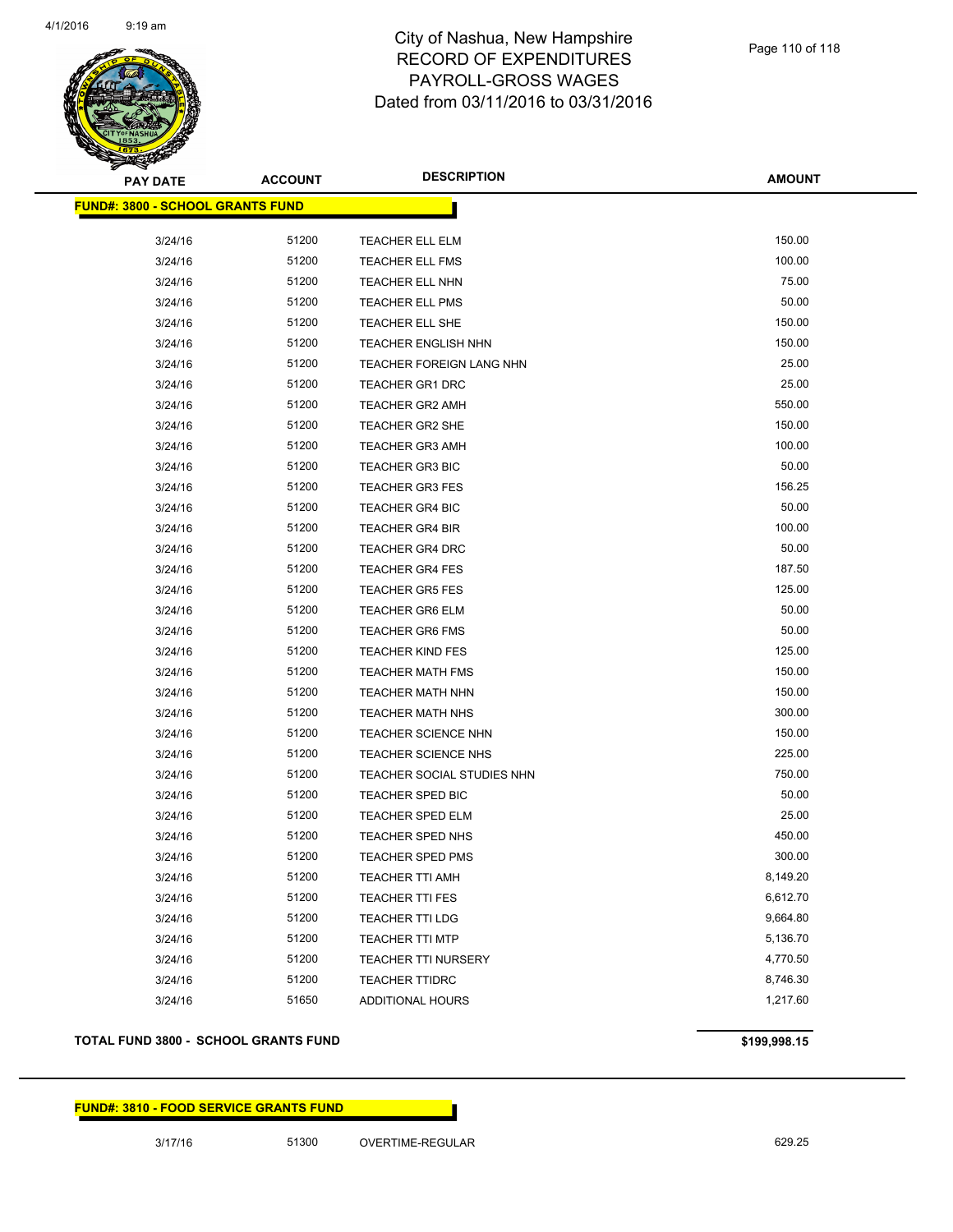# City of Nashua, New Hampshire
## RECORD OF EXPENDITURES
## PAYROLL-GROSS WAGES
## Dated from 03/11/2016 to 03/31/2016

| PAY DATE | ACCOUNT | DESCRIPTION | AMOUNT |
|---|---|---|---|
| **FUND#: 3800 - SCHOOL GRANTS FUND** | | | |
| 3/24/16 | 51200 | TEACHER ELL ELM | 150.00 |
| 3/24/16 | 51200 | TEACHER ELL FMS | 100.00 |
| 3/24/16 | 51200 | TEACHER ELL NHN | 75.00 |
| 3/24/16 | 51200 | TEACHER ELL PMS | 50.00 |
| 3/24/16 | 51200 | TEACHER ELL SHE | 150.00 |
| 3/24/16 | 51200 | TEACHER ENGLISH NHN | 150.00 |
| 3/24/16 | 51200 | TEACHER FOREIGN LANG NHN | 25.00 |
| 3/24/16 | 51200 | TEACHER GR1 DRC | 25.00 |
| 3/24/16 | 51200 | TEACHER GR2 AMH | 550.00 |
| 3/24/16 | 51200 | TEACHER GR2 SHE | 150.00 |
| 3/24/16 | 51200 | TEACHER GR3 AMH | 100.00 |
| 3/24/16 | 51200 | TEACHER GR3 BIC | 50.00 |
| 3/24/16 | 51200 | TEACHER GR3 FES | 156.25 |
| 3/24/16 | 51200 | TEACHER GR4 BIC | 50.00 |
| 3/24/16 | 51200 | TEACHER GR4 BIR | 100.00 |
| 3/24/16 | 51200 | TEACHER GR4 DRC | 50.00 |
| 3/24/16 | 51200 | TEACHER GR4 FES | 187.50 |
| 3/24/16 | 51200 | TEACHER GR5 FES | 125.00 |
| 3/24/16 | 51200 | TEACHER GR6 ELM | 50.00 |
| 3/24/16 | 51200 | TEACHER GR6 FMS | 50.00 |
| 3/24/16 | 51200 | TEACHER KIND FES | 125.00 |
| 3/24/16 | 51200 | TEACHER MATH FMS | 150.00 |
| 3/24/16 | 51200 | TEACHER MATH NHN | 150.00 |
| 3/24/16 | 51200 | TEACHER MATH NHS | 300.00 |
| 3/24/16 | 51200 | TEACHER SCIENCE NHN | 150.00 |
| 3/24/16 | 51200 | TEACHER SCIENCE NHS | 225.00 |
| 3/24/16 | 51200 | TEACHER SOCIAL STUDIES NHN | 750.00 |
| 3/24/16 | 51200 | TEACHER SPED BIC | 50.00 |
| 3/24/16 | 51200 | TEACHER SPED ELM | 25.00 |
| 3/24/16 | 51200 | TEACHER SPED NHS | 450.00 |
| 3/24/16 | 51200 | TEACHER SPED PMS | 300.00 |
| 3/24/16 | 51200 | TEACHER TTI AMH | 8,149.20 |
| 3/24/16 | 51200 | TEACHER TTI FES | 6,612.70 |
| 3/24/16 | 51200 | TEACHER TTI LDG | 9,664.80 |
| 3/24/16 | 51200 | TEACHER TTI MTP | 5,136.70 |
| 3/24/16 | 51200 | TEACHER TTI NURSERY | 4,770.50 |
| 3/24/16 | 51200 | TEACHER TTIDRC | 8,746.30 |
| 3/24/16 | 51650 | ADDITIONAL HOURS | 1,217.60 |
| **TOTAL FUND 3800 - SCHOOL GRANTS FUND** | | | **$199,998.15** |
| **FUND#: 3810 - FOOD SERVICE GRANTS FUND** | | | |
| 3/17/16 | 51300 | OVERTIME-REGULAR | 629.25 |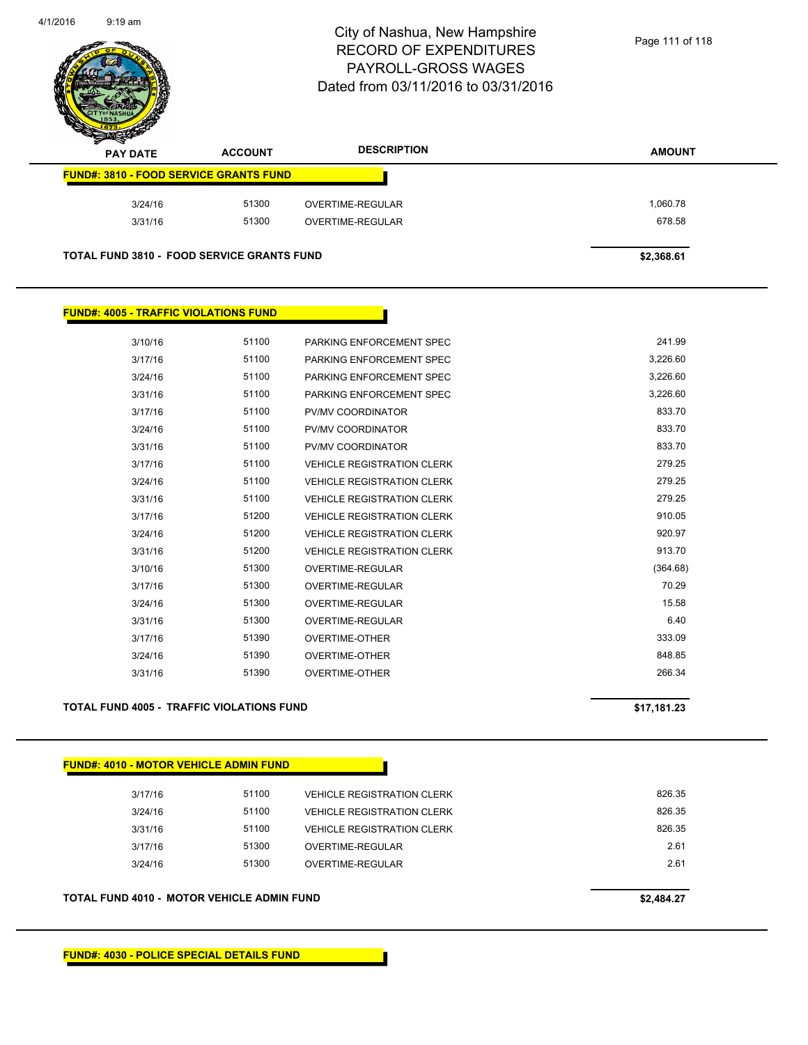# City of Nashua, New Hampshire
# RECORD OF EXPENDITURES
# PAYROLL-GROSS WAGES
# Dated from 03/11/2016 to 03/31/2016

| PAY DATE | ACCOUNT | DESCRIPTION | AMOUNT |
|---|---|---|---|
| **FUND#: 3810 - FOOD SERVICE GRANTS FUND** | | | |
| 3/24/16 | 51300 | OVERTIME-REGULAR | 1,060.78 |
| 3/31/16 | 51300 | OVERTIME-REGULAR | 678.58 |
| **TOTAL FUND 3810 - FOOD SERVICE GRANTS FUND** | | | **$2,368.61** |
| **FUND#: 4005 - TRAFFIC VIOLATIONS FUND** | | | |
| 3/10/16 | 51100 | PARKING ENFORCEMENT SPEC | 241.99 |
| 3/17/16 | 51100 | PARKING ENFORCEMENT SPEC | 3,226.60 |
| 3/24/16 | 51100 | PARKING ENFORCEMENT SPEC | 3,226.60 |
| 3/31/16 | 51100 | PARKING ENFORCEMENT SPEC | 3,226.60 |
| 3/17/16 | 51100 | PV/MV COORDINATOR | 833.70 |
| 3/24/16 | 51100 | PV/MV COORDINATOR | 833.70 |
| 3/31/16 | 51100 | PV/MV COORDINATOR | 833.70 |
| 3/17/16 | 51100 | VEHICLE REGISTRATION CLERK | 279.25 |
| 3/24/16 | 51100 | VEHICLE REGISTRATION CLERK | 279.25 |
| 3/31/16 | 51100 | VEHICLE REGISTRATION CLERK | 279.25 |
| 3/17/16 | 51200 | VEHICLE REGISTRATION CLERK | 910.05 |
| 3/24/16 | 51200 | VEHICLE REGISTRATION CLERK | 920.97 |
| 3/31/16 | 51200 | VEHICLE REGISTRATION CLERK | 913.70 |
| 3/10/16 | 51300 | OVERTIME-REGULAR | (364.68) |
| 3/17/16 | 51300 | OVERTIME-REGULAR | 70.29 |
| 3/24/16 | 51300 | OVERTIME-REGULAR | 15.58 |
| 3/31/16 | 51300 | OVERTIME-REGULAR | 6.40 |
| 3/17/16 | 51390 | OVERTIME-OTHER | 333.09 |
| 3/24/16 | 51390 | OVERTIME-OTHER | 848.85 |
| 3/31/16 | 51390 | OVERTIME-OTHER | 266.34 |
| **TOTAL FUND 4005 - TRAFFIC VIOLATIONS FUND** | | | **$17,181.23** |
| **FUND#: 4010 - MOTOR VEHICLE ADMIN FUND** | | | |
| 3/17/16 | 51100 | VEHICLE REGISTRATION CLERK | 826.35 |
| 3/24/16 | 51100 | VEHICLE REGISTRATION CLERK | 826.35 |
| 3/31/16 | 51100 | VEHICLE REGISTRATION CLERK | 826.35 |
| 3/17/16 | 51300 | OVERTIME-REGULAR | 2.61 |
| 3/24/16 | 51300 | OVERTIME-REGULAR | 2.61 |
| **TOTAL FUND 4010 - MOTOR VEHICLE ADMIN FUND** | | | **$2,484.27** |

**FUND#: 4030 - POLICE SPECIAL DETAILS FUND**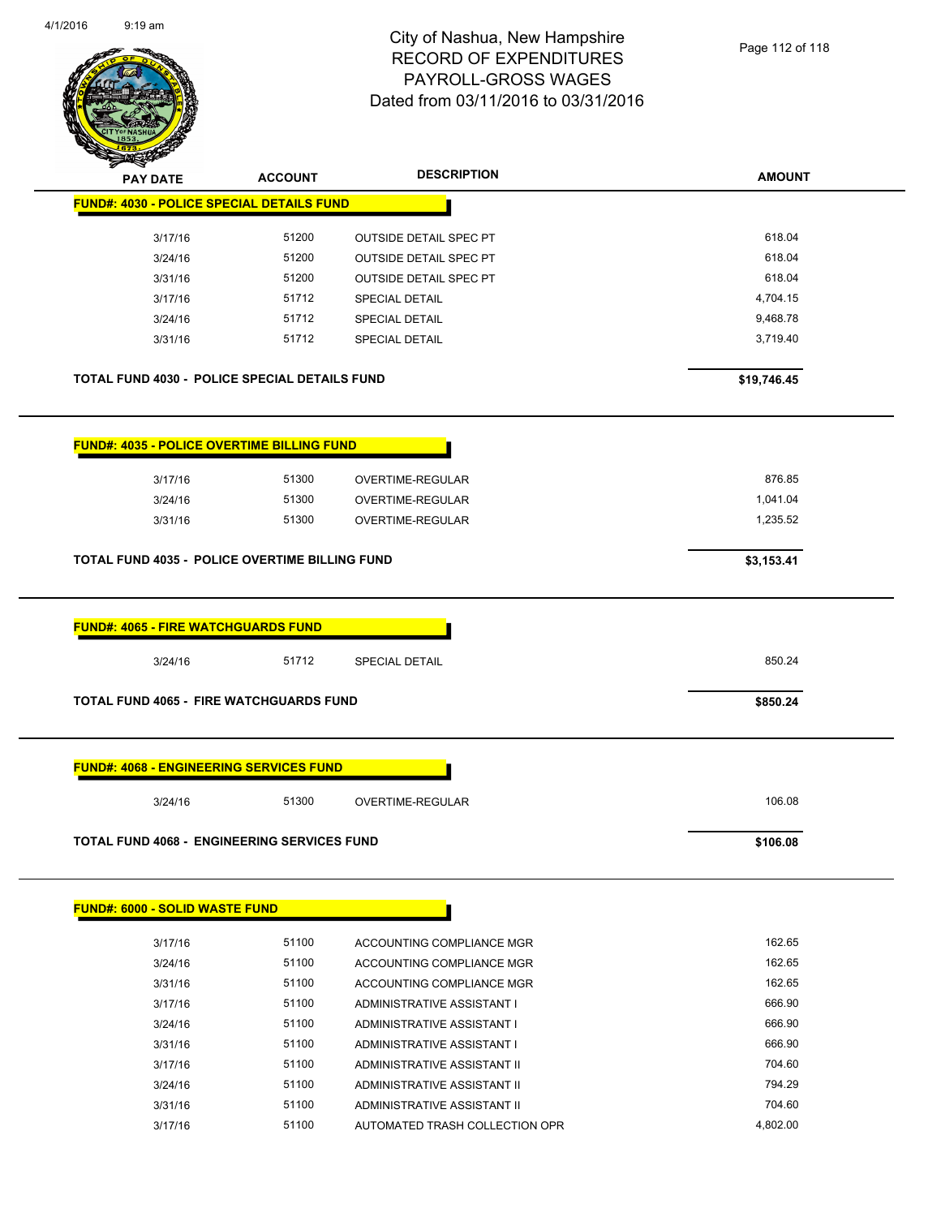# City of Nashua, New Hampshire
# RECORD OF EXPENDITURES
# PAYROLL-GROSS WAGES
# Dated from 03/11/2016 to 03/31/2016

## FUND#: 4030 - POLICE SPECIAL DETAILS FUND

| PAY DATE | ACCOUNT | DESCRIPTION | AMOUNT |
|---|---|---|---|
| 3/17/16 | 51200 | OUTSIDE DETAIL SPEC PT | 618.04 |
| 3/24/16 | 51200 | OUTSIDE DETAIL SPEC PT | 618.04 |
| 3/31/16 | 51200 | OUTSIDE DETAIL SPEC PT | 618.04 |
| 3/17/16 | 51712 | SPECIAL DETAIL | 4,704.15 |
| 3/24/16 | 51712 | SPECIAL DETAIL | 9,468.78 |
| 3/31/16 | 51712 | SPECIAL DETAIL | 3,719.40 |

**TOTAL FUND 4030 - POLICE SPECIAL DETAILS FUND** **$19,746.45**

## FUND#: 4035 - POLICE OVERTIME BILLING FUND

| PAY DATE | ACCOUNT | DESCRIPTION | AMOUNT |
|---|---|---|---|
| 3/17/16 | 51300 | OVERTIME-REGULAR | 876.85 |
| 3/24/16 | 51300 | OVERTIME-REGULAR | 1,041.04 |
| 3/31/16 | 51300 | OVERTIME-REGULAR | 1,235.52 |

**TOTAL FUND 4035 - POLICE OVERTIME BILLING FUND** **$3,153.41**

## FUND#: 4065 - FIRE WATCHGUARDS FUND

| PAY DATE | ACCOUNT | DESCRIPTION | AMOUNT |
|---|---|---|---|
| 3/24/16 | 51712 | SPECIAL DETAIL | 850.24 |

**TOTAL FUND 4065 - FIRE WATCHGUARDS FUND** **$850.24**

## FUND#: 4068 - ENGINEERING SERVICES FUND

| PAY DATE | ACCOUNT | DESCRIPTION | AMOUNT |
|---|---|---|---|
| 3/24/16 | 51300 | OVERTIME-REGULAR | 106.08 |

**TOTAL FUND 4068 - ENGINEERING SERVICES FUND** **$106.08**

## FUND#: 6000 - SOLID WASTE FUND

| PAY DATE | ACCOUNT | DESCRIPTION | AMOUNT |
|---|---|---|---|
| 3/17/16 | 51100 | ACCOUNTING COMPLIANCE MGR | 162.65 |
| 3/24/16 | 51100 | ACCOUNTING COMPLIANCE MGR | 162.65 |
| 3/31/16 | 51100 | ACCOUNTING COMPLIANCE MGR | 162.65 |
| 3/17/16 | 51100 | ADMINISTRATIVE ASSISTANT I | 666.90 |
| 3/24/16 | 51100 | ADMINISTRATIVE ASSISTANT I | 666.90 |
| 3/31/16 | 51100 | ADMINISTRATIVE ASSISTANT I | 666.90 |
| 3/17/16 | 51100 | ADMINISTRATIVE ASSISTANT II | 704.60 |
| 3/24/16 | 51100 | ADMINISTRATIVE ASSISTANT II | 794.29 |
| 3/31/16 | 51100 | ADMINISTRATIVE ASSISTANT II | 704.60 |
| 3/17/16 | 51100 | AUTOMATED TRASH COLLECTION OPR | 4,802.00 |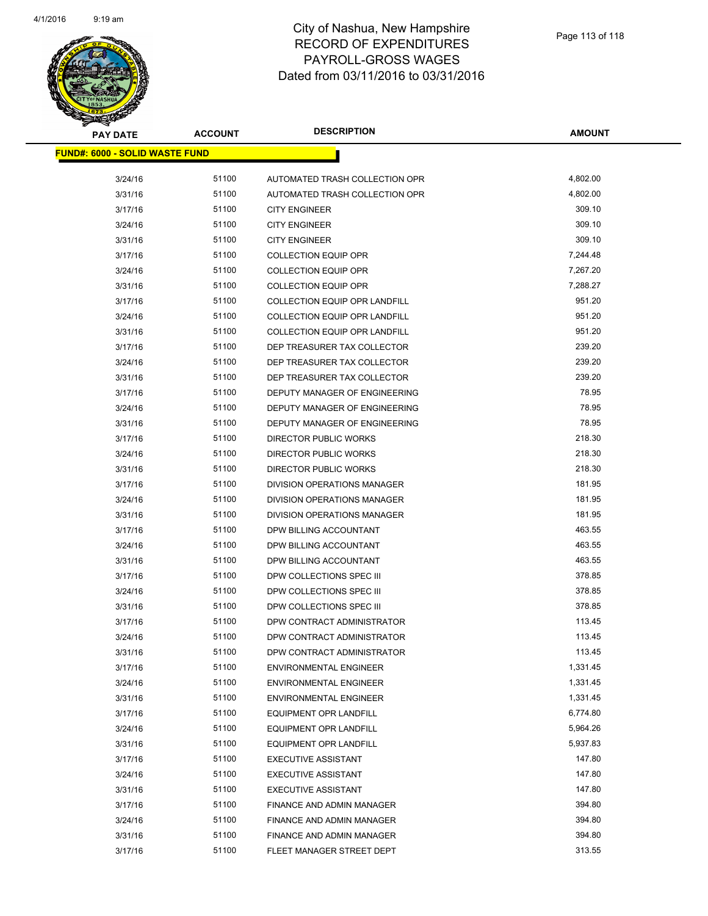# City of Nashua, New Hampshire
## RECORD OF EXPENDITURES
## PAYROLL-GROSS WAGES
## Dated from 03/11/2016 to 03/31/2016

| PAY DATE | ACCOUNT | DESCRIPTION | AMOUNT |
|---|---|---|---|
| **FUND#: 6000 - SOLID WASTE FUND** | | | |
| 3/24/16 | 51100 | AUTOMATED TRASH COLLECTION OPR | 4,802.00 |
| 3/31/16 | 51100 | AUTOMATED TRASH COLLECTION OPR | 4,802.00 |
| 3/17/16 | 51100 | CITY ENGINEER | 309.10 |
| 3/24/16 | 51100 | CITY ENGINEER | 309.10 |
| 3/31/16 | 51100 | CITY ENGINEER | 309.10 |
| 3/17/16 | 51100 | COLLECTION EQUIP OPR | 7,244.48 |
| 3/24/16 | 51100 | COLLECTION EQUIP OPR | 7,267.20 |
| 3/31/16 | 51100 | COLLECTION EQUIP OPR | 7,288.27 |
| 3/17/16 | 51100 | COLLECTION EQUIP OPR LANDFILL | 951.20 |
| 3/24/16 | 51100 | COLLECTION EQUIP OPR LANDFILL | 951.20 |
| 3/31/16 | 51100 | COLLECTION EQUIP OPR LANDFILL | 951.20 |
| 3/17/16 | 51100 | DEP TREASURER TAX COLLECTOR | 239.20 |
| 3/24/16 | 51100 | DEP TREASURER TAX COLLECTOR | 239.20 |
| 3/31/16 | 51100 | DEP TREASURER TAX COLLECTOR | 239.20 |
| 3/17/16 | 51100 | DEPUTY MANAGER OF ENGINEERING | 78.95 |
| 3/24/16 | 51100 | DEPUTY MANAGER OF ENGINEERING | 78.95 |
| 3/31/16 | 51100 | DEPUTY MANAGER OF ENGINEERING | 78.95 |
| 3/17/16 | 51100 | DIRECTOR PUBLIC WORKS | 218.30 |
| 3/24/16 | 51100 | DIRECTOR PUBLIC WORKS | 218.30 |
| 3/31/16 | 51100 | DIRECTOR PUBLIC WORKS | 218.30 |
| 3/17/16 | 51100 | DIVISION OPERATIONS MANAGER | 181.95 |
| 3/24/16 | 51100 | DIVISION OPERATIONS MANAGER | 181.95 |
| 3/31/16 | 51100 | DIVISION OPERATIONS MANAGER | 181.95 |
| 3/17/16 | 51100 | DPW BILLING ACCOUNTANT | 463.55 |
| 3/24/16 | 51100 | DPW BILLING ACCOUNTANT | 463.55 |
| 3/31/16 | 51100 | DPW BILLING ACCOUNTANT | 463.55 |
| 3/17/16 | 51100 | DPW COLLECTIONS SPEC III | 378.85 |
| 3/24/16 | 51100 | DPW COLLECTIONS SPEC III | 378.85 |
| 3/31/16 | 51100 | DPW COLLECTIONS SPEC III | 378.85 |
| 3/17/16 | 51100 | DPW CONTRACT ADMINISTRATOR | 113.45 |
| 3/24/16 | 51100 | DPW CONTRACT ADMINISTRATOR | 113.45 |
| 3/31/16 | 51100 | DPW CONTRACT ADMINISTRATOR | 113.45 |
| 3/17/16 | 51100 | ENVIRONMENTAL ENGINEER | 1,331.45 |
| 3/24/16 | 51100 | ENVIRONMENTAL ENGINEER | 1,331.45 |
| 3/31/16 | 51100 | ENVIRONMENTAL ENGINEER | 1,331.45 |
| 3/17/16 | 51100 | EQUIPMENT OPR LANDFILL | 6,774.80 |
| 3/24/16 | 51100 | EQUIPMENT OPR LANDFILL | 5,964.26 |
| 3/31/16 | 51100 | EQUIPMENT OPR LANDFILL | 5,937.83 |
| 3/17/16 | 51100 | EXECUTIVE ASSISTANT | 147.80 |
| 3/24/16 | 51100 | EXECUTIVE ASSISTANT | 147.80 |
| 3/31/16 | 51100 | EXECUTIVE ASSISTANT | 147.80 |
| 3/17/16 | 51100 | FINANCE AND ADMIN MANAGER | 394.80 |
| 3/24/16 | 51100 | FINANCE AND ADMIN MANAGER | 394.80 |
| 3/31/16 | 51100 | FINANCE AND ADMIN MANAGER | 394.80 |
| 3/17/16 | 51100 | FLEET MANAGER STREET DEPT | 313.55 |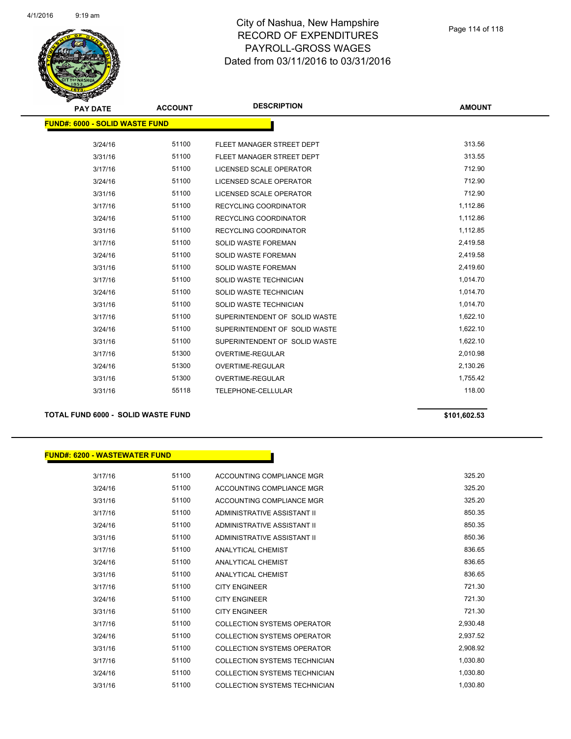# City of Nashua, New Hampshire
# RECORD OF EXPENDITURES
# PAYROLL-GROSS WAGES
# Dated from 03/11/2016 to 03/31/2016

## FUND#: 6000 - SOLID WASTE FUND

| PAY DATE | ACCOUNT | DESCRIPTION | AMOUNT |
|---|---|---|---|
| 3/24/16 | 51100 | FLEET MANAGER STREET DEPT | 313.56 |
| 3/31/16 | 51100 | FLEET MANAGER STREET DEPT | 313.55 |
| 3/17/16 | 51100 | LICENSED SCALE OPERATOR | 712.90 |
| 3/24/16 | 51100 | LICENSED SCALE OPERATOR | 712.90 |
| 3/31/16 | 51100 | LICENSED SCALE OPERATOR | 712.90 |
| 3/17/16 | 51100 | RECYCLING COORDINATOR | 1,112.86 |
| 3/24/16 | 51100 | RECYCLING COORDINATOR | 1,112.86 |
| 3/31/16 | 51100 | RECYCLING COORDINATOR | 1,112.85 |
| 3/17/16 | 51100 | SOLID WASTE FOREMAN | 2,419.58 |
| 3/24/16 | 51100 | SOLID WASTE FOREMAN | 2,419.58 |
| 3/31/16 | 51100 | SOLID WASTE FOREMAN | 2,419.60 |
| 3/17/16 | 51100 | SOLID WASTE TECHNICIAN | 1,014.70 |
| 3/24/16 | 51100 | SOLID WASTE TECHNICIAN | 1,014.70 |
| 3/31/16 | 51100 | SOLID WASTE TECHNICIAN | 1,014.70 |
| 3/17/16 | 51100 | SUPERINTENDENT OF SOLID WASTE | 1,622.10 |
| 3/24/16 | 51100 | SUPERINTENDENT OF SOLID WASTE | 1,622.10 |
| 3/31/16 | 51100 | SUPERINTENDENT OF SOLID WASTE | 1,622.10 |
| 3/17/16 | 51300 | OVERTIME-REGULAR | 2,010.98 |
| 3/24/16 | 51300 | OVERTIME-REGULAR | 2,130.26 |
| 3/31/16 | 51300 | OVERTIME-REGULAR | 1,755.42 |
| 3/31/16 | 55118 | TELEPHONE-CELLULAR | 118.00 |

**TOTAL FUND 6000 - SOLID WASTE FUND** **$101,602.53**

## FUND#: 6200 - WASTEWATER FUND

| PAY DATE | ACCOUNT | DESCRIPTION | AMOUNT |
|---|---|---|---|
| 3/17/16 | 51100 | ACCOUNTING COMPLIANCE MGR | 325.20 |
| 3/24/16 | 51100 | ACCOUNTING COMPLIANCE MGR | 325.20 |
| 3/31/16 | 51100 | ACCOUNTING COMPLIANCE MGR | 325.20 |
| 3/17/16 | 51100 | ADMINISTRATIVE ASSISTANT II | 850.35 |
| 3/24/16 | 51100 | ADMINISTRATIVE ASSISTANT II | 850.35 |
| 3/31/16 | 51100 | ADMINISTRATIVE ASSISTANT II | 850.36 |
| 3/17/16 | 51100 | ANALYTICAL CHEMIST | 836.65 |
| 3/24/16 | 51100 | ANALYTICAL CHEMIST | 836.65 |
| 3/31/16 | 51100 | ANALYTICAL CHEMIST | 836.65 |
| 3/17/16 | 51100 | CITY ENGINEER | 721.30 |
| 3/24/16 | 51100 | CITY ENGINEER | 721.30 |
| 3/31/16 | 51100 | CITY ENGINEER | 721.30 |
| 3/17/16 | 51100 | COLLECTION SYSTEMS OPERATOR | 2,930.48 |
| 3/24/16 | 51100 | COLLECTION SYSTEMS OPERATOR | 2,937.52 |
| 3/31/16 | 51100 | COLLECTION SYSTEMS OPERATOR | 2,908.92 |
| 3/17/16 | 51100 | COLLECTION SYSTEMS TECHNICIAN | 1,030.80 |
| 3/24/16 | 51100 | COLLECTION SYSTEMS TECHNICIAN | 1,030.80 |
| 3/31/16 | 51100 | COLLECTION SYSTEMS TECHNICIAN | 1,030.80 |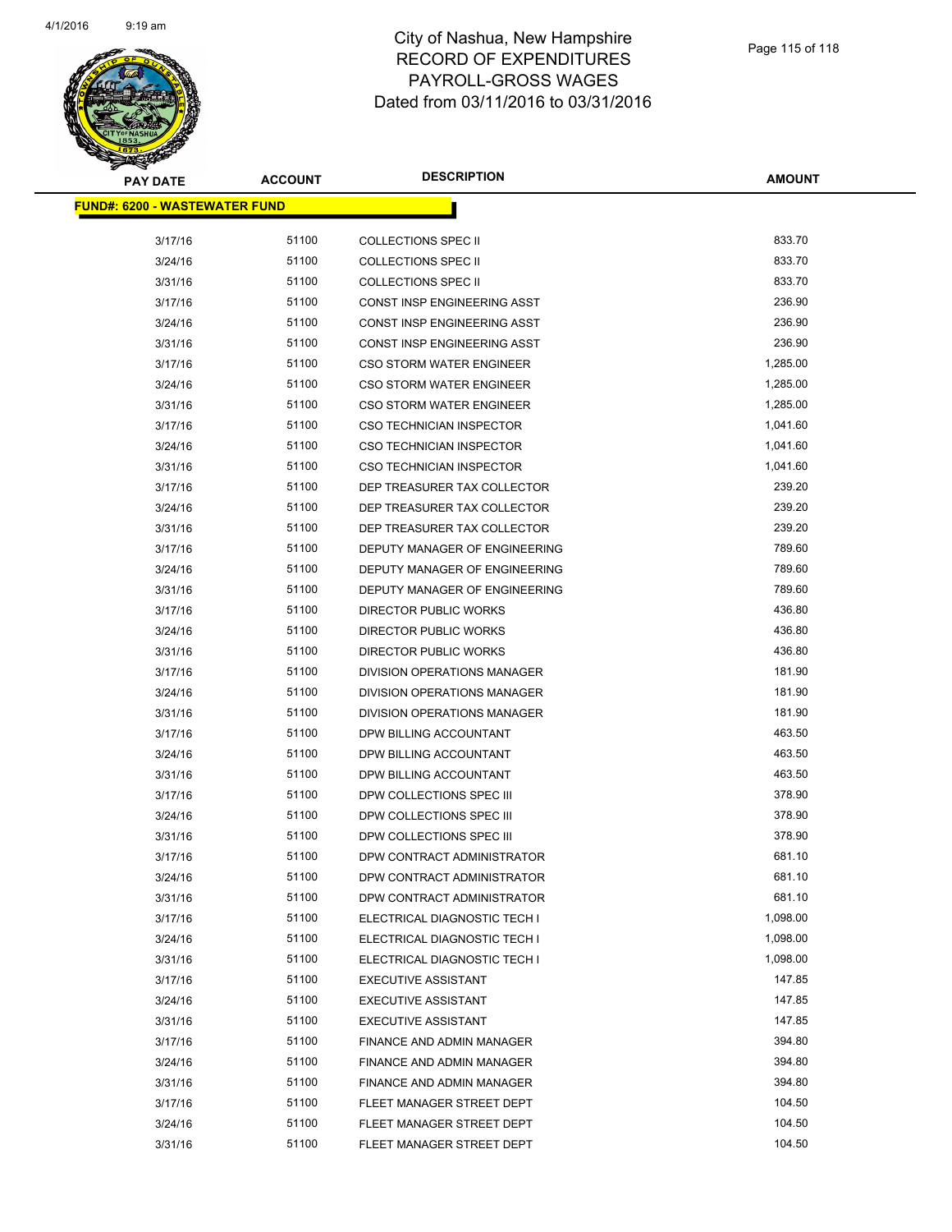# City of Nashua, New Hampshire
# RECORD OF EXPENDITURES
# PAYROLL-GROSS WAGES
# Dated from 03/11/2016 to 03/31/2016

**FUND#: 6200 - WASTEWATER FUND**

| PAY DATE | ACCOUNT | DESCRIPTION | AMOUNT |
|---|---|---|---|
| 3/17/16 | 51100 | COLLECTIONS SPEC II | 833.70 |
| 3/24/16 | 51100 | COLLECTIONS SPEC II | 833.70 |
| 3/31/16 | 51100 | COLLECTIONS SPEC II | 833.70 |
| 3/17/16 | 51100 | CONST INSP ENGINEERING ASST | 236.90 |
| 3/24/16 | 51100 | CONST INSP ENGINEERING ASST | 236.90 |
| 3/31/16 | 51100 | CONST INSP ENGINEERING ASST | 236.90 |
| 3/17/16 | 51100 | CSO STORM WATER ENGINEER | 1,285.00 |
| 3/24/16 | 51100 | CSO STORM WATER ENGINEER | 1,285.00 |
| 3/31/16 | 51100 | CSO STORM WATER ENGINEER | 1,285.00 |
| 3/17/16 | 51100 | CSO TECHNICIAN INSPECTOR | 1,041.60 |
| 3/24/16 | 51100 | CSO TECHNICIAN INSPECTOR | 1,041.60 |
| 3/31/16 | 51100 | CSO TECHNICIAN INSPECTOR | 1,041.60 |
| 3/17/16 | 51100 | DEP TREASURER TAX COLLECTOR | 239.20 |
| 3/24/16 | 51100 | DEP TREASURER TAX COLLECTOR | 239.20 |
| 3/31/16 | 51100 | DEP TREASURER TAX COLLECTOR | 239.20 |
| 3/17/16 | 51100 | DEPUTY MANAGER OF ENGINEERING | 789.60 |
| 3/24/16 | 51100 | DEPUTY MANAGER OF ENGINEERING | 789.60 |
| 3/31/16 | 51100 | DEPUTY MANAGER OF ENGINEERING | 789.60 |
| 3/17/16 | 51100 | DIRECTOR PUBLIC WORKS | 436.80 |
| 3/24/16 | 51100 | DIRECTOR PUBLIC WORKS | 436.80 |
| 3/31/16 | 51100 | DIRECTOR PUBLIC WORKS | 436.80 |
| 3/17/16 | 51100 | DIVISION OPERATIONS MANAGER | 181.90 |
| 3/24/16 | 51100 | DIVISION OPERATIONS MANAGER | 181.90 |
| 3/31/16 | 51100 | DIVISION OPERATIONS MANAGER | 181.90 |
| 3/17/16 | 51100 | DPW BILLING ACCOUNTANT | 463.50 |
| 3/24/16 | 51100 | DPW BILLING ACCOUNTANT | 463.50 |
| 3/31/16 | 51100 | DPW BILLING ACCOUNTANT | 463.50 |
| 3/17/16 | 51100 | DPW COLLECTIONS SPEC III | 378.90 |
| 3/24/16 | 51100 | DPW COLLECTIONS SPEC III | 378.90 |
| 3/31/16 | 51100 | DPW COLLECTIONS SPEC III | 378.90 |
| 3/17/16 | 51100 | DPW CONTRACT ADMINISTRATOR | 681.10 |
| 3/24/16 | 51100 | DPW CONTRACT ADMINISTRATOR | 681.10 |
| 3/31/16 | 51100 | DPW CONTRACT ADMINISTRATOR | 681.10 |
| 3/17/16 | 51100 | ELECTRICAL DIAGNOSTIC TECH I | 1,098.00 |
| 3/24/16 | 51100 | ELECTRICAL DIAGNOSTIC TECH I | 1,098.00 |
| 3/31/16 | 51100 | ELECTRICAL DIAGNOSTIC TECH I | 1,098.00 |
| 3/17/16 | 51100 | EXECUTIVE ASSISTANT | 147.85 |
| 3/24/16 | 51100 | EXECUTIVE ASSISTANT | 147.85 |
| 3/31/16 | 51100 | EXECUTIVE ASSISTANT | 147.85 |
| 3/17/16 | 51100 | FINANCE AND ADMIN MANAGER | 394.80 |
| 3/24/16 | 51100 | FINANCE AND ADMIN MANAGER | 394.80 |
| 3/31/16 | 51100 | FINANCE AND ADMIN MANAGER | 394.80 |
| 3/17/16 | 51100 | FLEET MANAGER STREET DEPT | 104.50 |
| 3/24/16 | 51100 | FLEET MANAGER STREET DEPT | 104.50 |
| 3/31/16 | 51100 | FLEET MANAGER STREET DEPT | 104.50 |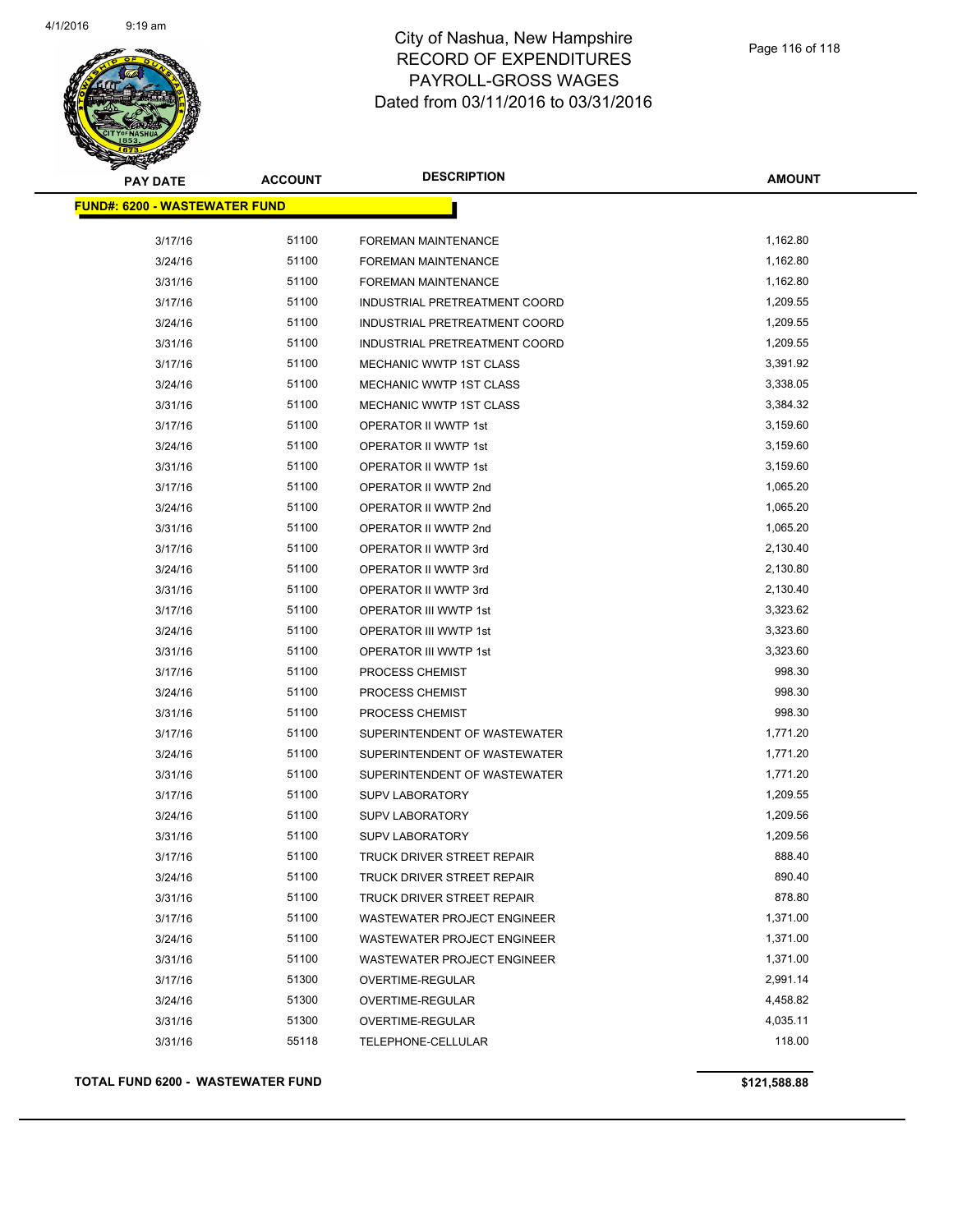# City of Nashua, New Hampshire
# RECORD OF EXPENDITURES
# PAYROLL-GROSS WAGES
# Dated from 03/11/2016 to 03/31/2016

| PAY DATE | ACCOUNT | DESCRIPTION | AMOUNT |
|---|---|---|---|
| **FUND#: 6200 - WASTEWATER FUND** | | | |
| 3/17/16 | 51100 | FOREMAN MAINTENANCE | 1,162.80 |
| 3/24/16 | 51100 | FOREMAN MAINTENANCE | 1,162.80 |
| 3/31/16 | 51100 | FOREMAN MAINTENANCE | 1,162.80 |
| 3/17/16 | 51100 | INDUSTRIAL PRETREATMENT COORD | 1,209.55 |
| 3/24/16 | 51100 | INDUSTRIAL PRETREATMENT COORD | 1,209.55 |
| 3/31/16 | 51100 | INDUSTRIAL PRETREATMENT COORD | 1,209.55 |
| 3/17/16 | 51100 | MECHANIC WWTP 1ST CLASS | 3,391.92 |
| 3/24/16 | 51100 | MECHANIC WWTP 1ST CLASS | 3,338.05 |
| 3/31/16 | 51100 | MECHANIC WWTP 1ST CLASS | 3,384.32 |
| 3/17/16 | 51100 | OPERATOR II WWTP 1st | 3,159.60 |
| 3/24/16 | 51100 | OPERATOR II WWTP 1st | 3,159.60 |
| 3/31/16 | 51100 | OPERATOR II WWTP 1st | 3,159.60 |
| 3/17/16 | 51100 | OPERATOR II WWTP 2nd | 1,065.20 |
| 3/24/16 | 51100 | OPERATOR II WWTP 2nd | 1,065.20 |
| 3/31/16 | 51100 | OPERATOR II WWTP 2nd | 1,065.20 |
| 3/17/16 | 51100 | OPERATOR II WWTP 3rd | 2,130.40 |
| 3/24/16 | 51100 | OPERATOR II WWTP 3rd | 2,130.80 |
| 3/31/16 | 51100 | OPERATOR II WWTP 3rd | 2,130.40 |
| 3/17/16 | 51100 | OPERATOR III WWTP 1st | 3,323.62 |
| 3/24/16 | 51100 | OPERATOR III WWTP 1st | 3,323.60 |
| 3/31/16 | 51100 | OPERATOR III WWTP 1st | 3,323.60 |
| 3/17/16 | 51100 | PROCESS CHEMIST | 998.30 |
| 3/24/16 | 51100 | PROCESS CHEMIST | 998.30 |
| 3/31/16 | 51100 | PROCESS CHEMIST | 998.30 |
| 3/17/16 | 51100 | SUPERINTENDENT OF WASTEWATER | 1,771.20 |
| 3/24/16 | 51100 | SUPERINTENDENT OF WASTEWATER | 1,771.20 |
| 3/31/16 | 51100 | SUPERINTENDENT OF WASTEWATER | 1,771.20 |
| 3/17/16 | 51100 | SUPV LABORATORY | 1,209.55 |
| 3/24/16 | 51100 | SUPV LABORATORY | 1,209.56 |
| 3/31/16 | 51100 | SUPV LABORATORY | 1,209.56 |
| 3/17/16 | 51100 | TRUCK DRIVER STREET REPAIR | 888.40 |
| 3/24/16 | 51100 | TRUCK DRIVER STREET REPAIR | 890.40 |
| 3/31/16 | 51100 | TRUCK DRIVER STREET REPAIR | 878.80 |
| 3/17/16 | 51100 | WASTEWATER PROJECT ENGINEER | 1,371.00 |
| 3/24/16 | 51100 | WASTEWATER PROJECT ENGINEER | 1,371.00 |
| 3/31/16 | 51100 | WASTEWATER PROJECT ENGINEER | 1,371.00 |
| 3/17/16 | 51300 | OVERTIME-REGULAR | 2,991.14 |
| 3/24/16 | 51300 | OVERTIME-REGULAR | 4,458.82 |
| 3/31/16 | 51300 | OVERTIME-REGULAR | 4,035.11 |
| 3/31/16 | 55118 | TELEPHONE-CELLULAR | 118.00 |

**TOTAL FUND 6200 - WASTEWATER FUND** **$121,588.88**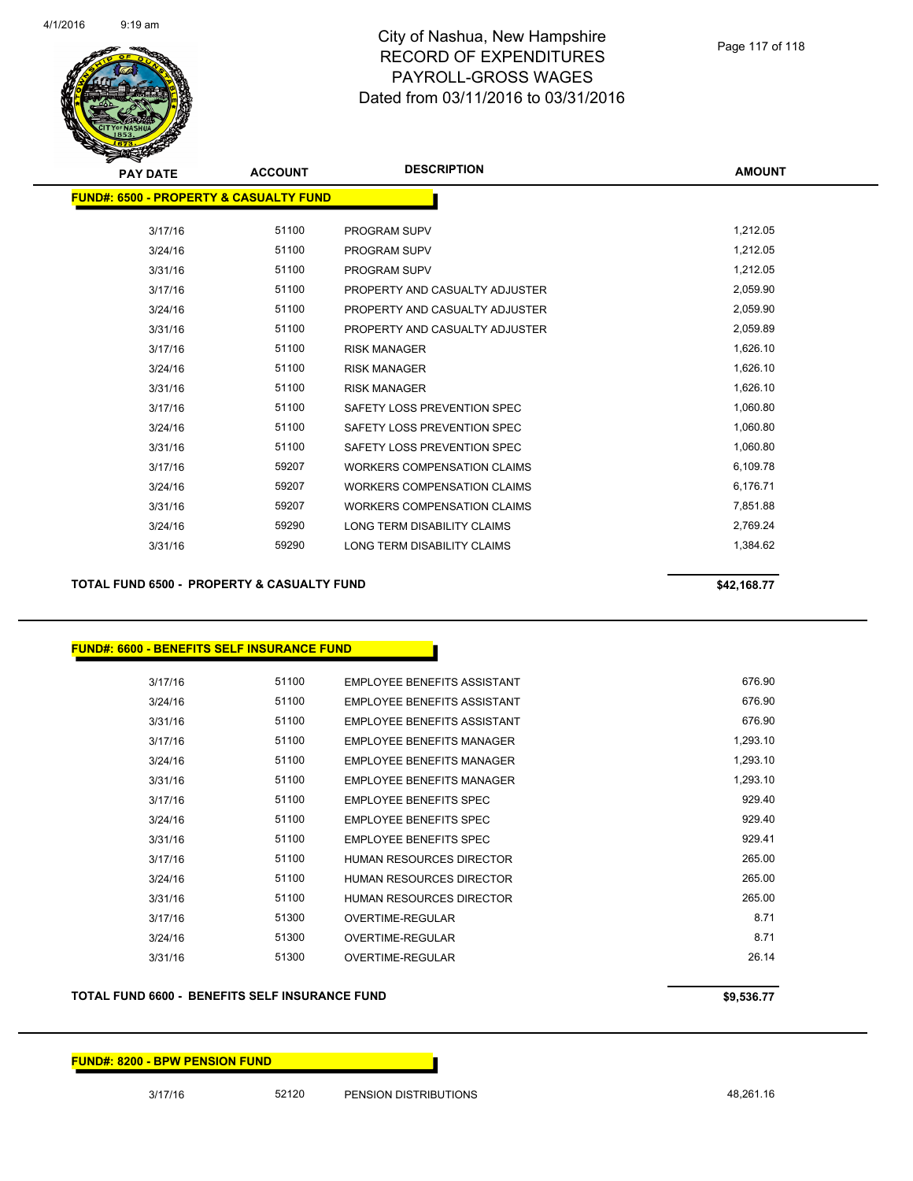# City of Nashua, New Hampshire
## RECORD OF EXPENDITURES
## PAYROLL-GROSS WAGES
## Dated from 03/11/2016 to 03/31/2016

| PAY DATE | ACCOUNT | DESCRIPTION | AMOUNT |
|---|---|---|---|
| **FUND#: 6500 - PROPERTY & CASUALTY FUND** | | | |
| 3/17/16 | 51100 | PROGRAM SUPV | 1,212.05 |
| 3/24/16 | 51100 | PROGRAM SUPV | 1,212.05 |
| 3/31/16 | 51100 | PROGRAM SUPV | 1,212.05 |
| 3/17/16 | 51100 | PROPERTY AND CASUALTY ADJUSTER | 2,059.90 |
| 3/24/16 | 51100 | PROPERTY AND CASUALTY ADJUSTER | 2,059.90 |
| 3/31/16 | 51100 | PROPERTY AND CASUALTY ADJUSTER | 2,059.89 |
| 3/17/16 | 51100 | RISK MANAGER | 1,626.10 |
| 3/24/16 | 51100 | RISK MANAGER | 1,626.10 |
| 3/31/16 | 51100 | RISK MANAGER | 1,626.10 |
| 3/17/16 | 51100 | SAFETY LOSS PREVENTION SPEC | 1,060.80 |
| 3/24/16 | 51100 | SAFETY LOSS PREVENTION SPEC | 1,060.80 |
| 3/31/16 | 51100 | SAFETY LOSS PREVENTION SPEC | 1,060.80 |
| 3/17/16 | 59207 | WORKERS COMPENSATION CLAIMS | 6,109.78 |
| 3/24/16 | 59207 | WORKERS COMPENSATION CLAIMS | 6,176.71 |
| 3/31/16 | 59207 | WORKERS COMPENSATION CLAIMS | 7,851.88 |
| 3/24/16 | 59290 | LONG TERM DISABILITY CLAIMS | 2,769.24 |
| 3/31/16 | 59290 | LONG TERM DISABILITY CLAIMS | 1,384.62 |
| **TOTAL FUND 6500 - PROPERTY & CASUALTY FUND** | | | **$42,168.77** |

| PAY DATE | ACCOUNT | DESCRIPTION | AMOUNT |
|---|---|---|---|
| **FUND#: 6600 - BENEFITS SELF INSURANCE FUND** | | | |
| 3/17/16 | 51100 | EMPLOYEE BENEFITS ASSISTANT | 676.90 |
| 3/24/16 | 51100 | EMPLOYEE BENEFITS ASSISTANT | 676.90 |
| 3/31/16 | 51100 | EMPLOYEE BENEFITS ASSISTANT | 676.90 |
| 3/17/16 | 51100 | EMPLOYEE BENEFITS MANAGER | 1,293.10 |
| 3/24/16 | 51100 | EMPLOYEE BENEFITS MANAGER | 1,293.10 |
| 3/31/16 | 51100 | EMPLOYEE BENEFITS MANAGER | 1,293.10 |
| 3/17/16 | 51100 | EMPLOYEE BENEFITS SPEC | 929.40 |
| 3/24/16 | 51100 | EMPLOYEE BENEFITS SPEC | 929.40 |
| 3/31/16 | 51100 | EMPLOYEE BENEFITS SPEC | 929.41 |
| 3/17/16 | 51100 | HUMAN RESOURCES DIRECTOR | 265.00 |
| 3/24/16 | 51100 | HUMAN RESOURCES DIRECTOR | 265.00 |
| 3/31/16 | 51100 | HUMAN RESOURCES DIRECTOR | 265.00 |
| 3/17/16 | 51300 | OVERTIME-REGULAR | 8.71 |
| 3/24/16 | 51300 | OVERTIME-REGULAR | 8.71 |
| 3/31/16 | 51300 | OVERTIME-REGULAR | 26.14 |
| **TOTAL FUND 6600 - BENEFITS SELF INSURANCE FUND** | | | **$9,536.77** |

| PAY DATE | ACCOUNT | DESCRIPTION | AMOUNT |
|---|---|---|---|
| **FUND#: 8200 - BPW PENSION FUND** | | | |
| 3/17/16 | 52120 | PENSION DISTRIBUTIONS | 48,261.16 |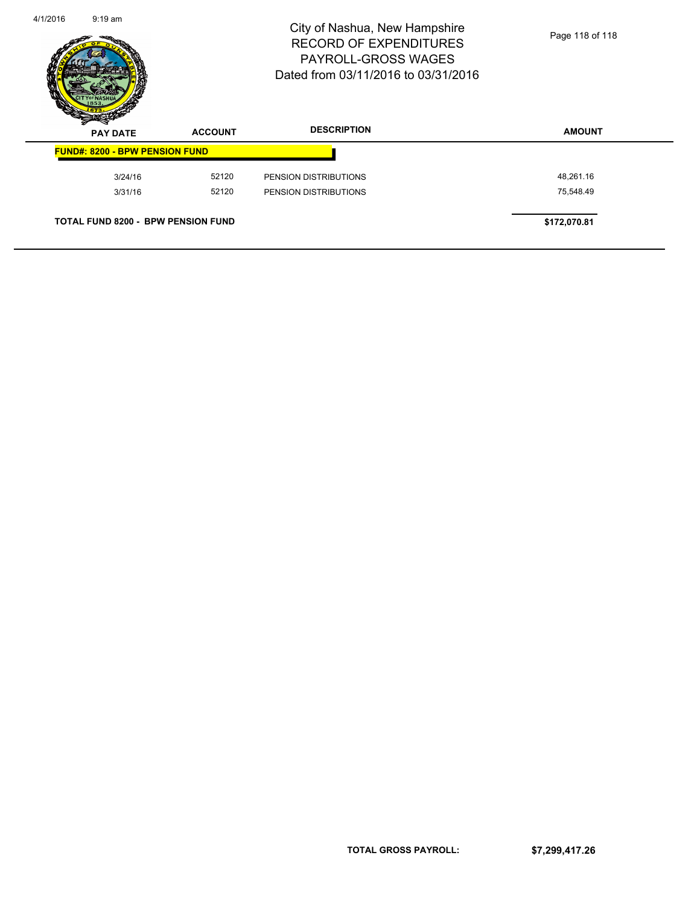# City of Nashua, New Hampshire
## RECORD OF EXPENDITURES
## PAYROLL-GROSS WAGES
## Dated from 03/11/2016 to 03/31/2016

| PAY DATE | ACCOUNT | DESCRIPTION | AMOUNT |
| --- | --- | --- | --- |
| **FUND#: 8200 - BPW PENSION FUND** | | | |
| 3/24/16 | 52120 | PENSION DISTRIBUTIONS | 48,261.16 |
| 3/31/16 | 52120 | PENSION DISTRIBUTIONS | 75,548.49 |
| **TOTAL FUND 8200 - BPW PENSION FUND** | | | **$172,070.81** |

**TOTAL GROSS PAYROLL: $7,299,417.26**